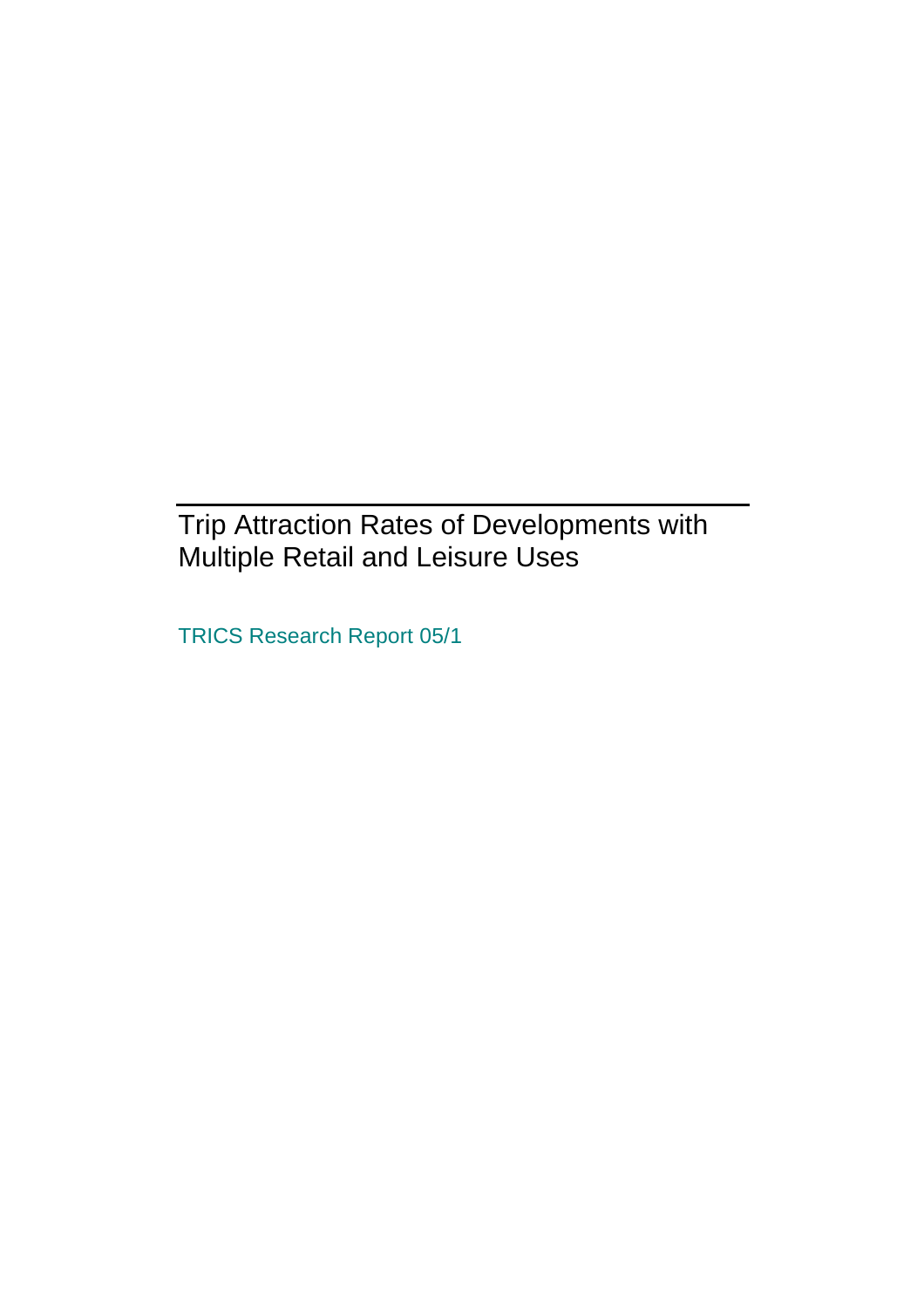# Trip Attraction Rates of Developments with Multiple Retail and Leisure Uses

TRICS Research Report 05/1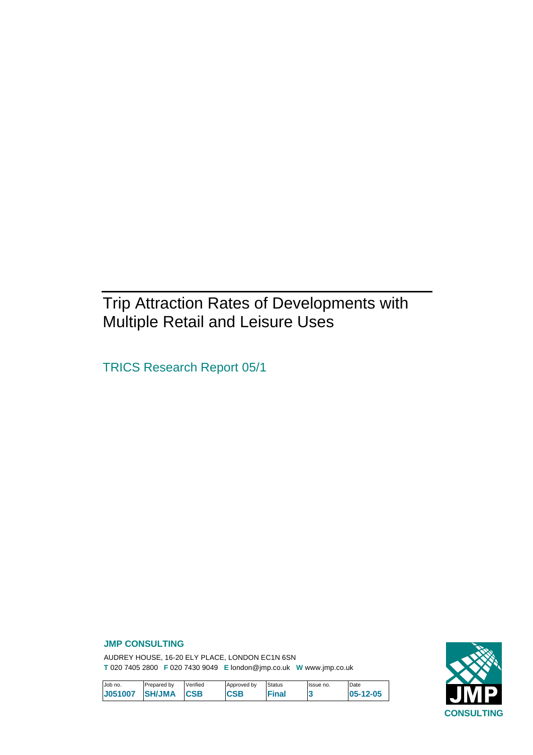# Trip Attraction Rates of Developments with Multiple Retail and Leisure Uses

## TRICS Research Report 05/1

**JMP CONSULTING**

AUDREY HOUSE, 16-20 ELY PLACE, LONDON EC1N 6SN

**T** 020 7405 2800 **F** 020 7430 9049 **E** london@jmp.co.uk **W** www.jmp.co.uk

| Job no. | Prepared by | Verified | Approved by | Status | Issue no. | Date |
|---|---|---|---|---|---|---|
| **J051007** | **SH/JMA** | **CSB** | **CSB** | **Final** | **3** | **05-12-05** |

JMP CONSULTING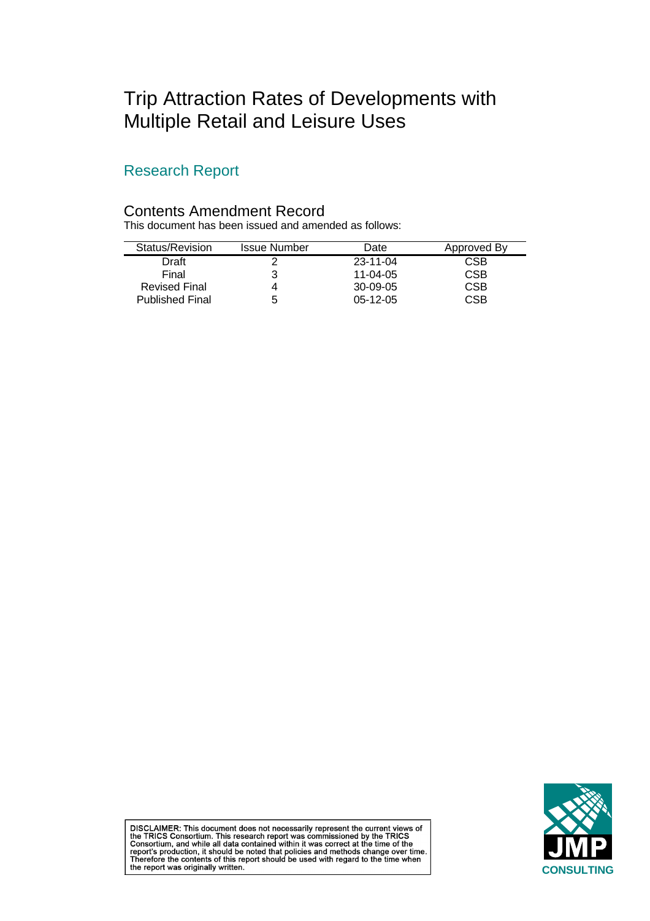# Trip Attraction Rates of Developments with Multiple Retail and Leisure Uses

## Research Report

### Contents Amendment Record

This document has been issued and amended as follows:

| Status/Revision | Issue Number | Date | Approved By |
|---|---|---|---|
| Draft | 2 | 23-11-04 | CSB |
| Final | 3 | 11-04-05 | CSB |
| Revised Final | 4 | 30-09-05 | CSB |
| Published Final | 5 | 05-12-05 | CSB |

DISCLAIMER: This document does not necessarily represent the current views of the TRICS Consortium. This research report was commissioned by the TRICS Consortium, and while all data contained within it was correct at the time of the report's production, it should be noted that policies and methods change over time. Therefore the contents of this report should be used with regard to the time when the report was originally written.

JMP CONSULTING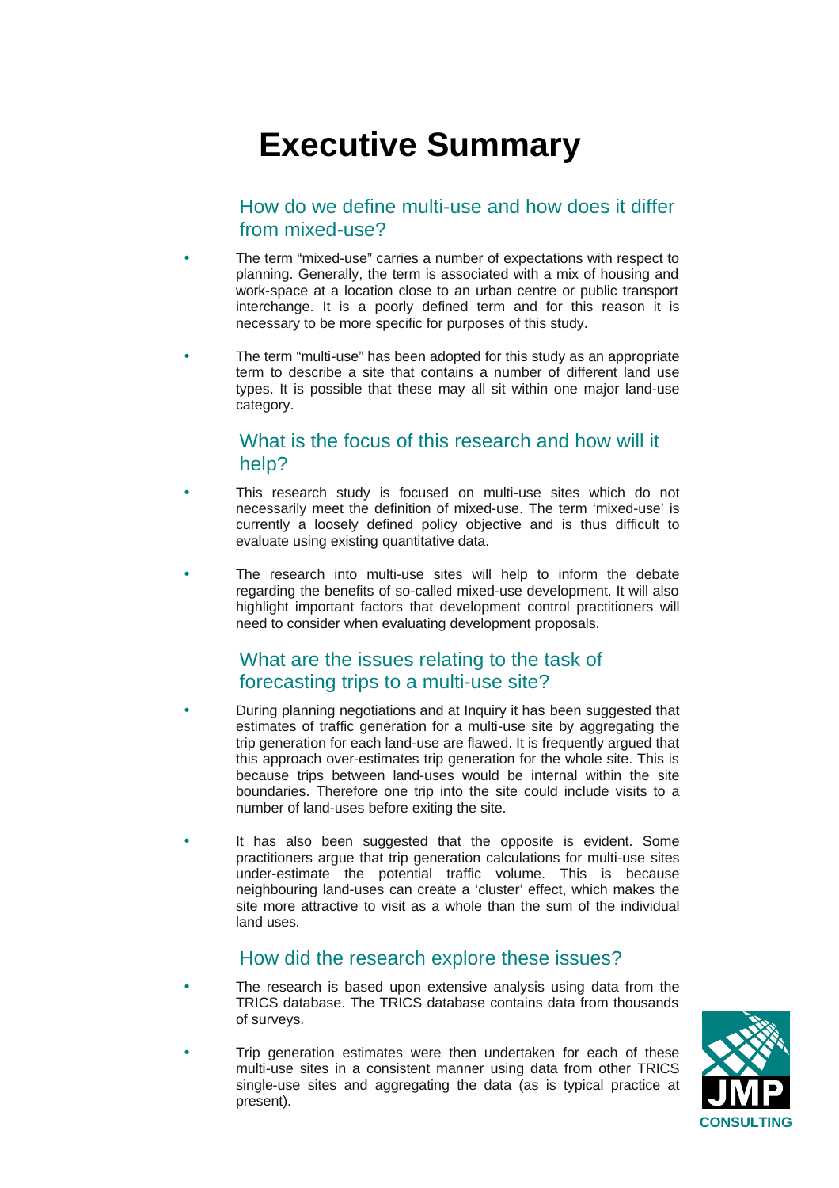# Executive Summary

## How do we define multi-use and how does it differ from mixed-use?

- The term "mixed-use" carries a number of expectations with respect to planning. Generally, the term is associated with a mix of housing and work-space at a location close to an urban centre or public transport interchange. It is a poorly defined term and for this reason it is necessary to be more specific for purposes of this study.

- The term "multi-use" has been adopted for this study as an appropriate term to describe a site that contains a number of different land use types. It is possible that these may all sit within one major land-use category.

## What is the focus of this research and how will it help?

- This research study is focused on multi-use sites which do not necessarily meet the definition of mixed-use. The term 'mixed-use' is currently a loosely defined policy objective and is thus difficult to evaluate using existing quantitative data.

- The research into multi-use sites will help to inform the debate regarding the benefits of so-called mixed-use development. It will also highlight important factors that development control practitioners will need to consider when evaluating development proposals.

## What are the issues relating to the task of forecasting trips to a multi-use site?

- During planning negotiations and at Inquiry it has been suggested that estimates of traffic generation for a multi-use site by aggregating the trip generation for each land-use are flawed. It is frequently argued that this approach over-estimates trip generation for the whole site. This is because trips between land-uses would be internal within the site boundaries. Therefore one trip into the site could include visits to a number of land-uses before exiting the site.

- It has also been suggested that the opposite is evident. Some practitioners argue that trip generation calculations for multi-use sites under-estimate the potential traffic volume. This is because neighbouring land-uses can create a 'cluster' effect, which makes the site more attractive to visit as a whole than the sum of the individual land uses.

## How did the research explore these issues?

- The research is based upon extensive analysis using data from the TRICS database. The TRICS database contains data from thousands of surveys.

- Trip generation estimates were then undertaken for each of these multi-use sites in a consistent manner using data from other TRICS single-use sites and aggregating the data (as is typical practice at present).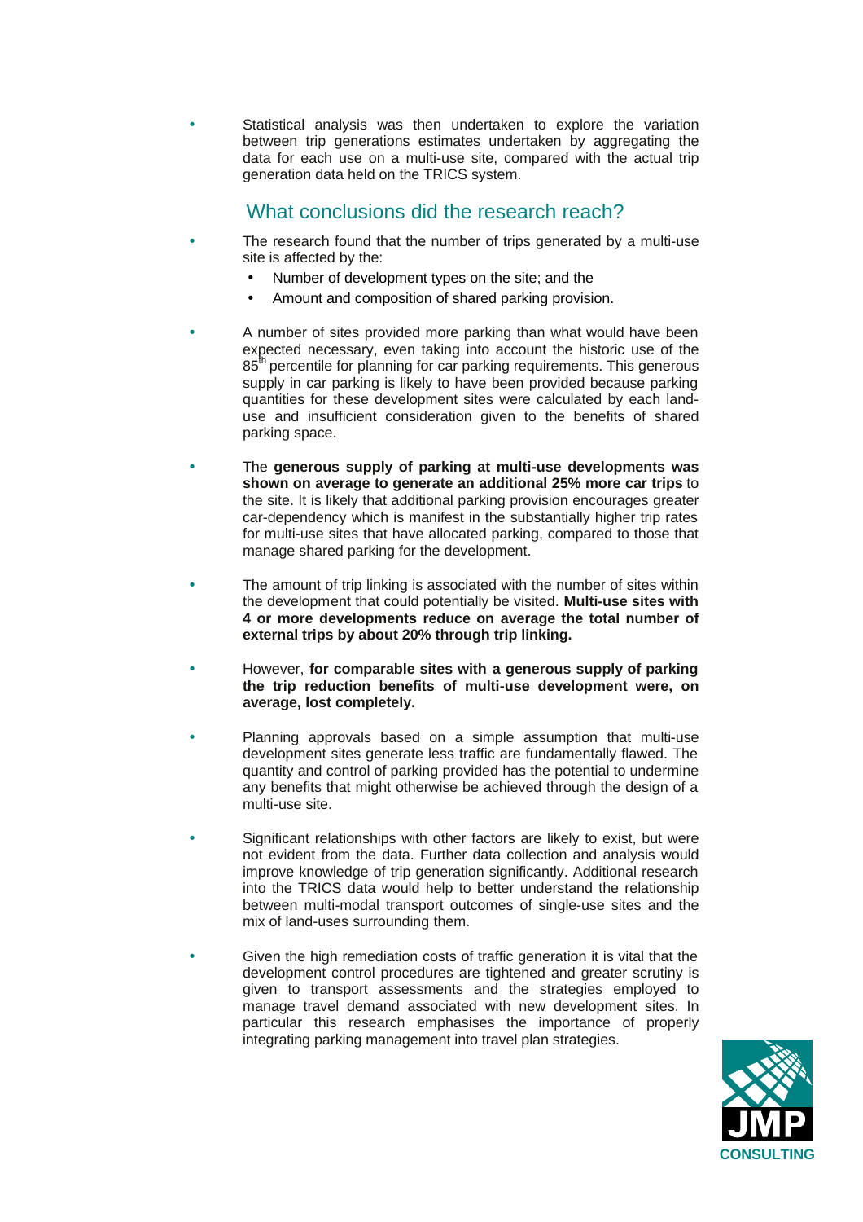- Statistical analysis was then undertaken to explore the variation between trip generations estimates undertaken by aggregating the data for each use on a multi-use site, compared with the actual trip generation data held on the TRICS system.

## What conclusions did the research reach?

- The research found that the number of trips generated by a multi-use site is affected by the:
  - Number of development types on the site; and the
  - Amount and composition of shared parking provision.

- A number of sites provided more parking than what would have been expected necessary, even taking into account the historic use of the 85th percentile for planning for car parking requirements. This generous supply in car parking is likely to have been provided because parking quantities for these development sites were calculated by each land-use and insufficient consideration given to the benefits of shared parking space.

- The **generous supply of parking at multi-use developments was shown on average to generate an additional 25% more car trips** to the site. It is likely that additional parking provision encourages greater car-dependency which is manifest in the substantially higher trip rates for multi-use sites that have allocated parking, compared to those that manage shared parking for the development.

- The amount of trip linking is associated with the number of sites within the development that could potentially be visited. **Multi-use sites with 4 or more developments reduce on average the total number of external trips by about 20% through trip linking.**

- However, **for comparable sites with a generous supply of parking the trip reduction benefits of multi-use development were, on average, lost completely.**

- Planning approvals based on a simple assumption that multi-use development sites generate less traffic are fundamentally flawed. The quantity and control of parking provided has the potential to undermine any benefits that might otherwise be achieved through the design of a multi-use site.

- Significant relationships with other factors are likely to exist, but were not evident from the data. Further data collection and analysis would improve knowledge of trip generation significantly. Additional research into the TRICS data would help to better understand the relationship between multi-modal transport outcomes of single-use sites and the mix of land-uses surrounding them.

- Given the high remediation costs of traffic generation it is vital that the development control procedures are tightened and greater scrutiny is given to transport assessments and the strategies employed to manage travel demand associated with new development sites. In particular this research emphasises the importance of properly integrating parking management into travel plan strategies.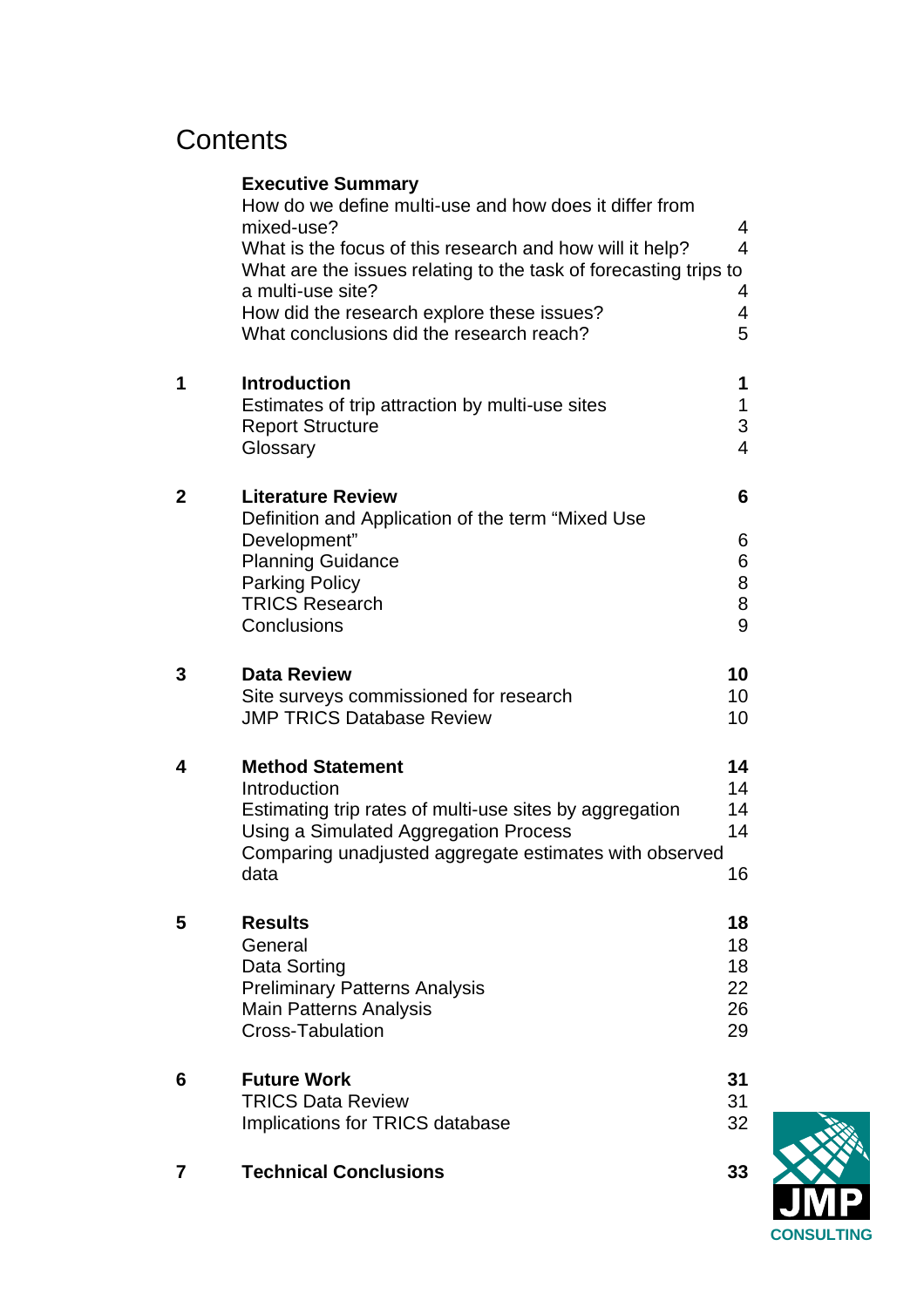# Contents

| | | |
|---|---|---|
| | **Executive Summary** | |
| | How do we define multi-use and how does it differ from mixed-use? | 4 |
| | What is the focus of this research and how will it help? | 4 |
| | What are the issues relating to the task of forecasting trips to a multi-use site? | 4 |
| | How did the research explore these issues? | 4 |
| | What conclusions did the research reach? | 5 |
| **1** | **Introduction** | **1** |
| | Estimates of trip attraction by multi-use sites | 1 |
| | Report Structure | 3 |
| | Glossary | 4 |
| **2** | **Literature Review** | **6** |
| | Definition and Application of the term "Mixed Use Development" | 6 |
| | Planning Guidance | 6 |
| | Parking Policy | 8 |
| | TRICS Research | 8 |
| | Conclusions | 9 |
| **3** | **Data Review** | **10** |
| | Site surveys commissioned for research | 10 |
| | JMP TRICS Database Review | 10 |
| **4** | **Method Statement** | **14** |
| | Introduction | 14 |
| | Estimating trip rates of multi-use sites by aggregation | 14 |
| | Using a Simulated Aggregation Process | 14 |
| | Comparing unadjusted aggregate estimates with observed data | 16 |
| **5** | **Results** | **18** |
| | General | 18 |
| | Data Sorting | 18 |
| | Preliminary Patterns Analysis | 22 |
| | Main Patterns Analysis | 26 |
| | Cross-Tabulation | 29 |
| **6** | **Future Work** | **31** |
| | TRICS Data Review | 31 |
| | Implications for TRICS database | 32 |
| **7** | **Technical Conclusions** | **33** |

JMP CONSULTING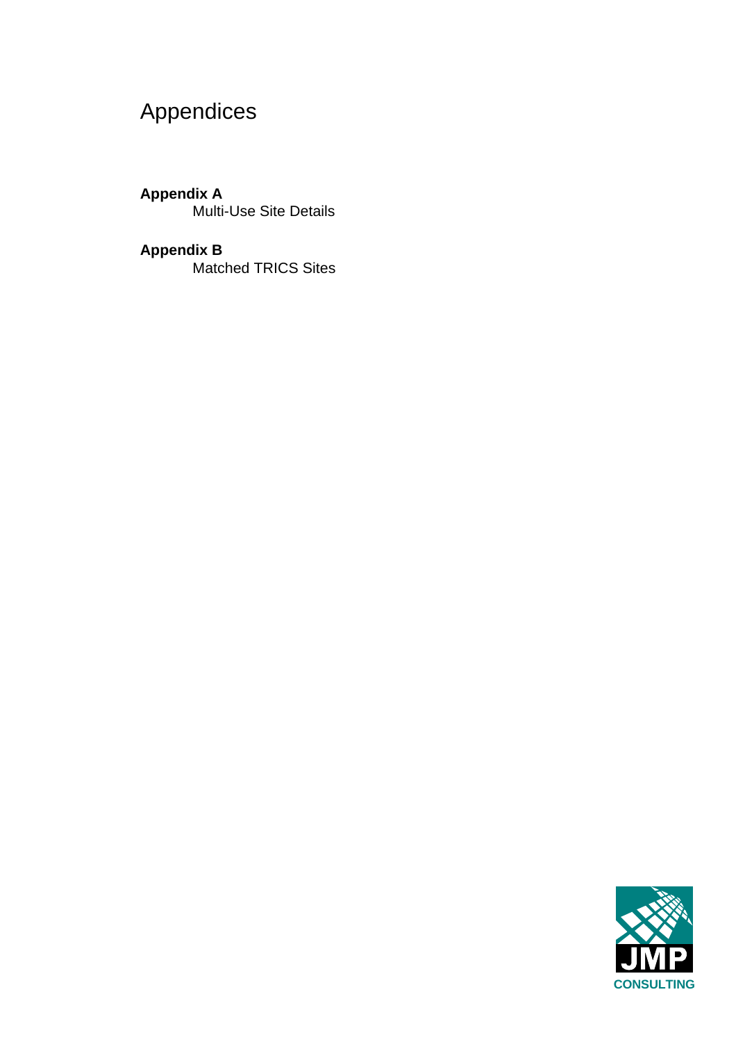# Appendices

**Appendix A**
Multi-Use Site Details

**Appendix B**
Matched TRICS Sites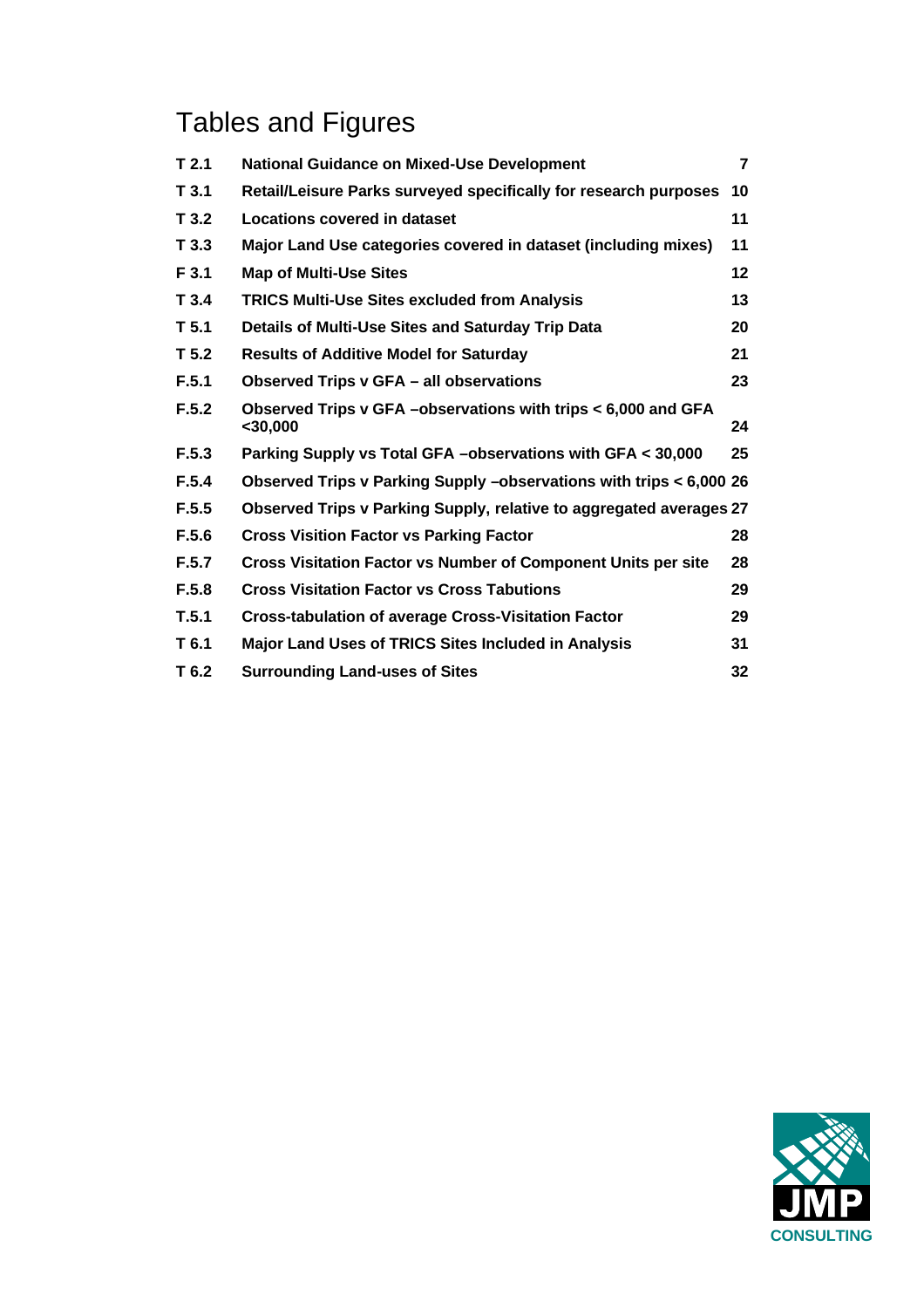# Tables and Figures

| | | |
|---|---|---|
| **T 2.1** | **National Guidance on Mixed-Use Development** | **7** |
| **T 3.1** | **Retail/Leisure Parks surveyed specifically for research purposes** | **10** |
| **T 3.2** | **Locations covered in dataset** | **11** |
| **T 3.3** | **Major Land Use categories covered in dataset (including mixes)** | **11** |
| **F 3.1** | **Map of Multi-Use Sites** | **12** |
| **T 3.4** | **TRICS Multi-Use Sites excluded from Analysis** | **13** |
| **T 5.1** | **Details of Multi-Use Sites and Saturday Trip Data** | **20** |
| **T 5.2** | **Results of Additive Model for Saturday** | **21** |
| **F.5.1** | **Observed Trips v GFA – all observations** | **23** |
| **F.5.2** | **Observed Trips v GFA –observations with trips < 6,000 and GFA <30,000** | **24** |
| **F.5.3** | **Parking Supply vs Total GFA –observations with GFA < 30,000** | **25** |
| **F.5.4** | **Observed Trips v Parking Supply –observations with trips < 6,000** | **26** |
| **F.5.5** | **Observed Trips v Parking Supply, relative to aggregated averages** | **27** |
| **F.5.6** | **Cross Visition Factor vs Parking Factor** | **28** |
| **F.5.7** | **Cross Visitation Factor vs Number of Component Units per site** | **28** |
| **F.5.8** | **Cross Visitation Factor vs Cross Tabutions** | **29** |
| **T.5.1** | **Cross-tabulation of average Cross-Visitation Factor** | **29** |
| **T 6.1** | **Major Land Uses of TRICS Sites Included in Analysis** | **31** |
| **T 6.2** | **Surrounding Land-uses of Sites** | **32** |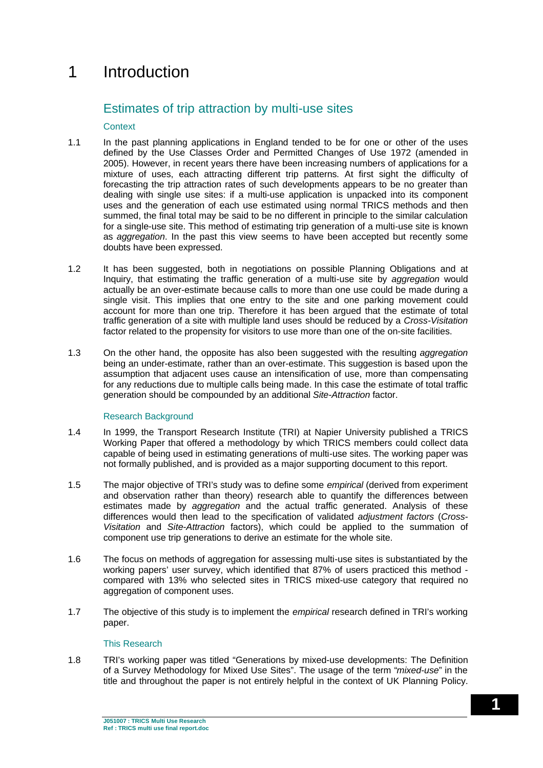# 1 Introduction

## Estimates of trip attraction by multi-use sites

### Context

1.1 In the past planning applications in England tended to be for one or other of the uses defined by the Use Classes Order and Permitted Changes of Use 1972 (amended in 2005). However, in recent years there have been increasing numbers of applications for a mixture of uses, each attracting different trip patterns. At first sight the difficulty of forecasting the trip attraction rates of such developments appears to be no greater than dealing with single use sites: if a multi-use application is unpacked into its component uses and the generation of each use estimated using normal TRICS methods and then summed, the final total may be said to be no different in principle to the similar calculation for a single-use site. This method of estimating trip generation of a multi-use site is known as *aggregation*. In the past this view seems to have been accepted but recently some doubts have been expressed.

1.2 It has been suggested, both in negotiations on possible Planning Obligations and at Inquiry, that estimating the traffic generation of a multi-use site by *aggregation* would actually be an over-estimate because calls to more than one use could be made during a single visit. This implies that one entry to the site and one parking movement could account for more than one trip. Therefore it has been argued that the estimate of total traffic generation of a site with multiple land uses should be reduced by a *Cross-Visitation* factor related to the propensity for visitors to use more than one of the on-site facilities.

1.3 On the other hand, the opposite has also been suggested with the resulting *aggregation* being an under-estimate, rather than an over-estimate. This suggestion is based upon the assumption that adjacent uses cause an intensification of use, more than compensating for any reductions due to multiple calls being made. In this case the estimate of total traffic generation should be compounded by an additional *Site-Attraction* factor.

### Research Background

1.4 In 1999, the Transport Research Institute (TRI) at Napier University published a TRICS Working Paper that offered a methodology by which TRICS members could collect data capable of being used in estimating generations of multi-use sites. The working paper was not formally published, and is provided as a major supporting document to this report.

1.5 The major objective of TRI's study was to define some *empirical* (derived from experiment and observation rather than theory) research able to quantify the differences between estimates made by *aggregation* and the actual traffic generated. Analysis of these differences would then lead to the specification of validated *adjustment factors* (*Cross-Visitation* and *Site-Attraction* factors), which could be applied to the summation of component use trip generations to derive an estimate for the whole site.

1.6 The focus on methods of aggregation for assessing multi-use sites is substantiated by the working papers' user survey, which identified that 87% of users practiced this method - compared with 13% who selected sites in TRICS mixed-use category that required no aggregation of component uses.

1.7 The objective of this study is to implement the *empirical* research defined in TRI's working paper.

### This Research

1.8 TRI's working paper was titled "Generations by mixed-use developments: The Definition of a Survey Methodology for Mixed Use Sites". The usage of the term "*mixed-use*" in the title and throughout the paper is not entirely helpful in the context of UK Planning Policy.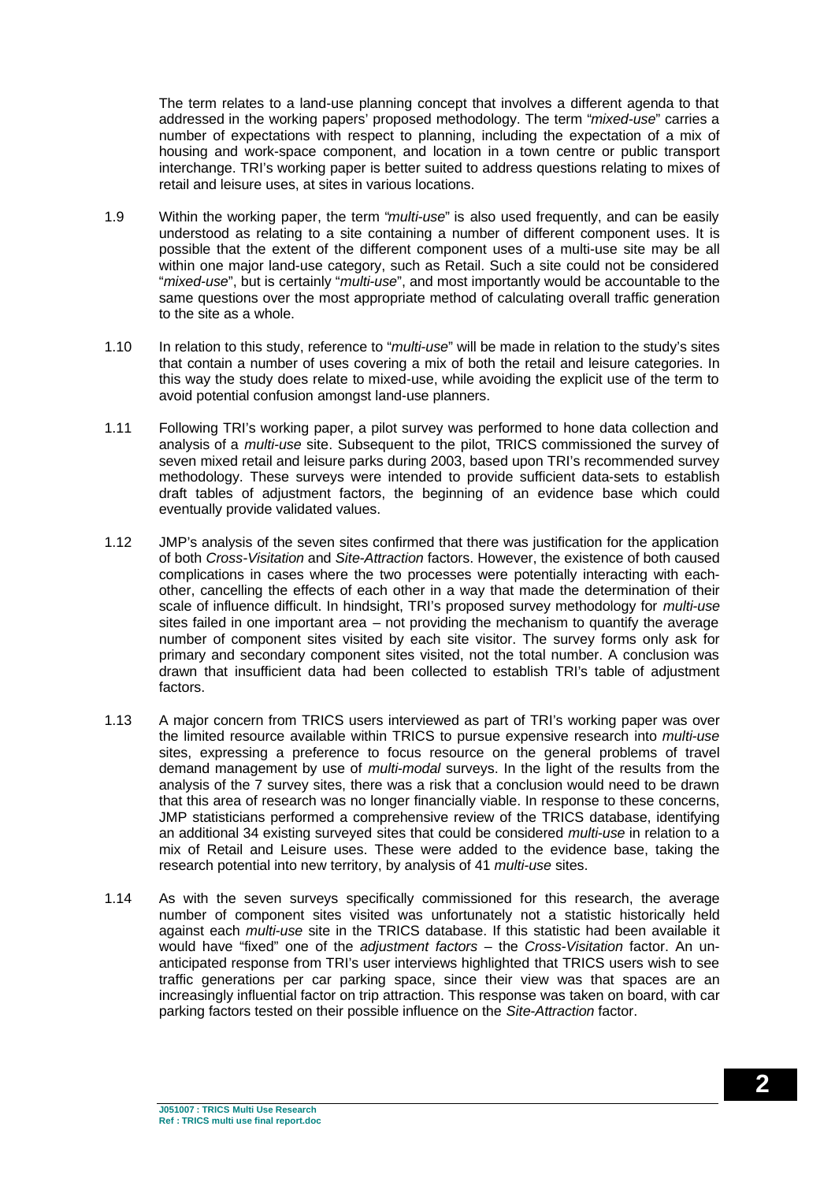The term relates to a land-use planning concept that involves a different agenda to that addressed in the working papers' proposed methodology. The term "*mixed-use*" carries a number of expectations with respect to planning, including the expectation of a mix of housing and work-space component, and location in a town centre or public transport interchange. TRI's working paper is better suited to address questions relating to mixes of retail and leisure uses, at sites in various locations.

1.9 Within the working paper, the term "*multi-use*" is also used frequently, and can be easily understood as relating to a site containing a number of different component uses. It is possible that the extent of the different component uses of a multi-use site may be all within one major land-use category, such as Retail. Such a site could not be considered "*mixed-use*", but is certainly "*multi-use*", and most importantly would be accountable to the same questions over the most appropriate method of calculating overall traffic generation to the site as a whole.

1.10 In relation to this study, reference to "*multi-use*" will be made in relation to the study's sites that contain a number of uses covering a mix of both the retail and leisure categories. In this way the study does relate to mixed-use, while avoiding the explicit use of the term to avoid potential confusion amongst land-use planners.

1.11 Following TRI's working paper, a pilot survey was performed to hone data collection and analysis of a *multi-use* site. Subsequent to the pilot, TRICS commissioned the survey of seven mixed retail and leisure parks during 2003, based upon TRI's recommended survey methodology. These surveys were intended to provide sufficient data-sets to establish draft tables of adjustment factors, the beginning of an evidence base which could eventually provide validated values.

1.12 JMP's analysis of the seven sites confirmed that there was justification for the application of both *Cross-Visitation* and *Site-Attraction* factors. However, the existence of both caused complications in cases where the two processes were potentially interacting with each-other, cancelling the effects of each other in a way that made the determination of their scale of influence difficult. In hindsight, TRI's proposed survey methodology for *multi-use* sites failed in one important area – not providing the mechanism to quantify the average number of component sites visited by each site visitor. The survey forms only ask for primary and secondary component sites visited, not the total number. A conclusion was drawn that insufficient data had been collected to establish TRI's table of adjustment factors.

1.13 A major concern from TRICS users interviewed as part of TRI's working paper was over the limited resource available within TRICS to pursue expensive research into *multi-use* sites, expressing a preference to focus resource on the general problems of travel demand management by use of *multi-modal* surveys. In the light of the results from the analysis of the 7 survey sites, there was a risk that a conclusion would need to be drawn that this area of research was no longer financially viable. In response to these concerns, JMP statisticians performed a comprehensive review of the TRICS database, identifying an additional 34 existing surveyed sites that could be considered *multi-use* in relation to a mix of Retail and Leisure uses. These were added to the evidence base, taking the research potential into new territory, by analysis of 41 *multi-use* sites.

1.14 As with the seven surveys specifically commissioned for this research, the average number of component sites visited was unfortunately not a statistic historically held against each *multi-use* site in the TRICS database. If this statistic had been available it would have "fixed" one of the *adjustment factors* – the *Cross-Visitation* factor. An un-anticipated response from TRI's user interviews highlighted that TRICS users wish to see traffic generations per car parking space, since their view was that spaces are an increasingly influential factor on trip attraction. This response was taken on board, with car parking factors tested on their possible influence on the *Site-Attraction* factor.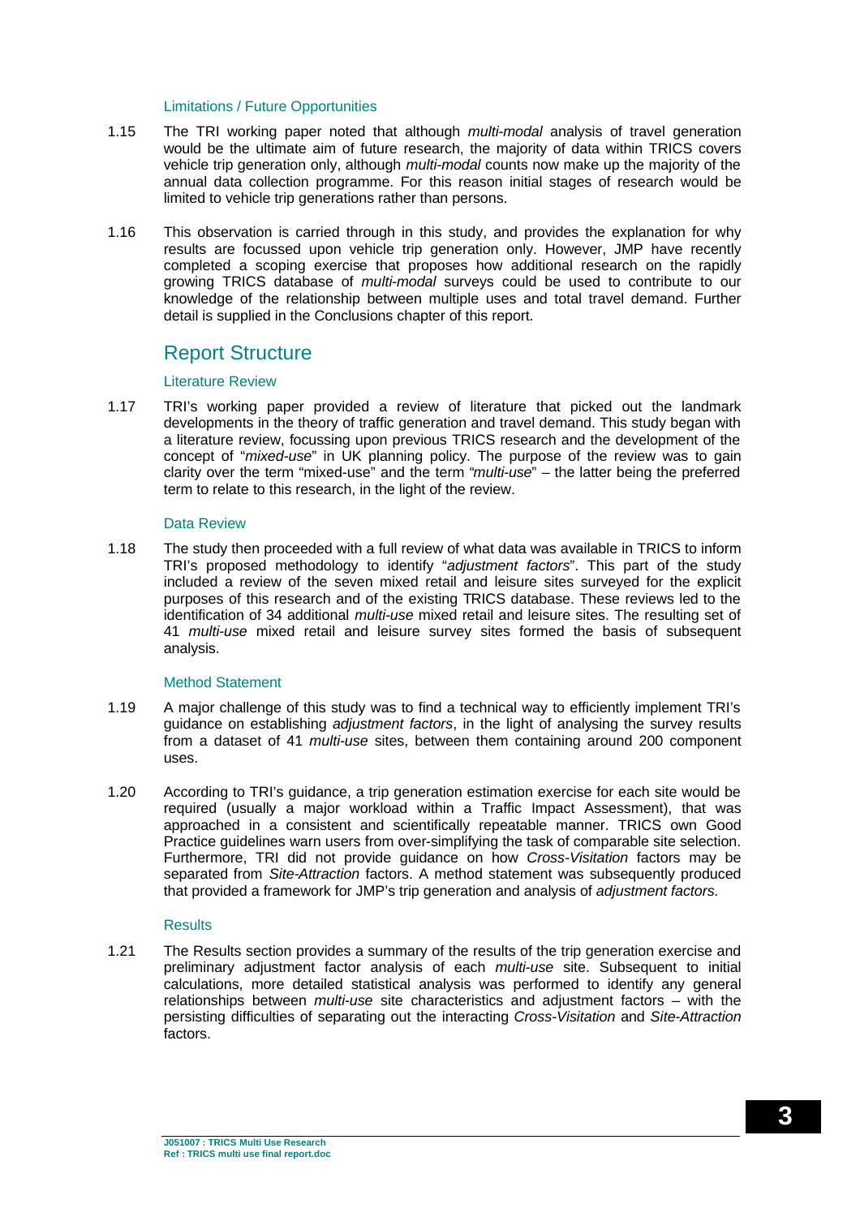#### Limitations / Future Opportunities

1.15 The TRI working paper noted that although *multi-modal* analysis of travel generation would be the ultimate aim of future research, the majority of data within TRICS covers vehicle trip generation only, although *multi-modal* counts now make up the majority of the annual data collection programme. For this reason initial stages of research would be limited to vehicle trip generations rather than persons.

1.16 This observation is carried through in this study, and provides the explanation for why results are focussed upon vehicle trip generation only. However, JMP have recently completed a scoping exercise that proposes how additional research on the rapidly growing TRICS database of *multi-modal* surveys could be used to contribute to our knowledge of the relationship between multiple uses and total travel demand. Further detail is supplied in the Conclusions chapter of this report.

## Report Structure

#### Literature Review

1.17 TRI's working paper provided a review of literature that picked out the landmark developments in the theory of traffic generation and travel demand. This study began with a literature review, focussing upon previous TRICS research and the development of the concept of "*mixed-use*" in UK planning policy. The purpose of the review was to gain clarity over the term "mixed-use" and the term "*multi-use*" – the latter being the preferred term to relate to this research, in the light of the review.

#### Data Review

1.18 The study then proceeded with a full review of what data was available in TRICS to inform TRI's proposed methodology to identify "*adjustment factors*". This part of the study included a review of the seven mixed retail and leisure sites surveyed for the explicit purposes of this research and of the existing TRICS database. These reviews led to the identification of 34 additional *multi-use* mixed retail and leisure sites. The resulting set of 41 *multi-use* mixed retail and leisure survey sites formed the basis of subsequent analysis.

#### Method Statement

1.19 A major challenge of this study was to find a technical way to efficiently implement TRI's guidance on establishing *adjustment factors*, in the light of analysing the survey results from a dataset of 41 *multi-use* sites, between them containing around 200 component uses.

1.20 According to TRI's guidance, a trip generation estimation exercise for each site would be required (usually a major workload within a Traffic Impact Assessment), that was approached in a consistent and scientifically repeatable manner. TRICS own Good Practice guidelines warn users from over-simplifying the task of comparable site selection. Furthermore, TRI did not provide guidance on how *Cross-Visitation* factors may be separated from *Site-Attraction* factors. A method statement was subsequently produced that provided a framework for JMP's trip generation and analysis of *adjustment factors*.

#### Results

1.21 The Results section provides a summary of the results of the trip generation exercise and preliminary adjustment factor analysis of each *multi-use* site. Subsequent to initial calculations, more detailed statistical analysis was performed to identify any general relationships between *multi-use* site characteristics and adjustment factors – with the persisting difficulties of separating out the interacting *Cross-Visitation* and *Site-Attraction* factors.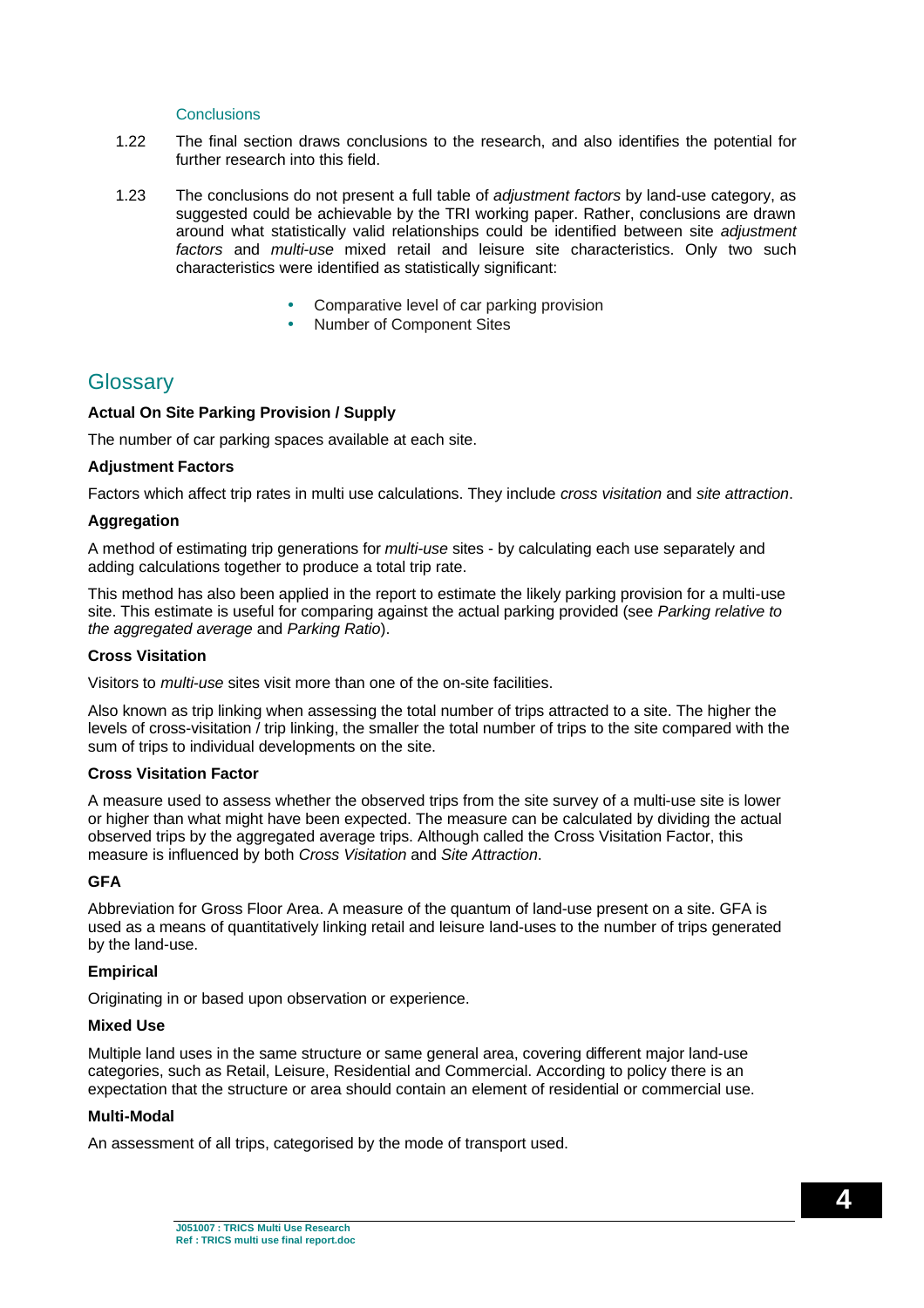### Conclusions

1.22 The final section draws conclusions to the research, and also identifies the potential for further research into this field.

1.23 The conclusions do not present a full table of *adjustment factors* by land-use category, as suggested could be achievable by the TRI working paper. Rather, conclusions are drawn around what statistically valid relationships could be identified between site *adjustment factors* and *multi-use* mixed retail and leisure site characteristics. Only two such characteristics were identified as statistically significant:

- Comparative level of car parking provision
- Number of Component Sites

## Glossary

**Actual On Site Parking Provision / Supply**

The number of car parking spaces available at each site.

**Adjustment Factors**

Factors which affect trip rates in multi use calculations. They include *cross visitation* and *site attraction*.

**Aggregation**

A method of estimating trip generations for *multi-use* sites - by calculating each use separately and adding calculations together to produce a total trip rate.

This method has also been applied in the report to estimate the likely parking provision for a multi-use site. This estimate is useful for comparing against the actual parking provided (see *Parking relative to the aggregated average* and *Parking Ratio*).

**Cross Visitation**

Visitors to *multi-use* sites visit more than one of the on-site facilities.

Also known as trip linking when assessing the total number of trips attracted to a site. The higher the levels of cross-visitation / trip linking, the smaller the total number of trips to the site compared with the sum of trips to individual developments on the site.

**Cross Visitation Factor**

A measure used to assess whether the observed trips from the site survey of a multi-use site is lower or higher than what might have been expected. The measure can be calculated by dividing the actual observed trips by the aggregated average trips. Although called the Cross Visitation Factor, this measure is influenced by both *Cross Visitation* and *Site Attraction*.

**GFA**

Abbreviation for Gross Floor Area. A measure of the quantum of land-use present on a site. GFA is used as a means of quantitatively linking retail and leisure land-uses to the number of trips generated by the land-use.

**Empirical**

Originating in or based upon observation or experience.

**Mixed Use**

Multiple land uses in the same structure or same general area, covering different major land-use categories, such as Retail, Leisure, Residential and Commercial. According to policy there is an expectation that the structure or area should contain an element of residential or commercial use.

**Multi-Modal**

An assessment of all trips, categorised by the mode of transport used.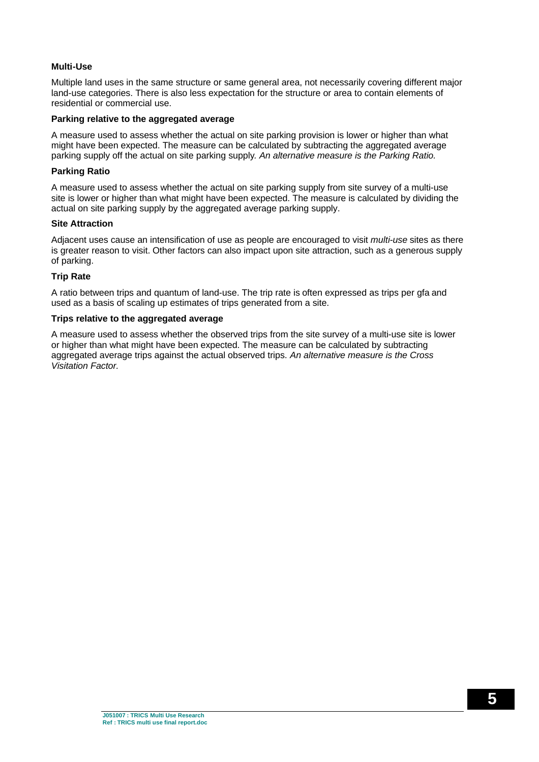**Multi-Use**

Multiple land uses in the same structure or same general area, not necessarily covering different major land-use categories. There is also less expectation for the structure or area to contain elements of residential or commercial use.

**Parking relative to the aggregated average**

A measure used to assess whether the actual on site parking provision is lower or higher than what might have been expected. The measure can be calculated by subtracting the aggregated average parking supply off the actual on site parking supply. *An alternative measure is the Parking Ratio.*

**Parking Ratio**

A measure used to assess whether the actual on site parking supply from site survey of a multi-use site is lower or higher than what might have been expected. The measure is calculated by dividing the actual on site parking supply by the aggregated average parking supply.

**Site Attraction**

Adjacent uses cause an intensification of use as people are encouraged to visit *multi-use* sites as there is greater reason to visit. Other factors can also impact upon site attraction, such as a generous supply of parking.

**Trip Rate**

A ratio between trips and quantum of land-use. The trip rate is often expressed as trips per gfa and used as a basis of scaling up estimates of trips generated from a site.

**Trips relative to the aggregated average**

A measure used to assess whether the observed trips from the site survey of a multi-use site is lower or higher than what might have been expected. The measure can be calculated by subtracting aggregated average trips against the actual observed trips. *An alternative measure is the Cross Visitation Factor.*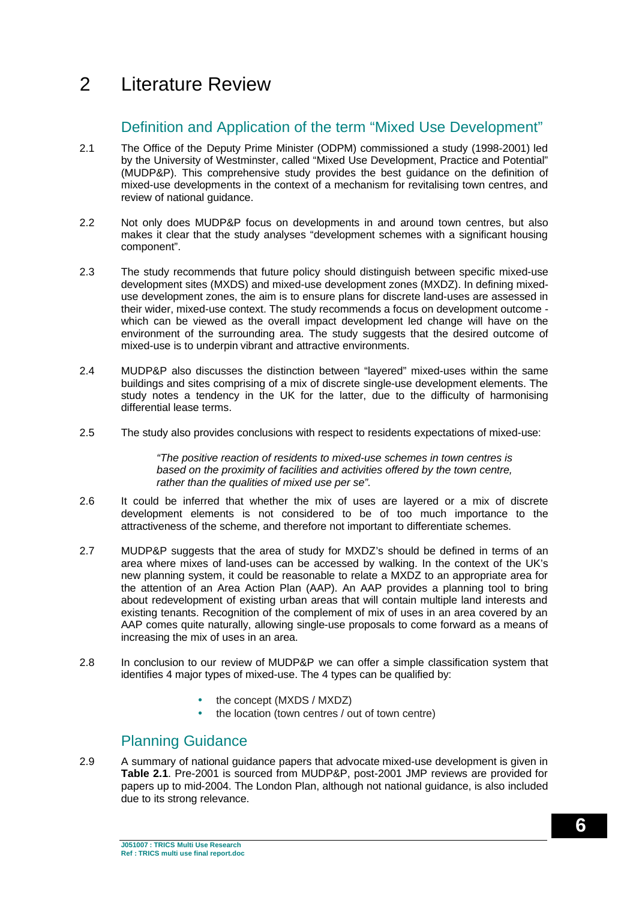# 2 Literature Review

## Definition and Application of the term "Mixed Use Development"

2.1 The Office of the Deputy Prime Minister (ODPM) commissioned a study (1998-2001) led by the University of Westminster, called "Mixed Use Development, Practice and Potential" (MUDP&P). This comprehensive study provides the best guidance on the definition of mixed-use developments in the context of a mechanism for revitalising town centres, and review of national guidance.

2.2 Not only does MUDP&P focus on developments in and around town centres, but also makes it clear that the study analyses "development schemes with a significant housing component".

2.3 The study recommends that future policy should distinguish between specific mixed-use development sites (MXDS) and mixed-use development zones (MXDZ). In defining mixed-use development zones, the aim is to ensure plans for discrete land-uses are assessed in their wider, mixed-use context. The study recommends a focus on development outcome - which can be viewed as the overall impact development led change will have on the environment of the surrounding area. The study suggests that the desired outcome of mixed-use is to underpin vibrant and attractive environments.

2.4 MUDP&P also discusses the distinction between "layered" mixed-uses within the same buildings and sites comprising of a mix of discrete single-use development elements. The study notes a tendency in the UK for the latter, due to the difficulty of harmonising differential lease terms.

2.5 The study also provides conclusions with respect to residents expectations of mixed-use:

> *"The positive reaction of residents to mixed-use schemes in town centres is based on the proximity of facilities and activities offered by the town centre, rather than the qualities of mixed use per se".*

2.6 It could be inferred that whether the mix of uses are layered or a mix of discrete development elements is not considered to be of too much importance to the attractiveness of the scheme, and therefore not important to differentiate schemes.

2.7 MUDP&P suggests that the area of study for MXDZ's should be defined in terms of an area where mixes of land-uses can be accessed by walking. In the context of the UK's new planning system, it could be reasonable to relate a MXDZ to an appropriate area for the attention of an Area Action Plan (AAP). An AAP provides a planning tool to bring about redevelopment of existing urban areas that will contain multiple land interests and existing tenants. Recognition of the complement of mix of uses in an area covered by an AAP comes quite naturally, allowing single-use proposals to come forward as a means of increasing the mix of uses in an area.

2.8 In conclusion to our review of MUDP&P we can offer a simple classification system that identifies 4 major types of mixed-use. The 4 types can be qualified by:

- the concept (MXDS / MXDZ)
- the location (town centres / out of town centre)

## Planning Guidance

2.9 A summary of national guidance papers that advocate mixed-use development is given in **Table 2.1**. Pre-2001 is sourced from MUDP&P, post-2001 JMP reviews are provided for papers up to mid-2004. The London Plan, although not national guidance, is also included due to its strong relevance.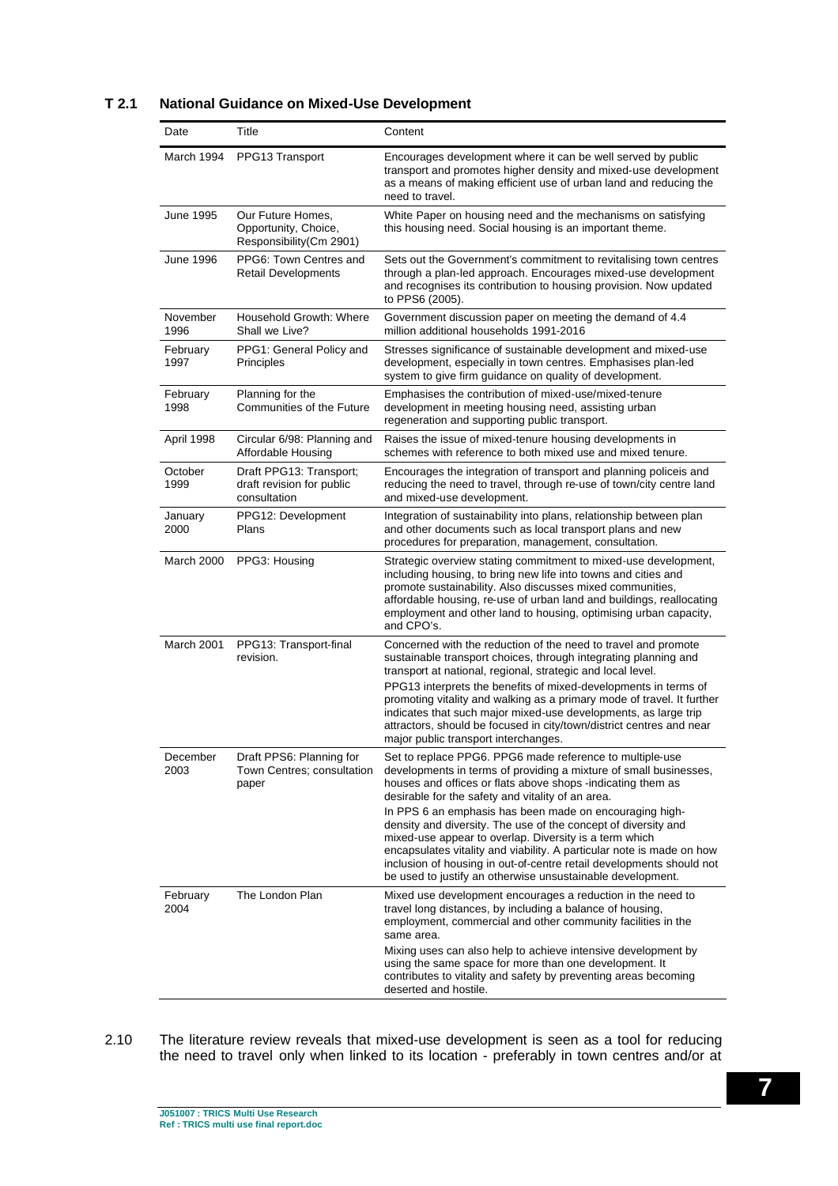**T 2.1 National Guidance on Mixed-Use Development**

| Date | Title | Content |
|---|---|---|
| March 1994 | PPG13 Transport | Encourages development where it can be well served by public transport and promotes higher density and mixed-use development as a means of making efficient use of urban land and reducing the need to travel. |
| June 1995 | Our Future Homes, Opportunity, Choice, Responsibility(Cm 2901) | White Paper on housing need and the mechanisms on satisfying this housing need. Social housing is an important theme. |
| June 1996 | PPG6: Town Centres and Retail Developments | Sets out the Government's commitment to revitalising town centres through a plan-led approach. Encourages mixed-use development and recognises its contribution to housing provision. Now updated to PPS6 (2005). |
| November 1996 | Household Growth: Where Shall we Live? | Government discussion paper on meeting the demand of 4.4 million additional households 1991-2016 |
| February 1997 | PPG1: General Policy and Principles | Stresses significance of sustainable development and mixed-use development, especially in town centres. Emphasises plan-led system to give firm guidance on quality of development. |
| February 1998 | Planning for the Communities of the Future | Emphasises the contribution of mixed-use/mixed-tenure development in meeting housing need, assisting urban regeneration and supporting public transport. |
| April 1998 | Circular 6/98: Planning and Affordable Housing | Raises the issue of mixed-tenure housing developments in schemes with reference to both mixed use and mixed tenure. |
| October 1999 | Draft PPG13: Transport; draft revision for public consultation | Encourages the integration of transport and planning policeis and reducing the need to travel, through re-use of town/city centre land and mixed-use development. |
| January 2000 | PPG12: Development Plans | Integration of sustainability into plans, relationship between plan and other documents such as local transport plans and new procedures for preparation, management, consultation. |
| March 2000 | PPG3: Housing | Strategic overview stating commitment to mixed-use development, including housing, to bring new life into towns and cities and promote sustainability. Also discusses mixed communities, affordable housing, re-use of urban land and buildings, reallocating employment and other land to housing, optimising urban capacity, and CPO's. |
| March 2001 | PPG13: Transport-final revision. | Concerned with the reduction of the need to travel and promote sustainable transport choices, through integrating planning and transport at national, regional, strategic and local level.<br>PPG13 interprets the benefits of mixed-developments in terms of promoting vitality and walking as a primary mode of travel. It further indicates that such major mixed-use developments, as large trip attractors, should be focused in city/town/district centres and near major public transport interchanges. |
| December 2003 | Draft PPS6: Planning for Town Centres; consultation paper | Set to replace PPG6. PPG6 made reference to multiple-use developments in terms of providing a mixture of small businesses, houses and offices or flats above shops -indicating them as desirable for the safety and vitality of an area.<br>In PPS 6 an emphasis has been made on encouraging high-density and diversity. The use of the concept of diversity and mixed-use appear to overlap. Diversity is a term which encapsulates vitality and viability. A particular note is made on how inclusion of housing in out-of-centre retail developments should not be used to justify an otherwise unsustainable development. |
| February 2004 | The London Plan | Mixed use development encourages a reduction in the need to travel long distances, by including a balance of housing, employment, commercial and other community facilities in the same area.<br>Mixing uses can also help to achieve intensive development by using the same space for more than one development. It contributes to vitality and safety by preventing areas becoming deserted and hostile. |

2.10 The literature review reveals that mixed-use development is seen as a tool for reducing the need to travel only when linked to its location - preferably in town centres and/or at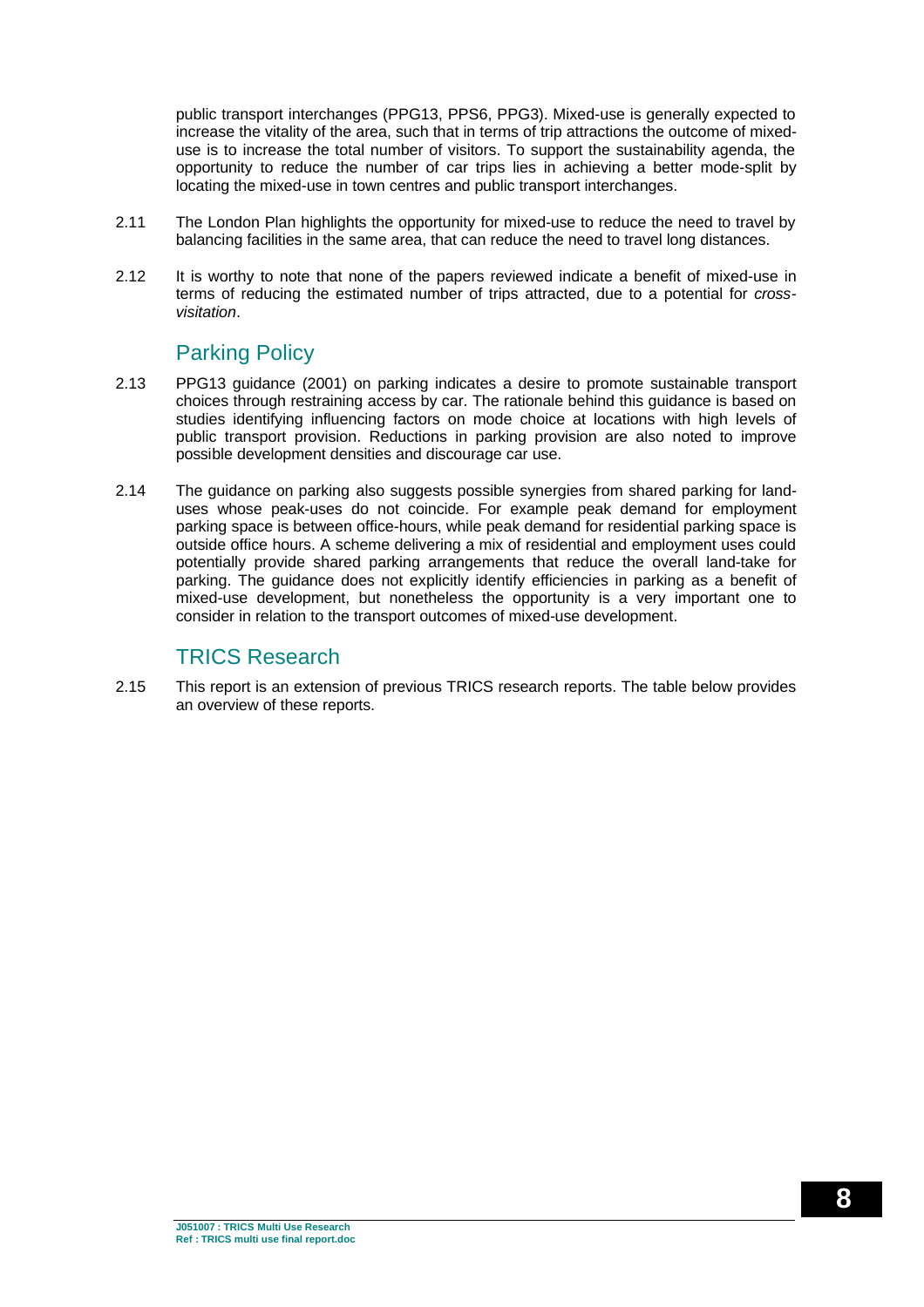public transport interchanges (PPG13, PPS6, PPG3). Mixed-use is generally expected to increase the vitality of the area, such that in terms of trip attractions the outcome of mixed-use is to increase the total number of visitors. To support the sustainability agenda, the opportunity to reduce the number of car trips lies in achieving a better mode-split by locating the mixed-use in town centres and public transport interchanges.

2.11 The London Plan highlights the opportunity for mixed-use to reduce the need to travel by balancing facilities in the same area, that can reduce the need to travel long distances.

2.12 It is worthy to note that none of the papers reviewed indicate a benefit of mixed-use in terms of reducing the estimated number of trips attracted, due to a potential for *cross-visitation*.

## Parking Policy

2.13 PPG13 guidance (2001) on parking indicates a desire to promote sustainable transport choices through restraining access by car. The rationale behind this guidance is based on studies identifying influencing factors on mode choice at locations with high levels of public transport provision. Reductions in parking provision are also noted to improve possible development densities and discourage car use.

2.14 The guidance on parking also suggests possible synergies from shared parking for land-uses whose peak-uses do not coincide. For example peak demand for employment parking space is between office-hours, while peak demand for residential parking space is outside office hours. A scheme delivering a mix of residential and employment uses could potentially provide shared parking arrangements that reduce the overall land-take for parking. The guidance does not explicitly identify efficiencies in parking as a benefit of mixed-use development, but nonetheless the opportunity is a very important one to consider in relation to the transport outcomes of mixed-use development.

## TRICS Research

2.15 This report is an extension of previous TRICS research reports. The table below provides an overview of these reports.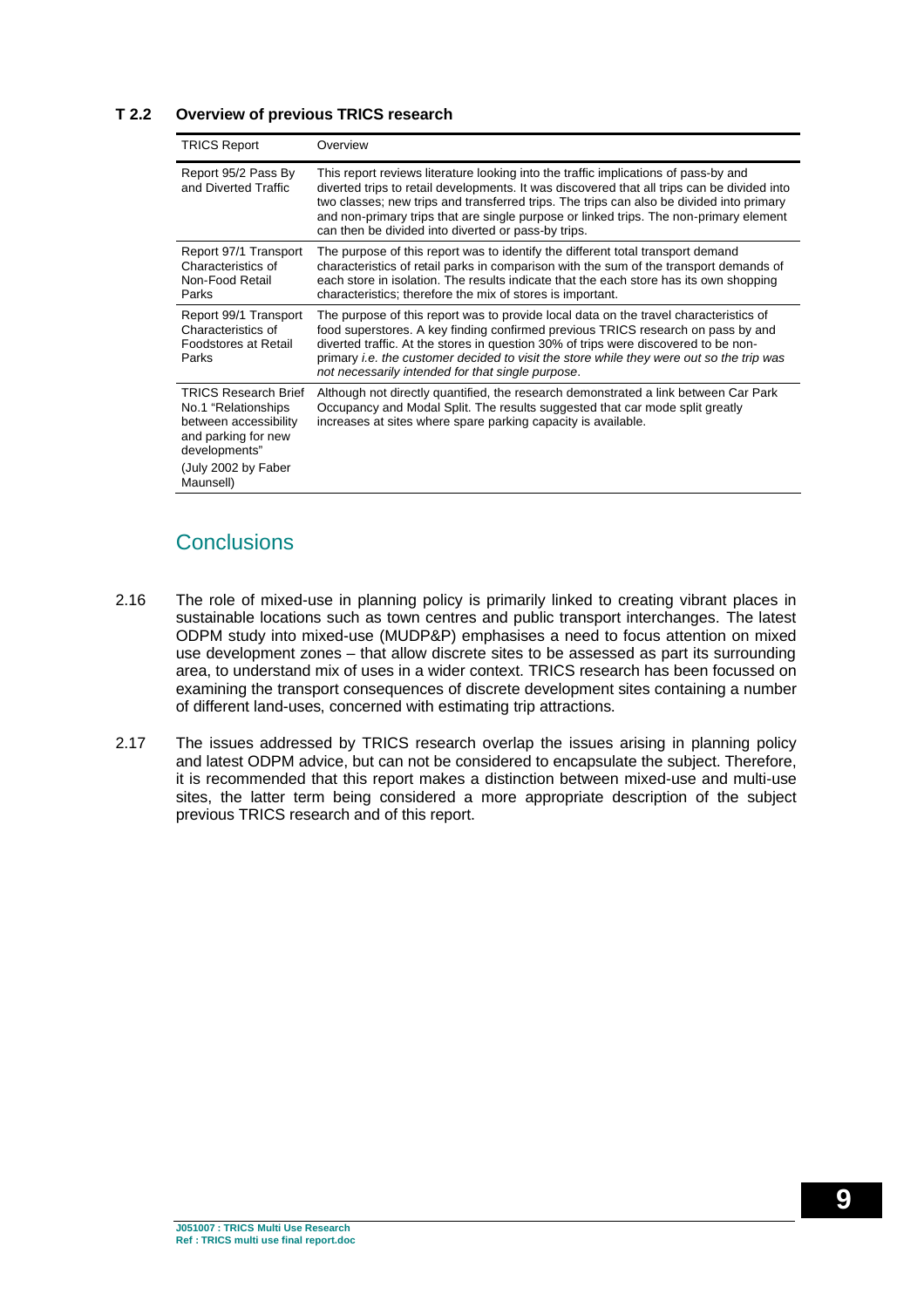**T 2.2 Overview of previous TRICS research**

| TRICS Report | Overview |
|---|---|
| Report 95/2 Pass By and Diverted Traffic | This report reviews literature looking into the traffic implications of pass-by and diverted trips to retail developments. It was discovered that all trips can be divided into two classes; new trips and transferred trips. The trips can also be divided into primary and non-primary trips that are single purpose or linked trips. The non-primary element can then be divided into diverted or pass-by trips. |
| Report 97/1 Transport Characteristics of Non-Food Retail Parks | The purpose of this report was to identify the different total transport demand characteristics of retail parks in comparison with the sum of the transport demands of each store in isolation. The results indicate that the each store has its own shopping characteristics; therefore the mix of stores is important. |
| Report 99/1 Transport Characteristics of Foodstores at Retail Parks | The purpose of this report was to provide local data on the travel characteristics of food superstores. A key finding confirmed previous TRICS research on pass by and diverted traffic. At the stores in question 30% of trips were discovered to be non-primary *i.e. the customer decided to visit the store while they were out so the trip was not necessarily intended for that single purpose*. |
| TRICS Research Brief No.1 "Relationships between accessibility and parking for new developments" (July 2002 by Faber Maunsell) | Although not directly quantified, the research demonstrated a link between Car Park Occupancy and Modal Split. The results suggested that car mode split greatly increases at sites where spare parking capacity is available. |

## Conclusions

2.16 The role of mixed-use in planning policy is primarily linked to creating vibrant places in sustainable locations such as town centres and public transport interchanges. The latest ODPM study into mixed-use (MUDP&P) emphasises a need to focus attention on mixed use development zones – that allow discrete sites to be assessed as part its surrounding area, to understand mix of uses in a wider context. TRICS research has been focussed on examining the transport consequences of discrete development sites containing a number of different land-uses, concerned with estimating trip attractions.

2.17 The issues addressed by TRICS research overlap the issues arising in planning policy and latest ODPM advice, but can not be considered to encapsulate the subject. Therefore, it is recommended that this report makes a distinction between mixed-use and multi-use sites, the latter term being considered a more appropriate description of the subject previous TRICS research and of this report.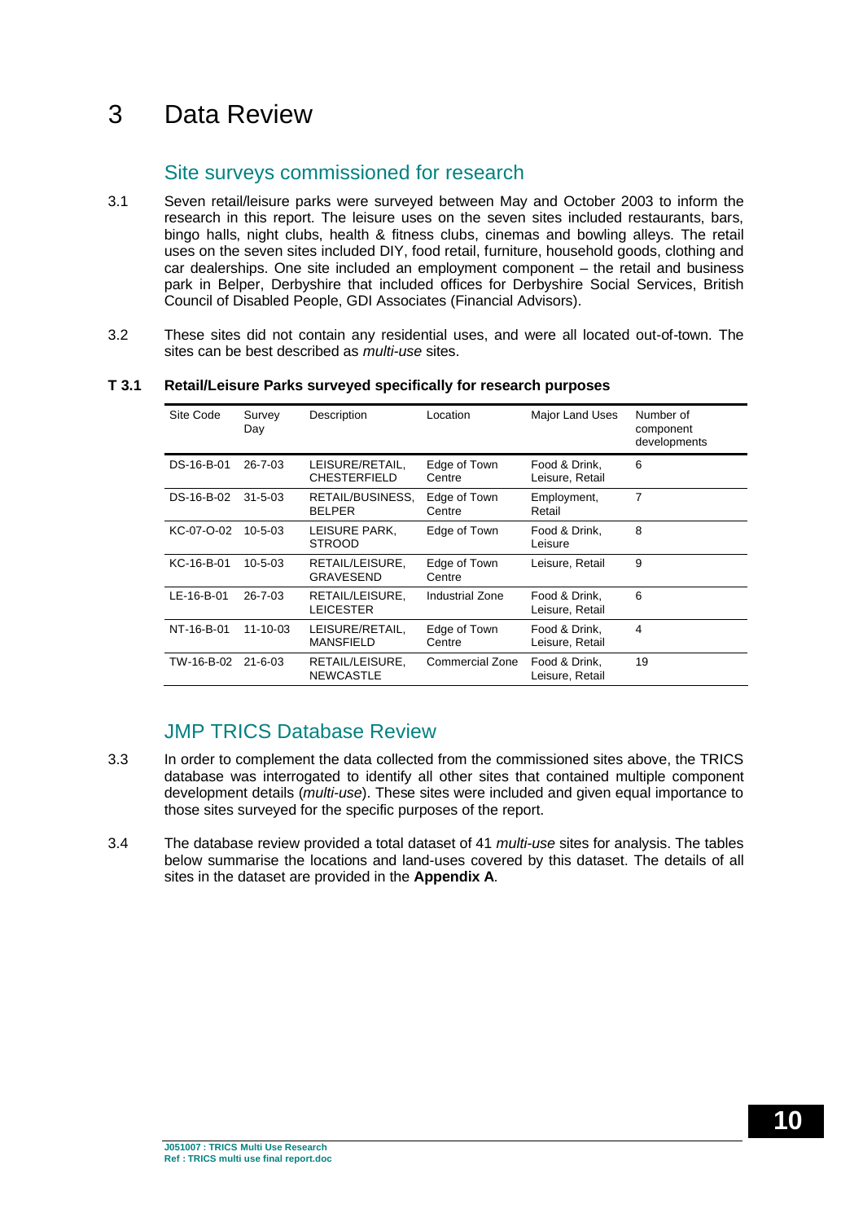# 3 Data Review

## Site surveys commissioned for research

3.1 Seven retail/leisure parks were surveyed between May and October 2003 to inform the research in this report. The leisure uses on the seven sites included restaurants, bars, bingo halls, night clubs, health & fitness clubs, cinemas and bowling alleys. The retail uses on the seven sites included DIY, food retail, furniture, household goods, clothing and car dealerships. One site included an employment component – the retail and business park in Belper, Derbyshire that included offices for Derbyshire Social Services, British Council of Disabled People, GDI Associates (Financial Advisors).

3.2 These sites did not contain any residential uses, and were all located out-of-town. The sites can be best described as *multi-use* sites.

**T 3.1 Retail/Leisure Parks surveyed specifically for research purposes**

| Site Code | Survey Day | Description | Location | Major Land Uses | Number of component developments |
|---|---|---|---|---|---|
| DS-16-B-01 | 26-7-03 | LEISURE/RETAIL, CHESTERFIELD | Edge of Town Centre | Food & Drink, Leisure, Retail | 6 |
| DS-16-B-02 | 31-5-03 | RETAIL/BUSINESS, BELPER | Edge of Town Centre | Employment, Retail | 7 |
| KC-07-O-02 | 10-5-03 | LEISURE PARK, STROOD | Edge of Town | Food & Drink, Leisure | 8 |
| KC-16-B-01 | 10-5-03 | RETAIL/LEISURE, GRAVESEND | Edge of Town Centre | Leisure, Retail | 9 |
| LE-16-B-01 | 26-7-03 | RETAIL/LEISURE, LEICESTER | Industrial Zone | Food & Drink, Leisure, Retail | 6 |
| NT-16-B-01 | 11-10-03 | LEISURE/RETAIL, MANSFIELD | Edge of Town Centre | Food & Drink, Leisure, Retail | 4 |
| TW-16-B-02 | 21-6-03 | RETAIL/LEISURE, NEWCASTLE | Commercial Zone | Food & Drink, Leisure, Retail | 19 |

## JMP TRICS Database Review

3.3 In order to complement the data collected from the commissioned sites above, the TRICS database was interrogated to identify all other sites that contained multiple component development details (*multi-use*). These sites were included and given equal importance to those sites surveyed for the specific purposes of the report.

3.4 The database review provided a total dataset of 41 *multi-use* sites for analysis. The tables below summarise the locations and land-uses covered by this dataset. The details of all sites in the dataset are provided in the **Appendix A**.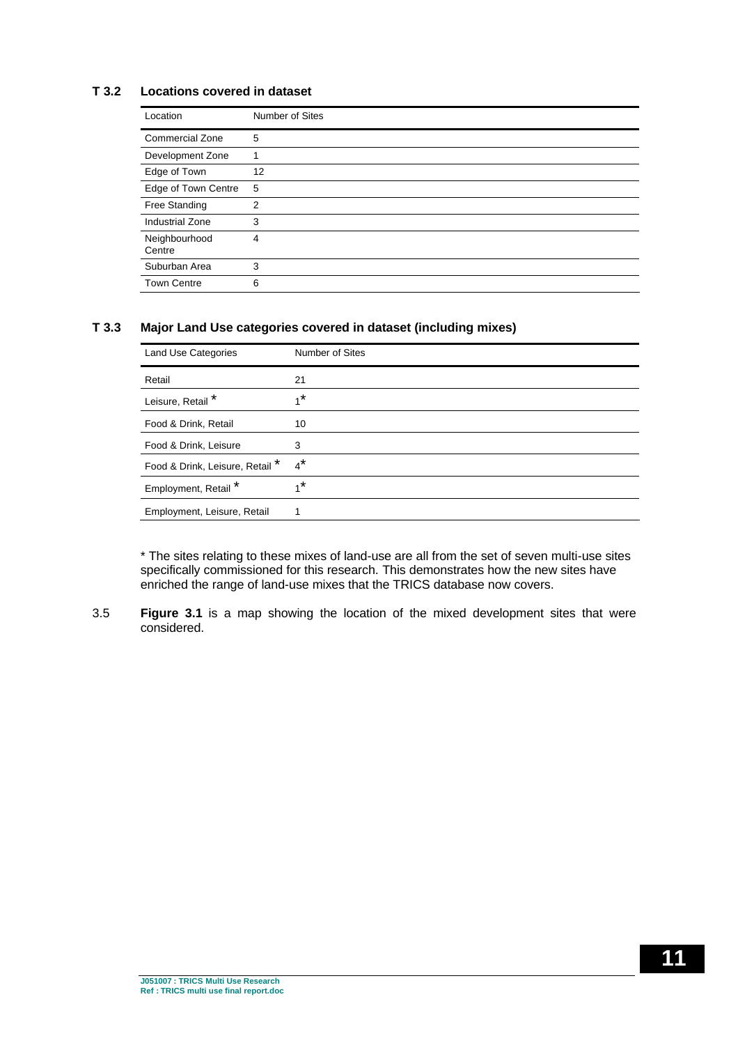### T 3.2 Locations covered in dataset

| Location | Number of Sites |
|---|---|
| Commercial Zone | 5 |
| Development Zone | 1 |
| Edge of Town | 12 |
| Edge of Town Centre | 5 |
| Free Standing | 2 |
| Industrial Zone | 3 |
| Neighbourhood Centre | 4 |
| Suburban Area | 3 |
| Town Centre | 6 |

### T 3.3 Major Land Use categories covered in dataset (including mixes)

| Land Use Categories | Number of Sites |
|---|---|
| Retail | 21 |
| Leisure, Retail * | 1* |
| Food & Drink, Retail | 10 |
| Food & Drink, Leisure | 3 |
| Food & Drink, Leisure, Retail * | 4* |
| Employment, Retail * | 1* |
| Employment, Leisure, Retail | 1 |

* The sites relating to these mixes of land-use are all from the set of seven multi-use sites specifically commissioned for this research. This demonstrates how the new sites have enriched the range of land-use mixes that the TRICS database now covers.

3.5 **Figure 3.1** is a map showing the location of the mixed development sites that were considered.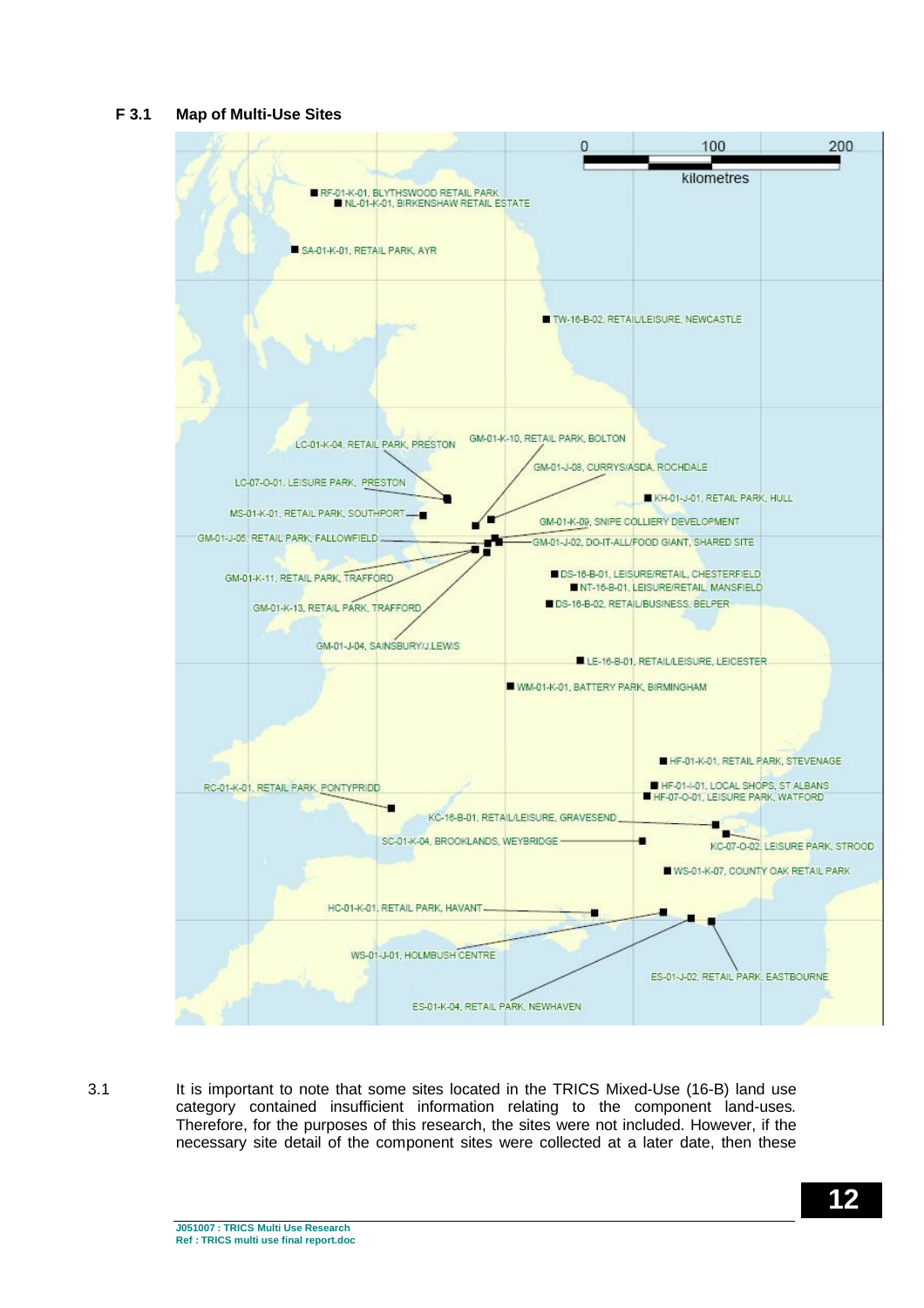### F 3.1 Map of Multi-Use Sites

0 100 200
kilometres

- RF-01-K-01, BLYTHSWOOD RETAIL PARK
- NL-01-K-01, BIRKENSHAW RETAIL ESTATE
- SA-01-K-01, RETAIL PARK, AYR
- TW-16-B-02, RETAIL/LEISURE, NEWCASTLE
- LC-01-K-04, RETAIL PARK, PRESTON
- GM-01-K-10, RETAIL PARK, BOLTON
- GM-01-J-08, CURRYS/ASDA, ROCHDALE
- LC-07-O-01, LEISURE PARK, PRESTON
- KH-01-J-01, RETAIL PARK, HULL
- MS-01-K-01, RETAIL PARK, SOUTHPORT
- GM-01-K-09, SNIPE COLLIERY DEVELOPMENT
- GM-01-J-05, RETAIL PARK, FALLOWFIELD
- GM-01-J-02, DO-IT-ALL/FOOD GIANT, SHARED SITE
- GM-01-K-11, RETAIL PARK, TRAFFORD
- DS-16-B-01, LEISURE/RETAIL, CHESTERFIELD
- NT-16-B-01, LEISURE/RETAIL, MANSFIELD
- GM-01-K-13, RETAIL PARK, TRAFFORD
- DS-16-B-02, RETAIL/BUSINESS, BELPER
- GM-01-J-04, SAINSBURY/J.LEWIS
- LE-16-B-01, RETAIL/LEISURE, LEICESTER
- WM-01-K-01, BATTERY PARK, BIRMINGHAM
- HF-01-K-01, RETAIL PARK, STEVENAGE
- RC-01-K-01, RETAIL PARK, PONTYPRIDD
- HF-01-I-01, LOCAL SHOPS, ST ALBANS
- HF-07-O-01, LEISURE PARK, WATFORD
- KC-16-B-01, RETAIL/LEISURE, GRAVESEND
- SC-01-K-04, BROOKLANDS, WEYBRIDGE
- KC-07-O-02, LEISURE PARK, STROOD
- WS-01-K-07, COUNTY OAK RETAIL PARK
- HC-01-K-01, RETAIL PARK, HAVANT
- WS-01-J-01, HOLMBUSH CENTRE
- ES-01-J-02, RETAIL PARK, EASTBOURNE
- ES-01-K-04, RETAIL PARK, NEWHAVEN

3.1 It is important to note that some sites located in the TRICS Mixed-Use (16-B) land use category contained insufficient information relating to the component land-uses. Therefore, for the purposes of this research, the sites were not included. However, if the necessary site detail of the component sites were collected at a later date, then these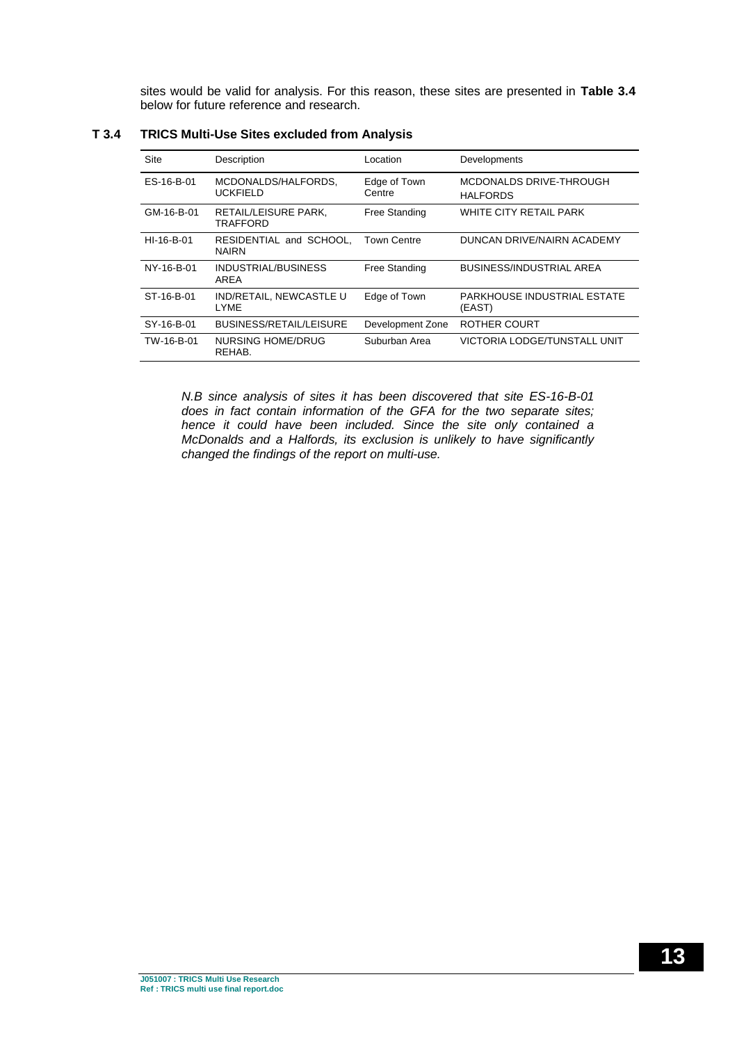sites would be valid for analysis. For this reason, these sites are presented in **Table 3.4** below for future reference and research.

**T 3.4 TRICS Multi-Use Sites excluded from Analysis**

| Site | Description | Location | Developments |
|---|---|---|---|
| ES-16-B-01 | MCDONALDS/HALFORDS, UCKFIELD | Edge of Town Centre | MCDONALDS DRIVE-THROUGH HALFORDS |
| GM-16-B-01 | RETAIL/LEISURE PARK, TRAFFORD | Free Standing | WHITE CITY RETAIL PARK |
| HI-16-B-01 | RESIDENTIAL and SCHOOL, NAIRN | Town Centre | DUNCAN DRIVE/NAIRN ACADEMY |
| NY-16-B-01 | INDUSTRIAL/BUSINESS AREA | Free Standing | BUSINESS/INDUSTRIAL AREA |
| ST-16-B-01 | IND/RETAIL, NEWCASTLE U LYME | Edge of Town | PARKHOUSE INDUSTRIAL ESTATE (EAST) |
| SY-16-B-01 | BUSINESS/RETAIL/LEISURE | Development Zone | ROTHER COURT |
| TW-16-B-01 | NURSING HOME/DRUG REHAB. | Suburban Area | VICTORIA LODGE/TUNSTALL UNIT |

*N.B since analysis of sites it has been discovered that site ES-16-B-01 does in fact contain information of the GFA for the two separate sites; hence it could have been included. Since the site only contained a McDonalds and a Halfords, its exclusion is unlikely to have significantly changed the findings of the report on multi-use.*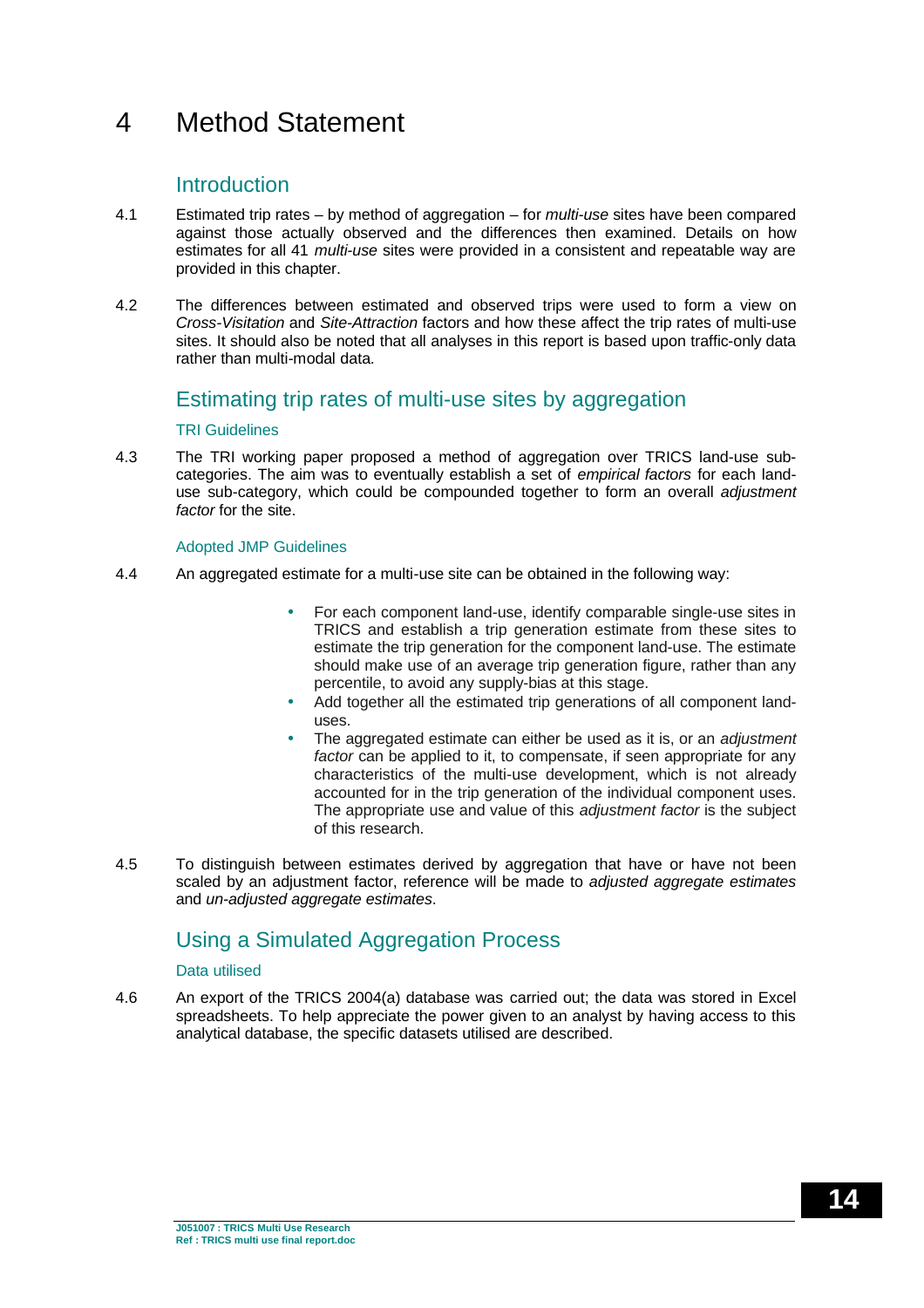# 4 Method Statement

## Introduction

4.1 Estimated trip rates – by method of aggregation – for *multi-use* sites have been compared against those actually observed and the differences then examined. Details on how estimates for all 41 *multi-use* sites were provided in a consistent and repeatable way are provided in this chapter.

4.2 The differences between estimated and observed trips were used to form a view on *Cross-Visitation* and *Site-Attraction* factors and how these affect the trip rates of multi-use sites. It should also be noted that all analyses in this report is based upon traffic-only data rather than multi-modal data.

## Estimating trip rates of multi-use sites by aggregation

### TRI Guidelines

4.3 The TRI working paper proposed a method of aggregation over TRICS land-use sub-categories. The aim was to eventually establish a set of *empirical factors* for each land-use sub-category, which could be compounded together to form an overall *adjustment factor* for the site.

### Adopted JMP Guidelines

4.4 An aggregated estimate for a multi-use site can be obtained in the following way:

- For each component land-use, identify comparable single-use sites in TRICS and establish a trip generation estimate from these sites to estimate the trip generation for the component land-use. The estimate should make use of an average trip generation figure, rather than any percentile, to avoid any supply-bias at this stage.
- Add together all the estimated trip generations of all component land-uses.
- The aggregated estimate can either be used as it is, or an *adjustment factor* can be applied to it, to compensate, if seen appropriate for any characteristics of the multi-use development, which is not already accounted for in the trip generation of the individual component uses. The appropriate use and value of this *adjustment factor* is the subject of this research.

4.5 To distinguish between estimates derived by aggregation that have or have not been scaled by an adjustment factor, reference will be made to *adjusted aggregate estimates* and *un-adjusted aggregate estimates*.

## Using a Simulated Aggregation Process

### Data utilised

4.6 An export of the TRICS 2004(a) database was carried out; the data was stored in Excel spreadsheets. To help appreciate the power given to an analyst by having access to this analytical database, the specific datasets utilised are described.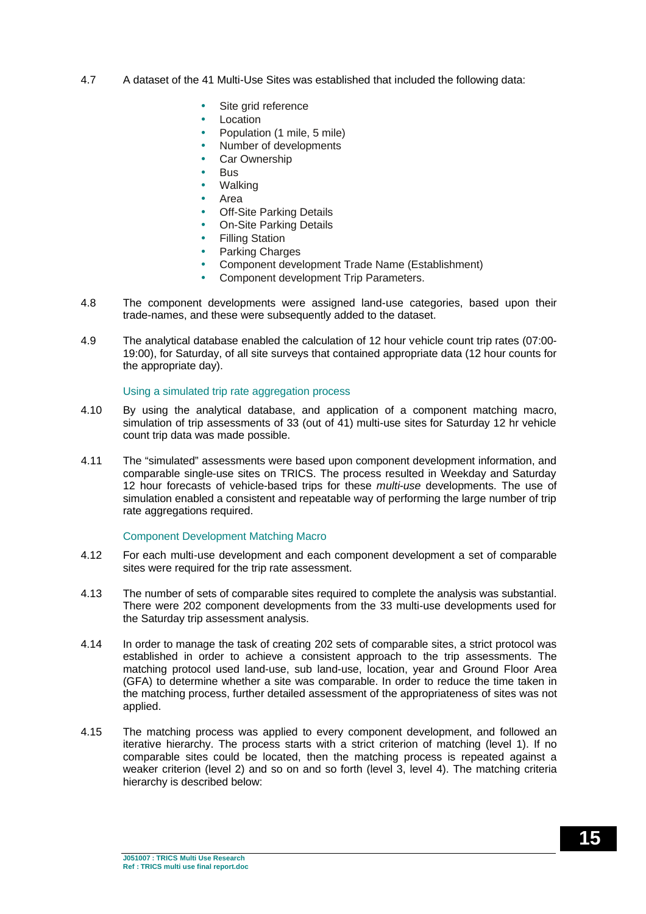4.7 A dataset of the 41 Multi-Use Sites was established that included the following data:

- Site grid reference
- Location
- Population (1 mile, 5 mile)
- Number of developments
- Car Ownership
- Bus
- Walking
- Area
- Off-Site Parking Details
- On-Site Parking Details
- Filling Station
- Parking Charges
- Component development Trade Name (Establishment)
- Component development Trip Parameters.

4.8 The component developments were assigned land-use categories, based upon their trade-names, and these were subsequently added to the dataset.

4.9 The analytical database enabled the calculation of 12 hour vehicle count trip rates (07:00-19:00), for Saturday, of all site surveys that contained appropriate data (12 hour counts for the appropriate day).

### Using a simulated trip rate aggregation process

4.10 By using the analytical database, and application of a component matching macro, simulation of trip assessments of 33 (out of 41) multi-use sites for Saturday 12 hr vehicle count trip data was made possible.

4.11 The "simulated" assessments were based upon component development information, and comparable single-use sites on TRICS. The process resulted in Weekday and Saturday 12 hour forecasts of vehicle-based trips for these *multi-use* developments. The use of simulation enabled a consistent and repeatable way of performing the large number of trip rate aggregations required.

### Component Development Matching Macro

4.12 For each multi-use development and each component development a set of comparable sites were required for the trip rate assessment.

4.13 The number of sets of comparable sites required to complete the analysis was substantial. There were 202 component developments from the 33 multi-use developments used for the Saturday trip assessment analysis.

4.14 In order to manage the task of creating 202 sets of comparable sites, a strict protocol was established in order to achieve a consistent approach to the trip assessments. The matching protocol used land-use, sub land-use, location, year and Ground Floor Area (GFA) to determine whether a site was comparable. In order to reduce the time taken in the matching process, further detailed assessment of the appropriateness of sites was not applied.

4.15 The matching process was applied to every component development, and followed an iterative hierarchy. The process starts with a strict criterion of matching (level 1). If no comparable sites could be located, then the matching process is repeated against a weaker criterion (level 2) and so on and so forth (level 3, level 4). The matching criteria hierarchy is described below: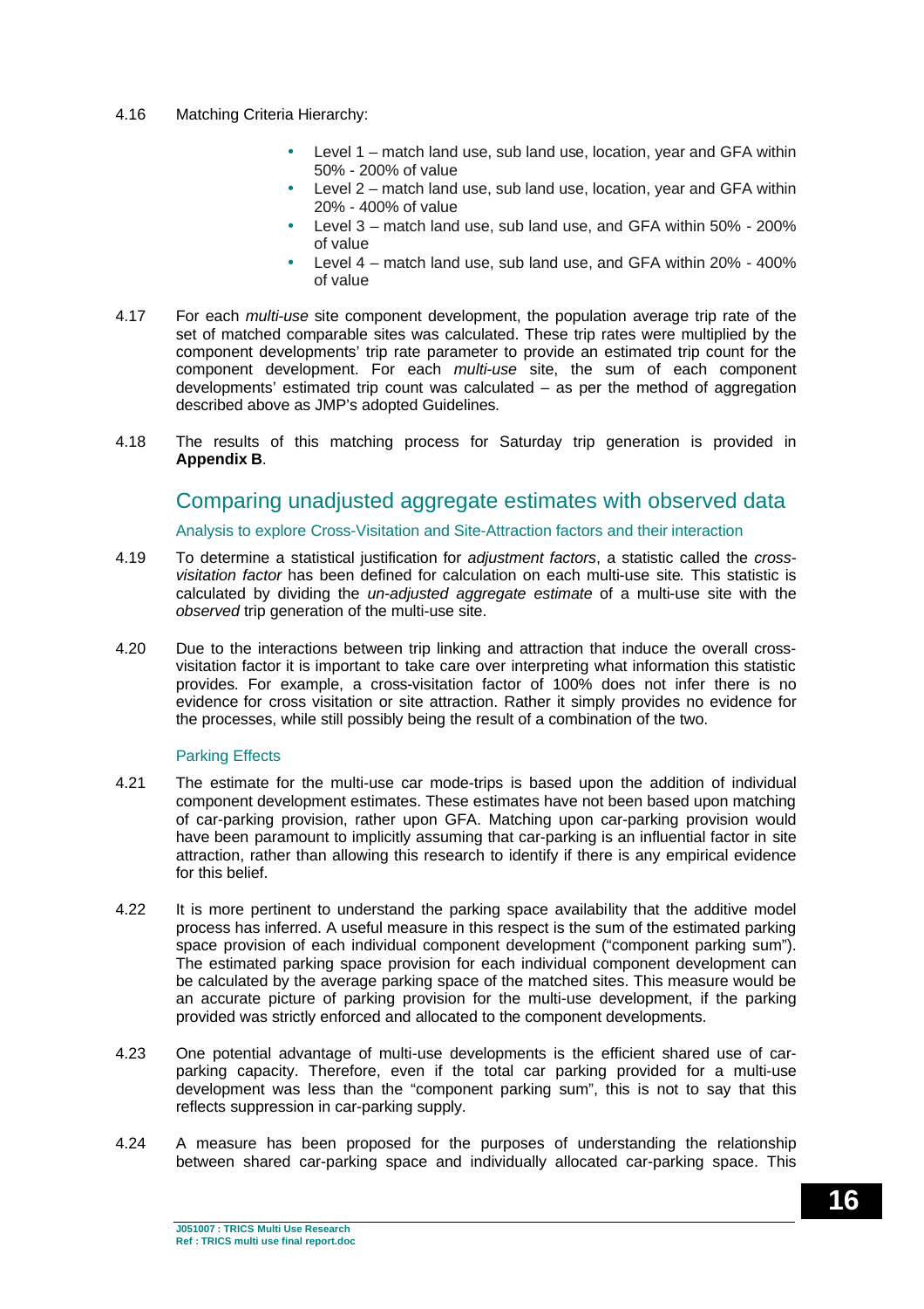4.16 Matching Criteria Hierarchy:

- Level 1 – match land use, sub land use, location, year and GFA within 50% - 200% of value
- Level 2 – match land use, sub land use, location, year and GFA within 20% - 400% of value
- Level 3 – match land use, sub land use, and GFA within 50% - 200% of value
- Level 4 – match land use, sub land use, and GFA within 20% - 400% of value

4.17 For each *multi-use* site component development, the population average trip rate of the set of matched comparable sites was calculated. These trip rates were multiplied by the component developments' trip rate parameter to provide an estimated trip count for the component development. For each *multi-use* site, the sum of each component developments' estimated trip count was calculated – as per the method of aggregation described above as JMP's adopted Guidelines.

4.18 The results of this matching process for Saturday trip generation is provided in **Appendix B**.

## Comparing unadjusted aggregate estimates with observed data

### Analysis to explore Cross-Visitation and Site-Attraction factors and their interaction

4.19 To determine a statistical justification for *adjustment factors*, a statistic called the *cross-visitation factor* has been defined for calculation on each multi-use site. This statistic is calculated by dividing the *un-adjusted aggregate estimate* of a multi-use site with the *observed* trip generation of the multi-use site.

4.20 Due to the interactions between trip linking and attraction that induce the overall cross-visitation factor it is important to take care over interpreting what information this statistic provides. For example, a cross-visitation factor of 100% does not infer there is no evidence for cross visitation or site attraction. Rather it simply provides no evidence for the processes, while still possibly being the result of a combination of the two.

### Parking Effects

4.21 The estimate for the multi-use car mode-trips is based upon the addition of individual component development estimates. These estimates have not been based upon matching of car-parking provision, rather upon GFA. Matching upon car-parking provision would have been paramount to implicitly assuming that car-parking is an influential factor in site attraction, rather than allowing this research to identify if there is any empirical evidence for this belief.

4.22 It is more pertinent to understand the parking space availability that the additive model process has inferred. A useful measure in this respect is the sum of the estimated parking space provision of each individual component development ("component parking sum"). The estimated parking space provision for each individual component development can be calculated by the average parking space of the matched sites. This measure would be an accurate picture of parking provision for the multi-use development, if the parking provided was strictly enforced and allocated to the component developments.

4.23 One potential advantage of multi-use developments is the efficient shared use of car-parking capacity. Therefore, even if the total car parking provided for a multi-use development was less than the "component parking sum", this is not to say that this reflects suppression in car-parking supply.

4.24 A measure has been proposed for the purposes of understanding the relationship between shared car-parking space and individually allocated car-parking space. This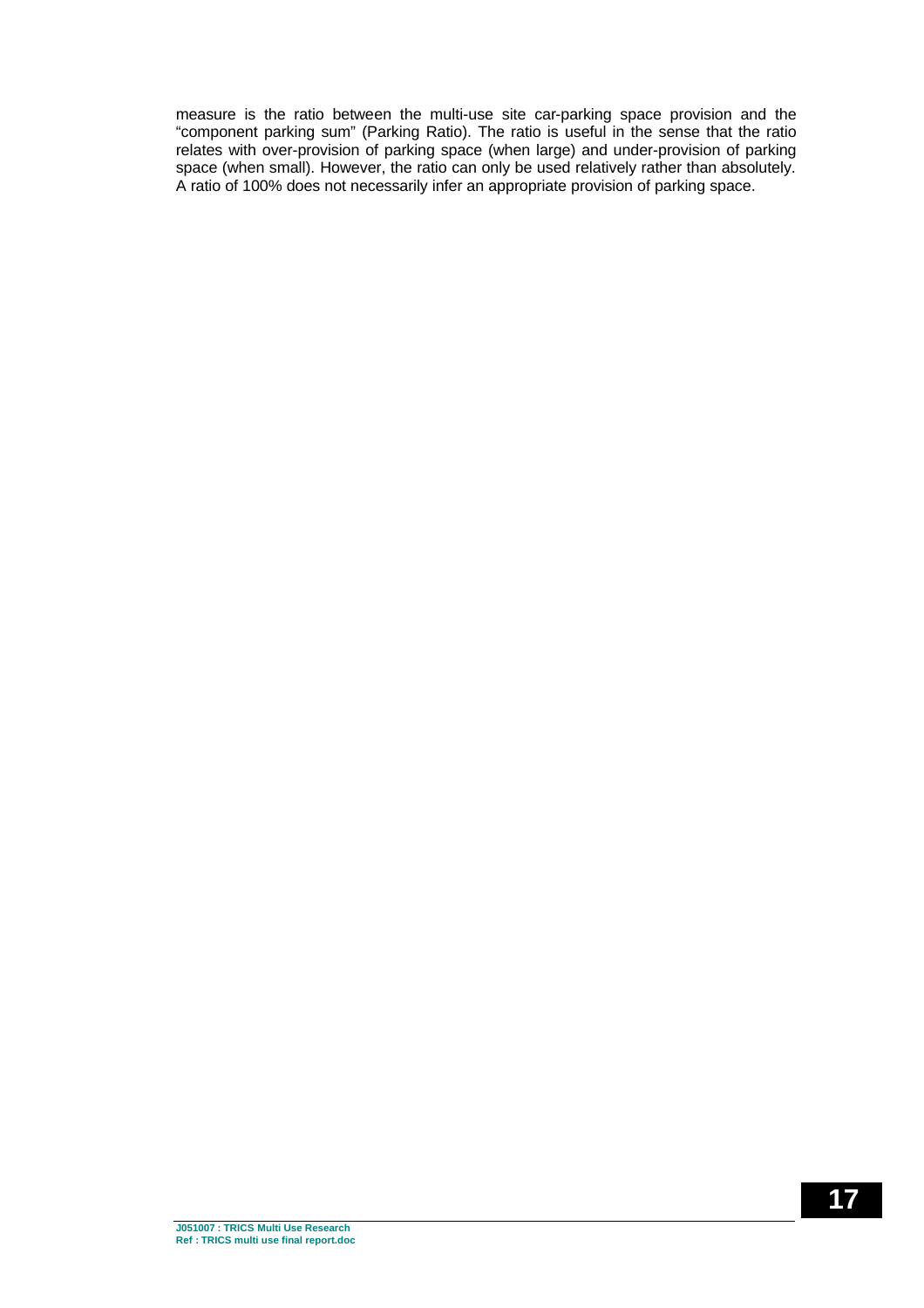measure is the ratio between the multi-use site car-parking space provision and the "component parking sum" (Parking Ratio). The ratio is useful in the sense that the ratio relates with over-provision of parking space (when large) and under-provision of parking space (when small). However, the ratio can only be used relatively rather than absolutely. A ratio of 100% does not necessarily infer an appropriate provision of parking space.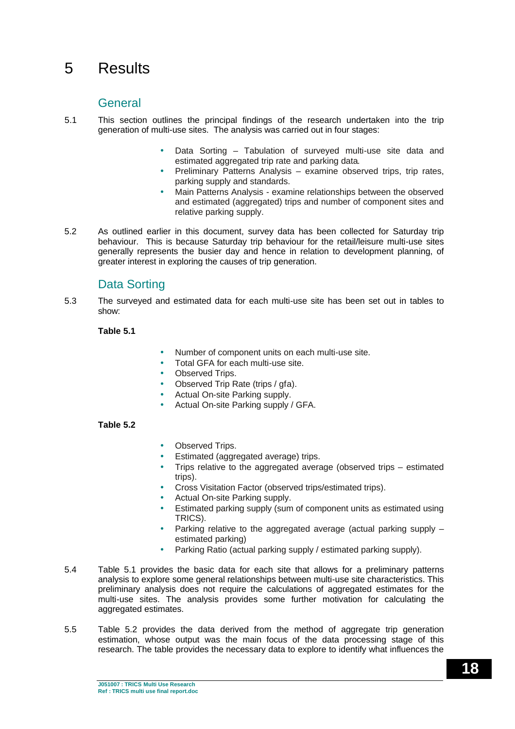# 5 Results

## General

5.1 This section outlines the principal findings of the research undertaken into the trip generation of multi-use sites. The analysis was carried out in four stages:

- Data Sorting – Tabulation of surveyed multi-use site data and estimated aggregated trip rate and parking data.
- Preliminary Patterns Analysis – examine observed trips, trip rates, parking supply and standards.
- Main Patterns Analysis - examine relationships between the observed and estimated (aggregated) trips and number of component sites and relative parking supply.

5.2 As outlined earlier in this document, survey data has been collected for Saturday trip behaviour. This is because Saturday trip behaviour for the retail/leisure multi-use sites generally represents the busier day and hence in relation to development planning, of greater interest in exploring the causes of trip generation.

## Data Sorting

5.3 The surveyed and estimated data for each multi-use site has been set out in tables to show:

**Table 5.1**

- Number of component units on each multi-use site.
- Total GFA for each multi-use site.
- Observed Trips.
- Observed Trip Rate (trips / gfa).
- Actual On-site Parking supply.
- Actual On-site Parking supply / GFA.

**Table 5.2**

- Observed Trips.
- Estimated (aggregated average) trips.
- Trips relative to the aggregated average (observed trips – estimated trips).
- Cross Visitation Factor (observed trips/estimated trips).
- Actual On-site Parking supply.
- Estimated parking supply (sum of component units as estimated using TRICS).
- Parking relative to the aggregated average (actual parking supply – estimated parking)
- Parking Ratio (actual parking supply / estimated parking supply).

5.4 Table 5.1 provides the basic data for each site that allows for a preliminary patterns analysis to explore some general relationships between multi-use site characteristics. This preliminary analysis does not require the calculations of aggregated estimates for the multi-use sites. The analysis provides some further motivation for calculating the aggregated estimates.

5.5 Table 5.2 provides the data derived from the method of aggregate trip generation estimation, whose output was the main focus of the data processing stage of this research. The table provides the necessary data to explore to identify what influences the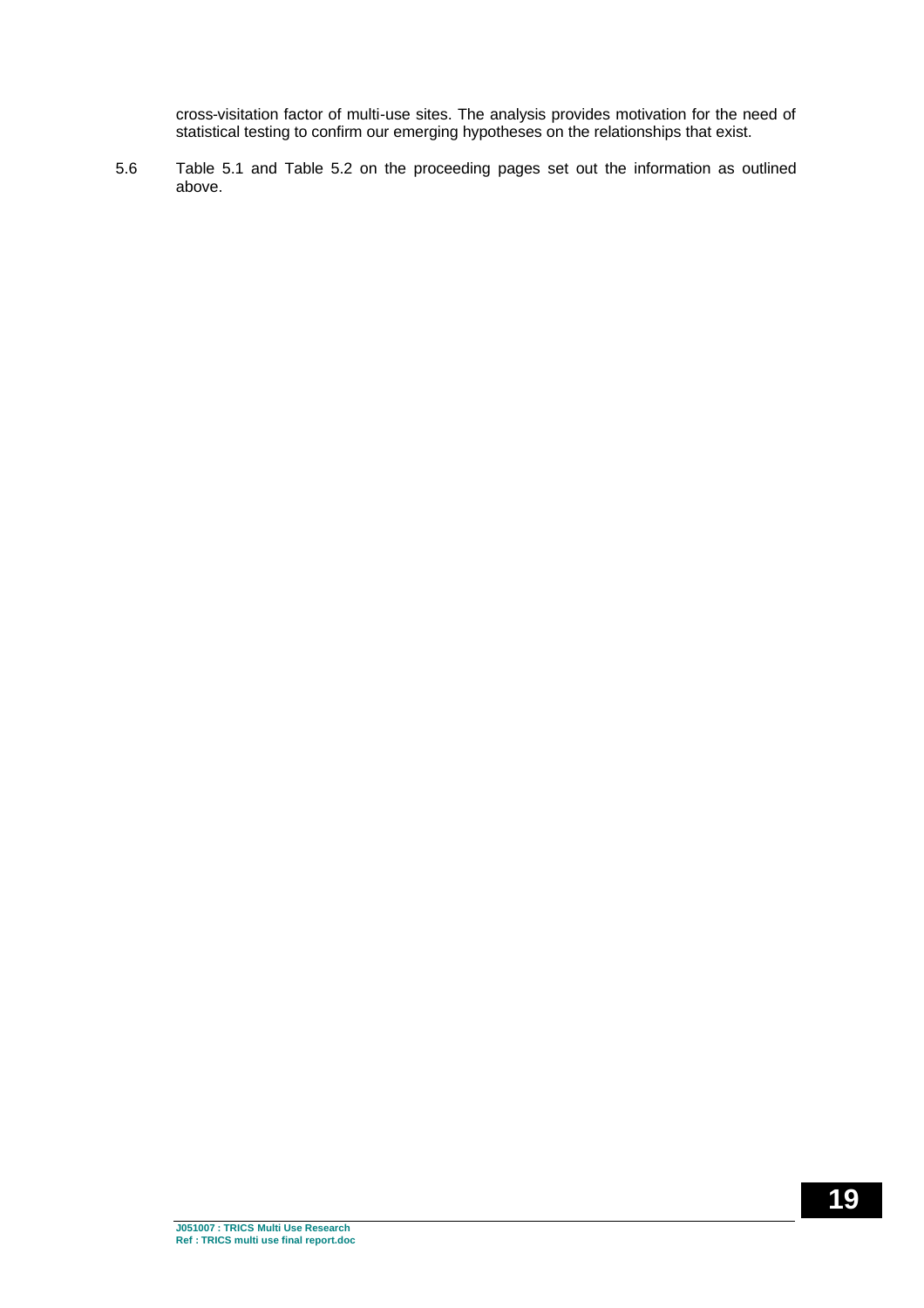cross-visitation factor of multi-use sites. The analysis provides motivation for the need of statistical testing to confirm our emerging hypotheses on the relationships that exist.

5.6 Table 5.1 and Table 5.2 on the proceeding pages set out the information as outlined above.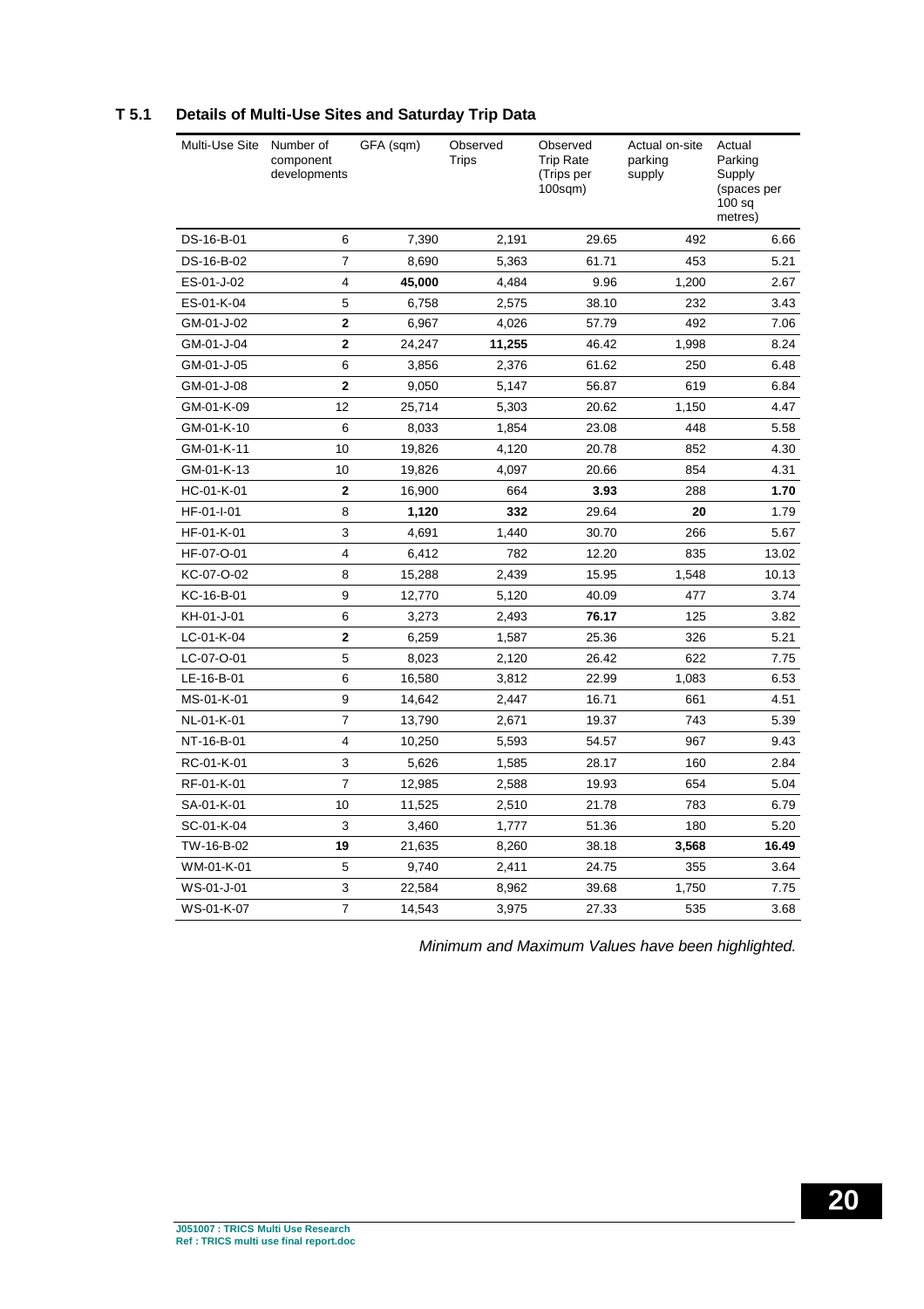## T 5.1 Details of Multi-Use Sites and Saturday Trip Data

| Multi-Use Site | Number of component developments | GFA (sqm) | Observed Trips | Observed Trip Rate (Trips per 100sqm) | Actual on-site parking supply | Actual Parking Supply (spaces per 100 sq metres) |
|---|---|---|---|---|---|---|
| DS-16-B-01 | 6 | 7,390 | 2,191 | 29.65 | 492 | 6.66 |
| DS-16-B-02 | 7 | 8,690 | 5,363 | 61.71 | 453 | 5.21 |
| ES-01-J-02 | 4 | **45,000** | 4,484 | 9.96 | 1,200 | 2.67 |
| ES-01-K-04 | 5 | 6,758 | 2,575 | 38.10 | 232 | 3.43 |
| GM-01-J-02 | **2** | 6,967 | 4,026 | 57.79 | 492 | 7.06 |
| GM-01-J-04 | **2** | 24,247 | **11,255** | 46.42 | 1,998 | 8.24 |
| GM-01-J-05 | 6 | 3,856 | 2,376 | 61.62 | 250 | 6.48 |
| GM-01-J-08 | **2** | 9,050 | 5,147 | 56.87 | 619 | 6.84 |
| GM-01-K-09 | 12 | 25,714 | 5,303 | 20.62 | 1,150 | 4.47 |
| GM-01-K-10 | 6 | 8,033 | 1,854 | 23.08 | 448 | 5.58 |
| GM-01-K-11 | 10 | 19,826 | 4,120 | 20.78 | 852 | 4.30 |
| GM-01-K-13 | 10 | 19,826 | 4,097 | 20.66 | 854 | 4.31 |
| HC-01-K-01 | **2** | 16,900 | 664 | **3.93** | 288 | **1.70** |
| HF-01-I-01 | 8 | **1,120** | **332** | 29.64 | **20** | 1.79 |
| HF-01-K-01 | 3 | 4,691 | 1,440 | 30.70 | 266 | 5.67 |
| HF-07-O-01 | 4 | 6,412 | 782 | 12.20 | 835 | 13.02 |
| KC-07-O-02 | 8 | 15,288 | 2,439 | 15.95 | 1,548 | 10.13 |
| KC-16-B-01 | 9 | 12,770 | 5,120 | 40.09 | 477 | 3.74 |
| KH-01-J-01 | 6 | 3,273 | 2,493 | **76.17** | 125 | 3.82 |
| LC-01-K-04 | **2** | 6,259 | 1,587 | 25.36 | 326 | 5.21 |
| LC-07-O-01 | 5 | 8,023 | 2,120 | 26.42 | 622 | 7.75 |
| LE-16-B-01 | 6 | 16,580 | 3,812 | 22.99 | 1,083 | 6.53 |
| MS-01-K-01 | 9 | 14,642 | 2,447 | 16.71 | 661 | 4.51 |
| NL-01-K-01 | 7 | 13,790 | 2,671 | 19.37 | 743 | 5.39 |
| NT-16-B-01 | 4 | 10,250 | 5,593 | 54.57 | 967 | 9.43 |
| RC-01-K-01 | 3 | 5,626 | 1,585 | 28.17 | 160 | 2.84 |
| RF-01-K-01 | 7 | 12,985 | 2,588 | 19.93 | 654 | 5.04 |
| SA-01-K-01 | 10 | 11,525 | 2,510 | 21.78 | 783 | 6.79 |
| SC-01-K-04 | 3 | 3,460 | 1,777 | 51.36 | 180 | 5.20 |
| TW-16-B-02 | **19** | 21,635 | 8,260 | 38.18 | **3,568** | **16.49** |
| WM-01-K-01 | 5 | 9,740 | 2,411 | 24.75 | 355 | 3.64 |
| WS-01-J-01 | 3 | 22,584 | 8,962 | 39.68 | 1,750 | 7.75 |
| WS-01-K-07 | 7 | 14,543 | 3,975 | 27.33 | 535 | 3.68 |

*Minimum and Maximum Values have been highlighted.*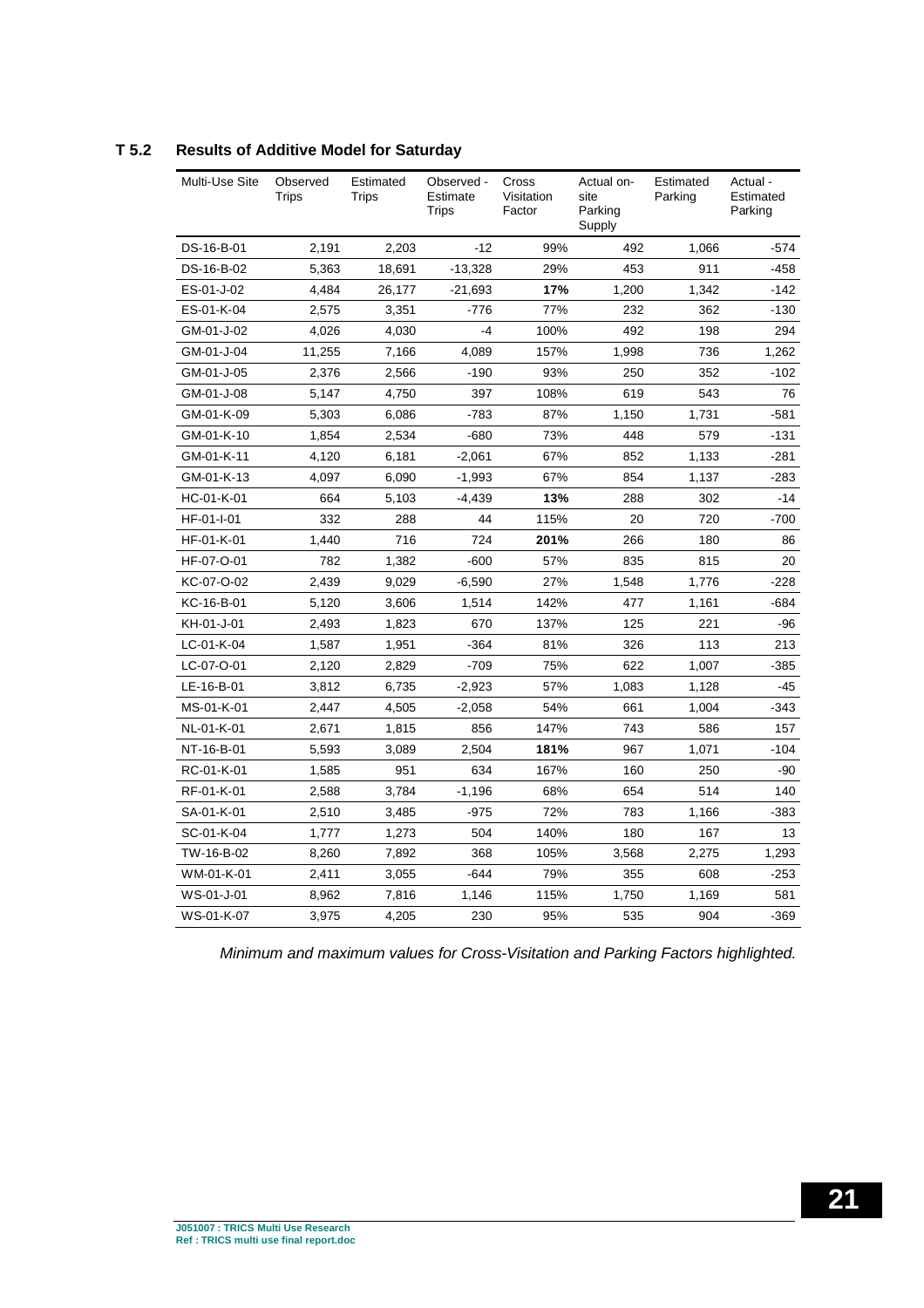### T 5.2 Results of Additive Model for Saturday

| Multi-Use Site | Observed Trips | Estimated Trips | Observed - Estimate Trips | Cross Visitation Factor | Actual on-site Parking Supply | Estimated Parking | Actual - Estimated Parking |
|---|---|---|---|---|---|---|---|
| DS-16-B-01 | 2,191 | 2,203 | -12 | 99% | 492 | 1,066 | -574 |
| DS-16-B-02 | 5,363 | 18,691 | -13,328 | 29% | 453 | 911 | -458 |
| ES-01-J-02 | 4,484 | 26,177 | -21,693 | **17%** | 1,200 | 1,342 | -142 |
| ES-01-K-04 | 2,575 | 3,351 | -776 | 77% | 232 | 362 | -130 |
| GM-01-J-02 | 4,026 | 4,030 | -4 | 100% | 492 | 198 | 294 |
| GM-01-J-04 | 11,255 | 7,166 | 4,089 | 157% | 1,998 | 736 | 1,262 |
| GM-01-J-05 | 2,376 | 2,566 | -190 | 93% | 250 | 352 | -102 |
| GM-01-J-08 | 5,147 | 4,750 | 397 | 108% | 619 | 543 | 76 |
| GM-01-K-09 | 5,303 | 6,086 | -783 | 87% | 1,150 | 1,731 | -581 |
| GM-01-K-10 | 1,854 | 2,534 | -680 | 73% | 448 | 579 | -131 |
| GM-01-K-11 | 4,120 | 6,181 | -2,061 | 67% | 852 | 1,133 | -281 |
| GM-01-K-13 | 4,097 | 6,090 | -1,993 | 67% | 854 | 1,137 | -283 |
| HC-01-K-01 | 664 | 5,103 | -4,439 | **13%** | 288 | 302 | -14 |
| HF-01-I-01 | 332 | 288 | 44 | 115% | 20 | 720 | -700 |
| HF-01-K-01 | 1,440 | 716 | 724 | **201%** | 266 | 180 | 86 |
| HF-07-O-01 | 782 | 1,382 | -600 | 57% | 835 | 815 | 20 |
| KC-07-O-02 | 2,439 | 9,029 | -6,590 | 27% | 1,548 | 1,776 | -228 |
| KC-16-B-01 | 5,120 | 3,606 | 1,514 | 142% | 477 | 1,161 | -684 |
| KH-01-J-01 | 2,493 | 1,823 | 670 | 137% | 125 | 221 | -96 |
| LC-01-K-04 | 1,587 | 1,951 | -364 | 81% | 326 | 113 | 213 |
| LC-07-O-01 | 2,120 | 2,829 | -709 | 75% | 622 | 1,007 | -385 |
| LE-16-B-01 | 3,812 | 6,735 | -2,923 | 57% | 1,083 | 1,128 | -45 |
| MS-01-K-01 | 2,447 | 4,505 | -2,058 | 54% | 661 | 1,004 | -343 |
| NL-01-K-01 | 2,671 | 1,815 | 856 | 147% | 743 | 586 | 157 |
| NT-16-B-01 | 5,593 | 3,089 | 2,504 | **181%** | 967 | 1,071 | -104 |
| RC-01-K-01 | 1,585 | 951 | 634 | 167% | 160 | 250 | -90 |
| RF-01-K-01 | 2,588 | 3,784 | -1,196 | 68% | 654 | 514 | 140 |
| SA-01-K-01 | 2,510 | 3,485 | -975 | 72% | 783 | 1,166 | -383 |
| SC-01-K-04 | 1,777 | 1,273 | 504 | 140% | 180 | 167 | 13 |
| TW-16-B-02 | 8,260 | 7,892 | 368 | 105% | 3,568 | 2,275 | 1,293 |
| WM-01-K-01 | 2,411 | 3,055 | -644 | 79% | 355 | 608 | -253 |
| WS-01-J-01 | 8,962 | 7,816 | 1,146 | 115% | 1,750 | 1,169 | 581 |
| WS-01-K-07 | 3,975 | 4,205 | 230 | 95% | 535 | 904 | -369 |

*Minimum and maximum values for Cross-Visitation and Parking Factors highlighted.*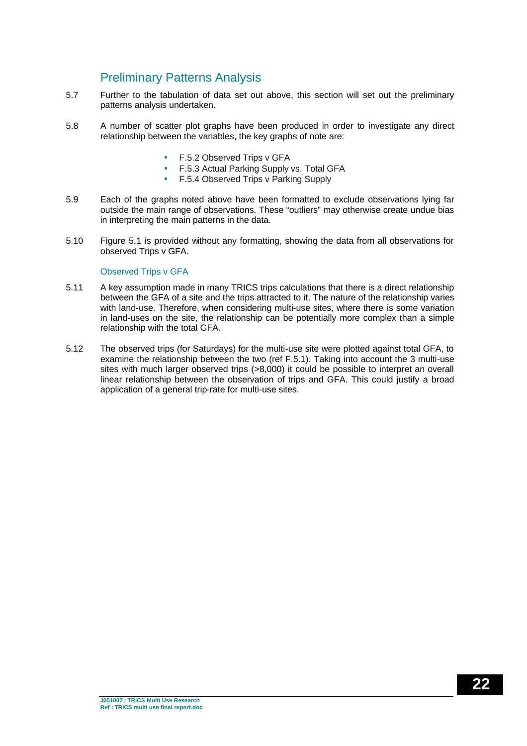## Preliminary Patterns Analysis

5.7 Further to the tabulation of data set out above, this section will set out the preliminary patterns analysis undertaken.

5.8 A number of scatter plot graphs have been produced in order to investigate any direct relationship between the variables, the key graphs of note are:

- F.5.2 Observed Trips v GFA
- F.5.3 Actual Parking Supply vs. Total GFA
- F.5.4 Observed Trips v Parking Supply

5.9 Each of the graphs noted above have been formatted to exclude observations lying far outside the main range of observations. These “outliers” may otherwise create undue bias in interpreting the main patterns in the data.

5.10 Figure 5.1 is provided without any formatting, showing the data from all observations for observed Trips v GFA.

### Observed Trips v GFA

5.11 A key assumption made in many TRICS trips calculations that there is a direct relationship between the GFA of a site and the trips attracted to it. The nature of the relationship varies with land-use. Therefore, when considering multi-use sites, where there is some variation in land-uses on the site, the relationship can be potentially more complex than a simple relationship with the total GFA.

5.12 The observed trips (for Saturdays) for the multi-use site were plotted against total GFA, to examine the relationship between the two (ref F.5.1). Taking into account the 3 multi-use sites with much larger observed trips (>8,000) it could be possible to interpret an overall linear relationship between the observation of trips and GFA. This could justify a broad application of a general trip-rate for multi-use sites.

J051007 : TRICS Multi Use Research
Ref : TRICS multi use final report.doc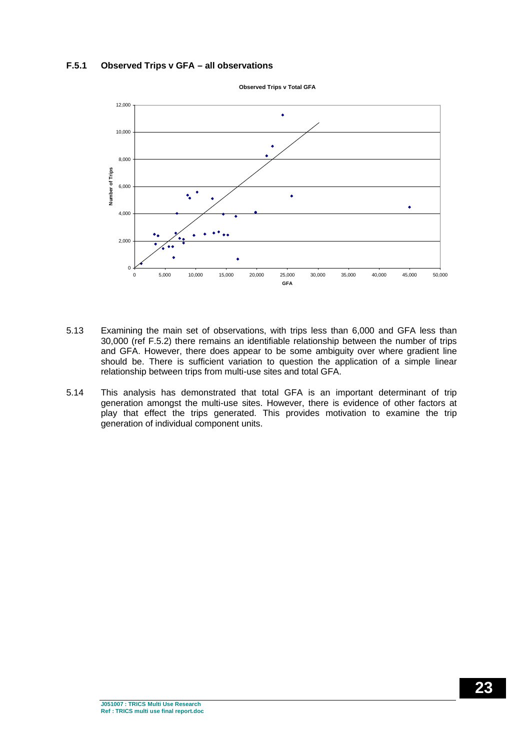### F.5.1 Observed Trips v GFA – all observations

5.13 Examining the main set of observations, with trips less than 6,000 and GFA less than 30,000 (ref F.5.2) there remains an identifiable relationship between the number of trips and GFA. However, there does appear to be some ambiguity over where gradient line should be. There is sufficient variation to question the application of a simple linear relationship between trips from multi-use sites and total GFA.

5.14 This analysis has demonstrated that total GFA is an important determinant of trip generation amongst the multi-use sites. However, there is evidence of other factors at play that effect the trips generated. This provides motivation to examine the trip generation of individual component units.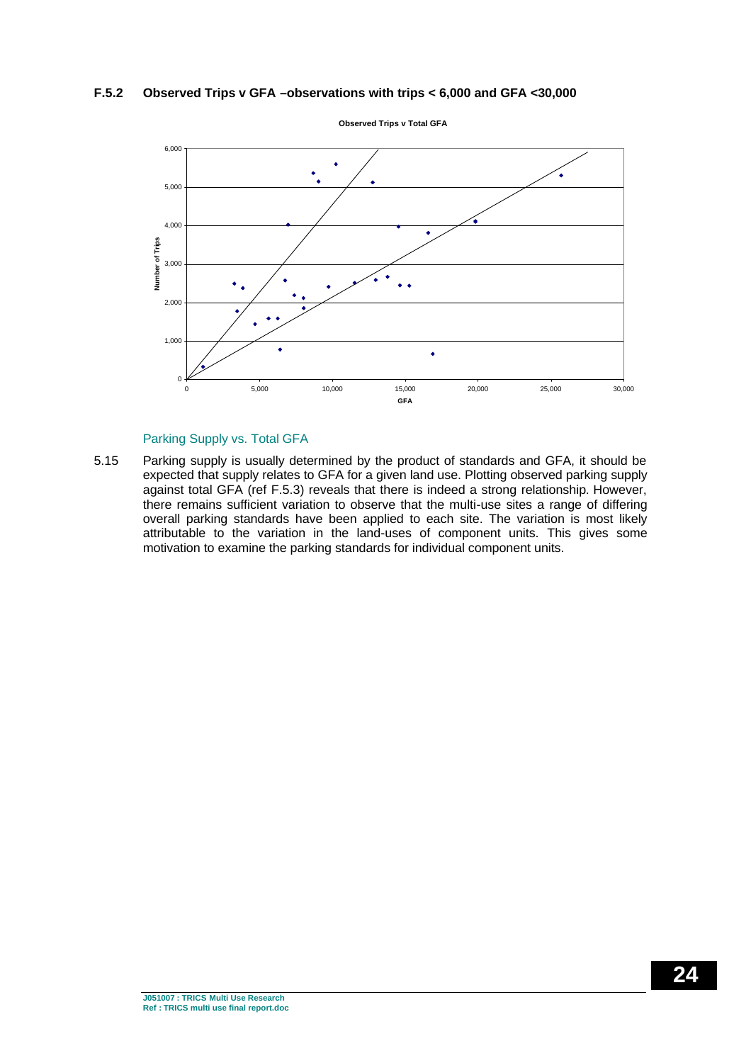### F.5.2 Observed Trips v GFA –observations with trips < 6,000 and GFA <30,000

Observed Trips v Total GFA

### Parking Supply vs. Total GFA

5.15 Parking supply is usually determined by the product of standards and GFA, it should be expected that supply relates to GFA for a given land use. Plotting observed parking supply against total GFA (ref F.5.3) reveals that there is indeed a strong relationship. However, there remains sufficient variation to observe that the multi-use sites a range of differing overall parking standards have been applied to each site. The variation is most likely attributable to the variation in the land-uses of component units. This gives some motivation to examine the parking standards for individual component units.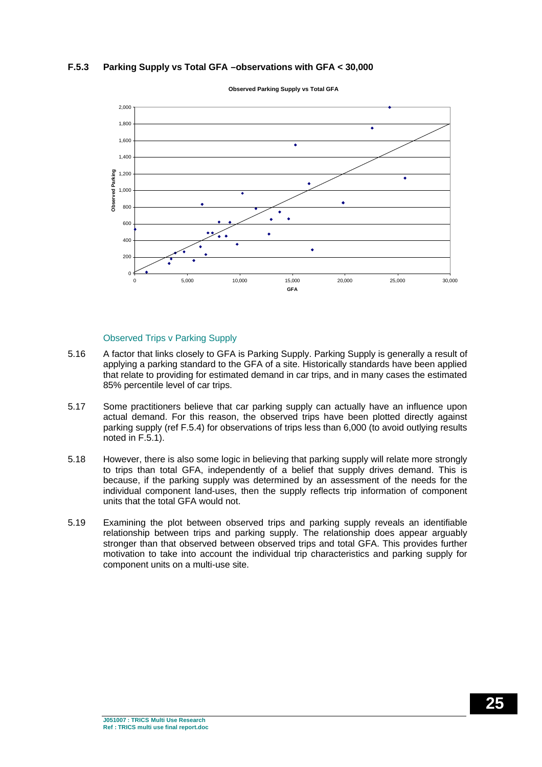### F.5.3 Parking Supply vs Total GFA –observations with GFA < 30,000

Observed Parking Supply vs Total GFA

### Observed Trips v Parking Supply

5.16 A factor that links closely to GFA is Parking Supply. Parking Supply is generally a result of applying a parking standard to the GFA of a site. Historically standards have been applied that relate to providing for estimated demand in car trips, and in many cases the estimated 85% percentile level of car trips.

5.17 Some practitioners believe that car parking supply can actually have an influence upon actual demand. For this reason, the observed trips have been plotted directly against parking supply (ref F.5.4) for observations of trips less than 6,000 (to avoid outlying results noted in F.5.1).

5.18 However, there is also some logic in believing that parking supply will relate more strongly to trips than total GFA, independently of a belief that supply drives demand. This is because, if the parking supply was determined by an assessment of the needs for the individual component land-uses, then the supply reflects trip information of component units that the total GFA would not.

5.19 Examining the plot between observed trips and parking supply reveals an identifiable relationship between trips and parking supply. The relationship does appear arguably stronger than that observed between observed trips and total GFA. This provides further motivation to take into account the individual trip characteristics and parking supply for component units on a multi-use site.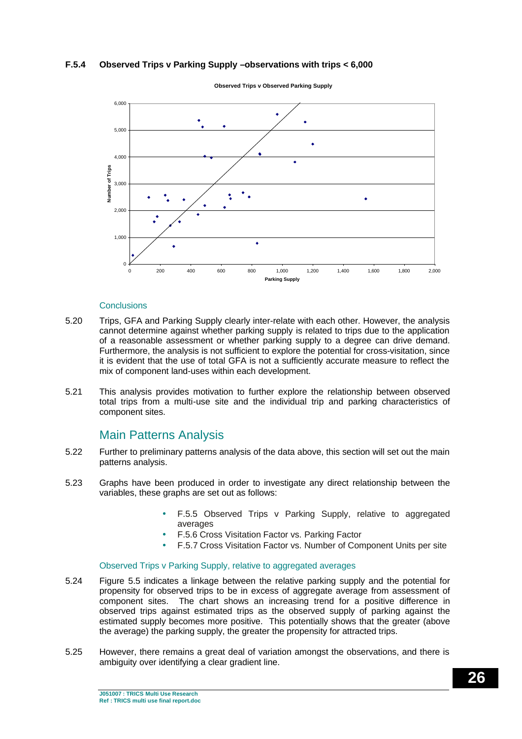### F.5.4 Observed Trips v Parking Supply –observations with trips < 6,000

**Observed Trips v Observed Parking Supply**

### Conclusions

5.20 Trips, GFA and Parking Supply clearly inter-relate with each other. However, the analysis cannot determine against whether parking supply is related to trips due to the application of a reasonable assessment or whether parking supply to a degree can drive demand. Furthermore, the analysis is not sufficient to explore the potential for cross-visitation, since it is evident that the use of total GFA is not a sufficiently accurate measure to reflect the mix of component land-uses within each development.

5.21 This analysis provides motivation to further explore the relationship between observed total trips from a multi-use site and the individual trip and parking characteristics of component sites.

## Main Patterns Analysis

5.22 Further to preliminary patterns analysis of the data above, this section will set out the main patterns analysis.

5.23 Graphs have been produced in order to investigate any direct relationship between the variables, these graphs are set out as follows:

- F.5.5 Observed Trips v Parking Supply, relative to aggregated averages
- F.5.6 Cross Visitation Factor vs. Parking Factor
- F.5.7 Cross Visitation Factor vs. Number of Component Units per site

### Observed Trips v Parking Supply, relative to aggregated averages

5.24 Figure 5.5 indicates a linkage between the relative parking supply and the potential for propensity for observed trips to be in excess of aggregate average from assessment of component sites. The chart shows an increasing trend for a positive difference in observed trips against estimated trips as the observed supply of parking against the estimated supply becomes more positive. This potentially shows that the greater (above the average) the parking supply, the greater the propensity for attracted trips.

5.25 However, there remains a great deal of variation amongst the observations, and there is ambiguity over identifying a clear gradient line.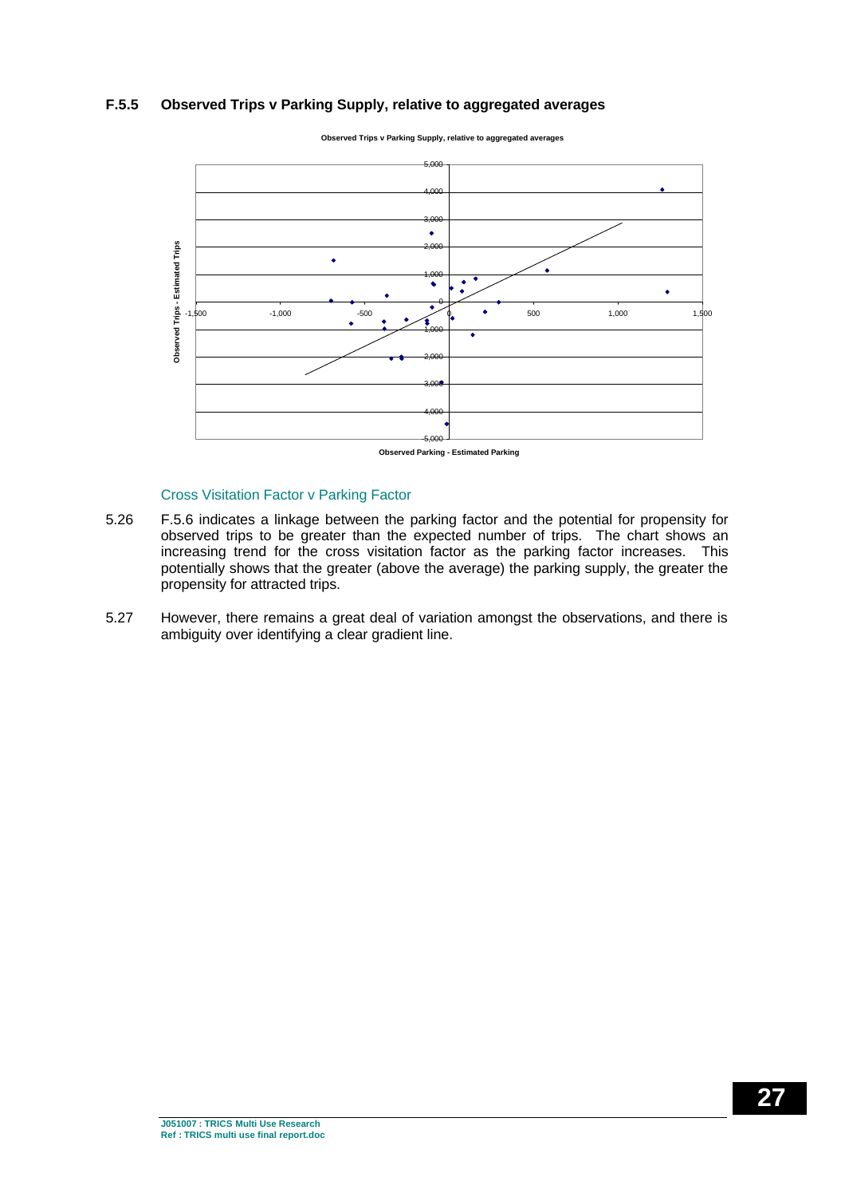### F.5.5 Observed Trips v Parking Supply, relative to aggregated averages

Observed Trips v Parking Supply, relative to aggregated averages

Observed Trips - Estimated Trips

Observed Parking - Estimated Parking

#### Cross Visitation Factor v Parking Factor

5.26 F.5.6 indicates a linkage between the parking factor and the potential for propensity for observed trips to be greater than the expected number of trips. The chart shows an increasing trend for the cross visitation factor as the parking factor increases. This potentially shows that the greater (above the average) the parking supply, the greater the propensity for attracted trips.

5.27 However, there remains a great deal of variation amongst the observations, and there is ambiguity over identifying a clear gradient line.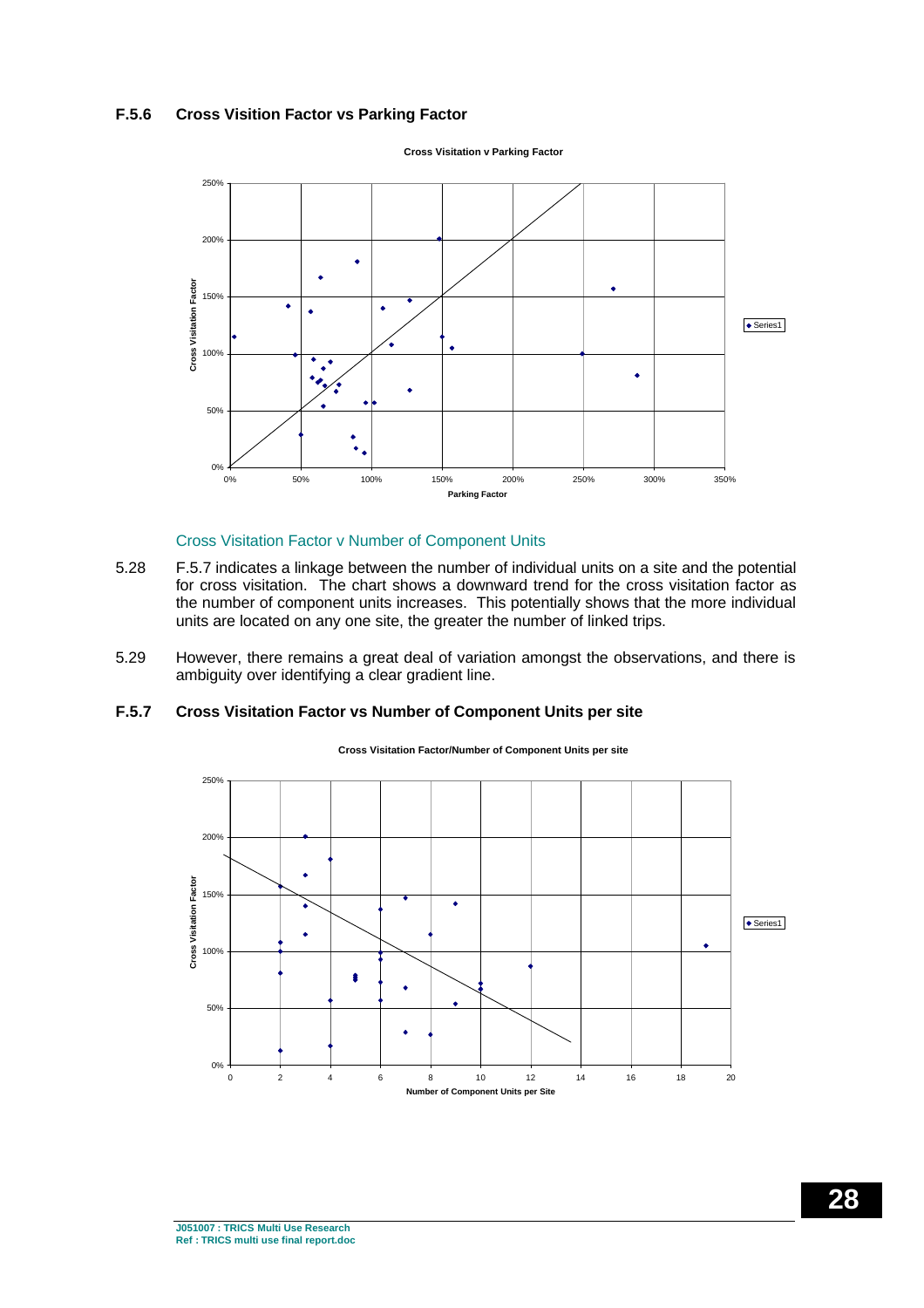### F.5.6 Cross Visition Factor vs Parking Factor

#### Cross Visitation Factor v Number of Component Units

5.28 F.5.7 indicates a linkage between the number of individual units on a site and the potential for cross visitation. The chart shows a downward trend for the cross visitation factor as the number of component units increases. This potentially shows that the more individual units are located on any one site, the greater the number of linked trips.

5.29 However, there remains a great deal of variation amongst the observations, and there is ambiguity over identifying a clear gradient line.

### F.5.7 Cross Visitation Factor vs Number of Component Units per site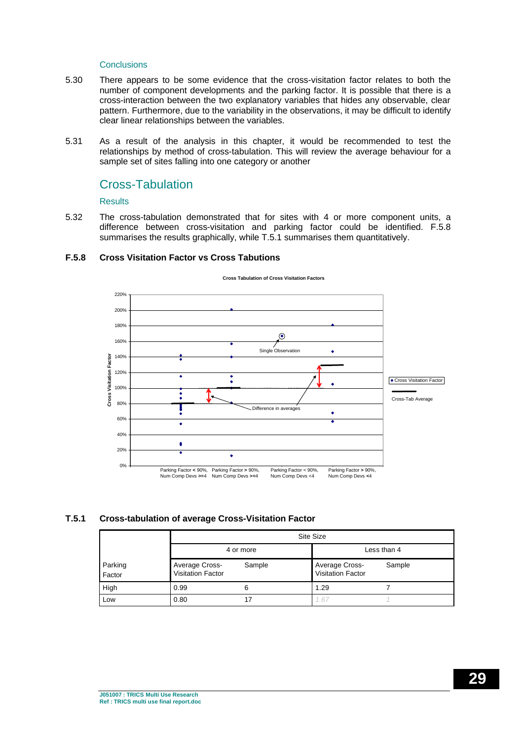### Conclusions

5.30 There appears to be some evidence that the cross-visitation factor relates to both the number of component developments and the parking factor. It is possible that there is a cross-interaction between the two explanatory variables that hides any observable, clear pattern. Furthermore, due to the variability in the observations, it may be difficult to identify clear linear relationships between the variables.

5.31 As a result of the analysis in this chapter, it would be recommended to test the relationships by method of cross-tabulation. This will review the average behaviour for a sample set of sites falling into one category or another

## Cross-Tabulation

### Results

5.32 The cross-tabulation demonstrated that for sites with 4 or more component units, a difference between cross-visitation and parking factor could be identified. F.5.8 summarises the results graphically, while T.5.1 summarises them quantitatively.

**F.5.8 Cross Visitation Factor vs Cross Tabutions**

**T.5.1 Cross-tabulation of average Cross-Visitation Factor**

| Parking Factor | Site Size | | | |
|---|---|---|---|---|
| | 4 or more | | Less than 4 | |
| | Average Cross-Visitation Factor | Sample | Average Cross-Visitation Factor | Sample |
| High | 0.99 | 6 | 1.29 | 7 |
| Low | 0.80 | 17 | 1.67 | 1 |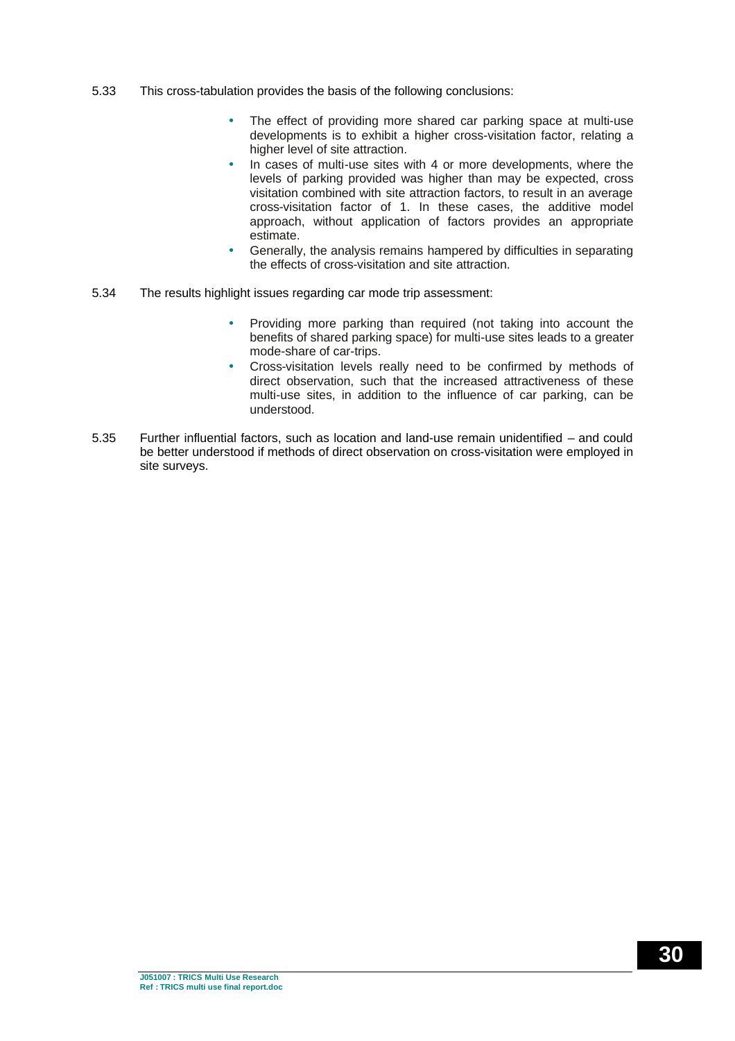5.33 This cross-tabulation provides the basis of the following conclusions:

- The effect of providing more shared car parking space at multi-use developments is to exhibit a higher cross-visitation factor, relating a higher level of site attraction.
- In cases of multi-use sites with 4 or more developments, where the levels of parking provided was higher than may be expected, cross visitation combined with site attraction factors, to result in an average cross-visitation factor of 1. In these cases, the additive model approach, without application of factors provides an appropriate estimate.
- Generally, the analysis remains hampered by difficulties in separating the effects of cross-visitation and site attraction.

5.34 The results highlight issues regarding car mode trip assessment:

- Providing more parking than required (not taking into account the benefits of shared parking space) for multi-use sites leads to a greater mode-share of car-trips.
- Cross-visitation levels really need to be confirmed by methods of direct observation, such that the increased attractiveness of these multi-use sites, in addition to the influence of car parking, can be understood.

5.35 Further influential factors, such as location and land-use remain unidentified – and could be better understood if methods of direct observation on cross-visitation were employed in site surveys.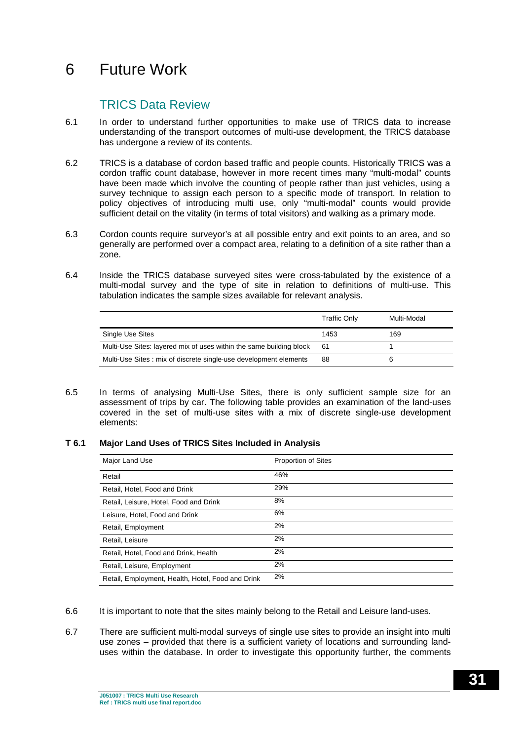# 6 Future Work

## TRICS Data Review

6.1 In order to understand further opportunities to make use of TRICS data to increase understanding of the transport outcomes of multi-use development, the TRICS database has undergone a review of its contents.

6.2 TRICS is a database of cordon based traffic and people counts. Historically TRICS was a cordon traffic count database, however in more recent times many "multi-modal" counts have been made which involve the counting of people rather than just vehicles, using a survey technique to assign each person to a specific mode of transport. In relation to policy objectives of introducing multi use, only "multi-modal" counts would provide sufficient detail on the vitality (in terms of total visitors) and walking as a primary mode.

6.3 Cordon counts require surveyor's at all possible entry and exit points to an area, and so generally are performed over a compact area, relating to a definition of a site rather than a zone.

6.4 Inside the TRICS database surveyed sites were cross-tabulated by the existence of a multi-modal survey and the type of site in relation to definitions of multi-use. This tabulation indicates the sample sizes available for relevant analysis.

| | Traffic Only | Multi-Modal |
|---|---|---|
| Single Use Sites | 1453 | 169 |
| Multi-Use Sites: layered mix of uses within the same building block | 61 | 1 |
| Multi-Use Sites : mix of discrete single-use development elements | 88 | 6 |

6.5 In terms of analysing Multi-Use Sites, there is only sufficient sample size for an assessment of trips by car. The following table provides an examination of the land-uses covered in the set of multi-use sites with a mix of discrete single-use development elements:

**T 6.1 Major Land Uses of TRICS Sites Included in Analysis**

| Major Land Use | Proportion of Sites |
|---|---|
| Retail | 46% |
| Retail, Hotel, Food and Drink | 29% |
| Retail, Leisure, Hotel, Food and Drink | 8% |
| Leisure, Hotel, Food and Drink | 6% |
| Retail, Employment | 2% |
| Retail, Leisure | 2% |
| Retail, Hotel, Food and Drink, Health | 2% |
| Retail, Leisure, Employment | 2% |
| Retail, Employment, Health, Hotel, Food and Drink | 2% |

6.6 It is important to note that the sites mainly belong to the Retail and Leisure land-uses.

6.7 There are sufficient multi-modal surveys of single use sites to provide an insight into multi use zones – provided that there is a sufficient variety of locations and surrounding land-uses within the database. In order to investigate this opportunity further, the comments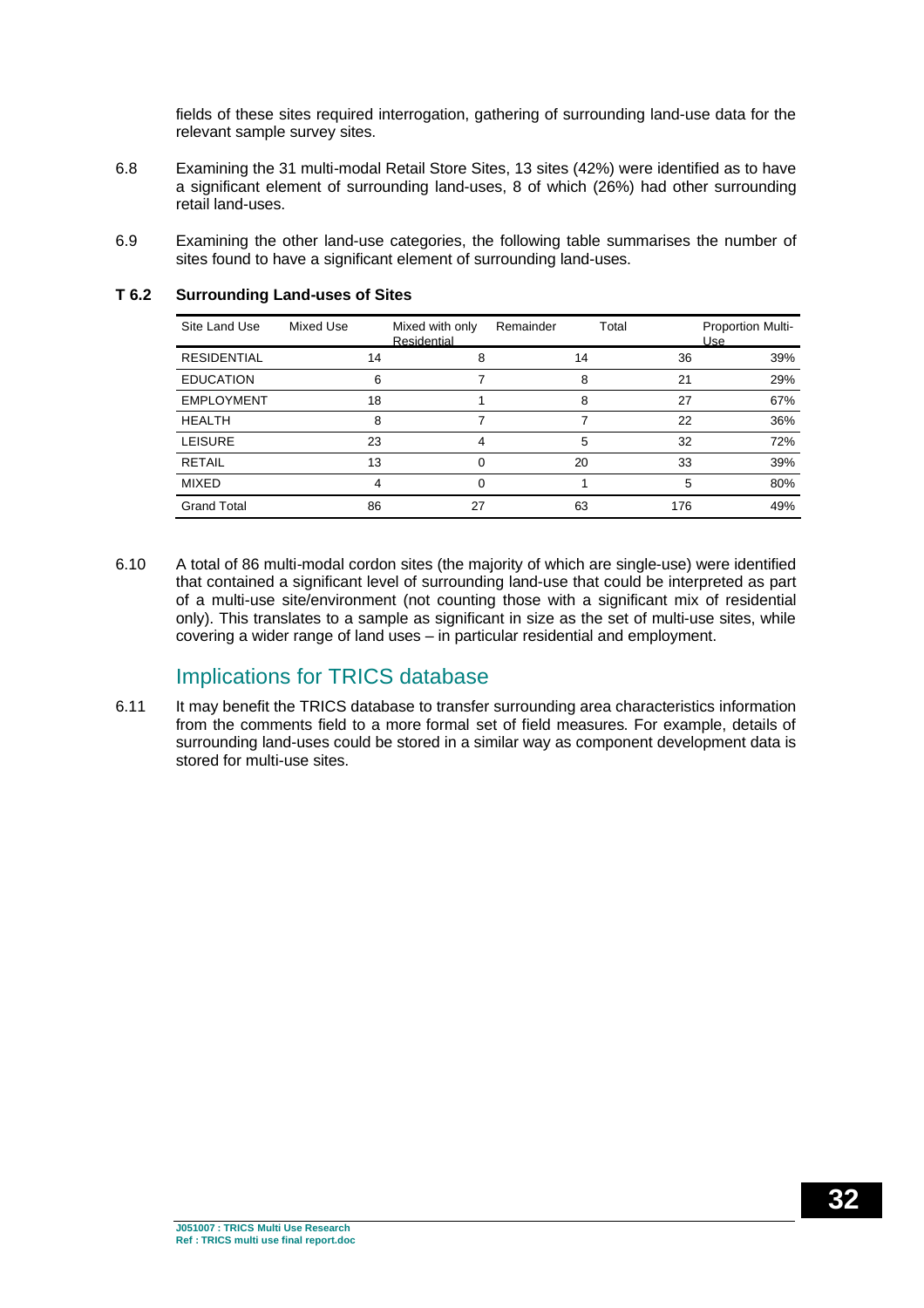fields of these sites required interrogation, gathering of surrounding land-use data for the relevant sample survey sites.

6.8 Examining the 31 multi-modal Retail Store Sites, 13 sites (42%) were identified as to have a significant element of surrounding land-uses, 8 of which (26%) had other surrounding retail land-uses.

6.9 Examining the other land-use categories, the following table summarises the number of sites found to have a significant element of surrounding land-uses.

**T 6.2 Surrounding Land-uses of Sites**

| Site Land Use | Mixed Use | Mixed with only Residential | Remainder | Total | Proportion Multi-Use |
|---|---|---|---|---|---|
| RESIDENTIAL | 14 | 8 | 14 | 36 | 39% |
| EDUCATION | 6 | 7 | 8 | 21 | 29% |
| EMPLOYMENT | 18 | 1 | 8 | 27 | 67% |
| HEALTH | 8 | 7 | 7 | 22 | 36% |
| LEISURE | 23 | 4 | 5 | 32 | 72% |
| RETAIL | 13 | 0 | 20 | 33 | 39% |
| MIXED | 4 | 0 | 1 | 5 | 80% |
| Grand Total | 86 | 27 | 63 | 176 | 49% |

6.10 A total of 86 multi-modal cordon sites (the majority of which are single-use) were identified that contained a significant level of surrounding land-use that could be interpreted as part of a multi-use site/environment (not counting those with a significant mix of residential only). This translates to a sample as significant in size as the set of multi-use sites, while covering a wider range of land uses – in particular residential and employment.

## Implications for TRICS database

6.11 It may benefit the TRICS database to transfer surrounding area characteristics information from the comments field to a more formal set of field measures. For example, details of surrounding land-uses could be stored in a similar way as component development data is stored for multi-use sites.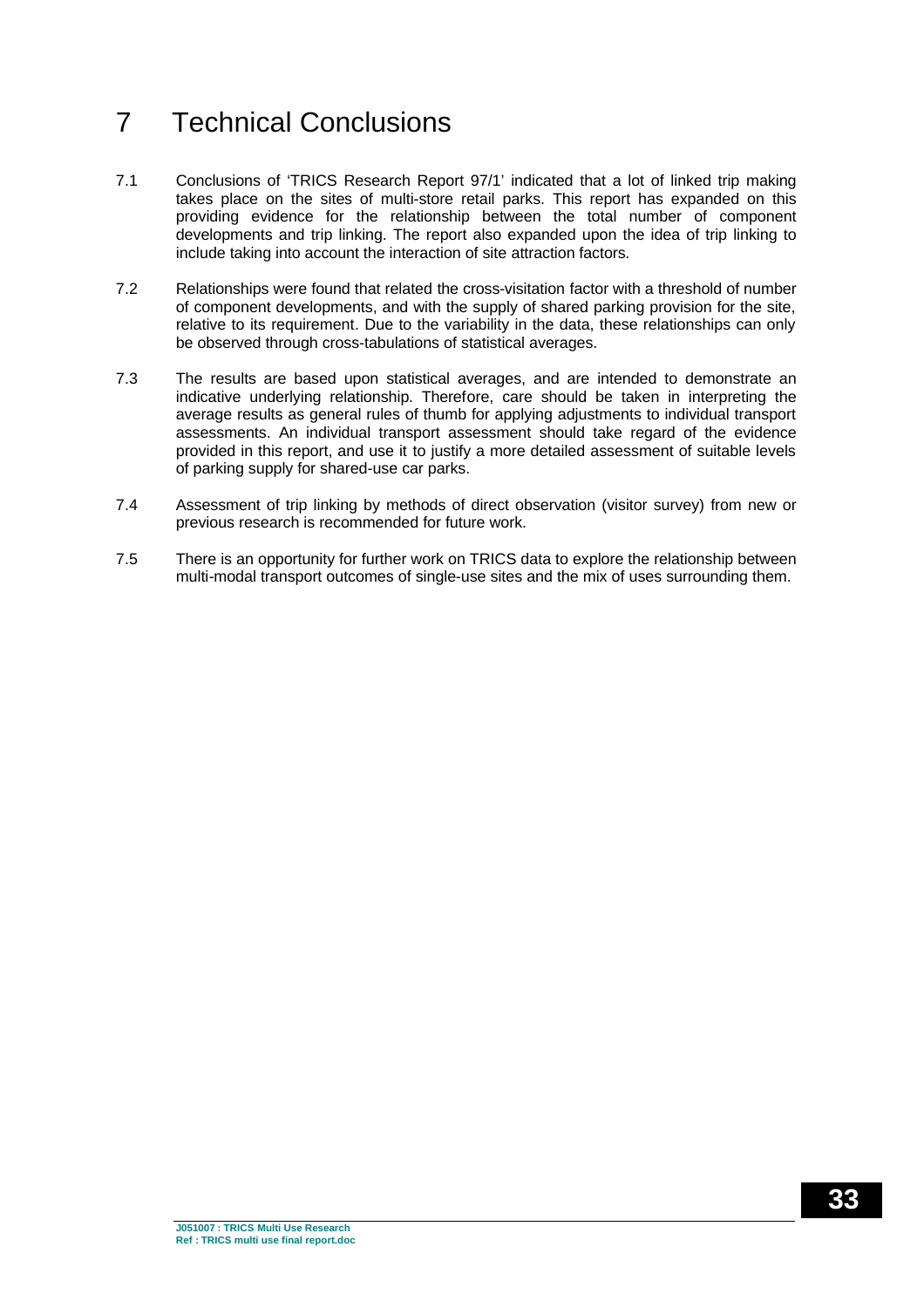# 7 Technical Conclusions

7.1 Conclusions of 'TRICS Research Report 97/1' indicated that a lot of linked trip making takes place on the sites of multi-store retail parks. This report has expanded on this providing evidence for the relationship between the total number of component developments and trip linking. The report also expanded upon the idea of trip linking to include taking into account the interaction of site attraction factors.

7.2 Relationships were found that related the cross-visitation factor with a threshold of number of component developments, and with the supply of shared parking provision for the site, relative to its requirement. Due to the variability in the data, these relationships can only be observed through cross-tabulations of statistical averages.

7.3 The results are based upon statistical averages, and are intended to demonstrate an indicative underlying relationship. Therefore, care should be taken in interpreting the average results as general rules of thumb for applying adjustments to individual transport assessments. An individual transport assessment should take regard of the evidence provided in this report, and use it to justify a more detailed assessment of suitable levels of parking supply for shared-use car parks.

7.4 Assessment of trip linking by methods of direct observation (visitor survey) from new or previous research is recommended for future work.

7.5 There is an opportunity for further work on TRICS data to explore the relationship between multi-modal transport outcomes of single-use sites and the mix of uses surrounding them.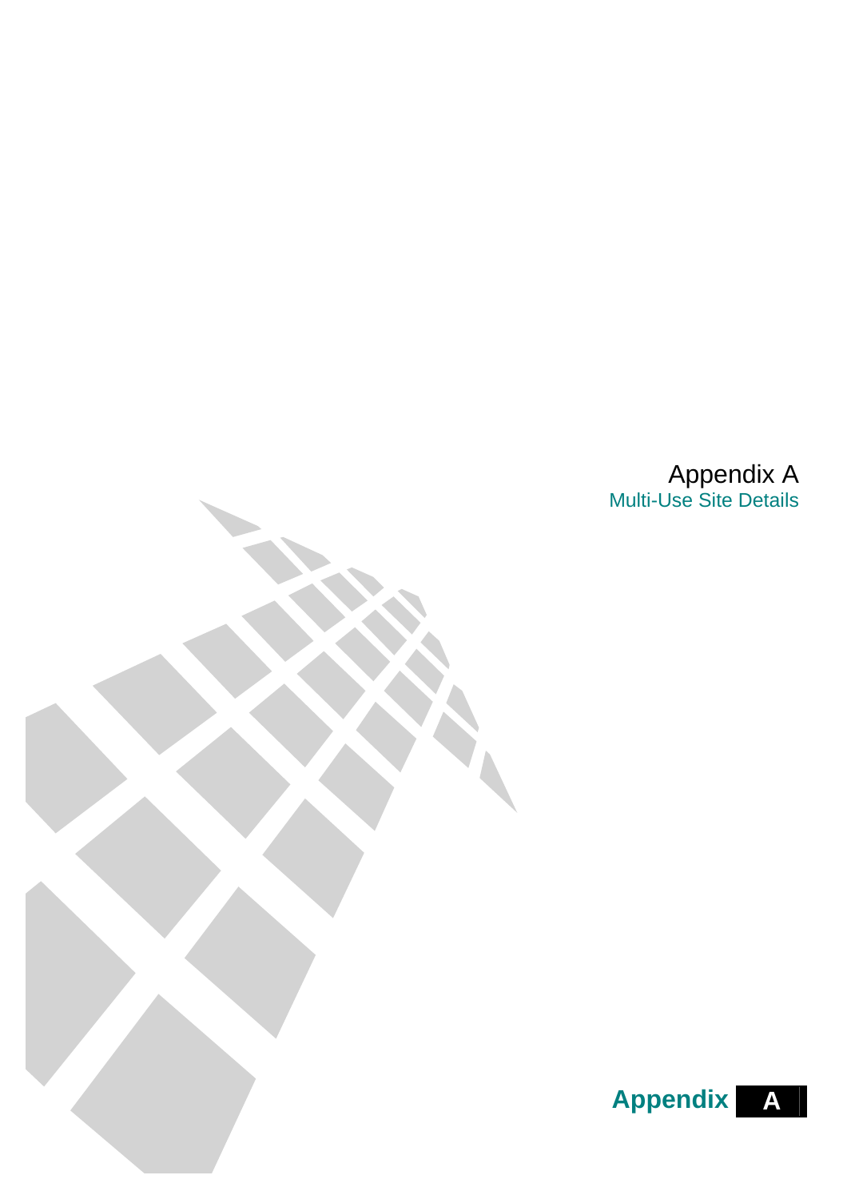# Appendix A

## Multi-Use Site Details

**Appendix A**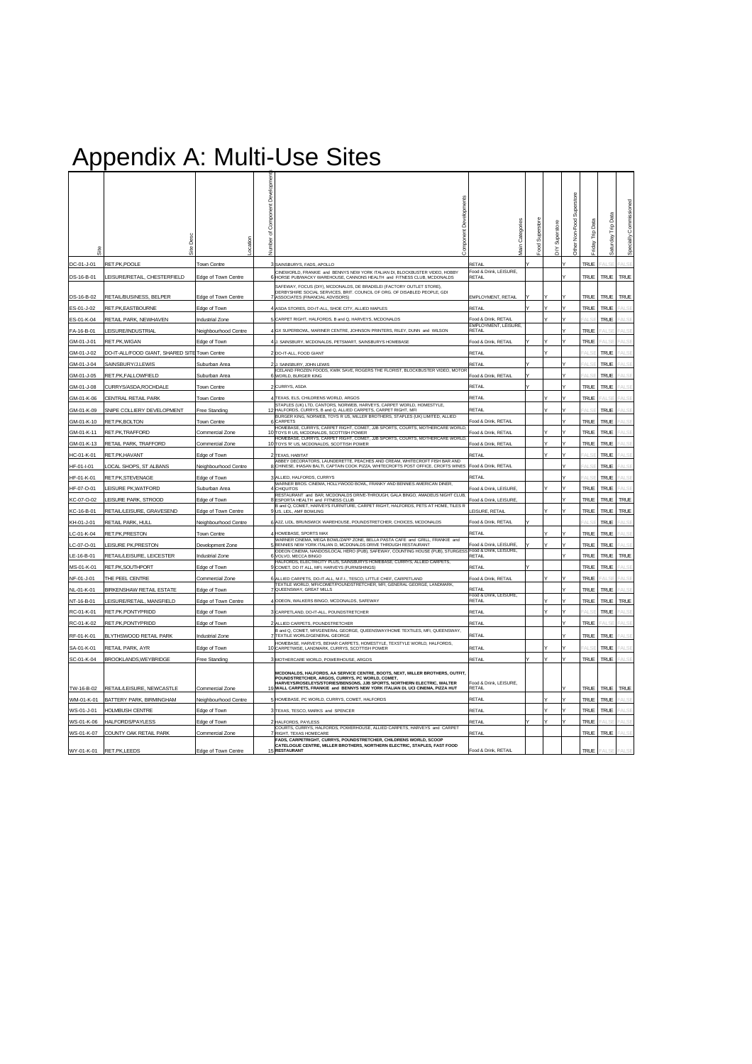# Appendix A: Multi-Use Sites

| Site | Site Desc | Location | Number of Component Developments | Component Developments | Main Categories | Food Superstore | DIY Superstore | Other Non-Food Superstore | Friday Trip Data | Saturday Trip Data | Specially Commissioned |
|---|---|---|---|---|---|---|---|---|---|---|---|
| DC-01-J-01 | RET.PK,POOLE | Town Centre | 3 | SAINSBURYS, FADS, APOLLO | RETAIL | Y | | Y | TRUE | FALSE | FALSE |
| DS-16-B-01 | LEISURE/RETAIL, CHESTERFIELD | Edge of Town Centre | 6 | CINEWORLD, FRANKIE and BENNYS NEW YORK ITALIAN DI, BLOCKBUSTER VIDEO, HOBBY HORSE PUB/WACKY WAREHOUSE, CANNONS HEALTH and FITNESS CLUB, MCDONALDS | Food & Drink, LEISURE, RETAIL | | | Y | TRUE | TRUE | TRUE |
| DS-16-B-02 | RETAIL/BUSINESS, BELPER | Edge of Town Centre | 7 | SAFEWAY, FOCUS (DIY), MCDONALDS, DE BRADELEI (FACTORY OUTLET STORE), DERBYSHIRE SOCIAL SERVICES, BRIT. COUNCIL OF ORG. OF DISABLED PEOPLE, GDI ASSOCIATES (FINANCIAL ADVISORS) | EMPLOYMENT, RETAIL | Y | Y | Y | TRUE | TRUE | TRUE |
| ES-01-J-02 | RET.PK,EASTBOURNE | Edge of Town Centre | 4 | ASDA STORES, DO-IT-ALL, SHOE CITY, ALLIED MAPLES | RETAIL | Y | Y | Y | TRUE | TRUE | FALSE |
| ES-01-K-04 | RETAIL PARK, NEWHAVEN | Industrial Zone | 5 | CARPET RIGHT, HALFORDS, B and Q, HARVEYS, MCDONALDS | Food & Drink, RETAIL | | Y | Y | TRUE | TRUE | FALSE |
| FA-16-B-01 | LEISURE/INDUSTRIAL | Neighbourhood Centre | 4 | GX SUPERBOWL, MARINER CENTRE, JOHNSON PRINTERS, RILEY, DUNN and WILSON | EMPLOYMENT, LEISURE, RETAIL | | | Y | TRUE | FALSE | FALSE |
| GM-01-J-01 | RET.PK,WIGAN | Edge of Town | 4 | J. SAINSBURY, MCDONALDS, PETSMART, SAINSBURYS HOMEBASE | Food & Drink, RETAIL | Y | Y | Y | TRUE | FALSE | FALSE |
| GM-01-J-02 | DO-IT-ALL/FOOD GIANT, SHARED SITE | Town Centre | 2 | DO-IT-ALL, FOOD GIANT | RETAIL | | Y | | FALSE | TRUE | FALSE |
| GM-01-J-04 | SAINSBURY/J.LEWIS | Suburban Area | 2 | J. SAINSBURY, JOHN LEWIS | RETAIL | Y | | Y | FALSE | TRUE | FALSE |
| GM-01-J-05 | RET.PK,FALLOWFIELD | Suburban Area | 6 | ICELAND FROZEN FOODS, KWIK SAVE, ROGERS THE FLORIST, BLOCKBUSTER VIDEO, MOTOR WORLD, BURGER KING | Food & Drink, RETAIL | Y | | Y | FALSE | TRUE | FALSE |
| GM-01-J-08 | CURRYS/ASDA,ROCHDALE | Town Centre | 2 | CURRYS, ASDA | RETAIL | Y | | Y | TRUE | TRUE | FALSE |
| GM-01-K-06 | CENTRAL RETAIL PARK | Town Centre | 4 | TEXAS, ELS, CHILDRENS WORLD, ARGOS | RETAIL | | Y | Y | FALSE | TRUE | FALSE |
| GM-01-K-09 | SNIPE COLLIERY DEVELOPMENT | Free Standing | 12 | STAPLES (UK) LTD, CANTORS, NORWEB, HARVEYS, CARPET WORLD, HOMESTYLE, HALFORDS, CURRYS, B and Q, ALLIED CARPETS, CARPET RIGHT, MFI | RETAIL | | Y | Y | FALSE | TRUE | FALSE |
| GM-01-K-10 | RET.PK,BOLTON | Town Centre | 6 | BURGER KING, NORWEB, TOYS R US, MILLER BROTHERS, STAPLES (UK) LIMITED, ALLIED CARPETS | Food & Drink, RETAIL | | | Y | TRUE | TRUE | FALSE |
| GM-01-K-11 | RET.PK,TRAFFORD | Commercial Zone | 10 | HOMEBASE, CURRYS, CARPET RIGHT, COMET, JJB SPORTS, COURTS, MOTHERCARE WORLD, TOYS R US, MCDONALDS, SCOTTISH POWER | Food & Drink, RETAIL | | Y | Y | TRUE | TRUE | FALSE |
| GM-01-K-13 | RETAIL PARK, TRAFFORD | Commercial Zone | 10 | HOMEBASE, CURRYS, CARPET RIGHT, COMET, JJB SPORTS, COURTS, MOTHERCARE WORLD, TOYS 'R' US, MCDONALDS, SCOTTISH POWER | Food & Drink, RETAIL | | Y | Y | TRUE | TRUE | FALSE |
| HC-01-K-01 | RET.PK,HAVANT | Edge of Town | 2 | TEXAS, HABITAT | RETAIL | | Y | Y | FALSE | TRUE | FALSE |
| HF-01-I-01 | LOCAL SHOPS, ST ALBANS | Neighbourhood Centre | 8 | ABBEY DECORATORS, LAUNDERETTE, PEACHES AND CREAM, WHITECROFT FISH BAR AND CHINESE, IHASAN BALTI, CAPTAIN COOK PIZZA, WHITECROFTS POST OFFICE, CROFTS WINES | Food & Drink, RETAIL | | | Y | FALSE | TRUE | FALSE |
| HF-01-K-01 | RET.PK,STEVENAGE | Edge of Town | 3 | ALLIED, HALFORDS, CURRYS | RETAIL | | | Y | FALSE | TRUE | FALSE |
| HF-07-O-01 | LEISURE PK,WATFORD | Suburban Area | 4 | WARNER BROS. CINEMA, HOLLYWOOD BOWL, FRANKY AND BENNIES AMERICAN DINER, CHIQUITOS | Food & Drink, LEISURE, | | Y | Y | TRUE | TRUE | FALSE |
| KC-07-O-02 | LEISURE PARK, STROOD | Edge of Town | 8 | RESTAURANT and BAR, MCDONALDS DRIVE-THROUGH, GALA BINGO, AMADEUS NIGHT CLUB, ESPORTA HEALTH and FITNESS CLUB | Food & Drink, LEISURE, | | | Y | TRUE | TRUE | TRUE |
| KC-16-B-01 | RETAIL/LEISURE, GRAVESEND | Edge of Town Centre | 9 | B and Q, COMET, HARVEYS FURNITURE, CARPET RIGHT, HALFORDS, PETS AT HOME, TILES R US, LIDL, AMF BOWLING | LEISURE, RETAIL | | Y | Y | TRUE | TRUE | TRUE |
| KH-01-J-01 | RETAIL PARK, HULL | Neighbourhood Centre | 6 | A2Z, LIDL, BRUNSWICK WAREHOUSE, POUNDSTRETCHER, CHOICES, MCDONALDS | Food & Drink, RETAIL | Y | | | FALSE | TRUE | FALSE |
| LC-01-K-04 | RET.PK,PRESTON | Town Centre | 4 | HOMEBASE, SPORTS MAX | RETAIL | | Y | Y | TRUE | TRUE | FALSE |
| LC-07-O-01 | LEISURE PK,PRESTON | Development Zone | 5 | WARNER CINEMA, MEGA BOWL/ZAPP ZONE, BELLA PASTA CAFE and GRILL, FRANKIE and BENNIES NEW YORK ITALIAN D, MCDONALDS DRIVE THROUGH RESTAURANT | Food & Drink, LEISURE, | Y | Y | Y | TRUE | TRUE | FALSE |
| LE-16-B-01 | RETAIL/LEISURE, LEICESTER | Industrial Zone | 6 | ODEON CINEMA, NANDOS/LOCAL HERO (PUB), SAFEWAY, COUNTING HOUSE (PUB), STURGESS VOLVO, MECCA BINGO | Food & Drink, LEISURE, RETAIL | | | Y | TRUE | TRUE | TRUE |
| MS-01-K-01 | RET.PK,SOUTHPORT | Edge of Town | 9 | HALFORDS, ELECTRICITY PLUS, SAINSBURYS HOMEBASE, CURRYS, ALLIED CARPETS, COMET, DO IT ALL, MFI, HARVEYS (FURNISHINGS) | RETAIL | Y | | | TRUE | TRUE | FALSE |
| NF-01-J-01 | THE PEEL CENTRE | Commercial Zone | 6 | ALLIED CARPETS, DO-IT-ALL, M.F.I., TESCO, LITTLE CHEF, CARPETLAND | Food & Drink, RETAIL | | Y | Y | TRUE | FALSE | FALSE |
| NL-01-K-01 | BIRKENSHAW RETAIL ESTATE | Edge of Town | 7 | TEXTILE WORLD, MFI/COMET/POUNDSTRETCHER, MFI, GENERAL GEORGE, LANDMARK, QUEENSWAY, GREAT MILLS | RETAIL | | | Y | TRUE | TRUE | FALSE |
| NT-16-B-01 | LEISURE/RETAIL, MANSFIELD | Edge of Town Centre | 4 | ODEON, WALKERS BINGO, MCDONALDS, SAFEWAY | Food & Drink, LEISURE, RETAIL | | Y | Y | TRUE | TRUE | TRUE |
| RC-01-K-01 | RET.PK,PONTYPRIDD | Edge of Town | 3 | CARPETLAND, DO-IT-ALL, POUNDSTRETCHER | RETAIL | | Y | Y | FALSE | TRUE | FALSE |
| RC-01-K-02 | RET.PK,PONTYPRIDD | Edge of Town | 2 | ALLIED CARPETS, POUNDSTRETCHER | RETAIL | | | Y | TRUE | FALSE | FALSE |
| RF-01-K-01 | BLYTHSWOOD RETAIL PARK | Industrial Zone | 7 | B and Q, COMET, MFI/GENERAL GEORGE, QUEENSWAY/HOME TEXTILES, MFI, QUEENSWAY, TEXTILE WORLD/GENERAL GEORGE | RETAIL | | | Y | TRUE | TRUE | FALSE |
| SA-01-K-01 | RETAIL PARK, AYR | Edge of Town | 10 | HOMEBASE, HARVEYS, BEHAR CARPETS, HOMESTYLE, TEXSTYLE WORLD, HALFORDS, CARPETWISE, LANDMARK, CURRYS, SCOTTISH POWER | RETAIL | | Y | Y | FALSE | TRUE | FALSE |
| SC-01-K-04 | BROOKLANDS,WEYBRIDGE | Free Standing | 3 | MOTHERCARE WORLD, POWERHOUSE, ARGOS | RETAIL | Y | Y | Y | TRUE | TRUE | FALSE |
| TW-16-B-02 | RETAIL/LEISURE, NEWCASTLE | Commercial Zone | 19 | MCDONALDS, HALFORDS, AA SERVICE CENTRE, BOOTS, NEXT, MILLER BROTHERS, OUTFIT, POUNDSTRETCHER, ARGOS, CURRYS, PC WORLD, COMET, HARVEYS/ROSELEYS/STORIES/BENSONS, JJB SPORTS, NORTHERN ELECTRIC, WALTER WALL CARPETS, FRANKIE and BENNYS NEW YORK ITALIAN DI, UCI CINEMA, PIZZA HUT | Food & Drink, LEISURE, RETAIL | | | Y | TRUE | TRUE | TRUE |
| WM-01-K-01 | BATTERY PARK, BIRMINGHAM | Neighbourhood Centre | 5 | HOMEBASE, PC WORLD, CURRYS, COMET, HALFORDS | RETAIL | | Y | Y | TRUE | TRUE | FALSE |
| WS-01-J-01 | HOLMBUSH CENTRE | Edge of Town | 3 | TEXAS, TESCO, MARKS and SPENCER | RETAIL | | Y | Y | TRUE | TRUE | FALSE |
| WS-01-K-06 | HALFORDS/PAYLESS | Edge of Town | 2 | HALFORDS, PAYLESS | RETAIL | Y | Y | Y | TRUE | FALSE | FALSE |
| WS-01-K-07 | COUNTY OAK RETAIL PARK | Commercial Zone | 7 | COURTS, CURRYS, HALFORDS, POWERHOUSE, ALLIED CARPETS, HARVEYS and CARPET RIGHT, TEXAS HOMECARE | RETAIL | | | Y | TRUE | TRUE | FALSE |
| WY-01-K-01 | RET.PK,LEEDS | Edge of Town Centre | 15 | FADS, CARPETRIGHT, CURRYS, POUNDSTRETCHER, CHILDRENS WORLD, SCOOP CATELOGUE CENTRE, MILLER BROTHERS, NORTHERN ELECTRIC, STAPLES, FAST FOOD RESTAURANT | Food & Drink, RETAIL | | | | TRUE | FALSE | FALSE |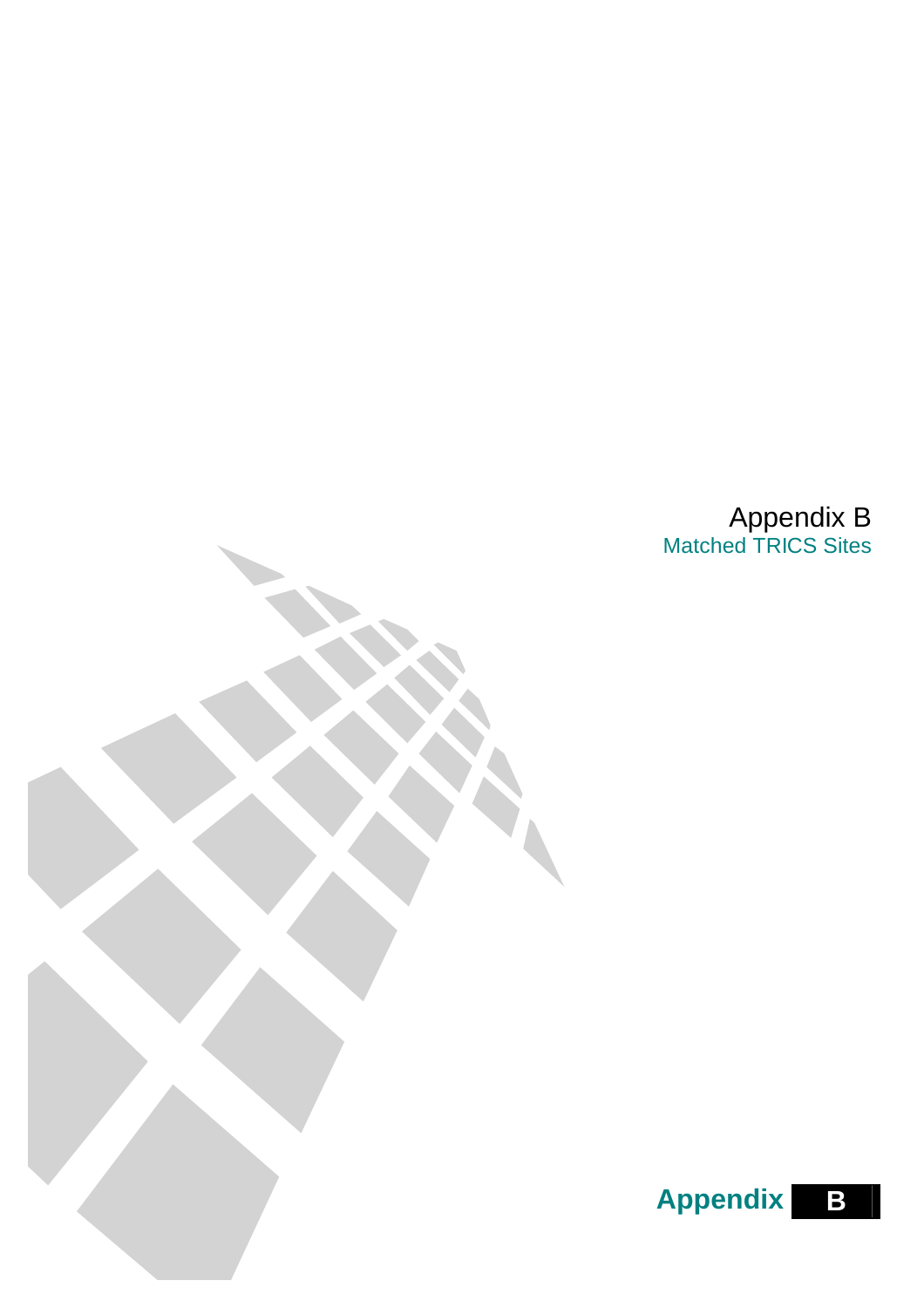# Appendix B

## Matched TRICS Sites

**Appendix B**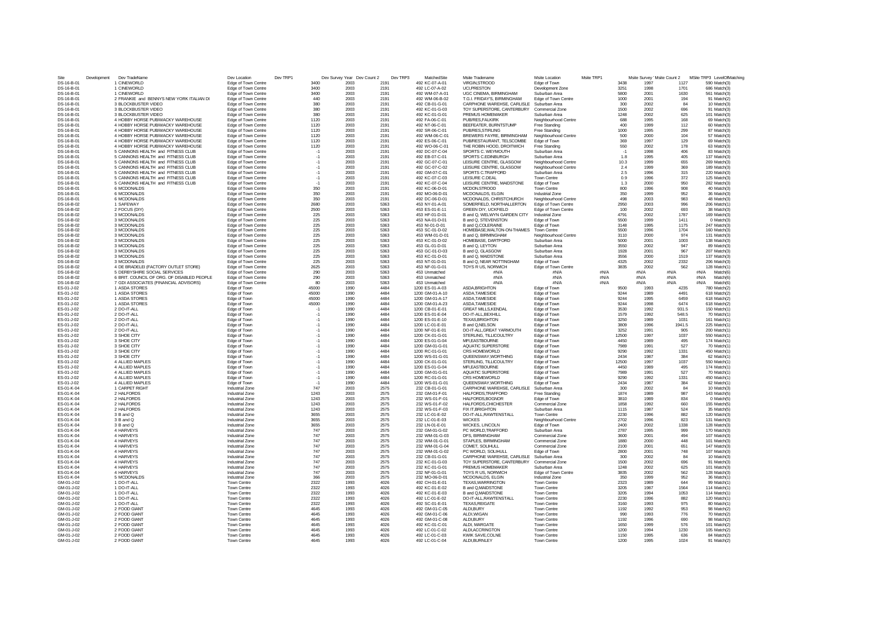| Site | Development | Dev TradeName | Dev Location | Dev TRP1 | Dev Survey Year | Dev Count 2 | Dev TRP3 | MatchedSite | Msite Tradename | Msite Location | Msite TRP1 | Msite Survey Year | Msite Count 2 | MSite TRP3 | LevelOfMatching |
|---|---|---|---|---|---|---|---|---|---|---|---|---|---|---|---|
| DS-16-B-01 | 1 | CINEWORLD | Edge of Town Centre | 3400 | 2003 | 2191 | 492 | KC-07-A-01 | VIRGIN,STROOD | Edge of Town | 3438 | 1997 | 1127 | 590 | Match(3) |
| DS-16-B-01 | 1 | CINEWORLD | Edge of Town Centre | 3400 | 2003 | 2191 | 492 | LC-07-A-02 | UCI,PRESTON | Development Zone | 3251 | 1998 | 1701 | 686 | Match(3) |
| DS-16-B-01 | 1 | CINEWORLD | Edge of Town Centre | 3400 | 2003 | 2191 | 492 | WM-07-A-01 | UGC CINEMA, BIRMINGHAM | Suburban Area | 5800 | 2001 | 1630 | 561 | Match(3) |
| DS-16-B-01 | 2 | FRANKIE and BENNYS NEW YORK ITALIAN DI | Edge of Town Centre | 440 | 2003 | 2191 | 492 | WM-06-B-02 | T.G.I. FRIDAY'S, BIRMINGHAM | Edge of Town Centre | 1000 | 2001 | 194 | 91 | Match(2) |
| DS-16-B-01 | 3 | BLOCKBUSTER VIDEO | Edge of Town Centre | 380 | 2003 | 2191 | 492 | CB-01-G-01 | CARPHONE WAREHSE, CARLISLE | Suburban Area | 300 | 2002 | 84 | 10 | Match(3) |
| DS-16-B-01 | 3 | BLOCKBUSTER VIDEO | Edge of Town Centre | 380 | 2003 | 2191 | 492 | KC-01-G-03 | TOY SUPERSTORE, CANTERBURY | Commercial Zone | 1500 | 2002 | 696 | 91 | Match(3) |
| DS-16-B-01 | 3 | BLOCKBUSTER VIDEO | Edge of Town Centre | 380 | 2003 | 2191 | 492 | KC-01-G-01 | PREMUS HOMEMAKER | Suburban Area | 1248 | 2002 | 625 | 101 | Match(3) |
| DS-16-B-01 | 4 | HOBBY HORSE PUB/WACKY WAREHOUSE | Edge of Town Centre | 1120 | 2003 | 2191 | 492 | FA-06-C-01 | PUB/RES,FALKIRK | Neighbourhood Centre | 688 | 1995 | 168 | 69 | Match(3) |
| DS-16-B-01 | 4 | HOBBY HORSE PUB/WACKY WAREHOUSE | Edge of Town Centre | 1120 | 2003 | 2191 | 492 | NT-06-C-01 | BEEFEATER, BURNTSTUMP | Free Standing | 400 | 1999 | 112 | 60 | Match(3) |
| DS-16-B-01 | 4 | HOBBY HORSE PUB/WACKY WAREHOUSE | Edge of Town Centre | 1120 | 2003 | 2191 | 492 | SR-06-C-01 | PUB/RES,STIRLING | Free Standing | 1000 | 1995 | 299 | 87 | Match(3) |
| DS-16-B-01 | 4 | HOBBY HORSE PUB/WACKY WAREHOUSE | Edge of Town Centre | 1120 | 2003 | 2191 | 492 | WM-06-C-01 | BREWERS FAYRE, BIRMINGHAM | Neighbourhood Centre | 500 | 2000 | 104 | 57 | Match(3) |
| DS-16-B-01 | 4 | HOBBY HORSE PUB/WACKY WAREHOUSE | Edge of Town Centre | 1120 | 2003 | 2191 | 492 | ES-06-C-01 | PUB/RESTAURANT, TELSCOMBE | Edge of Town | 369 | 1997 | 129 | 69 | Match(3) |
| DS-16-B-01 | 4 | HOBBY HORSE PUB/WACKY WAREHOUSE | Edge of Town Centre | 1120 | 2003 | 2191 | 492 | WO-06-C-01 | THE ROBIN HOOD, DROITWICH | Free Standing | 550 | 2002 | 178 | 63 | Match(3) |
| DS-16-B-01 | 5 | CANNONS HEALTH and FITNESS CLUB | Edge of Town Centre | -1 | 2003 | 2191 | 492 | DC-07-C-04 | SPORTS C. WEYMOUTH | Suburban Area | -1 | 1998 | 406 | 83 | Match(3) |
| DS-16-B-01 | 5 | CANNONS HEALTH and FITNESS CLUB | Edge of Town Centre | -1 | 2003 | 2191 | 492 | EB-07-C-01 | SPORTS C.EDINBURGH | Suburban Area | 1.8 | 1995 | 405 | 137 | Match(3) |
| DS-16-B-01 | 5 | CANNONS HEALTH and FITNESS CLUB | Edge of Town Centre | -1 | 2003 | 2191 | 492 | GC-07-C-01 | LEISURE CENTRE, GLASGOW | Neighbourhood Centre | 10.3 | 1999 | 655 | 269 | Match(3) |
| DS-16-B-01 | 5 | CANNONS HEALTH and FITNESS CLUB | Edge of Town Centre | -1 | 2003 | 2191 | 492 | GC-07-C-02 | LEISURE CENTRE, GLASGOW | Neighbourhood Centre | 2.4 | 1999 | 369 | 189 | Match(3) |
| DS-16-B-01 | 5 | CANNONS HEALTH and FITNESS CLUB | Edge of Town Centre | -1 | 2003 | 2191 | 492 | GM-07-C-01 | SPORTS C.TRAFFORD | Suburban Area | 2.5 | 1996 | 315 | 220 | Match(3) |
| DS-16-B-01 | 5 | CANNONS HEALTH and FITNESS CLUB | Edge of Town Centre | -1 | 2003 | 2191 | 492 | KC-07-C-03 | LEISURE C.DEAL | Town Centre | 0.9 | 1996 | 372 | 125 | Match(3) |
| DS-16-B-01 | 5 | CANNONS HEALTH and FITNESS CLUB | Edge of Town Centre | -1 | 2003 | 2191 | 492 | KC-07-C-04 | LEISURE CENTRE, MAIDSTONE | Edge of Town | 1.3 | 2000 | 950 | 282 | Match(3) |
| DS-16-B-01 | 6 | MCDONALDS | Edge of Town Centre | 350 | 2003 | 2191 | 492 | KC-06-D-01 | MCDON,STROOD | Town Centre | 800 | 1996 | 908 | 40 | Match(3) |
| DS-16-B-01 | 6 | MCDONALDS | Edge of Town Centre | 350 | 2003 | 2191 | 492 | MO-06-D-01 | MCDONALDS, ELGIN | Industrial Zone | 350 | 1999 | 952 | 36 | Match(3) |
| DS-16-B-01 | 6 | MCDONALDS | Edge of Town Centre | 350 | 2003 | 2191 | 492 | DC-06-D-01 | MCDONALDS, CHRISTCHURCH | Neighbourhood Centre | 498 | 2003 | 983 | 48 | Match(3) |
| DS-16-B-02 | 1 | SAFEWAY | Edge of Town Centre | 2680 | 2003 | 5363 | 453 | NY-01-A-01 | SOMERFIELD, NORTHALLERTON | Edge of Town Centre | 2950 | 2003 | 996 | 206 | Match(1) |
| DS-16-B-02 | 2 | FOCUS (DIY) | Edge of Town Centre | 2500 | 2003 | 5363 | 453 | ES-01-E-11 | GREEN DIY, UCKFIELD | Edge of Town Centre | 100 | 2002 | 693 | 38 | Match(3) |
| DS-16-B-02 | 3 | MCDONALDS | Edge of Town Centre | 225 | 2003 | 5363 | 453 | HF-01-D-01 | B and Q, WELWYN GARDEN CITY | Industrial Zone | 4791 | 2002 | 1787 | 169 | Match(3) |
| DS-16-B-02 | 3 | MCDONALDS | Edge of Town Centre | 225 | 2003 | 5363 | 453 | NA-01-D-01 | B and Q, STEVENSTON | Edge of Town | 5500 | 1999 | 1411 | 0 | Match(3) |
| DS-16-B-02 | 3 | MCDONALDS | Edge of Town Centre | 225 | 2003 | 5363 | 453 | NI-01-D-01 | B and Q,COLERAINE | Edge of Town | 3148 | 1995 | 1175 | 247 | Match(3) |
| DS-16-B-02 | 3 | MCDONALDS | Edge of Town Centre | 225 | 2003 | 5363 | 453 | SC-01-D-02 | HOMEBASE,WALTON-ON-THAMES | Town Centre | 5500 | 1996 | 1704 | 160 | Match(3) |
| DS-16-B-02 | 3 | MCDONALDS | Edge of Town Centre | 225 | 2003 | 5363 | 453 | WM-01-D-01 | B and Q, BIRMINGHAM | Neighbourhood Centre | 3110 | 2000 | 974 | 131 | Match(3) |
| DS-16-B-02 | 3 | MCDONALDS | Edge of Town Centre | 225 | 2003 | 5363 | 453 | KC-01-D-02 | HOMEBASE, DARTFORD | Suburban Area | 5000 | 2001 | 1003 | 138 | Match(3) |
| DS-16-B-02 | 3 | MCDONALDS | Edge of Town Centre | 225 | 2003 | 5363 | 453 | GL-01-D-01 | B and Q, LEYTON | Suburban Area | 3550 | 2002 | 947 | 89 | Match(3) |
| DS-16-B-02 | 3 | MCDONALDS | Edge of Town Centre | 225 | 2003 | 5363 | 453 | GC-01-D-03 | B and Q, GLASGOW | Suburban Area | 1928 | 2001 | 967 | 207 | Match(3) |
| DS-16-B-02 | 3 | MCDONALDS | Edge of Town Centre | 225 | 2003 | 5363 | 453 | KC-01-D-01 | B and Q, MAIDSTONE | Suburban Area | 3556 | 2000 | 1519 | 137 | Match(3) |
| DS-16-B-02 | 3 | MCDONALDS | Edge of Town Centre | 225 | 2003 | 5363 | 453 | NT-01-D-01 | B and Q, NEAR NOTTINGHAM | Edge of Town | 4325 | 2002 | 2332 | 206 | Match(3) |
| DS-16-B-02 | 4 | DE BRADELEI (FACTORY OUTLET STORE) | Edge of Town Centre | 2625 | 2003 | 5363 | 453 | NF-01-G-01 | TOYS R US, NORWICH | Edge of Town Centre | 3835 | 2002 | 562 | 128 | Match(1) |
| DS-16-B-02 | 5 | DERBYSHIRE SOCIAL SERVICES | Edge of Town Centre | 290 | 2003 | 5363 | 453 | Unmatched | #N/A | #N/A | #N/A | #N/A | #N/A | #N/A | Match(6) |
| DS-16-B-02 | 6 | BRIT. COUNCIL OF ORG. OF DISABLED PEOPLE | Edge of Town Centre | 290 | 2003 | 5363 | 453 | Unmatched | #N/A | #N/A | #N/A | #N/A | #N/A | #N/A | Match(6) |
| DS-16-B-02 | 7 | GDI ASSOCIATES (FINANCIAL ADVISORS) | Edge of Town Centre | 80 | 2003 | 5363 | 453 | Unmatched | #N/A | #N/A | #N/A | #N/A | #N/A | #N/A | Match(6) |
| ES-01-J-02 | 1 | ASDA STORES | Edge of Town | 45000 | 1990 | 4484 | 1200 | ES-01-A-03 | ASDA,BRIGHTON | Edge of Town | 9500 | 1993 | 4235 | 780 | Match(2) |
| ES-01-J-02 | 1 | ASDA STORES | Edge of Town | 45000 | 1990 | 4484 | 1200 | GM-01-A-10 | ASDA,TAMESIDE | Edge of Town | 9244 | 1989 | 4491 | 618 | Match(2) |
| ES-01-J-02 | 1 | ASDA STORES | Edge of Town | 45000 | 1990 | 4484 | 1200 | GM-01-A-17 | ASDA,TAMESIDE | Edge of Town | 9244 | 1995 | 6459 | 618 | Match(2) |
| ES-01-J-02 | 1 | ASDA STORES | Edge of Town | 45000 | 1990 | 4484 | 1200 | GM-01-A-23 | ASDA,TAMESIDE | Edge of Town | 9244 | 1998 | 6474 | 618 | Match(2) |
| ES-01-J-02 | 2 | DO-IT-ALL | Edge of Town | -1 | 1990 | 4484 | 1200 | CB-01-E-01 | GREAT MILLS,KENDAL | Edge of Town | 3530 | 1992 | 931.5 | 150 | Match(1) |
| ES-01-J-02 | 2 | DO-IT-ALL | Edge of Town | -1 | 1990 | 4484 | 1200 | ES-01-E-04 | DO-IT-ALL,BEXHILL | Edge of Town | 1579 | 1992 | 548.5 | 70 | Match(1) |
| ES-01-J-02 | 2 | DO-IT-ALL | Edge of Town | -1 | 1990 | 4484 | 1200 | ES-01-E-10 | TEXAS,BRIGHTON | Edge of Town | 3250 | 1989 | 1031 | 161 | Match(1) |
| ES-01-J-02 | 2 | DO-IT-ALL | Edge of Town | -1 | 1990 | 4484 | 1200 | LC-01-E-01 | B and Q,NELSON | Edge of Town | 3809 | 1996 | 1941.5 | 225 | Match(1) |
| ES-01-J-02 | 2 | DO-IT-ALL | Edge of Town | -1 | 1990 | 4484 | 1200 | NF-01-E-01 | DO-IT-ALL,GREAT YARMOUTH | Edge of Town | 3252 | 1991 | 905 | 200 | Match(1) |
| ES-01-J-02 | 3 | SHOE CITY | Edge of Town | -1 | 1990 | 4484 | 1200 | CK-01-G-01 | STERLING, TILLICOULTRY | Edge of Town | 12500 | 1997 | 1037 | 550 | Match(1) |
| ES-01-J-02 | 3 | SHOE CITY | Edge of Town | -1 | 1990 | 4484 | 1200 | ES-01-G-04 | MFI,EASTBOURNE | Edge of Town | 4450 | 1989 | 495 | 174 | Match(1) |
| ES-01-J-02 | 3 | SHOE CITY | Edge of Town | -1 | 1990 | 4484 | 1200 | GM-01-G-01 | AQUATIC SUPERSTORE | Edge of Town | 7989 | 1991 | 527 | 70 | Match(1) |
| ES-01-J-02 | 3 | SHOE CITY | Edge of Town | -1 | 1990 | 4484 | 1200 | RC-01-G-01 | CRS HOMEWORLD | Edge of Town | 9290 | 1992 | 1331 | 450 | Match(1) |
| ES-01-J-02 | 3 | SHOE CITY | Edge of Town | -1 | 1990 | 4484 | 1200 | WS-01-G-01 | QUEENSWAY,WORTHING | Edge of Town | 2434 | 1987 | 384 | 62 | Match(1) |
| ES-01-J-02 | 4 | ALLIED MAPLES | Edge of Town | -1 | 1990 | 4484 | 1200 | CK-01-G-01 | STERLING, TILLICOULTRY | Edge of Town | 12500 | 1997 | 1037 | 550 | Match(1) |
| ES-01-J-02 | 4 | ALLIED MAPLES | Edge of Town | -1 | 1990 | 4484 | 1200 | ES-01-G-04 | MFI,EASTBOURNE | Edge of Town | 4450 | 1989 | 495 | 174 | Match(1) |
| ES-01-J-02 | 4 | ALLIED MAPLES | Edge of Town | -1 | 1990 | 4484 | 1200 | GM-01-G-01 | AQUATIC SUPERSTORE | Edge of Town | 7989 | 1991 | 527 | 70 | Match(1) |
| ES-01-J-02 | 4 | ALLIED MAPLES | Edge of Town | -1 | 1990 | 4484 | 1200 | RC-01-G-01 | CRS HOMEWORLD | Edge of Town | 9290 | 1992 | 1331 | 450 | Match(1) |
| ES-01-J-02 | 4 | ALLIED MAPLES | Edge of Town | -1 | 1990 | 4484 | 1200 | WS-01-G-01 | QUEENSWAY,WORTHING | Edge of Town | 2434 | 1987 | 384 | 62 | Match(1) |
| ES-01-K-04 | 1 | CARPET RIGHT | Industrial Zone | 747 | 2003 | 2575 | 232 | CB-01-G-01 | CARPHONE WAREHSE, CARLISLE | Suburban Area | 300 | 2002 | 84 | 10 | Match(3) |
| ES-01-K-04 | 2 | HALFORDS | Industrial Zone | 1243 | 2003 | 2575 | 232 | GM-01-F-01 | HALFORDS,TRAFFORD | Free Standing | 1874 | 1989 | 987 | 143 | Match(5) |
| ES-01-K-04 | 2 | HALFORDS | Industrial Zone | 1243 | 2003 | 2575 | 232 | WS-01-F-01 | HALFORDS,BOGNOR | Edge of Town | 3810 | 1989 | 834 | 0 | Match(5) |
| ES-01-K-04 | 2 | HALFORDS | Industrial Zone | 1243 | 2003 | 2575 | 232 | WS-01-F-02 | HALFORDS,CHICHESTER | Commercial Zone | 1858 | 1992 | 660 | 155 | Match(5) |
| ES-01-K-04 | 2 | HALFORDS | Industrial Zone | 1243 | 2003 | 2575 | 232 | WS-01-F-03 | FIX IT,BRIGHTON | Suburban Area | 1115 | 1987 | 524 | 35 | Match(5) |
| ES-01-K-04 | 3 | B and Q | Industrial Zone | 3655 | 2003 | 2575 | 232 | LC-01-E-02 | DO-IT-ALL,RAWTENSTALL | Town Centre | 2230 | 1996 | 882 | 120 | Match(3) |
| ES-01-K-04 | 3 | B and Q | Industrial Zone | 3655 | 2003 | 2575 | 232 | LC-01-E-03 | WICKES | Neighbourhood Centre | 2702 | 1996 | 823 | 131 | Match(3) |
| ES-01-K-04 | 3 | B and Q | Industrial Zone | 3655 | 2003 | 2575 | 232 | LN-01-E-01 | WICKES, LINCOLN | Edge of Town | 2400 | 2002 | 1338 | 128 | Match(3) |
| ES-01-K-04 | 4 | HARVEYS | Industrial Zone | 747 | 2003 | 2575 | 232 | GM-01-G-02 | PC WORLD,TRAFFORD | Suburban Area | 2787 | 1995 | 999 | 170 | Match(3) |
| ES-01-K-04 | 4 | HARVEYS | Industrial Zone | 747 | 2003 | 2575 | 232 | WM-01-G-03 | DFS, BIRMINGHAM | Commercial Zone | 3600 | 2001 | 494 | 107 | Match(3) |
| ES-01-K-04 | 4 | HARVEYS | Industrial Zone | 747 | 2003 | 2575 | 232 | WM-01-G-01 | STAPLES, BIRMINGHAM | Commercial Zone | 1880 | 2000 | 448 | 101 | Match(3) |
| ES-01-K-04 | 4 | HARVEYS | Industrial Zone | 747 | 2003 | 2575 | 232 | WM-01-G-04 | COMET, SOLIHULL | Commercial Zone | 2100 | 2001 | 651 | 147 | Match(3) |
| ES-01-K-04 | 4 | HARVEYS | Industrial Zone | 747 | 2003 | 2575 | 232 | WM-01-G-02 | PC WORLD, SOLIHULL | Edge of Town | 2800 | 2001 | 748 | 107 | Match(3) |
| ES-01-K-04 | 4 | HARVEYS | Industrial Zone | 747 | 2003 | 2575 | 232 | CB-01-G-01 | CARPHONE WAREHSE, CARLISLE | Suburban Area | 300 | 2002 | 84 | 10 | Match(3) |
| ES-01-K-04 | 4 | HARVEYS | Industrial Zone | 747 | 2003 | 2575 | 232 | KC-01-G-03 | TOY SUPERSTORE, CANTERBURY | Commercial Zone | 1500 | 2002 | 696 | 91 | Match(3) |
| ES-01-K-04 | 4 | HARVEYS | Industrial Zone | 747 | 2003 | 2575 | 232 | KC-01-G-01 | PREMUS HOMEMAKER | Suburban Area | 1248 | 2002 | 625 | 101 | Match(3) |
| ES-01-K-04 | 4 | HARVEYS | Industrial Zone | 747 | 2003 | 2575 | 232 | NF-01-G-01 | TOYS R US, NORWICH | Edge of Town Centre | 3835 | 2002 | 562 | 128 | Match(3) |
| ES-01-K-04 | 5 | MCDONALDS | Industrial Zone | 366 | 2003 | 2575 | 232 | MO-06-D-01 | MCDONALDS, ELGIN | Industrial Zone | 350 | 1999 | 952 | 36 | Match(1) |
| GM-01-J-02 | 1 | DO-IT-ALL | Town Centre | 2322 | 1993 | 4026 | 492 | CH-01-E-01 | TEXAS,WARRINGTON | Town Centre | 2323 | 1989 | 644 | 99 | Match(1) |
| GM-01-J-02 | 1 | DO-IT-ALL | Town Centre | 2322 | 1993 | 4026 | 492 | KC-01-E-02 | B and Q,MAIDSTONE | Town Centre | 3205 | 1987 | 1564 | 114 | Match(1) |
| GM-01-J-02 | 1 | DO-IT-ALL | Town Centre | 2322 | 1993 | 4026 | 492 | KC-01-E-03 | B and Q,MAIDSTONE | Town Centre | 3205 | 1994 | 1053 | 114 | Match(1) |
| GM-01-J-02 | 1 | DO-IT-ALL | Town Centre | 2322 | 1993 | 4026 | 492 | LC-01-E-02 | DO-IT-ALL,RAWTENSTALL | Town Centre | 2230 | 1996 | 882 | 120 | Match(1) |
| GM-01-J-02 | 1 | DO-IT-ALL | Town Centre | 2322 | 1993 | 4026 | 492 | SC-01-E-01 | TEXAS,REIGATE | Town Centre | 3160 | 1993 | 975 | 80 | Match(1) |
| GM-01-J-02 | 2 | FOOD GIANT | Town Centre | 4645 | 1993 | 4026 | 492 | GM-01-C-05 | ALDI,BURY | Town Centre | 1192 | 1992 | 953 | 98 | Match(2) |
| GM-01-J-02 | 2 | FOOD GIANT | Town Centre | 4645 | 1993 | 4026 | 492 | GM-01-C-06 | ALDI,WIGAN | Town Centre | 990 | 1993 | 776 | 70 | Match(2) |
| GM-01-J-02 | 2 | FOOD GIANT | Town Centre | 4645 | 1993 | 4026 | 492 | GM-01-C-08 | ALDI,BURY | Town Centre | 1192 | 1996 | 690 | 98 | Match(2) |
| GM-01-J-02 | 2 | FOOD GIANT | Town Centre | 4645 | 1993 | 4026 | 492 | KC-01-C-01 | ALDI, MARGATE | Town Centre | 1650 | 1999 | 576 | 101 | Match(2) |
| GM-01-J-02 | 2 | FOOD GIANT | Town Centre | 4645 | 1993 | 4026 | 492 | LC-01-C-02 | ALDI,ACCRINGTON | Town Centre | 1200 | 1994 | 1230 | 105 | Match(2) |
| GM-01-J-02 | 2 | FOOD GIANT | Town Centre | 4645 | 1993 | 4026 | 492 | LC-01-C-03 | KWIK SAVE,COLNE | Town Centre | 1150 | 1995 | 636 | 84 | Match(2) |
| GM-01-J-02 | 2 | FOOD GIANT | Town Centre | 4645 | 1993 | 4026 | 492 | LC-01-C-04 | ALDI,BURNLEY | Town Centre | 1200 | 1995 | 1024 | 91 | Match(2) |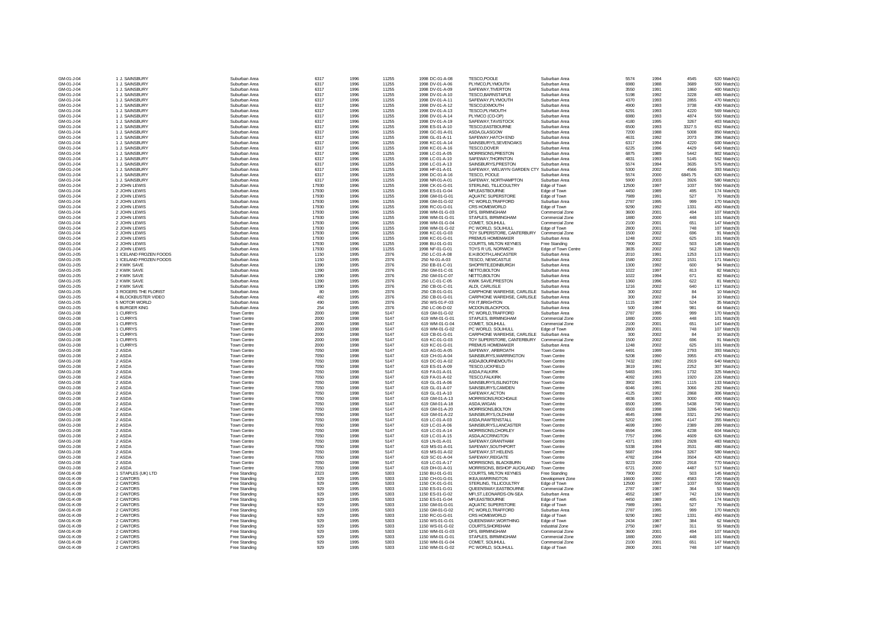| | | | | | | | | | | | | | | | |
|---|---|---|---|---|---|---|---|---|---|---|---|---|---|---|---|
| GM-01-J-04 | 1 | J. SAINSBURY | Suburban Area | 6317 | 1996 | 11255 | 1998 | DC-01-A-08 | TESCO,POOLE | Suburban Area | 5574 | 1994 | 4545 | 620 | Match(1) |
| GM-01-J-04 | 1 | J. SAINSBURY | Suburban Area | 6317 | 1996 | 11255 | 1998 | DV-01-A-06 | PLYMCO,PLYMOUTH | Suburban Area | 6980 | 1988 | 3689 | 550 | Match(1) |
| GM-01-J-04 | 1 | J. SAINSBURY | Suburban Area | 6317 | 1996 | 11255 | 1998 | DV-01-A-09 | SAFEWAY,TIVERTON | Suburban Area | 3550 | 1991 | 1860 | 400 | Match(1) |
| GM-01-J-04 | 1 | J. SAINSBURY | Suburban Area | 6317 | 1996 | 11255 | 1998 | DV-01-A-10 | TESCO,BARNSTAPLE | Suburban Area | 5198 | 1992 | 3228 | 465 | Match(1) |
| GM-01-J-04 | 1 | J. SAINSBURY | Suburban Area | 6317 | 1996 | 11255 | 1998 | DV-01-A-11 | SAFEWAY,PLYMOUTH | Suburban Area | 4370 | 1993 | 2855 | 470 | Match(1) |
| GM-01-J-04 | 1 | J. SAINSBURY | Suburban Area | 6317 | 1996 | 11255 | 1998 | DV-01-A-12 | TESCO,EXMOUTH | Suburban Area | 4900 | 1993 | 3738 | 430 | Match(1) |
| GM-01-J-04 | 1 | J. SAINSBURY | Suburban Area | 6317 | 1996 | 11255 | 1998 | DV-01-A-13 | TESCO,PLYMOUTH | Suburban Area | 6291 | 1993 | 4220 | 569 | Match(1) |
| GM-01-J-04 | 1 | J. SAINSBURY | Suburban Area | 6317 | 1996 | 11255 | 1998 | DV-01-A-14 | PLYMCO (CO-OP) | Suburban Area | 6980 | 1993 | 4874 | 550 | Match(1) |
| GM-01-J-04 | 1 | J. SAINSBURY | Suburban Area | 6317 | 1996 | 11255 | 1998 | DV-01-A-19 | SAFEWAY,TAVISTOCK | Suburban Area | 4180 | 1995 | 3267 | 403 | Match(1) |
| GM-01-J-04 | 1 | J. SAINSBURY | Suburban Area | 6317 | 1996 | 11255 | 1998 | ES-01-A-10 | TESCO,EASTBOURNE | Suburban Area | 6500 | 1993 | 3327.5 | 652 | Match(1) |
| GM-01-J-04 | 1 | J. SAINSBURY | Suburban Area | 6317 | 1996 | 11255 | 1998 | GC-01-A-01 | ASDA,GLASGOW | Suburban Area | 7200 | 1988 | 5008 | 850 | Match(1) |
| GM-01-J-04 | 1 | J. SAINSBURY | Suburban Area | 6317 | 1996 | 11255 | 1998 | GL-01-A-11 | SAFEWAY,HATCH END | Suburban Area | 4631 | 1992 | 2073 | 396 | Match(1) |
| GM-01-J-04 | 1 | J. SAINSBURY | Suburban Area | 6317 | 1996 | 11255 | 1998 | KC-01-A-14 | SAINSBURYS,SEVENOAKS | Suburban Area | 6317 | 1994 | 4220 | 600 | Match(1) |
| GM-01-J-04 | 1 | J. SAINSBURY | Suburban Area | 6317 | 1996 | 11255 | 1998 | KC-01-A-16 | TESCO,DOVER | Suburban Area | 6225 | 1996 | 4429 | 640 | Match(1) |
| GM-01-J-04 | 1 | J. SAINSBURY | Suburban Area | 6317 | 1996 | 11255 | 1998 | LC-01-A-05 | MORRISONS,PRESTON | Suburban Area | 6875 | 1989 | 5442 | 802 | Match(1) |
| GM-01-J-04 | 1 | J. SAINSBURY | Suburban Area | 6317 | 1996 | 11255 | 1998 | LC-01-A-10 | SAFEWAY,THORNTON | Suburban Area | 4831 | 1993 | 5145 | 562 | Match(1) |
| GM-01-J-04 | 1 | J. SAINSBURY | Suburban Area | 6317 | 1996 | 11255 | 1998 | LC-01-A-13 | SAINSBURYS,PRESTON | Suburban Area | 5574 | 1994 | 3635 | 575 | Match(1) |
| GM-01-J-04 | 1 | J. SAINSBURY | Suburban Area | 6317 | 1996 | 11255 | 1998 | HF-01-A-01 | SAFEWAY, WELWYN GARDEN CTY | Suburban Area | 5300 | 2002 | 4566 | 393 | Match(1) |
| GM-01-J-04 | 1 | J. SAINSBURY | Suburban Area | 6317 | 1996 | 11255 | 1998 | DC-01-A-16 | TESCO, POOLE | Suburban Area | 5574 | 2000 | 6845.75 | 620 | Match(1) |
| GM-01-J-04 | 1 | J. SAINSBURY | Suburban Area | 6317 | 1996 | 11255 | 1998 | NR-01-A-01 | SAFEWAY, NORTHAMPTON | Suburban Area | 5900 | 2003 | 3926 | 580 | Match(1) |
| GM-01-J-04 | 2 | JOHN LEWIS | Suburban Area | 17930 | 1996 | 11255 | 1998 | CK-01-G-01 | STERLING, TILLICOULTRY | Edge of Town | 12500 | 1997 | 1037 | 550 | Match(3) |
| GM-01-J-04 | 2 | JOHN LEWIS | Suburban Area | 17930 | 1996 | 11255 | 1998 | ES-01-G-04 | MFI,EASTBOURNE | Edge of Town | 4450 | 1989 | 495 | 174 | Match(3) |
| GM-01-J-04 | 2 | JOHN LEWIS | Suburban Area | 17930 | 1996 | 11255 | 1998 | GM-01-G-01 | AQUATIC SUPERSTORE | Edge of Town | 7989 | 1991 | 527 | 70 | Match(3) |
| GM-01-J-04 | 2 | JOHN LEWIS | Suburban Area | 17930 | 1996 | 11255 | 1998 | GM-01-G-02 | PC WORLD,TRAFFORD | Suburban Area | 2787 | 1995 | 999 | 170 | Match(3) |
| GM-01-J-04 | 2 | JOHN LEWIS | Suburban Area | 17930 | 1996 | 11255 | 1998 | RC-01-G-01 | CRS HOMEWORLD | Edge of Town | 9290 | 1992 | 1331 | 450 | Match(3) |
| GM-01-J-04 | 2 | JOHN LEWIS | Suburban Area | 17930 | 1996 | 11255 | 1998 | WM-01-G-03 | DFS, BIRMINGHAM | Commercial Zone | 3600 | 2001 | 494 | 107 | Match(3) |
| GM-01-J-04 | 2 | JOHN LEWIS | Suburban Area | 17930 | 1996 | 11255 | 1998 | WM-01-G-01 | STAPLES, BIRMINGHAM | Commercial Zone | 1880 | 2000 | 448 | 101 | Match(3) |
| GM-01-J-04 | 2 | JOHN LEWIS | Suburban Area | 17930 | 1996 | 11255 | 1998 | WM-01-G-04 | COMET, SOLIHULL | Commercial Zone | 2100 | 2001 | 651 | 147 | Match(3) |
| GM-01-J-04 | 2 | JOHN LEWIS | Suburban Area | 17930 | 1996 | 11255 | 1998 | WM-01-G-02 | PC WORLD, SOLIHULL | Edge of Town | 2800 | 2001 | 748 | 107 | Match(3) |
| GM-01-J-04 | 2 | JOHN LEWIS | Suburban Area | 17930 | 1996 | 11255 | 1998 | KC-01-G-03 | TOY SUPERSTORE, CANTERBURY | Commercial Zone | 1500 | 2002 | 696 | 91 | Match(3) |
| GM-01-J-04 | 2 | JOHN LEWIS | Suburban Area | 17930 | 1996 | 11255 | 1998 | KC-01-G-01 | PREMIUS HOMEMAKER | Suburban Area | 1248 | 2002 | 625 | 101 | Match(3) |
| GM-01-J-04 | 2 | JOHN LEWIS | Suburban Area | 17930 | 1996 | 11255 | 1998 | BU-01-G-01 | COURTS, MILTON KEYNES | Free Standing | 7900 | 2002 | 503 | 145 | Match(3) |
| GM-01-J-04 | 2 | JOHN LEWIS | Suburban Area | 17930 | 1996 | 11255 | 1998 | NF-01-G-01 | TOYS R US, NORWICH | Edge of Town Centre | 3835 | 2002 | 562 | 128 | Match(3) |
| GM-01-J-05 | 1 | ICELAND FROZEN FOODS | Suburban Area | 1150 | 1995 | 2376 | 250 | LC-01-A-08 | E.H.BOOTH,LANCASTER | Suburban Area | 2010 | 1991 | 1253 | 113 | Match(1) |
| GM-01-J-05 | 1 | ICELAND FROZEN FOODS | Suburban Area | 1150 | 1995 | 2376 | 250 | NI-01-A-03 | TESCO, NEWCASTLE | Suburban Area | 1580 | 2002 | 1531 | 171 | Match(1) |
| GM-01-J-05 | 2 | KWIK SAVE | Suburban Area | 1390 | 1995 | 2376 | 250 | EB-01-C-01 | SHOPRITE,EDINBURGH | Suburban Area | 1300 | 1992 | 600 | 94 | Match(1) |
| GM-01-J-05 | 2 | KWIK SAVE | Suburban Area | 1390 | 1995 | 2376 | 250 | GM-01-C-01 | NETTO,BOLTON | Suburban Area | 1022 | 1997 | 813 | 82 | Match(1) |
| GM-01-J-05 | 2 | KWIK SAVE | Suburban Area | 1390 | 1995 | 2376 | 250 | GM-01-C-07 | NETTO,BOLTON | Suburban Area | 1022 | 1994 | 671 | 82 | Match(1) |
| GM-01-J-05 | 2 | KWIK SAVE | Suburban Area | 1390 | 1995 | 2376 | 250 | LC-01-C-06 | KWIK SAVE,PRESTON | Suburban Area | 1360 | 1996 | 622 | 81 | Match(1) |
| GM-01-J-05 | 2 | KWIK SAVE | Suburban Area | 1390 | 1995 | 2376 | 250 | CB-01-C-01 | ALDI, CARLISLE | Suburban Area | 1216 | 2002 | 640 | 117 | Match(1) |
| GM-01-J-05 | 3 | ROGERS THE FLORIST | Suburban Area | 80 | 1995 | 2376 | 250 | CB-01-G-01 | CARPHONE WAREHSE, CARLISLE | Suburban Area | 300 | 2002 | 84 | 10 | Match(2) |
| GM-01-J-05 | 4 | BLOCKBUSTER VIDEO | Suburban Area | 492 | 1995 | 2376 | 250 | CB-01-G-01 | CARPHONE WAREHSE, CARLISLE | Suburban Area | 300 | 2002 | 84 | 10 | Match(1) |
| GM-01-J-05 | 5 | MOTOR WORLD | Suburban Area | 490 | 1995 | 2376 | 250 | WS-01-F-03 | FIX IT,BRIGHTON | Suburban Area | 1115 | 1987 | 524 | 35 | Match(2) |
| GM-01-J-05 | 6 | BURGER KING | Suburban Area | 254 | 1995 | 2376 | 250 | LC-06-D-02 | MCDON,BLACKPOOL | Suburban Area | 500 | 1994 | 981 | 64 | Match(1) |
| GM-01-J-08 | 1 | CURRYS | Town Centre | 2000 | 1998 | 5147 | 619 | GM-01-G-02 | PC WORLD,TRAFFORD | Suburban Area | 2787 | 1995 | 999 | 170 | Match(3) |
| GM-01-J-08 | 1 | CURRYS | Town Centre | 2000 | 1998 | 5147 | 619 | WM-01-G-01 | STAPLES, BIRMINGHAM | Commercial Zone | 1880 | 2000 | 448 | 101 | Match(3) |
| GM-01-J-08 | 1 | CURRYS | Town Centre | 2000 | 1998 | 5147 | 619 | WM-01-G-04 | COMET, SOLIHULL | Commercial Zone | 2100 | 2001 | 651 | 147 | Match(3) |
| GM-01-J-08 | 1 | CURRYS | Town Centre | 2000 | 1998 | 5147 | 619 | WM-01-G-02 | PC WORLD, SOLIHULL | Edge of Town | 2800 | 2001 | 748 | 107 | Match(3) |
| GM-01-J-08 | 1 | CURRYS | Town Centre | 2000 | 1998 | 5147 | 619 | CB-01-G-01 | CARPHONE WAREHSE, CARLISLE | Suburban Area | 300 | 2002 | 84 | 10 | Match(3) |
| GM-01-J-08 | 1 | CURRYS | Town Centre | 2000 | 1998 | 5147 | 619 | KC-01-G-03 | TOY SUPERSTORE, CANTERBURY | Commercial Zone | 1500 | 2002 | 696 | 91 | Match(3) |
| GM-01-J-08 | 1 | CURRYS | Town Centre | 2000 | 1998 | 5147 | 619 | KC-01-G-01 | PREMIUS HOMEMAKER | Suburban Area | 1248 | 2002 | 625 | 101 | Match(3) |
| GM-01-J-08 | 2 | ASDA | Town Centre | 7050 | 1998 | 5147 | 619 | AG-01-A-05 | SAFEWAY, ARBROATH | Town Centre | 4491 | 1999 | 2793 | 393 | Match(1) |
| GM-01-J-08 | 2 | ASDA | Town Centre | 7050 | 1998 | 5147 | 619 | CH-01-A-04 | SAINSBURYS,WARRINGTON | Town Centre | 5208 | 1990 | 3955 | 470 | Match(1) |
| GM-01-J-08 | 2 | ASDA | Town Centre | 7050 | 1998 | 5147 | 619 | DC-01-A-02 | ASDA,BOURNEMOUTH | Town Centre | 7432 | 1992 | 2919 | 640 | Match(1) |
| GM-01-J-08 | 2 | ASDA | Town Centre | 7050 | 1998 | 5147 | 619 | ES-01-A-09 | TESCO,UCKFIELD | Town Centre | 3819 | 1991 | 2252 | 307 | Match(1) |
| GM-01-J-08 | 2 | ASDA | Town Centre | 7050 | 1998 | 5147 | 619 | FA-01-A-01 | ASDA,FALKIRK | Town Centre | 5483 | 1991 | 1732 | 325 | Match(1) |
| GM-01-J-08 | 2 | ASDA | Town Centre | 7050 | 1998 | 5147 | 619 | FA-01-A-02 | TESCO,FALKIRK | Town Centre | 4092 | 1993 | 1920 | 226 | Match(1) |
| GM-01-J-08 | 2 | ASDA | Town Centre | 7050 | 1998 | 5147 | 619 | GL-01-A-06 | SAINSBURYS,ISLINGTON | Town Centre | 3902 | 1991 | 1115 | 133 | Match(1) |
| GM-01-J-08 | 2 | ASDA | Town Centre | 7050 | 1998 | 5147 | 619 | GL-01-A-07 | SAINSBURYS,CAMDEN | Town Centre | 6046 | 1991 | 3066 | 292 | Match(1) |
| GM-01-J-08 | 2 | ASDA | Town Centre | 7050 | 1998 | 5147 | 619 | GL-01-A-10 | SAFEWAY,ACTON | Town Centre | 4125 | 1992 | 2868 | 306 | Match(1) |
| GM-01-J-08 | 2 | ASDA | Town Centre | 7050 | 1998 | 5147 | 619 | GM-01-A-13 | MORRISONS,ROCHDALE | Town Centre | 4836 | 1993 | 3000 | 400 | Match(1) |
| GM-01-J-08 | 2 | ASDA | Town Centre | 7050 | 1998 | 5147 | 619 | GM-01-A-18 | ASDA,WIGAN | Town Centre | 6500 | 1995 | 5438 | 700 | Match(1) |
| GM-01-J-08 | 2 | ASDA | Town Centre | 7050 | 1998 | 5147 | 619 | GM-01-A-20 | MORRISONS,BOLTON | Town Centre | 6503 | 1998 | 3286 | 540 | Match(1) |
| GM-01-J-08 | 2 | ASDA | Town Centre | 7050 | 1998 | 5147 | 619 | GM-01-A-22 | SAINSBURYS,OLDHAM | Town Centre | 4645 | 1998 | 3321 | 250 | Match(1) |
| GM-01-J-08 | 2 | ASDA | Town Centre | 7050 | 1998 | 5147 | 619 | LC-01-A-03 | ASDA,RAWTENSTALL | Town Centre | 5202 | 1996 | 4147 | 355 | Match(1) |
| GM-01-J-08 | 2 | ASDA | Town Centre | 7050 | 1998 | 5147 | 619 | LC-01-A-06 | SAINSBURYS,LANCASTER | Town Centre | 4699 | 1990 | 2389 | 289 | Match(1) |
| GM-01-J-08 | 2 | ASDA | Town Centre | 7050 | 1998 | 5147 | 619 | LC-01-A-14 | MORRISONS,CHORLEY | Town Centre | 6594 | 1996 | 4238 | 604 | Match(1) |
| GM-01-J-08 | 2 | ASDA | Town Centre | 7050 | 1998 | 5147 | 619 | LC-01-A-15 | ASDA,ACCRINGTON | Town Centre | 7757 | 1996 | 4609 | 626 | Match(1) |
| GM-01-J-08 | 2 | ASDA | Town Centre | 7050 | 1998 | 5147 | 619 | LN-01-A-01 | SAFEWAY,GRANTHAM | Town Centre | 4371 | 1993 | 2928 | 483 | Match(1) |
| GM-01-J-08 | 2 | ASDA | Town Centre | 7050 | 1998 | 5147 | 619 | MS-01-A-01 | SAFEWAY,SOUTHPORT | Town Centre | 5338 | 1994 | 3531 | 480 | Match(1) |
| GM-01-J-08 | 2 | ASDA | Town Centre | 7050 | 1998 | 5147 | 619 | MS-01-A-02 | SAFEWAY,ST.HELENS | Town Centre | 5687 | 1994 | 3267 | 580 | Match(1) |
| GM-01-J-08 | 2 | ASDA | Town Centre | 7050 | 1998 | 5147 | 619 | SC-01-A-04 | SAFEWAY,REIGATE | Town Centre | 4782 | 1994 | 3504 | 420 | Match(1) |
| GM-01-J-08 | 2 | ASDA | Town Centre | 7050 | 1998 | 5147 | 619 | LC-01-A-17 | MORRISONS, BLACKBURN | Town Centre | 9223 | 2000 | 2918 | 770 | Match(1) |
| GM-01-J-08 | 2 | ASDA | Town Centre | 7050 | 1998 | 5147 | 619 | DH-01-A-01 | MORRISONS, BISHOP AUCKLAND | Town Centre | 6721 | 2000 | 4487 | 517 | Match(1) |
| GM-01-K-09 | 1 | STAPLES (UK) LTD | Free Standing | 2323 | 1995 | 5303 | 1150 | BU-01-G-01 | COURTS, MILTON KEYNES | Free Standing | 7900 | 2002 | 503 | 145 | Match(2) |
| GM-01-K-09 | 2 | CANTORS | Free Standing | 929 | 1995 | 5303 | 1150 | CH-01-G-01 | IKEA,WARRINGTON | Development Zone | 16600 | 1990 | 4583 | 720 | Match(3) |
| GM-01-K-09 | 2 | CANTORS | Free Standing | 929 | 1995 | 5303 | 1150 | CK-01-G-01 | STERLING, TILLICOULTRY | Edge of Town | 12500 | 1997 | 1037 | 550 | Match(3) |
| GM-01-K-09 | 2 | CANTORS | Free Standing | 929 | 1995 | 5303 | 1150 | ES-01-G-01 | QUEENSWAY,EASTBOURNE | Commercial Zone | 2787 | 1987 | 364 | 53 | Match(3) |
| GM-01-K-09 | 2 | CANTORS | Free Standing | 929 | 1995 | 5303 | 1150 | ES-01-G-02 | MFI,ST.LEONARDS-ON-SEA | Suburban Area | 4552 | 1987 | 742 | 150 | Match(3) |
| GM-01-K-09 | 2 | CANTORS | Free Standing | 929 | 1995 | 5303 | 1150 | ES-01-G-04 | MFI,EASTBOURNE | Edge of Town | 4450 | 1989 | 495 | 174 | Match(3) |
| GM-01-K-09 | 2 | CANTORS | Free Standing | 929 | 1995 | 5303 | 1150 | GM-01-G-01 | AQUATIC SUPERSTORE | Edge of Town | 7989 | 1991 | 527 | 70 | Match(3) |
| GM-01-K-09 | 2 | CANTORS | Free Standing | 929 | 1995 | 5303 | 1150 | GM-01-G-02 | PC WORLD,TRAFFORD | Suburban Area | 2787 | 1995 | 999 | 170 | Match(3) |
| GM-01-K-09 | 2 | CANTORS | Free Standing | 929 | 1995 | 5303 | 1150 | RC-01-G-01 | CRS HOMEWORLD | Edge of Town | 9290 | 1992 | 1331 | 450 | Match(3) |
| GM-01-K-09 | 2 | CANTORS | Free Standing | 929 | 1995 | 5303 | 1150 | WS-01-G-01 | QUEENSWAY,WORTHING | Edge of Town | 2434 | 1987 | 384 | 62 | Match(3) |
| GM-01-K-09 | 2 | CANTORS | Free Standing | 929 | 1995 | 5303 | 1150 | WS-01-G-02 | COURTS,SHOREHAM | Industrial Zone | 2750 | 1987 | 311 | 55 | Match(3) |
| GM-01-K-09 | 2 | CANTORS | Free Standing | 929 | 1995 | 5303 | 1150 | WM-01-G-03 | DFS, BIRMINGHAM | Commercial Zone | 3600 | 2001 | 494 | 107 | Match(3) |
| GM-01-K-09 | 2 | CANTORS | Free Standing | 929 | 1995 | 5303 | 1150 | WM-01-G-01 | STAPLES, BIRMINGHAM | Commercial Zone | 1880 | 2000 | 448 | 101 | Match(3) |
| GM-01-K-09 | 2 | CANTORS | Free Standing | 929 | 1995 | 5303 | 1150 | WM-01-G-04 | COMET, SOLIHULL | Commercial Zone | 2100 | 2001 | 651 | 147 | Match(3) |
| GM-01-K-09 | 2 | CANTORS | Free Standing | 929 | 1995 | 5303 | 1150 | WM-01-G-02 | PC WORLD, SOLIHULL | Edge of Town | 2800 | 2001 | 748 | 107 | Match(3) |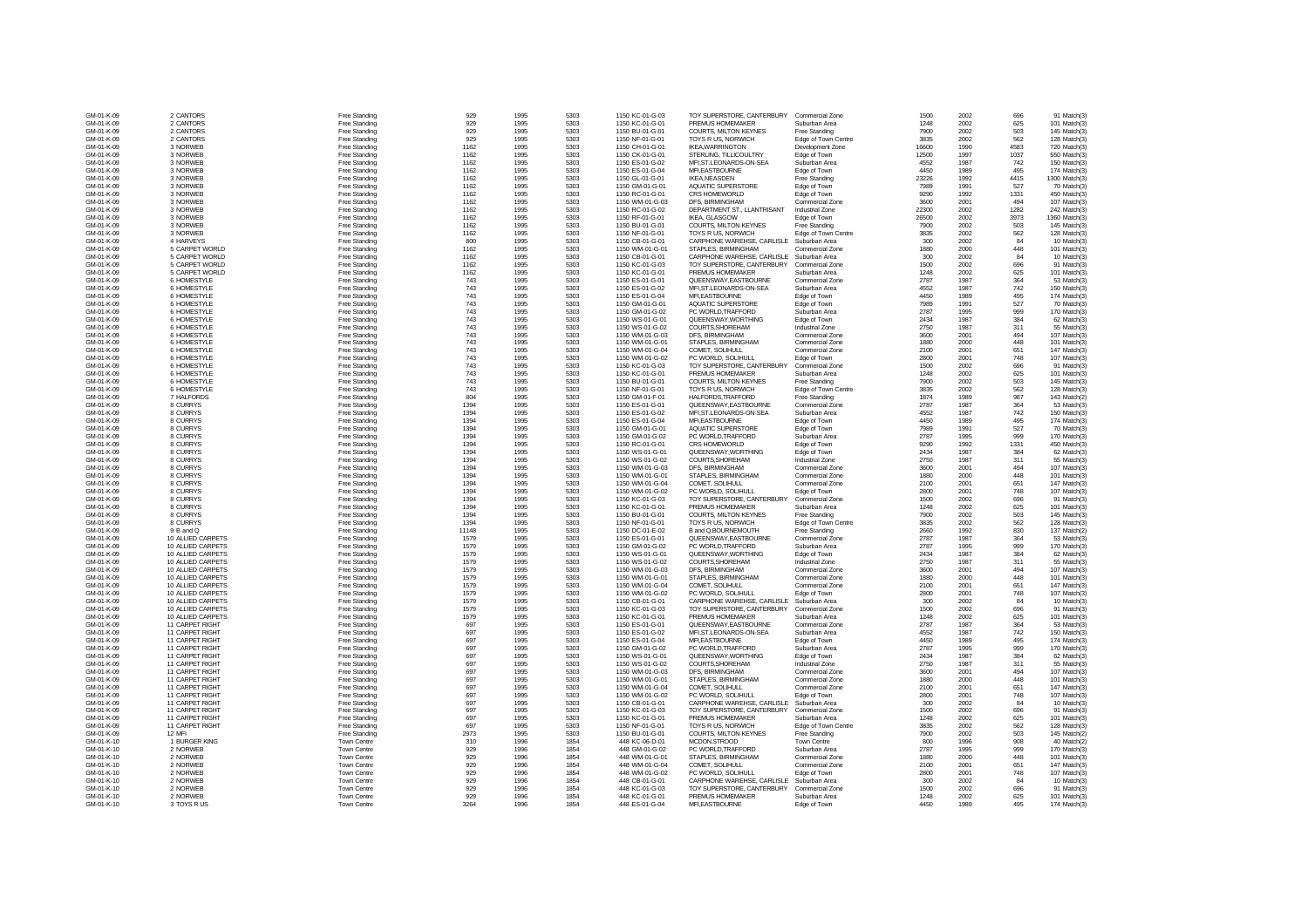| | | | | | | | | | | | | |
|---|---|---|---|---|---|---|---|---|---|---|---|---|
| GM-01-K-09 | 2 CANTORS | Free Standing | 929 | 1995 | 5303 | 1150 KC-01-G-03 | TOY SUPERSTORE, CANTERBURY | Commercial Zone | 1500 | 2002 | 696 | 91 Match(3) |
| GM-01-K-09 | 2 CANTORS | Free Standing | 929 | 1995 | 5303 | 1150 KC-01-G-01 | PREMUS HOMEMAKER | Suburban Area | 1248 | 2002 | 625 | 101 Match(3) |
| GM-01-K-09 | 2 CANTORS | Free Standing | 929 | 1995 | 5303 | 1150 BU-01-G-01 | COURTS, MILTON KEYNES | Free Standing | 7900 | 2002 | 503 | 145 Match(3) |
| GM-01-K-09 | 2 CANTORS | Free Standing | 929 | 1995 | 5303 | 1150 NF-01-G-01 | TOYS R US, NORWICH | Edge of Town Centre | 3835 | 2002 | 562 | 128 Match(3) |
| GM-01-K-09 | 3 NORWEB | Free Standing | 1162 | 1995 | 5303 | 1150 CH-01-G-01 | IKEA,WARRINGTON | Development Zone | 16600 | 1990 | 4583 | 720 Match(3) |
| GM-01-K-09 | 3 NORWEB | Free Standing | 1162 | 1995 | 5303 | 1150 CK-01-G-01 | STERLING, TILLICOULTRY | Edge of Town | 12500 | 1997 | 1037 | 550 Match(3) |
| GM-01-K-09 | 3 NORWEB | Free Standing | 1162 | 1995 | 5303 | 1150 ES-01-G-02 | MFI,ST.LEONARDS-ON-SEA | Suburban Area | 4552 | 1987 | 742 | 150 Match(3) |
| GM-01-K-09 | 3 NORWEB | Free Standing | 1162 | 1995 | 5303 | 1150 ES-01-G-04 | MFI,EASTBOURNE | Edge of Town | 4450 | 1989 | 495 | 174 Match(3) |
| GM-01-K-09 | 3 NORWEB | Free Standing | 1162 | 1995 | 5303 | 1150 GL-01-G-01 | IKEA,NEASDEN | Free Standing | 23226 | 1992 | 4415 | 1300 Match(3) |
| GM-01-K-09 | 3 NORWEB | Free Standing | 1162 | 1995 | 5303 | 1150 GM-01-G-01 | AQUATIC SUPERSTORE | Edge of Town | 7989 | 1991 | 527 | 70 Match(3) |
| GM-01-K-09 | 3 NORWEB | Free Standing | 1162 | 1995 | 5303 | 1150 RC-01-G-01 | CRS HOMEWORLD | Edge of Town | 9290 | 1992 | 1331 | 450 Match(3) |
| GM-01-K-09 | 3 NORWEB | Free Standing | 1162 | 1995 | 5303 | 1150 WM-01-G-03 | DFS, BIRMINGHAM | Commercial Zone | 3600 | 2001 | 494 | 107 Match(3) |
| GM-01-K-09 | 3 NORWEB | Free Standing | 1162 | 1995 | 5303 | 1150 RC-01-G-02 | DEPARTMENT ST., LLANTRISANT | Industrial Zone | 22300 | 2002 | 1282 | 242 Match(3) |
| GM-01-K-09 | 3 NORWEB | Free Standing | 1162 | 1995 | 5303 | 1150 RF-01-G-01 | IKEA, GLASGOW | Edge of Town | 26500 | 2002 | 3973 | 1360 Match(3) |
| GM-01-K-09 | 3 NORWEB | Free Standing | 1162 | 1995 | 5303 | 1150 BU-01-G-01 | COURTS, MILTON KEYNES | Free Standing | 7900 | 2002 | 503 | 145 Match(3) |
| GM-01-K-09 | 3 NORWEB | Free Standing | 1162 | 1995 | 5303 | 1150 NF-01-G-01 | TOYS R US, NORWICH | Edge of Town Centre | 3835 | 2002 | 562 | 128 Match(3) |
| GM-01-K-09 | 4 HARVEYS | Free Standing | 800 | 1995 | 5303 | 1150 CB-01-G-01 | CARPHONE WAREHSE, CARLISLE | Suburban Area | 300 | 2002 | 84 | 10 Match(3) |
| GM-01-K-09 | 5 CARPET WORLD | Free Standing | 1162 | 1995 | 5303 | 1150 WM-01-G-01 | STAPLES, BIRMINGHAM | Commercial Zone | 1880 | 2000 | 448 | 101 Match(3) |
| GM-01-K-09 | 5 CARPET WORLD | Free Standing | 1162 | 1995 | 5303 | 1150 CB-01-G-01 | CARPHONE WAREHSE, CARLISLE | Suburban Area | 300 | 2002 | 84 | 10 Match(3) |
| GM-01-K-09 | 5 CARPET WORLD | Free Standing | 1162 | 1995 | 5303 | 1150 KC-01-G-03 | TOY SUPERSTORE, CANTERBURY | Commercial Zone | 1500 | 2002 | 696 | 91 Match(3) |
| GM-01-K-09 | 5 CARPET WORLD | Free Standing | 1162 | 1995 | 5303 | 1150 KC-01-G-01 | PREMUS HOMEMAKER | Suburban Area | 1248 | 2002 | 625 | 101 Match(3) |
| GM-01-K-09 | 6 HOMESTYLE | Free Standing | 743 | 1995 | 5303 | 1150 ES-01-G-01 | QUEENSWAY,EASTBOURNE | Commercial Zone | 2787 | 1987 | 364 | 53 Match(3) |
| GM-01-K-09 | 6 HOMESTYLE | Free Standing | 743 | 1995 | 5303 | 1150 ES-01-G-02 | MFI,ST.LEONARDS-ON-SEA | Suburban Area | 4552 | 1987 | 742 | 150 Match(3) |
| GM-01-K-09 | 6 HOMESTYLE | Free Standing | 743 | 1995 | 5303 | 1150 ES-01-G-04 | MFI,EASTBOURNE | Edge of Town | 4450 | 1989 | 495 | 174 Match(3) |
| GM-01-K-09 | 6 HOMESTYLE | Free Standing | 743 | 1995 | 5303 | 1150 GM-01-G-01 | AQUATIC SUPERSTORE | Edge of Town | 7989 | 1991 | 527 | 70 Match(3) |
| GM-01-K-09 | 6 HOMESTYLE | Free Standing | 743 | 1995 | 5303 | 1150 GM-01-G-02 | PC WORLD,TRAFFORD | Suburban Area | 2787 | 1995 | 999 | 170 Match(3) |
| GM-01-K-09 | 6 HOMESTYLE | Free Standing | 743 | 1995 | 5303 | 1150 WS-01-G-01 | QUEENSWAY,WORTHING | Edge of Town | 2434 | 1987 | 384 | 62 Match(3) |
| GM-01-K-09 | 6 HOMESTYLE | Free Standing | 743 | 1995 | 5303 | 1150 WS-01-G-02 | COURTS,SHOREHAM | Industrial Zone | 2750 | 1987 | 311 | 55 Match(3) |
| GM-01-K-09 | 6 HOMESTYLE | Free Standing | 743 | 1995 | 5303 | 1150 WM-01-G-03 | DFS, BIRMINGHAM | Commercial Zone | 3600 | 2001 | 494 | 107 Match(3) |
| GM-01-K-09 | 6 HOMESTYLE | Free Standing | 743 | 1995 | 5303 | 1150 WM-01-G-01 | STAPLES, BIRMINGHAM | Commercial Zone | 1880 | 2000 | 448 | 101 Match(3) |
| GM-01-K-09 | 6 HOMESTYLE | Free Standing | 743 | 1995 | 5303 | 1150 WM-01-G-04 | COMET, SOLIHULL | Commercial Zone | 2100 | 2001 | 651 | 147 Match(3) |
| GM-01-K-09 | 6 HOMESTYLE | Free Standing | 743 | 1995 | 5303 | 1150 WM-01-G-02 | PC WORLD, SOLIHULL | Edge of Town | 2800 | 2001 | 748 | 107 Match(3) |
| GM-01-K-09 | 6 HOMESTYLE | Free Standing | 743 | 1995 | 5303 | 1150 KC-01-G-03 | TOY SUPERSTORE, CANTERBURY | Commercial Zone | 1500 | 2002 | 696 | 91 Match(3) |
| GM-01-K-09 | 6 HOMESTYLE | Free Standing | 743 | 1995 | 5303 | 1150 KC-01-G-01 | PREMUS HOMEMAKER | Suburban Area | 1248 | 2002 | 625 | 101 Match(3) |
| GM-01-K-09 | 6 HOMESTYLE | Free Standing | 743 | 1995 | 5303 | 1150 BU-01-G-01 | COURTS, MILTON KEYNES | Free Standing | 7900 | 2002 | 503 | 145 Match(3) |
| GM-01-K-09 | 6 HOMESTYLE | Free Standing | 743 | 1995 | 5303 | 1150 NF-01-G-01 | TOYS R US, NORWICH | Edge of Town Centre | 3835 | 2002 | 562 | 128 Match(3) |
| GM-01-K-09 | 7 HALFORDS | Free Standing | 804 | 1995 | 5303 | 1150 GM-01-F-01 | HALFORDS,TRAFFORD | Free Standing | 1874 | 1989 | 987 | 143 Match(2) |
| GM-01-K-09 | 8 CURRYS | Free Standing | 1394 | 1995 | 5303 | 1150 ES-01-G-01 | QUEENSWAY,EASTBOURNE | Commercial Zone | 2787 | 1987 | 364 | 53 Match(3) |
| GM-01-K-09 | 8 CURRYS | Free Standing | 1394 | 1995 | 5303 | 1150 ES-01-G-02 | MFI,ST.LEONARDS-ON-SEA | Suburban Area | 4552 | 1987 | 742 | 150 Match(3) |
| GM-01-K-09 | 8 CURRYS | Free Standing | 1394 | 1995 | 5303 | 1150 ES-01-G-04 | MFI,EASTBOURNE | Edge of Town | 4450 | 1989 | 495 | 174 Match(3) |
| GM-01-K-09 | 8 CURRYS | Free Standing | 1394 | 1995 | 5303 | 1150 GM-01-G-01 | AQUATIC SUPERSTORE | Edge of Town | 7989 | 1991 | 527 | 70 Match(3) |
| GM-01-K-09 | 8 CURRYS | Free Standing | 1394 | 1995 | 5303 | 1150 GM-01-G-02 | PC WORLD,TRAFFORD | Suburban Area | 2787 | 1995 | 999 | 170 Match(3) |
| GM-01-K-09 | 8 CURRYS | Free Standing | 1394 | 1995 | 5303 | 1150 RC-01-G-01 | CRS HOMEWORLD | Edge of Town | 9290 | 1992 | 1331 | 450 Match(3) |
| GM-01-K-09 | 8 CURRYS | Free Standing | 1394 | 1995 | 5303 | 1150 WS-01-G-01 | QUEENSWAY,WORTHING | Edge of Town | 2434 | 1987 | 384 | 62 Match(3) |
| GM-01-K-09 | 8 CURRYS | Free Standing | 1394 | 1995 | 5303 | 1150 WS-01-G-02 | COURTS,SHOREHAM | Industrial Zone | 2750 | 1987 | 311 | 55 Match(3) |
| GM-01-K-09 | 8 CURRYS | Free Standing | 1394 | 1995 | 5303 | 1150 WM-01-G-03 | DFS, BIRMINGHAM | Commercial Zone | 3600 | 2001 | 494 | 107 Match(3) |
| GM-01-K-09 | 8 CURRYS | Free Standing | 1394 | 1995 | 5303 | 1150 WM-01-G-01 | STAPLES, BIRMINGHAM | Commercial Zone | 1880 | 2000 | 448 | 101 Match(3) |
| GM-01-K-09 | 8 CURRYS | Free Standing | 1394 | 1995 | 5303 | 1150 WM-01-G-04 | COMET, SOLIHULL | Commercial Zone | 2100 | 2001 | 651 | 147 Match(3) |
| GM-01-K-09 | 8 CURRYS | Free Standing | 1394 | 1995 | 5303 | 1150 WM-01-G-02 | PC WORLD, SOLIHULL | Edge of Town | 2800 | 2001 | 748 | 107 Match(3) |
| GM-01-K-09 | 8 CURRYS | Free Standing | 1394 | 1995 | 5303 | 1150 KC-01-G-03 | TOY SUPERSTORE, CANTERBURY | Commercial Zone | 1500 | 2002 | 696 | 91 Match(3) |
| GM-01-K-09 | 8 CURRYS | Free Standing | 1394 | 1995 | 5303 | 1150 KC-01-G-01 | PREMUS HOMEMAKER | Suburban Area | 1248 | 2002 | 625 | 101 Match(3) |
| GM-01-K-09 | 8 CURRYS | Free Standing | 1394 | 1995 | 5303 | 1150 BU-01-G-01 | COURTS, MILTON KEYNES | Free Standing | 7900 | 2002 | 503 | 145 Match(3) |
| GM-01-K-09 | 8 CURRYS | Free Standing | 1394 | 1995 | 5303 | 1150 NF-01-G-01 | TOYS R US, NORWICH | Edge of Town Centre | 3835 | 2002 | 562 | 128 Match(3) |
| GM-01-K-09 | 9 B and Q | Free Standing | 11148 | 1995 | 5303 | 1150 DC-01-E-02 | B and Q,BOURNEMOUTH | Free Standing | 2660 | 1992 | 830 | 137 Match(2) |
| GM-01-K-09 | 10 ALLIED CARPETS | Free Standing | 1579 | 1995 | 5303 | 1150 ES-01-G-01 | QUEENSWAY,EASTBOURNE | Commercial Zone | 2787 | 1987 | 364 | 53 Match(3) |
| GM-01-K-09 | 10 ALLIED CARPETS | Free Standing | 1579 | 1995 | 5303 | 1150 GM-01-G-02 | PC WORLD,TRAFFORD | Suburban Area | 2787 | 1995 | 999 | 170 Match(3) |
| GM-01-K-09 | 10 ALLIED CARPETS | Free Standing | 1579 | 1995 | 5303 | 1150 WS-01-G-01 | QUEENSWAY,WORTHING | Edge of Town | 2434 | 1987 | 384 | 62 Match(3) |
| GM-01-K-09 | 10 ALLIED CARPETS | Free Standing | 1579 | 1995 | 5303 | 1150 WS-01-G-02 | COURTS,SHOREHAM | Industrial Zone | 2750 | 1987 | 311 | 55 Match(3) |
| GM-01-K-09 | 10 ALLIED CARPETS | Free Standing | 1579 | 1995 | 5303 | 1150 WM-01-G-03 | DFS, BIRMINGHAM | Commercial Zone | 3600 | 2001 | 494 | 107 Match(3) |
| GM-01-K-09 | 10 ALLIED CARPETS | Free Standing | 1579 | 1995 | 5303 | 1150 WM-01-G-01 | STAPLES, BIRMINGHAM | Commercial Zone | 1880 | 2000 | 448 | 101 Match(3) |
| GM-01-K-09 | 10 ALLIED CARPETS | Free Standing | 1579 | 1995 | 5303 | 1150 WM-01-G-04 | COMET, SOLIHULL | Commercial Zone | 2100 | 2001 | 651 | 147 Match(3) |
| GM-01-K-09 | 10 ALLIED CARPETS | Free Standing | 1579 | 1995 | 5303 | 1150 WM-01-G-02 | PC WORLD, SOLIHULL | Edge of Town | 2800 | 2001 | 748 | 107 Match(3) |
| GM-01-K-09 | 10 ALLIED CARPETS | Free Standing | 1579 | 1995 | 5303 | 1150 CB-01-G-01 | CARPHONE WAREHSE, CARLISLE | Suburban Area | 300 | 2002 | 84 | 10 Match(3) |
| GM-01-K-09 | 10 ALLIED CARPETS | Free Standing | 1579 | 1995 | 5303 | 1150 KC-01-G-03 | TOY SUPERSTORE, CANTERBURY | Commercial Zone | 1500 | 2002 | 696 | 91 Match(3) |
| GM-01-K-09 | 10 ALLIED CARPETS | Free Standing | 1579 | 1995 | 5303 | 1150 KC-01-G-01 | PREMUS HOMEMAKER | Suburban Area | 1248 | 2002 | 625 | 101 Match(3) |
| GM-01-K-09 | 11 CARPET RIGHT | Free Standing | 697 | 1995 | 5303 | 1150 ES-01-G-01 | QUEENSWAY,EASTBOURNE | Commercial Zone | 2787 | 1987 | 364 | 53 Match(3) |
| GM-01-K-09 | 11 CARPET RIGHT | Free Standing | 697 | 1995 | 5303 | 1150 ES-01-G-02 | MFI,ST.LEONARDS-ON-SEA | Suburban Area | 4552 | 1987 | 742 | 150 Match(3) |
| GM-01-K-09 | 11 CARPET RIGHT | Free Standing | 697 | 1995 | 5303 | 1150 ES-01-G-04 | MFI,EASTBOURNE | Edge of Town | 4450 | 1989 | 495 | 174 Match(3) |
| GM-01-K-09 | 11 CARPET RIGHT | Free Standing | 697 | 1995 | 5303 | 1150 GM-01-G-02 | PC WORLD,TRAFFORD | Suburban Area | 2787 | 1995 | 999 | 170 Match(3) |
| GM-01-K-09 | 11 CARPET RIGHT | Free Standing | 697 | 1995 | 5303 | 1150 WS-01-G-01 | QUEENSWAY,WORTHING | Edge of Town | 2434 | 1987 | 384 | 62 Match(3) |
| GM-01-K-09 | 11 CARPET RIGHT | Free Standing | 697 | 1995 | 5303 | 1150 WS-01-G-02 | COURTS,SHOREHAM | Industrial Zone | 2750 | 1987 | 311 | 55 Match(3) |
| GM-01-K-09 | 11 CARPET RIGHT | Free Standing | 697 | 1995 | 5303 | 1150 WM-01-G-03 | DFS, BIRMINGHAM | Commercial Zone | 3600 | 2001 | 494 | 107 Match(3) |
| GM-01-K-09 | 11 CARPET RIGHT | Free Standing | 697 | 1995 | 5303 | 1150 WM-01-G-01 | STAPLES, BIRMINGHAM | Commercial Zone | 1880 | 2000 | 448 | 101 Match(3) |
| GM-01-K-09 | 11 CARPET RIGHT | Free Standing | 697 | 1995 | 5303 | 1150 WM-01-G-04 | COMET, SOLIHULL | Commercial Zone | 2100 | 2001 | 651 | 147 Match(3) |
| GM-01-K-09 | 11 CARPET RIGHT | Free Standing | 697 | 1995 | 5303 | 1150 WM-01-G-02 | PC WORLD, SOLIHULL | Edge of Town | 2800 | 2001 | 748 | 107 Match(3) |
| GM-01-K-09 | 11 CARPET RIGHT | Free Standing | 697 | 1995 | 5303 | 1150 CB-01-G-01 | CARPHONE WAREHSE, CARLISLE | Suburban Area | 300 | 2002 | 84 | 10 Match(3) |
| GM-01-K-09 | 11 CARPET RIGHT | Free Standing | 697 | 1995 | 5303 | 1150 KC-01-G-03 | TOY SUPERSTORE, CANTERBURY | Commercial Zone | 1500 | 2002 | 696 | 91 Match(3) |
| GM-01-K-09 | 11 CARPET RIGHT | Free Standing | 697 | 1995 | 5303 | 1150 KC-01-G-01 | PREMUS HOMEMAKER | Suburban Area | 1248 | 2002 | 625 | 101 Match(3) |
| GM-01-K-09 | 11 CARPET RIGHT | Free Standing | 697 | 1995 | 5303 | 1150 NF-01-G-01 | TOYS R US, NORWICH | Edge of Town Centre | 3835 | 2002 | 562 | 128 Match(3) |
| GM-01-K-09 | 12 MFI | Free Standing | 2973 | 1995 | 5303 | 1150 BU-01-G-01 | COURTS, MILTON KEYNES | Free Standing | 7900 | 2002 | 503 | 145 Match(2) |
| GM-01-K-10 | 1 BURGER KING | Town Centre | 310 | 1996 | 1854 | 448 KC-06-D-01 | MCDON,STROOD | Town Centre | 800 | 1996 | 908 | 40 Match(2) |
| GM-01-K-10 | 2 NORWEB | Town Centre | 929 | 1996 | 1854 | 448 GM-01-G-02 | PC WORLD,TRAFFORD | Suburban Area | 2787 | 1995 | 999 | 170 Match(3) |
| GM-01-K-10 | 2 NORWEB | Town Centre | 929 | 1996 | 1854 | 448 WM-01-G-01 | STAPLES, BIRMINGHAM | Commercial Zone | 1880 | 2000 | 448 | 101 Match(3) |
| GM-01-K-10 | 2 NORWEB | Town Centre | 929 | 1996 | 1854 | 448 WM-01-G-04 | COMET, SOLIHULL | Commercial Zone | 2100 | 2001 | 651 | 147 Match(3) |
| GM-01-K-10 | 2 NORWEB | Town Centre | 929 | 1996 | 1854 | 448 WM-01-G-02 | PC WORLD, SOLIHULL | Edge of Town | 2800 | 2001 | 748 | 107 Match(3) |
| GM-01-K-10 | 2 NORWEB | Town Centre | 929 | 1996 | 1854 | 448 CB-01-G-01 | CARPHONE WAREHSE, CARLISLE | Suburban Area | 300 | 2002 | 84 | 10 Match(3) |
| GM-01-K-10 | 2 NORWEB | Town Centre | 929 | 1996 | 1854 | 448 KC-01-G-03 | TOY SUPERSTORE, CANTERBURY | Commercial Zone | 1500 | 2002 | 696 | 91 Match(3) |
| GM-01-K-10 | 2 NORWEB | Town Centre | 929 | 1996 | 1854 | 448 KC-01-G-01 | PREMUS HOMEMAKER | Suburban Area | 1248 | 2002 | 625 | 101 Match(3) |
| GM-01-K-10 | 3 TOYS R US | Town Centre | 3264 | 1996 | 1854 | 448 ES-01-G-04 | MFI,EASTBOURNE | Edge of Town | 4450 | 1989 | 495 | 174 Match(3) |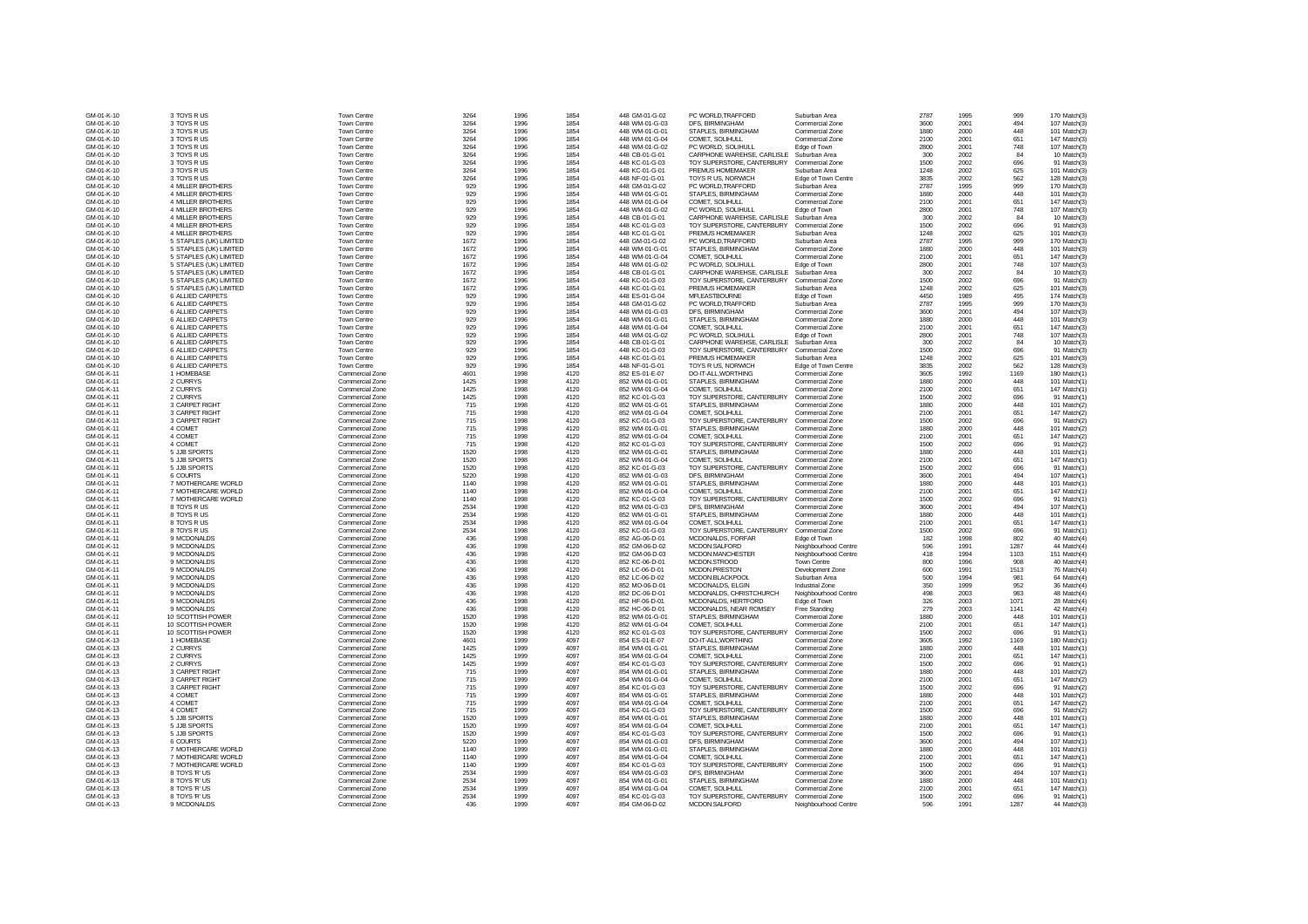| | | | | | | | | | | | | | |
|---|---|---|---|---|---|---|---|---|---|---|---|---|---|
| GM-01-K-10 | 3 TOYS R US | Town Centre | 3264 | 1996 | 1854 | 448 GM-01-G-02 | PC WORLD,TRAFFORD | Suburban Area | 2787 | 1995 | 999 | 170 Match(3) |
| GM-01-K-10 | 3 TOYS R US | Town Centre | 3264 | 1996 | 1854 | 448 WM-01-G-03 | DFS, BIRMINGHAM | Commercial Zone | 3600 | 2001 | 494 | 107 Match(3) |
| GM-01-K-10 | 3 TOYS R US | Town Centre | 3264 | 1996 | 1854 | 448 WM-01-G-01 | STAPLES, BIRMINGHAM | Commercial Zone | 1880 | 2000 | 448 | 101 Match(3) |
| GM-01-K-10 | 3 TOYS R US | Town Centre | 3264 | 1996 | 1854 | 448 WM-01-G-04 | COMET, SOLIHULL | Commercial Zone | 2100 | 2001 | 651 | 147 Match(3) |
| GM-01-K-10 | 3 TOYS R US | Town Centre | 3264 | 1996 | 1854 | 448 WM-01-G-02 | PC WORLD, SOLIHULL | Edge of Town | 2800 | 2001 | 748 | 107 Match(3) |
| GM-01-K-10 | 3 TOYS R US | Town Centre | 3264 | 1996 | 1854 | 448 CB-01-G-01 | CARPHONE WAREHSE, CARLISLE | Suburban Area | 300 | 2002 | 84 | 10 Match(3) |
| GM-01-K-10 | 3 TOYS R US | Town Centre | 3264 | 1996 | 1854 | 448 KC-01-G-03 | TOY SUPERSTORE, CANTERBURY | Commercial Zone | 1500 | 2002 | 696 | 91 Match(3) |
| GM-01-K-10 | 3 TOYS R US | Town Centre | 3264 | 1996 | 1854 | 448 KC-01-G-01 | PREMUS HOMEMAKER | Suburban Area | 1248 | 2002 | 625 | 101 Match(3) |
| GM-01-K-10 | 3 TOYS R US | Town Centre | 3264 | 1996 | 1854 | 448 NF-01-G-01 | TOYS R US, NORWICH | Edge of Town Centre | 3835 | 2002 | 562 | 128 Match(3) |
| GM-01-K-10 | 4 MILLER BROTHERS | Town Centre | 929 | 1996 | 1854 | 448 GM-01-G-02 | PC WORLD,TRAFFORD | Suburban Area | 2787 | 1995 | 999 | 170 Match(3) |
| GM-01-K-10 | 4 MILLER BROTHERS | Town Centre | 929 | 1996 | 1854 | 448 WM-01-G-01 | STAPLES, BIRMINGHAM | Commercial Zone | 1880 | 2000 | 448 | 101 Match(3) |
| GM-01-K-10 | 4 MILLER BROTHERS | Town Centre | 929 | 1996 | 1854 | 448 WM-01-G-04 | COMET, SOLIHULL | Commercial Zone | 2100 | 2001 | 651 | 147 Match(3) |
| GM-01-K-10 | 4 MILLER BROTHERS | Town Centre | 929 | 1996 | 1854 | 448 WM-01-G-02 | PC WORLD, SOLIHULL | Edge of Town | 2800 | 2001 | 748 | 107 Match(3) |
| GM-01-K-10 | 4 MILLER BROTHERS | Town Centre | 929 | 1996 | 1854 | 448 CB-01-G-01 | CARPHONE WAREHSE, CARLISLE | Suburban Area | 300 | 2002 | 84 | 10 Match(3) |
| GM-01-K-10 | 4 MILLER BROTHERS | Town Centre | 929 | 1996 | 1854 | 448 KC-01-G-03 | TOY SUPERSTORE, CANTERBURY | Commercial Zone | 1500 | 2002 | 696 | 91 Match(3) |
| GM-01-K-10 | 4 MILLER BROTHERS | Town Centre | 929 | 1996 | 1854 | 448 KC-01-G-01 | PREMUS HOMEMAKER | Suburban Area | 1248 | 2002 | 625 | 101 Match(3) |
| GM-01-K-10 | 5 STAPLES (UK) LIMITED | Town Centre | 1672 | 1996 | 1854 | 448 GM-01-G-02 | PC WORLD,TRAFFORD | Suburban Area | 2787 | 1995 | 999 | 170 Match(3) |
| GM-01-K-10 | 5 STAPLES (UK) LIMITED | Town Centre | 1672 | 1996 | 1854 | 448 WM-01-G-01 | STAPLES, BIRMINGHAM | Commercial Zone | 1880 | 2000 | 448 | 101 Match(3) |
| GM-01-K-10 | 5 STAPLES (UK) LIMITED | Town Centre | 1672 | 1996 | 1854 | 448 WM-01-G-04 | COMET, SOLIHULL | Commercial Zone | 2100 | 2001 | 651 | 147 Match(3) |
| GM-01-K-10 | 5 STAPLES (UK) LIMITED | Town Centre | 1672 | 1996 | 1854 | 448 WM-01-G-02 | PC WORLD, SOLIHULL | Edge of Town | 2800 | 2001 | 748 | 107 Match(3) |
| GM-01-K-10 | 5 STAPLES (UK) LIMITED | Town Centre | 1672 | 1996 | 1854 | 448 CB-01-G-01 | CARPHONE WAREHSE, CARLISLE | Suburban Area | 300 | 2002 | 84 | 10 Match(3) |
| GM-01-K-10 | 5 STAPLES (UK) LIMITED | Town Centre | 1672 | 1996 | 1854 | 448 KC-01-G-03 | TOY SUPERSTORE, CANTERBURY | Commercial Zone | 1500 | 2002 | 696 | 91 Match(3) |
| GM-01-K-10 | 5 STAPLES (UK) LIMITED | Town Centre | 1672 | 1996 | 1854 | 448 KC-01-G-01 | PREMUS HOMEMAKER | Suburban Area | 1248 | 2002 | 625 | 101 Match(3) |
| GM-01-K-10 | 6 ALLIED CARPETS | Town Centre | 929 | 1996 | 1854 | 448 ES-01-G-04 | MFI,EASTBOURNE | Edge of Town | 4450 | 1989 | 495 | 174 Match(3) |
| GM-01-K-10 | 6 ALLIED CARPETS | Town Centre | 929 | 1996 | 1854 | 448 GM-01-G-02 | PC WORLD,TRAFFORD | Suburban Area | 2787 | 1995 | 999 | 170 Match(3) |
| GM-01-K-10 | 6 ALLIED CARPETS | Town Centre | 929 | 1996 | 1854 | 448 WM-01-G-03 | DFS, BIRMINGHAM | Commercial Zone | 3600 | 2001 | 494 | 107 Match(3) |
| GM-01-K-10 | 6 ALLIED CARPETS | Town Centre | 929 | 1996 | 1854 | 448 WM-01-G-01 | STAPLES, BIRMINGHAM | Commercial Zone | 1880 | 2000 | 448 | 101 Match(3) |
| GM-01-K-10 | 6 ALLIED CARPETS | Town Centre | 929 | 1996 | 1854 | 448 WM-01-G-04 | COMET, SOLIHULL | Commercial Zone | 2100 | 2001 | 651 | 147 Match(3) |
| GM-01-K-10 | 6 ALLIED CARPETS | Town Centre | 929 | 1996 | 1854 | 448 WM-01-G-02 | PC WORLD, SOLIHULL | Edge of Town | 2800 | 2001 | 748 | 107 Match(3) |
| GM-01-K-10 | 6 ALLIED CARPETS | Town Centre | 929 | 1996 | 1854 | 448 CB-01-G-01 | CARPHONE WAREHSE, CARLISLE | Suburban Area | 300 | 2002 | 84 | 10 Match(3) |
| GM-01-K-10 | 6 ALLIED CARPETS | Town Centre | 929 | 1996 | 1854 | 448 KC-01-G-03 | TOY SUPERSTORE, CANTERBURY | Commercial Zone | 1500 | 2002 | 696 | 91 Match(3) |
| GM-01-K-10 | 6 ALLIED CARPETS | Town Centre | 929 | 1996 | 1854 | 448 KC-01-G-01 | PREMUS HOMEMAKER | Suburban Area | 1248 | 2002 | 625 | 101 Match(3) |
| GM-01-K-10 | 6 ALLIED CARPETS | Town Centre | 929 | 1996 | 1854 | 448 NF-01-G-01 | TOYS R US, NORWICH | Edge of Town Centre | 3835 | 2002 | 562 | 128 Match(3) |
| GM-01-K-11 | 1 HOMEBASE | Commercial Zone | 4601 | 1998 | 4120 | 852 ES-01-E-07 | DO-IT-ALL,WORTHING | Commercial Zone | 3605 | 1992 | 1169 | 180 Match(1) |
| GM-01-K-11 | 2 CURRYS | Commercial Zone | 1425 | 1998 | 4120 | 852 WM-01-G-01 | STAPLES, BIRMINGHAM | Commercial Zone | 1880 | 2000 | 448 | 101 Match(1) |
| GM-01-K-11 | 2 CURRYS | Commercial Zone | 1425 | 1998 | 4120 | 852 WM-01-G-04 | COMET, SOLIHULL | Commercial Zone | 2100 | 2001 | 651 | 147 Match(1) |
| GM-01-K-11 | 2 CURRYS | Commercial Zone | 1425 | 1998 | 4120 | 852 KC-01-G-03 | TOY SUPERSTORE, CANTERBURY | Commercial Zone | 1500 | 2002 | 696 | 91 Match(1) |
| GM-01-K-11 | 3 CARPET RIGHT | Commercial Zone | 715 | 1998 | 4120 | 852 WM-01-G-01 | STAPLES, BIRMINGHAM | Commercial Zone | 1880 | 2000 | 448 | 101 Match(2) |
| GM-01-K-11 | 3 CARPET RIGHT | Commercial Zone | 715 | 1998 | 4120 | 852 WM-01-G-04 | COMET, SOLIHULL | Commercial Zone | 2100 | 2001 | 651 | 147 Match(2) |
| GM-01-K-11 | 3 CARPET RIGHT | Commercial Zone | 715 | 1998 | 4120 | 852 KC-01-G-03 | TOY SUPERSTORE, CANTERBURY | Commercial Zone | 1500 | 2002 | 696 | 91 Match(2) |
| GM-01-K-11 | 4 COMET | Commercial Zone | 715 | 1998 | 4120 | 852 WM-01-G-01 | STAPLES, BIRMINGHAM | Commercial Zone | 1880 | 2000 | 448 | 101 Match(2) |
| GM-01-K-11 | 4 COMET | Commercial Zone | 715 | 1998 | 4120 | 852 WM-01-G-04 | COMET, SOLIHULL | Commercial Zone | 2100 | 2001 | 651 | 147 Match(2) |
| GM-01-K-11 | 4 COMET | Commercial Zone | 715 | 1998 | 4120 | 852 KC-01-G-03 | TOY SUPERSTORE, CANTERBURY | Commercial Zone | 1500 | 2002 | 696 | 91 Match(2) |
| GM-01-K-11 | 5 JJB SPORTS | Commercial Zone | 1520 | 1998 | 4120 | 852 WM-01-G-01 | STAPLES, BIRMINGHAM | Commercial Zone | 1880 | 2000 | 448 | 101 Match(1) |
| GM-01-K-11 | 5 JJB SPORTS | Commercial Zone | 1520 | 1998 | 4120 | 852 WM-01-G-04 | COMET, SOLIHULL | Commercial Zone | 2100 | 2001 | 651 | 147 Match(1) |
| GM-01-K-11 | 5 JJB SPORTS | Commercial Zone | 1520 | 1998 | 4120 | 852 KC-01-G-03 | TOY SUPERSTORE, CANTERBURY | Commercial Zone | 1500 | 2002 | 696 | 91 Match(1) |
| GM-01-K-11 | 6 COURTS | Commercial Zone | 5220 | 1998 | 4120 | 852 WM-01-G-03 | DFS, BIRMINGHAM | Commercial Zone | 3600 | 2001 | 494 | 107 Match(1) |
| GM-01-K-11 | 7 MOTHERCARE WORLD | Commercial Zone | 1140 | 1998 | 4120 | 852 WM-01-G-01 | STAPLES, BIRMINGHAM | Commercial Zone | 1880 | 2000 | 448 | 101 Match(1) |
| GM-01-K-11 | 7 MOTHERCARE WORLD | Commercial Zone | 1140 | 1998 | 4120 | 852 WM-01-G-04 | COMET, SOLIHULL | Commercial Zone | 2100 | 2001 | 651 | 147 Match(1) |
| GM-01-K-11 | 7 MOTHERCARE WORLD | Commercial Zone | 1140 | 1998 | 4120 | 852 KC-01-G-03 | TOY SUPERSTORE, CANTERBURY | Commercial Zone | 1500 | 2002 | 696 | 91 Match(1) |
| GM-01-K-11 | 8 TOYS R US | Commercial Zone | 2534 | 1998 | 4120 | 852 WM-01-G-03 | DFS, BIRMINGHAM | Commercial Zone | 3600 | 2001 | 494 | 107 Match(1) |
| GM-01-K-11 | 8 TOYS R US | Commercial Zone | 2534 | 1998 | 4120 | 852 WM-01-G-01 | STAPLES, BIRMINGHAM | Commercial Zone | 1880 | 2000 | 448 | 101 Match(1) |
| GM-01-K-11 | 8 TOYS R US | Commercial Zone | 2534 | 1998 | 4120 | 852 WM-01-G-04 | COMET, SOLIHULL | Commercial Zone | 2100 | 2001 | 651 | 147 Match(1) |
| GM-01-K-11 | 8 TOYS R US | Commercial Zone | 2534 | 1998 | 4120 | 852 KC-01-G-03 | TOY SUPERSTORE, CANTERBURY | Commercial Zone | 1500 | 2002 | 696 | 91 Match(1) |
| GM-01-K-11 | 9 MCDONALDS | Commercial Zone | 436 | 1998 | 4120 | 852 AG-06-D-01 | MCDONALDS, FORFAR | Edge of Town | 182 | 1998 | 802 | 40 Match(4) |
| GM-01-K-11 | 9 MCDONALDS | Commercial Zone | 436 | 1998 | 4120 | 852 GM-06-D-02 | MCDON.SALFORD | Neighbourhood Centre | 596 | 1991 | 1287 | 44 Match(4) |
| GM-01-K-11 | 9 MCDONALDS | Commercial Zone | 436 | 1998 | 4120 | 852 GM-06-D-03 | MCDON.MANCHESTER | Neighbourhood Centre | 418 | 1994 | 1103 | 151 Match(4) |
| GM-01-K-11 | 9 MCDONALDS | Commercial Zone | 436 | 1998 | 4120 | 852 KC-06-D-01 | MCDON.STROOD | Town Centre | 800 | 1996 | 908 | 40 Match(4) |
| GM-01-K-11 | 9 MCDONALDS | Commercial Zone | 436 | 1998 | 4120 | 852 LC-06-D-01 | MCDON.PRESTON | Development Zone | 600 | 1991 | 1513 | 76 Match(4) |
| GM-01-K-11 | 9 MCDONALDS | Commercial Zone | 436 | 1998 | 4120 | 852 LC-06-D-02 | MCDON.BLACKPOOL | Suburban Area | 500 | 1994 | 981 | 64 Match(4) |
| GM-01-K-11 | 9 MCDONALDS | Commercial Zone | 436 | 1998 | 4120 | 852 MO-06-D-01 | MCDONALDS, ELGIN | Industrial Zone | 350 | 1999 | 952 | 36 Match(4) |
| GM-01-K-11 | 9 MCDONALDS | Commercial Zone | 436 | 1998 | 4120 | 852 DC-06-D-01 | MCDONALDS, CHRISTCHURCH | Neighbourhood Centre | 498 | 2003 | 983 | 48 Match(4) |
| GM-01-K-11 | 9 MCDONALDS | Commercial Zone | 436 | 1998 | 4120 | 852 HF-06-D-01 | MCDONALDS, HERTFORD | Edge of Town | 326 | 2003 | 1071 | 28 Match(4) |
| GM-01-K-11 | 9 MCDONALDS | Commercial Zone | 436 | 1998 | 4120 | 852 HC-06-D-01 | MCDONALDS, NEAR ROMSEY | Free Standing | 279 | 2003 | 1141 | 42 Match(4) |
| GM-01-K-11 | 10 SCOTTISH POWER | Commercial Zone | 1520 | 1998 | 4120 | 852 WM-01-G-01 | STAPLES, BIRMINGHAM | Commercial Zone | 1880 | 2000 | 448 | 101 Match(1) |
| GM-01-K-11 | 10 SCOTTISH POWER | Commercial Zone | 1520 | 1998 | 4120 | 852 WM-01-G-04 | COMET, SOLIHULL | Commercial Zone | 2100 | 2001 | 651 | 147 Match(1) |
| GM-01-K-11 | 10 SCOTTISH POWER | Commercial Zone | 1520 | 1998 | 4120 | 852 KC-01-G-03 | TOY SUPERSTORE, CANTERBURY | Commercial Zone | 1500 | 2002 | 696 | 91 Match(1) |
| GM-01-K-13 | 1 HOMEBASE | Commercial Zone | 4601 | 1999 | 4097 | 854 ES-01-E-07 | DO-IT-ALL,WORTHING | Commercial Zone | 3605 | 1992 | 1169 | 180 Match(1) |
| GM-01-K-13 | 2 CURRYS | Commercial Zone | 1425 | 1999 | 4097 | 854 WM-01-G-01 | STAPLES, BIRMINGHAM | Commercial Zone | 1880 | 2000 | 448 | 101 Match(1) |
| GM-01-K-13 | 2 CURRYS | Commercial Zone | 1425 | 1999 | 4097 | 854 WM-01-G-04 | COMET, SOLIHULL | Commercial Zone | 2100 | 2001 | 651 | 147 Match(1) |
| GM-01-K-13 | 2 CURRYS | Commercial Zone | 1425 | 1999 | 4097 | 854 KC-01-G-03 | TOY SUPERSTORE, CANTERBURY | Commercial Zone | 1500 | 2002 | 696 | 91 Match(1) |
| GM-01-K-13 | 3 CARPET RIGHT | Commercial Zone | 715 | 1999 | 4097 | 854 WM-01-G-01 | STAPLES, BIRMINGHAM | Commercial Zone | 1880 | 2000 | 448 | 101 Match(2) |
| GM-01-K-13 | 3 CARPET RIGHT | Commercial Zone | 715 | 1999 | 4097 | 854 WM-01-G-04 | COMET, SOLIHULL | Commercial Zone | 2100 | 2001 | 651 | 147 Match(2) |
| GM-01-K-13 | 3 CARPET RIGHT | Commercial Zone | 715 | 1999 | 4097 | 854 KC-01-G-03 | TOY SUPERSTORE, CANTERBURY | Commercial Zone | 1500 | 2002 | 696 | 91 Match(2) |
| GM-01-K-13 | 4 COMET | Commercial Zone | 715 | 1999 | 4097 | 854 WM-01-G-01 | STAPLES, BIRMINGHAM | Commercial Zone | 1880 | 2000 | 448 | 101 Match(2) |
| GM-01-K-13 | 4 COMET | Commercial Zone | 715 | 1999 | 4097 | 854 WM-01-G-04 | COMET, SOLIHULL | Commercial Zone | 2100 | 2001 | 651 | 147 Match(2) |
| GM-01-K-13 | 4 COMET | Commercial Zone | 715 | 1999 | 4097 | 854 KC-01-G-03 | TOY SUPERSTORE, CANTERBURY | Commercial Zone | 1500 | 2002 | 696 | 91 Match(2) |
| GM-01-K-13 | 5 JJB SPORTS | Commercial Zone | 1520 | 1999 | 4097 | 854 WM-01-G-01 | STAPLES, BIRMINGHAM | Commercial Zone | 1880 | 2000 | 448 | 101 Match(1) |
| GM-01-K-13 | 5 JJB SPORTS | Commercial Zone | 1520 | 1999 | 4097 | 854 WM-01-G-04 | COMET, SOLIHULL | Commercial Zone | 2100 | 2001 | 651 | 147 Match(1) |
| GM-01-K-13 | 5 JJB SPORTS | Commercial Zone | 1520 | 1999 | 4097 | 854 KC-01-G-03 | TOY SUPERSTORE, CANTERBURY | Commercial Zone | 1500 | 2002 | 696 | 91 Match(1) |
| GM-01-K-13 | 6 COURTS | Commercial Zone | 5220 | 1999 | 4097 | 854 WM-01-G-03 | DFS, BIRMINGHAM | Commercial Zone | 3600 | 2001 | 494 | 107 Match(1) |
| GM-01-K-13 | 7 MOTHERCARE WORLD | Commercial Zone | 1140 | 1999 | 4097 | 854 WM-01-G-01 | STAPLES, BIRMINGHAM | Commercial Zone | 1880 | 2000 | 448 | 101 Match(1) |
| GM-01-K-13 | 7 MOTHERCARE WORLD | Commercial Zone | 1140 | 1999 | 4097 | 854 WM-01-G-04 | COMET, SOLIHULL | Commercial Zone | 2100 | 2001 | 651 | 147 Match(1) |
| GM-01-K-13 | 7 MOTHERCARE WORLD | Commercial Zone | 1140 | 1999 | 4097 | 854 KC-01-G-03 | TOY SUPERSTORE, CANTERBURY | Commercial Zone | 1500 | 2002 | 696 | 91 Match(1) |
| GM-01-K-13 | 8 TOYS 'R' US | Commercial Zone | 2534 | 1999 | 4097 | 854 WM-01-G-03 | DFS, BIRMINGHAM | Commercial Zone | 3600 | 2001 | 494 | 107 Match(1) |
| GM-01-K-13 | 8 TOYS 'R' US | Commercial Zone | 2534 | 1999 | 4097 | 854 WM-01-G-01 | STAPLES, BIRMINGHAM | Commercial Zone | 1880 | 2000 | 448 | 101 Match(1) |
| GM-01-K-13 | 8 TOYS 'R' US | Commercial Zone | 2534 | 1999 | 4097 | 854 WM-01-G-04 | COMET, SOLIHULL | Commercial Zone | 2100 | 2001 | 651 | 147 Match(1) |
| GM-01-K-13 | 8 TOYS 'R' US | Commercial Zone | 2534 | 1999 | 4097 | 854 KC-01-G-03 | TOY SUPERSTORE, CANTERBURY | Commercial Zone | 1500 | 2002 | 696 | 91 Match(1) |
| GM-01-K-13 | 9 MCDONALDS | Commercial Zone | 436 | 1999 | 4097 | 854 GM-06-D-02 | MCDON.SALFORD | Neighbourhood Centre | 596 | 1991 | 1287 | 44 Match(3) |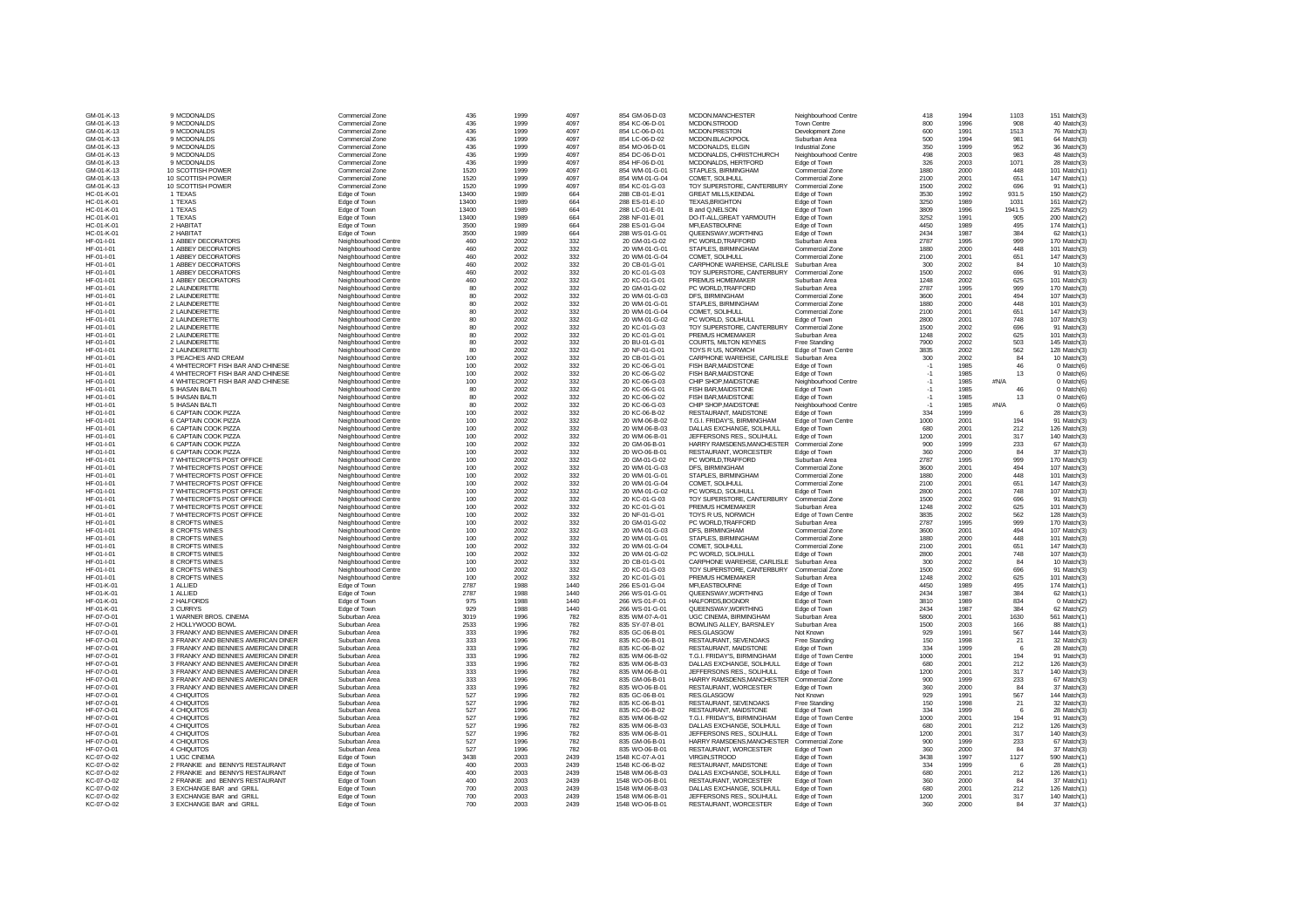| | | | | | | | | | | | | | | |
|---|---|---|---|---|---|---|---|---|---|---|---|---|---|---|
| GM-01-K-13 | 9 MCDONALDS | Commercial Zone | 436 | 1999 | 4097 | 854 GM-06-D-03 | MCDON,MANCHESTER | Neighbourhood Centre | 418 | 1994 | 1103 | 151 | Match(3) |
| GM-01-K-13 | 9 MCDONALDS | Commercial Zone | 436 | 1999 | 4097 | 854 KC-06-D-01 | MCDON,STROOD | Town Centre | 800 | 1996 | 908 | 40 | Match(3) |
| GM-01-K-13 | 9 MCDONALDS | Commercial Zone | 436 | 1999 | 4097 | 854 LC-06-D-01 | MCDON,PRESTON | Development Zone | 600 | 1991 | 1513 | 76 | Match(3) |
| GM-01-K-13 | 9 MCDONALDS | Commercial Zone | 436 | 1999 | 4097 | 854 LC-06-D-02 | MCDON,BLACKPOOL | Suburban Area | 500 | 1994 | 981 | 64 | Match(3) |
| GM-01-K-13 | 9 MCDONALDS | Commercial Zone | 436 | 1999 | 4097 | 854 MO-06-D-01 | MCDONALDS, ELGIN | Industrial Zone | 350 | 1999 | 952 | 36 | Match(3) |
| GM-01-K-13 | 9 MCDONALDS | Commercial Zone | 436 | 1999 | 4097 | 854 DC-06-D-01 | MCDONALDS, CHRISTCHURCH | Neighbourhood Centre | 498 | 2003 | 983 | 48 | Match(3) |
| GM-01-K-13 | 9 MCDONALDS | Commercial Zone | 436 | 1999 | 4097 | 854 HF-06-D-01 | MCDONALDS, HERTFORD | Edge of Town | 326 | 2003 | 1071 | 28 | Match(3) |
| GM-01-K-13 | 10 SCOTTISH POWER | Commercial Zone | 1520 | 1999 | 4097 | 854 WM-01-G-01 | STAPLES, BIRMINGHAM | Commercial Zone | 1880 | 2000 | 448 | 101 | Match(1) |
| GM-01-K-13 | 10 SCOTTISH POWER | Commercial Zone | 1520 | 1999 | 4097 | 854 WM-01-G-04 | COMET, SOLIHULL | Commercial Zone | 2100 | 2001 | 651 | 147 | Match(1) |
| GM-01-K-13 | 10 SCOTTISH POWER | Commercial Zone | 1520 | 1999 | 4097 | 854 KC-01-G-03 | TOY SUPERSTORE, CANTERBURY | Commercial Zone | 1500 | 2002 | 696 | 91 | Match(1) |
| HC-01-K-01 | 1 TEXAS | Edge of Town | 13400 | 1989 | 664 | 288 CB-01-E-01 | GREAT MILLS,KENDAL | Edge of Town | 3530 | 1992 | 931.5 | 150 | Match(2) |
| HC-01-K-01 | 1 TEXAS | Edge of Town | 13400 | 1989 | 664 | 288 ES-01-E-10 | TEXAS,BRIGHTON | Edge of Town | 3250 | 1989 | 1031 | 161 | Match(2) |
| HC-01-K-01 | 1 TEXAS | Edge of Town | 13400 | 1989 | 664 | 288 LC-01-E-01 | B and Q,NELSON | Edge of Town | 3809 | 1996 | 1941.5 | 225 | Match(2) |
| HC-01-K-01 | 1 TEXAS | Edge of Town | 13400 | 1989 | 664 | 288 NF-01-E-01 | DO-IT-ALL,GREAT YARMOUTH | Edge of Town | 3252 | 1991 | 905 | 200 | Match(2) |
| HC-01-K-01 | 2 HABITAT | Edge of Town | 3500 | 1989 | 664 | 288 ES-01-G-04 | MFI,EASTBOURNE | Edge of Town | 4450 | 1989 | 495 | 174 | Match(1) |
| HC-01-K-01 | 2 HABITAT | Edge of Town | 3500 | 1989 | 664 | 288 WS-01-G-01 | QUEENSWAY,WORTHING | Edge of Town | 2434 | 1987 | 384 | 62 | Match(1) |
| HF-01-I-01 | 1 ABBEY DECORATORS | Neighbourhood Centre | 460 | 2002 | 332 | 20 GM-01-G-02 | PC WORLD,TRAFFORD | Suburban Area | 2787 | 1995 | 999 | 170 | Match(3) |
| HF-01-I-01 | 1 ABBEY DECORATORS | Neighbourhood Centre | 460 | 2002 | 332 | 20 WM-01-G-01 | STAPLES, BIRMINGHAM | Commercial Zone | 1880 | 2000 | 448 | 101 | Match(3) |
| HF-01-I-01 | 1 ABBEY DECORATORS | Neighbourhood Centre | 460 | 2002 | 332 | 20 WM-01-G-04 | COMET, SOLIHULL | Commercial Zone | 2100 | 2001 | 651 | 147 | Match(3) |
| HF-01-I-01 | 1 ABBEY DECORATORS | Neighbourhood Centre | 460 | 2002 | 332 | 20 CB-01-G-01 | CARPHONE WAREHSE, CARLISLE | Suburban Area | 300 | 2002 | 84 | 10 | Match(3) |
| HF-01-I-01 | 1 ABBEY DECORATORS | Neighbourhood Centre | 460 | 2002 | 332 | 20 KC-01-G-03 | TOY SUPERSTORE, CANTERBURY | Commercial Zone | 1500 | 2002 | 696 | 91 | Match(3) |
| HF-01-I-01 | 1 ABBEY DECORATORS | Neighbourhood Centre | 460 | 2002 | 332 | 20 KC-01-G-01 | PREMUS HOMEMAKER | Suburban Area | 1248 | 2002 | 625 | 101 | Match(3) |
| HF-01-I-01 | 2 LAUNDERETTE | Neighbourhood Centre | 80 | 2002 | 332 | 20 GM-01-G-02 | PC WORLD,TRAFFORD | Suburban Area | 2787 | 1995 | 999 | 170 | Match(3) |
| HF-01-I-01 | 2 LAUNDERETTE | Neighbourhood Centre | 80 | 2002 | 332 | 20 WM-01-G-03 | DFS, BIRMINGHAM | Commercial Zone | 3600 | 2001 | 494 | 107 | Match(3) |
| HF-01-I-01 | 2 LAUNDERETTE | Neighbourhood Centre | 80 | 2002 | 332 | 20 WM-01-G-01 | STAPLES, BIRMINGHAM | Commercial Zone | 1880 | 2000 | 448 | 101 | Match(3) |
| HF-01-I-01 | 2 LAUNDERETTE | Neighbourhood Centre | 80 | 2002 | 332 | 20 WM-01-G-04 | COMET, SOLIHULL | Commercial Zone | 2100 | 2001 | 651 | 147 | Match(3) |
| HF-01-I-01 | 2 LAUNDERETTE | Neighbourhood Centre | 80 | 2002 | 332 | 20 WM-01-G-02 | PC WORLD, SOLIHULL | Edge of Town | 2800 | 2001 | 748 | 107 | Match(3) |
| HF-01-I-01 | 2 LAUNDERETTE | Neighbourhood Centre | 80 | 2002 | 332 | 20 KC-01-G-03 | TOY SUPERSTORE, CANTERBURY | Commercial Zone | 1500 | 2002 | 696 | 91 | Match(3) |
| HF-01-I-01 | 2 LAUNDERETTE | Neighbourhood Centre | 80 | 2002 | 332 | 20 KC-01-G-01 | PREMUS HOMEMAKER | Suburban Area | 1248 | 2002 | 625 | 101 | Match(3) |
| HF-01-I-01 | 2 LAUNDERETTE | Neighbourhood Centre | 80 | 2002 | 332 | 20 BU-01-G-01 | COURTS, MILTON KEYNES | Free Standing | 7900 | 2002 | 503 | 145 | Match(3) |
| HF-01-I-01 | 2 LAUNDERETTE | Neighbourhood Centre | 80 | 2002 | 332 | 20 NF-01-G-01 | TOYS R US, NORWICH | Edge of Town Centre | 3835 | 2002 | 562 | 128 | Match(3) |
| HF-01-I-01 | 3 PEACHES AND CREAM | Neighbourhood Centre | 100 | 2002 | 332 | 20 CB-01-G-01 | CARPHONE WAREHSE, CARLISLE | Suburban Area | 300 | 2002 | 84 | 10 | Match(3) |
| HF-01-I-01 | 4 WHITECROFT FISH BAR AND CHINESE | Neighbourhood Centre | 100 | 2002 | 332 | 20 KC-06-G-01 | FISH BAR,MAIDSTONE | Edge of Town | -1 | 1985 | 46 | 0 | Match(6) |
| HF-01-I-01 | 4 WHITECROFT FISH BAR AND CHINESE | Neighbourhood Centre | 100 | 2002 | 332 | 20 KC-06-G-02 | FISH BAR,MAIDSTONE | Edge of Town | -1 | 1985 | 13 | 0 | Match(6) |
| HF-01-I-01 | 4 WHITECROFT FISH BAR AND CHINESE | Neighbourhood Centre | 100 | 2002 | 332 | 20 KC-06-G-03 | CHIP SHOP,MAIDSTONE | Neighbourhood Centre | -1 | 1985 | #N/A | 0 | Match(6) |
| HF-01-I-01 | 5 IHASAN BALTI | Neighbourhood Centre | 80 | 2002 | 332 | 20 KC-06-G-01 | FISH BAR,MAIDSTONE | Edge of Town | -1 | 1985 | 46 | 0 | Match(6) |
| HF-01-I-01 | 5 IHASAN BALTI | Neighbourhood Centre | 80 | 2002 | 332 | 20 KC-06-G-02 | FISH BAR,MAIDSTONE | Edge of Town | -1 | 1985 | 13 | 0 | Match(6) |
| HF-01-I-01 | 5 IHASAN BALTI | Neighbourhood Centre | 80 | 2002 | 332 | 20 KC-06-G-03 | CHIP SHOP,MAIDSTONE | Neighbourhood Centre | -1 | 1985 | #N/A | 0 | Match(6) |
| HF-01-I-01 | 6 CAPTAIN COOK PIZZA | Neighbourhood Centre | 100 | 2002 | 332 | 20 KC-06-B-02 | RESTAURANT, MAIDSTONE | Edge of Town | 334 | 1999 | 6 | 28 | Match(3) |
| HF-01-I-01 | 6 CAPTAIN COOK PIZZA | Neighbourhood Centre | 100 | 2002 | 332 | 20 WM-06-B-02 | T.G.I. FRIDAY'S, BIRMINGHAM | Edge of Town Centre | 1000 | 2001 | 194 | 91 | Match(3) |
| HF-01-I-01 | 6 CAPTAIN COOK PIZZA | Neighbourhood Centre | 100 | 2002 | 332 | 20 WM-06-B-03 | DALLAS EXCHANGE, SOLIHULL | Edge of Town | 680 | 2001 | 212 | 126 | Match(3) |
| HF-01-I-01 | 6 CAPTAIN COOK PIZZA | Neighbourhood Centre | 100 | 2002 | 332 | 20 WM-06-B-01 | JEFFERSONS RES., SOLIHULL | Edge of Town | 1200 | 2001 | 317 | 140 | Match(3) |
| HF-01-I-01 | 6 CAPTAIN COOK PIZZA | Neighbourhood Centre | 100 | 2002 | 332 | 20 GM-06-B-01 | HARRY RAMSDENS,MANCHESTER | Commercial Zone | 900 | 1999 | 233 | 67 | Match(3) |
| HF-01-I-01 | 6 CAPTAIN COOK PIZZA | Neighbourhood Centre | 100 | 2002 | 332 | 20 WO-06-B-01 | RESTAURANT, WORCESTER | Edge of Town | 360 | 2000 | 84 | 37 | Match(3) |
| HF-01-I-01 | 7 WHITECROFTS POST OFFICE | Neighbourhood Centre | 100 | 2002 | 332 | 20 GM-01-G-02 | PC WORLD,TRAFFORD | Suburban Area | 2787 | 1995 | 999 | 170 | Match(3) |
| HF-01-I-01 | 7 WHITECROFTS POST OFFICE | Neighbourhood Centre | 100 | 2002 | 332 | 20 WM-01-G-03 | DFS, BIRMINGHAM | Commercial Zone | 3600 | 2001 | 494 | 107 | Match(3) |
| HF-01-I-01 | 7 WHITECROFTS POST OFFICE | Neighbourhood Centre | 100 | 2002 | 332 | 20 WM-01-G-01 | STAPLES, BIRMINGHAM | Commercial Zone | 1880 | 2000 | 448 | 101 | Match(3) |
| HF-01-I-01 | 7 WHITECROFTS POST OFFICE | Neighbourhood Centre | 100 | 2002 | 332 | 20 WM-01-G-04 | COMET, SOLIHULL | Commercial Zone | 2100 | 2001 | 651 | 147 | Match(3) |
| HF-01-I-01 | 7 WHITECROFTS POST OFFICE | Neighbourhood Centre | 100 | 2002 | 332 | 20 WM-01-G-02 | PC WORLD, SOLIHULL | Edge of Town | 2800 | 2001 | 748 | 107 | Match(3) |
| HF-01-I-01 | 7 WHITECROFTS POST OFFICE | Neighbourhood Centre | 100 | 2002 | 332 | 20 KC-01-G-03 | TOY SUPERSTORE, CANTERBURY | Commercial Zone | 1500 | 2002 | 696 | 91 | Match(3) |
| HF-01-I-01 | 7 WHITECROFTS POST OFFICE | Neighbourhood Centre | 100 | 2002 | 332 | 20 KC-01-G-01 | PREMUS HOMEMAKER | Suburban Area | 1248 | 2002 | 625 | 101 | Match(3) |
| HF-01-I-01 | 7 WHITECROFTS POST OFFICE | Neighbourhood Centre | 100 | 2002 | 332 | 20 NF-01-G-01 | TOYS R US, NORWICH | Edge of Town Centre | 3835 | 2002 | 562 | 128 | Match(3) |
| HF-01-I-01 | 8 CROFTS WINES | Neighbourhood Centre | 100 | 2002 | 332 | 20 GM-01-G-02 | PC WORLD,TRAFFORD | Suburban Area | 2787 | 1995 | 999 | 170 | Match(3) |
| HF-01-I-01 | 8 CROFTS WINES | Neighbourhood Centre | 100 | 2002 | 332 | 20 WM-01-G-03 | DFS, BIRMINGHAM | Commercial Zone | 3600 | 2001 | 494 | 107 | Match(3) |
| HF-01-I-01 | 8 CROFTS WINES | Neighbourhood Centre | 100 | 2002 | 332 | 20 WM-01-G-01 | STAPLES, BIRMINGHAM | Commercial Zone | 1880 | 2000 | 448 | 101 | Match(3) |
| HF-01-I-01 | 8 CROFTS WINES | Neighbourhood Centre | 100 | 2002 | 332 | 20 WM-01-G-04 | COMET, SOLIHULL | Commercial Zone | 2100 | 2001 | 651 | 147 | Match(3) |
| HF-01-I-01 | 8 CROFTS WINES | Neighbourhood Centre | 100 | 2002 | 332 | 20 WM-01-G-02 | PC WORLD, SOLIHULL | Edge of Town | 2800 | 2001 | 748 | 107 | Match(3) |
| HF-01-I-01 | 8 CROFTS WINES | Neighbourhood Centre | 100 | 2002 | 332 | 20 CB-01-G-01 | CARPHONE WAREHSE, CARLISLE | Suburban Area | 300 | 2002 | 84 | 10 | Match(3) |
| HF-01-I-01 | 8 CROFTS WINES | Neighbourhood Centre | 100 | 2002 | 332 | 20 KC-01-G-03 | TOY SUPERSTORE, CANTERBURY | Commercial Zone | 1500 | 2002 | 696 | 91 | Match(3) |
| HF-01-I-01 | 8 CROFTS WINES | Neighbourhood Centre | 100 | 2002 | 332 | 20 KC-01-G-01 | PREMUS HOMEMAKER | Suburban Area | 1248 | 2002 | 625 | 101 | Match(3) |
| HF-01-K-01 | 1 ALLIED | Edge of Town | 2787 | 1988 | 1440 | 266 ES-01-G-04 | MFI,EASTBOURNE | Edge of Town | 4450 | 1989 | 495 | 174 | Match(1) |
| HF-01-K-01 | 1 ALLIED | Edge of Town | 2787 | 1988 | 1440 | 266 WS-01-G-01 | QUEENSWAY,WORTHING | Edge of Town | 2434 | 1987 | 384 | 62 | Match(1) |
| HF-01-K-01 | 2 HALFORDS | Edge of Town | 975 | 1988 | 1440 | 266 WS-01-F-01 | HALFORDS,BOGNOR | Edge of Town | 3810 | 1989 | 834 | 0 | Match(2) |
| HF-01-K-01 | 3 CURRYS | Edge of Town | 929 | 1988 | 1440 | 266 WS-01-G-01 | QUEENSWAY,WORTHING | Edge of Town | 2434 | 1987 | 384 | 62 | Match(2) |
| HF-07-O-01 | 1 WARNER BROS. CINEMA | Suburban Area | 3019 | 1996 | 782 | 835 WM-07-A-01 | UGC CINEMA, BIRMINGHAM | Suburban Area | 5800 | 2001 | 1630 | 561 | Match(1) |
| HF-07-O-01 | 2 HOLLYWOOD BOWL | Suburban Area | 2533 | 1996 | 782 | 835 SY-07-B-01 | BOWLING ALLEY, BARSNLEY | Suburban Area | 1500 | 2003 | 166 | 88 | Match(1) |
| HF-07-O-01 | 3 FRANKY AND BENNIES AMERICAN DINER | Suburban Area | 333 | 1996 | 782 | 835 GC-06-B-01 | RES.GLASGOW | Not Known | 929 | 1991 | 567 | 144 | Match(3) |
| HF-07-O-01 | 3 FRANKY AND BENNIES AMERICAN DINER | Suburban Area | 333 | 1996 | 782 | 835 KC-06-B-01 | RESTAURANT, SEVENOAKS | Free Standing | 150 | 1998 | 21 | 32 | Match(3) |
| HF-07-O-01 | 3 FRANKY AND BENNIES AMERICAN DINER | Suburban Area | 333 | 1996 | 782 | 835 KC-06-B-02 | RESTAURANT, MAIDSTONE | Edge of Town | 334 | 1999 | 6 | 28 | Match(3) |
| HF-07-O-01 | 3 FRANKY AND BENNIES AMERICAN DINER | Suburban Area | 333 | 1996 | 782 | 835 WM-06-B-02 | T.G.I. FRIDAY'S, BIRMINGHAM | Edge of Town Centre | 1000 | 2001 | 194 | 91 | Match(3) |
| HF-07-O-01 | 3 FRANKY AND BENNIES AMERICAN DINER | Suburban Area | 333 | 1996 | 782 | 835 WM-06-B-03 | DALLAS EXCHANGE, SOLIHULL | Edge of Town | 680 | 2001 | 212 | 126 | Match(3) |
| HF-07-O-01 | 3 FRANKY AND BENNIES AMERICAN DINER | Suburban Area | 333 | 1996 | 782 | 835 WM-06-B-01 | JEFFERSONS RES., SOLIHULL | Edge of Town | 1200 | 2001 | 317 | 140 | Match(3) |
| HF-07-O-01 | 3 FRANKY AND BENNIES AMERICAN DINER | Suburban Area | 333 | 1996 | 782 | 835 GM-06-B-01 | HARRY RAMSDENS,MANCHESTER | Commercial Zone | 900 | 1999 | 233 | 67 | Match(3) |
| HF-07-O-01 | 3 FRANKY AND BENNIES AMERICAN DINER | Suburban Area | 333 | 1996 | 782 | 835 WO-06-B-01 | RESTAURANT, WORCESTER | Edge of Town | 360 | 2000 | 84 | 37 | Match(3) |
| HF-07-O-01 | 4 CHIQUITOS | Suburban Area | 527 | 1996 | 782 | 835 GC-06-B-01 | RES.GLASGOW | Not Known | 929 | 1991 | 567 | 144 | Match(3) |
| HF-07-O-01 | 4 CHIQUITOS | Suburban Area | 527 | 1996 | 782 | 835 KC-06-B-01 | RESTAURANT, SEVENOAKS | Free Standing | 150 | 1998 | 21 | 32 | Match(3) |
| HF-07-O-01 | 4 CHIQUITOS | Suburban Area | 527 | 1996 | 782 | 835 KC-06-B-02 | RESTAURANT, MAIDSTONE | Edge of Town | 334 | 1999 | 6 | 28 | Match(3) |
| HF-07-O-01 | 4 CHIQUITOS | Suburban Area | 527 | 1996 | 782 | 835 WM-06-B-02 | T.G.I. FRIDAY'S, BIRMINGHAM | Edge of Town Centre | 1000 | 2001 | 194 | 91 | Match(3) |
| HF-07-O-01 | 4 CHIQUITOS | Suburban Area | 527 | 1996 | 782 | 835 WM-06-B-03 | DALLAS EXCHANGE, SOLIHULL | Edge of Town | 680 | 2001 | 212 | 126 | Match(3) |
| HF-07-O-01 | 4 CHIQUITOS | Suburban Area | 527 | 1996 | 782 | 835 WM-06-B-01 | JEFFERSONS RES., SOLIHULL | Edge of Town | 1200 | 2001 | 317 | 140 | Match(3) |
| HF-07-O-01 | 4 CHIQUITOS | Suburban Area | 527 | 1996 | 782 | 835 GM-06-B-01 | HARRY RAMSDENS,MANCHESTER | Commercial Zone | 900 | 1999 | 233 | 67 | Match(3) |
| HF-07-O-01 | 4 CHIQUITOS | Suburban Area | 527 | 1996 | 782 | 835 WO-06-B-01 | RESTAURANT, WORCESTER | Edge of Town | 360 | 2000 | 84 | 37 | Match(3) |
| KC-07-O-02 | 1 UGC CINEMA | Edge of Town | 3438 | 2003 | 2439 | 1548 KC-07-A-01 | VIRGIN,STROOD | Edge of Town | 3438 | 1997 | 1127 | 590 | Match(1) |
| KC-07-O-02 | 2 FRANKIE and BENNYS RESTAURANT | Edge of Town | 400 | 2003 | 2439 | 1548 KC-06-B-02 | RESTAURANT, MAIDSTONE | Edge of Town | 334 | 1999 | 6 | 28 | Match(1) |
| KC-07-O-02 | 2 FRANKIE and BENNYS RESTAURANT | Edge of Town | 400 | 2003 | 2439 | 1548 WM-06-B-03 | DALLAS EXCHANGE, SOLIHULL | Edge of Town | 680 | 2001 | 212 | 126 | Match(1) |
| KC-07-O-02 | 2 FRANKIE and BENNYS RESTAURANT | Edge of Town | 400 | 2003 | 2439 | 1548 WO-06-B-01 | RESTAURANT, WORCESTER | Edge of Town | 360 | 2000 | 84 | 37 | Match(1) |
| KC-07-O-02 | 3 EXCHANGE BAR and GRILL | Edge of Town | 700 | 2003 | 2439 | 1548 WM-06-B-03 | DALLAS EXCHANGE, SOLIHULL | Edge of Town | 680 | 2001 | 212 | 126 | Match(1) |
| KC-07-O-02 | 3 EXCHANGE BAR and GRILL | Edge of Town | 700 | 2003 | 2439 | 1548 WM-06-B-01 | JEFFERSONS RES., SOLIHULL | Edge of Town | 1200 | 2001 | 317 | 140 | Match(1) |
| KC-07-O-02 | 3 EXCHANGE BAR and GRILL | Edge of Town | 700 | 2003 | 2439 | 1548 WO-06-B-01 | RESTAURANT, WORCESTER | Edge of Town | 360 | 2000 | 84 | 37 | Match(1) |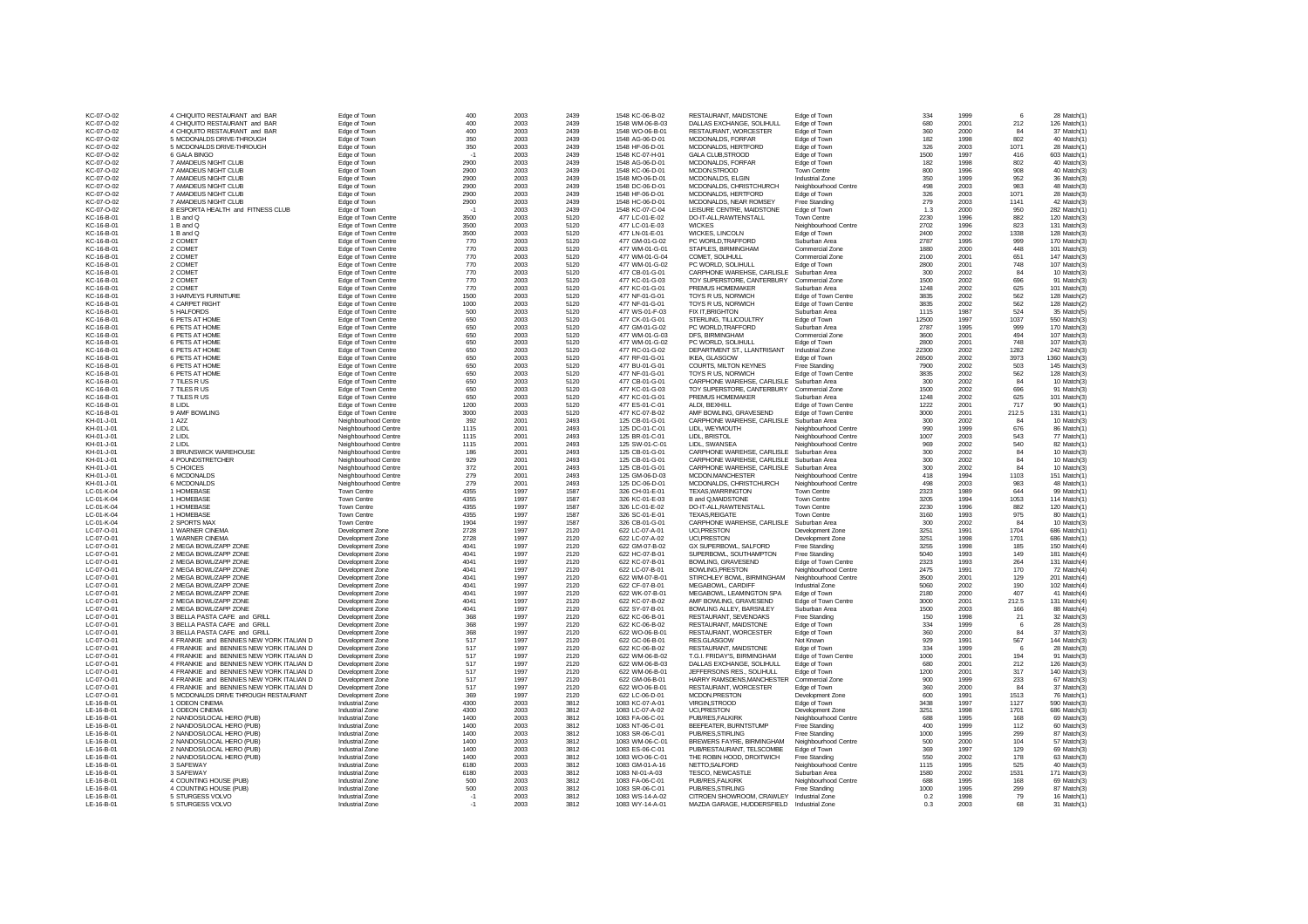| | | | | | | | | | | | | | |
|---|---|---|---|---|---|---|---|---|---|---|---|---|---|
| KC-07-O-02 | 4 CHIQUITO RESTAURANT and BAR | Edge of Town | 400 | 2003 | 2439 | 1548 KC-06-B-02 | RESTAURANT, MAIDSTONE | Edge of Town | 334 | 1999 | 6 | 28 Match(1) |
| KC-07-O-02 | 4 CHIQUITO RESTAURANT and BAR | Edge of Town | 400 | 2003 | 2439 | 1548 WM-06-B-03 | DALLAS EXCHANGE, SOLIHULL | Edge of Town | 680 | 2001 | 212 | 126 Match(1) |
| KC-07-O-02 | 4 CHIQUITO RESTAURANT and BAR | Edge of Town | 400 | 2003 | 2439 | 1548 WO-06-B-01 | RESTAURANT, WORCESTER | Edge of Town | 360 | 2000 | 84 | 37 Match(1) |
| KC-07-O-02 | 5 MCDONALDS DRIVE-THROUGH | Edge of Town | 350 | 2003 | 2439 | 1548 AG-06-D-01 | MCDONALDS, FORFAR | Edge of Town | 182 | 1998 | 802 | 40 Match(1) |
| KC-07-O-02 | 5 MCDONALDS DRIVE-THROUGH | Edge of Town | 350 | 2003 | 2439 | 1548 HF-06-D-01 | MCDONALDS, HERTFORD | Edge of Town | 326 | 2003 | 1071 | 28 Match(1) |
| KC-07-O-02 | 6 GALA BINGO | Edge of Town | -1 | 2003 | 2439 | 1548 KC-07-H-01 | GALA CLUB,STROOD | Edge of Town | 1500 | 1997 | 416 | 603 Match(1) |
| KC-07-O-02 | 7 AMADEUS NIGHT CLUB | Edge of Town | 2900 | 2003 | 2439 | 1548 AG-06-D-01 | MCDONALDS, FORFAR | Edge of Town | 182 | 1998 | 802 | 40 Match(3) |
| KC-07-O-02 | 7 AMADEUS NIGHT CLUB | Edge of Town | 2900 | 2003 | 2439 | 1548 KC-06-D-01 | MCDON,STROOD | Town Centre | 800 | 1996 | 908 | 40 Match(3) |
| KC-07-O-02 | 7 AMADEUS NIGHT CLUB | Edge of Town | 2900 | 2003 | 2439 | 1548 MO-06-D-01 | MCDONALDS, ELGIN | Industrial Zone | 350 | 1999 | 952 | 36 Match(3) |
| KC-07-O-02 | 7 AMADEUS NIGHT CLUB | Edge of Town | 2900 | 2003 | 2439 | 1548 DC-06-D-01 | MCDONALDS, CHRISTCHURCH | Neighbourhood Centre | 498 | 2003 | 983 | 48 Match(3) |
| KC-07-O-02 | 7 AMADEUS NIGHT CLUB | Edge of Town | 2900 | 2003 | 2439 | 1548 HF-06-D-01 | MCDONALDS, HERTFORD | Edge of Town | 326 | 2003 | 1071 | 28 Match(3) |
| KC-07-O-02 | 7 AMADEUS NIGHT CLUB | Edge of Town | 2900 | 2003 | 2439 | 1548 HC-06-D-01 | MCDONALDS, NEAR ROMSEY | Free Standing | 279 | 2003 | 1141 | 42 Match(3) |
| KC-07-O-02 | 8 ESPORTA HEALTH and FITNESS CLUB | Edge of Town | -1 | 2003 | 2439 | 1548 KC-07-C-04 | LEISURE CENTRE, MAIDSTONE | Edge of Town | 1.3 | 2000 | 950 | 282 Match(1) |
| KC-16-B-01 | 1 B and Q | Edge of Town Centre | 3500 | 2003 | 5120 | 477 LC-01-E-02 | DO-IT-ALL,RAWTENSTALL | Town Centre | 2230 | 1996 | 882 | 120 Match(3) |
| KC-16-B-01 | 1 B and Q | Edge of Town Centre | 3500 | 2003 | 5120 | 477 LC-01-E-03 | WICKES | Neighbourhood Centre | 2702 | 1996 | 823 | 131 Match(3) |
| KC-16-B-01 | 1 B and Q | Edge of Town Centre | 3500 | 2003 | 5120 | 477 LN-01-E-01 | WICKES, LINCOLN | Edge of Town | 2400 | 2002 | 1338 | 128 Match(3) |
| KC-16-B-01 | 2 COMET | Edge of Town Centre | 770 | 2003 | 5120 | 477 GM-01-G-02 | PC WORLD,TRAFFORD | Suburban Area | 2787 | 1995 | 999 | 170 Match(3) |
| KC-16-B-01 | 2 COMET | Edge of Town Centre | 770 | 2003 | 5120 | 477 WM-01-G-01 | STAPLES, BIRMINGHAM | Commercial Zone | 1880 | 2000 | 448 | 101 Match(3) |
| KC-16-B-01 | 2 COMET | Edge of Town Centre | 770 | 2003 | 5120 | 477 WM-01-G-04 | COMET, SOLIHULL | Commercial Zone | 2100 | 2001 | 651 | 147 Match(3) |
| KC-16-B-01 | 2 COMET | Edge of Town Centre | 770 | 2003 | 5120 | 477 WM-01-G-02 | PC WORLD, SOLIHULL | Edge of Town | 2800 | 2001 | 748 | 107 Match(3) |
| KC-16-B-01 | 2 COMET | Edge of Town Centre | 770 | 2003 | 5120 | 477 CB-01-G-01 | CARPHONE WAREHSE, CARLISLE | Suburban Area | 300 | 2002 | 84 | 10 Match(3) |
| KC-16-B-01 | 2 COMET | Edge of Town Centre | 770 | 2003 | 5120 | 477 KC-01-G-03 | TOY SUPERSTORE, CANTERBURY | Commercial Zone | 1500 | 2002 | 696 | 91 Match(3) |
| KC-16-B-01 | 2 COMET | Edge of Town Centre | 770 | 2003 | 5120 | 477 KC-01-G-01 | PREMUS HOMEMAKER | Suburban Area | 1248 | 2002 | 625 | 101 Match(3) |
| KC-16-B-01 | 3 HARVEYS FURNITURE | Edge of Town Centre | 1500 | 2003 | 5120 | 477 NF-01-G-01 | TOYS R US, NORWICH | Edge of Town Centre | 3835 | 2002 | 562 | 128 Match(2) |
| KC-16-B-01 | 4 CARPET RIGHT | Edge of Town Centre | 1000 | 2003 | 5120 | 477 NF-01-G-01 | TOYS R US, NORWICH | Edge of Town Centre | 3835 | 2002 | 562 | 128 Match(2) |
| KC-16-B-01 | 5 HALFORDS | Edge of Town Centre | 500 | 2003 | 5120 | 477 WS-01-F-03 | FIX IT,BRIGHTON | Suburban Area | 1115 | 1987 | 524 | 35 Match(5) |
| KC-16-B-01 | 6 PETS AT HOME | Edge of Town Centre | 650 | 2003 | 5120 | 477 CK-01-G-01 | STERLING, TILLICOULTRY | Edge of Town | 12500 | 1997 | 1037 | 550 Match(3) |
| KC-16-B-01 | 6 PETS AT HOME | Edge of Town Centre | 650 | 2003 | 5120 | 477 GM-01-G-02 | PC WORLD,TRAFFORD | Suburban Area | 2787 | 1995 | 999 | 170 Match(3) |
| KC-16-B-01 | 6 PETS AT HOME | Edge of Town Centre | 650 | 2003 | 5120 | 477 WM-01-G-03 | DFS, BIRMINGHAM | Commercial Zone | 3600 | 2001 | 494 | 107 Match(3) |
| KC-16-B-01 | 6 PETS AT HOME | Edge of Town Centre | 650 | 2003 | 5120 | 477 WM-01-G-02 | PC WORLD, SOLIHULL | Edge of Town | 2800 | 2001 | 748 | 107 Match(3) |
| KC-16-B-01 | 6 PETS AT HOME | Edge of Town Centre | 650 | 2003 | 5120 | 477 RC-01-G-02 | DEPARTMENT ST., LLANTRISANT | Industrial Zone | 22300 | 2002 | 1282 | 242 Match(3) |
| KC-16-B-01 | 6 PETS AT HOME | Edge of Town Centre | 650 | 2003 | 5120 | 477 RF-01-G-01 | IKEA, GLASGOW | Edge of Town | 26500 | 2002 | 3973 | 1360 Match(3) |
| KC-16-B-01 | 6 PETS AT HOME | Edge of Town Centre | 650 | 2003 | 5120 | 477 BU-01-G-01 | COURTS, MILTON KEYNES | Free Standing | 7900 | 2002 | 503 | 145 Match(3) |
| KC-16-B-01 | 6 PETS AT HOME | Edge of Town Centre | 650 | 2003 | 5120 | 477 NF-01-G-01 | TOYS R US, NORWICH | Edge of Town Centre | 3835 | 2002 | 562 | 128 Match(3) |
| KC-16-B-01 | 7 TILES R US | Edge of Town Centre | 650 | 2003 | 5120 | 477 CB-01-G-01 | CARPHONE WAREHSE, CARLISLE | Suburban Area | 300 | 2002 | 84 | 10 Match(3) |
| KC-16-B-01 | 7 TILES R US | Edge of Town Centre | 650 | 2003 | 5120 | 477 KC-01-G-03 | TOY SUPERSTORE, CANTERBURY | Commercial Zone | 1500 | 2002 | 696 | 91 Match(3) |
| KC-16-B-01 | 7 TILES R US | Edge of Town Centre | 650 | 2003 | 5120 | 477 KC-01-G-01 | PREMUS HOMEMAKER | Suburban Area | 1248 | 2002 | 625 | 101 Match(3) |
| KC-16-B-01 | 8 LIDL | Edge of Town Centre | 1200 | 2003 | 5120 | 477 ES-01-C-01 | ALDI, BEXHILL | Edge of Town Centre | 1222 | 2001 | 717 | 90 Match(1) |
| KC-16-B-01 | 9 AMF BOWLING | Edge of Town Centre | 3000 | 2003 | 5120 | 477 KC-07-B-02 | AMF BOWLING, GRAVESEND | Edge of Town Centre | 3000 | 2001 | 212.5 | 131 Match(1) |
| KH-01-J-01 | 1 A2Z | Neighbourhood Centre | 392 | 2001 | 2493 | 125 CB-01-G-01 | CARPHONE WAREHSE, CARLISLE | Suburban Area | 300 | 2002 | 84 | 10 Match(3) |
| KH-01-J-01 | 2 LIDL | Neighbourhood Centre | 1115 | 2001 | 2493 | 125 DC-01-C-01 | LIDL, WEYMOUTH | Neighbourhood Centre | 990 | 1999 | 676 | 86 Match(1) |
| KH-01-J-01 | 2 LIDL | Neighbourhood Centre | 1115 | 2001 | 2493 | 125 BR-01-C-01 | LIDL, BRISTOL | Neighbourhood Centre | 1007 | 2003 | 543 | 77 Match(1) |
| KH-01-J-01 | 2 LIDL | Neighbourhood Centre | 1115 | 2001 | 2493 | 125 SW-01-C-01 | LIDL, SWANSEA | Neighbourhood Centre | 969 | 2002 | 540 | 82 Match(1) |
| KH-01-J-01 | 3 BRUNSWICK WAREHOUSE | Neighbourhood Centre | 186 | 2001 | 2493 | 125 CB-01-G-01 | CARPHONE WAREHSE, CARLISLE | Suburban Area | 300 | 2002 | 84 | 10 Match(3) |
| KH-01-J-01 | 4 POUNDSTRETCHER | Neighbourhood Centre | 929 | 2001 | 2493 | 125 CB-01-G-01 | CARPHONE WAREHSE, CARLISLE | Suburban Area | 300 | 2002 | 84 | 10 Match(3) |
| KH-01-J-01 | 5 CHOICES | Neighbourhood Centre | 372 | 2001 | 2493 | 125 CB-01-G-01 | CARPHONE WAREHSE, CARLISLE | Suburban Area | 300 | 2002 | 84 | 10 Match(3) |
| KH-01-J-01 | 6 MCDONALDS | Neighbourhood Centre | 279 | 2001 | 2493 | 125 GM-06-D-03 | MCDON,MANCHESTER | Neighbourhood Centre | 418 | 1994 | 1103 | 151 Match(1) |
| KH-01-J-01 | 6 MCDONALDS | Neighbourhood Centre | 279 | 2001 | 2493 | 125 DC-06-D-01 | MCDONALDS, CHRISTCHURCH | Neighbourhood Centre | 498 | 2003 | 983 | 48 Match(1) |
| LC-01-K-04 | 1 HOMEBASE | Town Centre | 4355 | 1997 | 1587 | 326 CH-01-E-01 | TEXAS,WARRINGTON | Town Centre | 2323 | 1989 | 644 | 99 Match(1) |
| LC-01-K-04 | 1 HOMEBASE | Town Centre | 4355 | 1997 | 1587 | 326 KC-01-E-03 | B and Q,MAIDSTONE | Town Centre | 3205 | 1994 | 1053 | 114 Match(1) |
| LC-01-K-04 | 1 HOMEBASE | Town Centre | 4355 | 1997 | 1587 | 326 LC-01-E-02 | DO-IT-ALL,RAWTENSTALL | Town Centre | 2230 | 1996 | 882 | 120 Match(1) |
| LC-01-K-04 | 1 HOMEBASE | Town Centre | 4355 | 1997 | 1587 | 326 SC-01-E-01 | TEXAS,REIGATE | Town Centre | 3160 | 1993 | 975 | 80 Match(1) |
| LC-01-K-04 | 2 SPORTS MAX | Town Centre | 1904 | 1997 | 1587 | 326 CB-01-G-01 | CARPHONE WAREHSE, CARLISLE | Suburban Area | 300 | 2002 | 84 | 10 Match(3) |
| LC-07-O-01 | 1 WARNER CINEMA | Development Zone | 2728 | 1997 | 2120 | 622 LC-07-A-01 | UCI,PRESTON | Development Zone | 3251 | 1991 | 1704 | 686 Match(1) |
| LC-07-O-01 | 1 WARNER CINEMA | Development Zone | 2728 | 1997 | 2120 | 622 LC-07-A-02 | UCI,PRESTON | Development Zone | 3251 | 1998 | 1701 | 686 Match(1) |
| LC-07-O-01 | 2 MEGA BOWL/ZAPP ZONE | Development Zone | 4041 | 1997 | 2120 | 622 GM-07-B-02 | GX SUPERBOWL, SALFORD | Free Standing | 3255 | 1998 | 185 | 150 Match(4) |
| LC-07-O-01 | 2 MEGA BOWL/ZAPP ZONE | Development Zone | 4041 | 1997 | 2120 | 622 HC-07-B-01 | SUPERBOWL, SOUTHAMPTON | Free Standing | 5040 | 1993 | 149 | 181 Match(4) |
| LC-07-O-01 | 2 MEGA BOWL/ZAPP ZONE | Development Zone | 4041 | 1997 | 2120 | 622 KC-07-B-01 | BOWLING, GRAVESEND | Edge of Town Centre | 2323 | 1993 | 264 | 131 Match(4) |
| LC-07-O-01 | 2 MEGA BOWL/ZAPP ZONE | Development Zone | 4041 | 1997 | 2120 | 622 LC-07-B-01 | BOWLING,PRESTON | Neighbourhood Centre | 2475 | 1991 | 170 | 72 Match(4) |
| LC-07-O-01 | 2 MEGA BOWL/ZAPP ZONE | Development Zone | 4041 | 1997 | 2120 | 622 WM-07-B-01 | STIRCHLEY BOWL, BIRMINGHAM | Neighbourhood Centre | 3500 | 2001 | 129 | 201 Match(4) |
| LC-07-O-01 | 2 MEGA BOWL/ZAPP ZONE | Development Zone | 4041 | 1997 | 2120 | 622 CF-07-B-01 | MEGABOWL, CARDIFF | Industrial Zone | 5060 | 2002 | 190 | 102 Match(4) |
| LC-07-O-01 | 2 MEGA BOWL/ZAPP ZONE | Development Zone | 4041 | 1997 | 2120 | 622 WK-07-B-01 | MEGABOWL, LEAMINGTON SPA | Edge of Town | 2180 | 2000 | 407 | 41 Match(4) |
| LC-07-O-01 | 2 MEGA BOWL/ZAPP ZONE | Development Zone | 4041 | 1997 | 2120 | 622 KC-07-B-02 | AMF BOWLING, GRAVESEND | Edge of Town Centre | 3000 | 2001 | 212.5 | 131 Match(4) |
| LC-07-O-01 | 2 MEGA BOWL/ZAPP ZONE | Development Zone | 4041 | 1997 | 2120 | 622 SY-07-B-01 | BOWLING ALLEY, BARSNLEY | Suburban Area | 1500 | 2003 | 166 | 88 Match(4) |
| LC-07-O-01 | 3 BELLA PASTA CAFE and GRILL | Development Zone | 368 | 1997 | 2120 | 622 KC-06-B-01 | RESTAURANT, SEVENOAKS | Free Standing | 150 | 1998 | 21 | 32 Match(3) |
| LC-07-O-01 | 3 BELLA PASTA CAFE and GRILL | Development Zone | 368 | 1997 | 2120 | 622 KC-06-B-02 | RESTAURANT, MAIDSTONE | Edge of Town | 334 | 1999 | 6 | 28 Match(3) |
| LC-07-O-01 | 3 BELLA PASTA CAFE and GRILL | Development Zone | 368 | 1997 | 2120 | 622 WO-06-B-01 | RESTAURANT, WORCESTER | Edge of Town | 360 | 2000 | 84 | 37 Match(3) |
| LC-07-O-01 | 4 FRANKIE and BENNIES NEW YORK ITALIAN D | Development Zone | 517 | 1997 | 2120 | 622 GC-06-B-01 | RES.GLASGOW | Not Known | 929 | 1991 | 567 | 144 Match(3) |
| LC-07-O-01 | 4 FRANKIE and BENNIES NEW YORK ITALIAN D | Development Zone | 517 | 1997 | 2120 | 622 KC-06-B-02 | RESTAURANT, MAIDSTONE | Edge of Town | 334 | 1999 | 6 | 28 Match(3) |
| LC-07-O-01 | 4 FRANKIE and BENNIES NEW YORK ITALIAN D | Development Zone | 517 | 1997 | 2120 | 622 WM-06-B-02 | T.G.I. FRIDAY'S, BIRMINGHAM | Edge of Town Centre | 1000 | 2001 | 194 | 91 Match(3) |
| LC-07-O-01 | 4 FRANKIE and BENNIES NEW YORK ITALIAN D | Development Zone | 517 | 1997 | 2120 | 622 WM-06-B-03 | DALLAS EXCHANGE, SOLIHULL | Edge of Town | 680 | 2001 | 212 | 126 Match(3) |
| LC-07-O-01 | 4 FRANKIE and BENNIES NEW YORK ITALIAN D | Development Zone | 517 | 1997 | 2120 | 622 WM-06-B-01 | JEFFERSONS RES., SOLIHULL | Edge of Town | 1200 | 2001 | 317 | 140 Match(3) |
| LC-07-O-01 | 4 FRANKIE and BENNIES NEW YORK ITALIAN D | Development Zone | 517 | 1997 | 2120 | 622 GM-06-B-01 | HARRY RAMSDENS,MANCHESTER | Commercial Zone | 900 | 1999 | 233 | 67 Match(3) |
| LC-07-O-01 | 4 FRANKIE and BENNIES NEW YORK ITALIAN D | Development Zone | 517 | 1997 | 2120 | 622 WO-06-B-01 | RESTAURANT, WORCESTER | Edge of Town | 360 | 2000 | 84 | 37 Match(3) |
| LC-07-O-01 | 5 MCDONALDS DRIVE THROUGH RESTAURANT | Development Zone | 369 | 1997 | 2120 | 622 LC-06-D-01 | MCDON,PRESTON | Development Zone | 600 | 1991 | 1513 | 76 Match(1) |
| LE-16-B-01 | 1 ODEON CINEMA | Industrial Zone | 4300 | 2003 | 3812 | 1083 KC-07-A-01 | VIRGIN,STROOD | Edge of Town | 3438 | 1997 | 1127 | 590 Match(3) |
| LE-16-B-01 | 1 ODEON CINEMA | Industrial Zone | 4300 | 2003 | 3812 | 1083 LC-07-A-02 | UCI,PRESTON | Development Zone | 3251 | 1998 | 1701 | 686 Match(3) |
| LE-16-B-01 | 2 NANDOS/LOCAL HERO (PUB) | Industrial Zone | 1400 | 2003 | 3812 | 1083 FA-06-C-01 | PUB/RES,FALKIRK | Neighbourhood Centre | 688 | 1995 | 168 | 69 Match(3) |
| LE-16-B-01 | 2 NANDOS/LOCAL HERO (PUB) | Industrial Zone | 1400 | 2003 | 3812 | 1083 NT-06-C-01 | BEEFEATER, BURNTSTUMP | Free Standing | 400 | 1999 | 112 | 60 Match(3) |
| LE-16-B-01 | 2 NANDOS/LOCAL HERO (PUB) | Industrial Zone | 1400 | 2003 | 3812 | 1083 SR-06-C-01 | PUB/RES,STIRLING | Free Standing | 1000 | 1995 | 299 | 87 Match(3) |
| LE-16-B-01 | 2 NANDOS/LOCAL HERO (PUB) | Industrial Zone | 1400 | 2003 | 3812 | 1083 WM-06-C-01 | BREWERS FAYRE, BIRMINGHAM | Neighbourhood Centre | 500 | 2000 | 104 | 57 Match(3) |
| LE-16-B-01 | 2 NANDOS/LOCAL HERO (PUB) | Industrial Zone | 1400 | 2003 | 3812 | 1083 ES-06-C-01 | PUB/RESTAURANT, TELSCOMBE | Edge of Town | 369 | 1997 | 129 | 69 Match(3) |
| LE-16-B-01 | 2 NANDOS/LOCAL HERO (PUB) | Industrial Zone | 1400 | 2003 | 3812 | 1083 WO-06-C-01 | THE ROBIN HOOD, DROITWICH | Free Standing | 550 | 2002 | 178 | 63 Match(3) |
| LE-16-B-01 | 3 SAFEWAY | Industrial Zone | 6180 | 2003 | 3812 | 1083 GM-01-A-16 | NETTO,SALFORD | Neighbourhood Centre | 1115 | 1995 | 525 | 40 Match(3) |
| LE-16-B-01 | 3 SAFEWAY | Industrial Zone | 6180 | 2003 | 3812 | 1083 NI-01-A-03 | TESCO, NEWCASTLE | Suburban Area | 1580 | 2002 | 1531 | 171 Match(3) |
| LE-16-B-01 | 4 COUNTING HOUSE (PUB) | Industrial Zone | 500 | 2003 | 3812 | 1083 FA-06-C-01 | PUB/RES,FALKIRK | Neighbourhood Centre | 688 | 1995 | 168 | 69 Match(3) |
| LE-16-B-01 | 4 COUNTING HOUSE (PUB) | Industrial Zone | 500 | 2003 | 3812 | 1083 SR-06-C-01 | PUB/RES,STIRLING | Free Standing | 1000 | 1995 | 299 | 87 Match(3) |
| LE-16-B-01 | 5 STURGESS VOLVO | Industrial Zone | -1 | 2003 | 3812 | 1083 WS-14-A-02 | CITROEN SHOWROOM, CRAWLEY | Industrial Zone | 0.2 | 1998 | 79 | 16 Match(1) |
| LE-16-B-01 | 5 STURGESS VOLVO | Industrial Zone | -1 | 2003 | 3812 | 1083 WY-14-A-01 | MAZDA GARAGE, HUDDERSFIELD | Industrial Zone | 0.3 | 2003 | 68 | 31 Match(1) |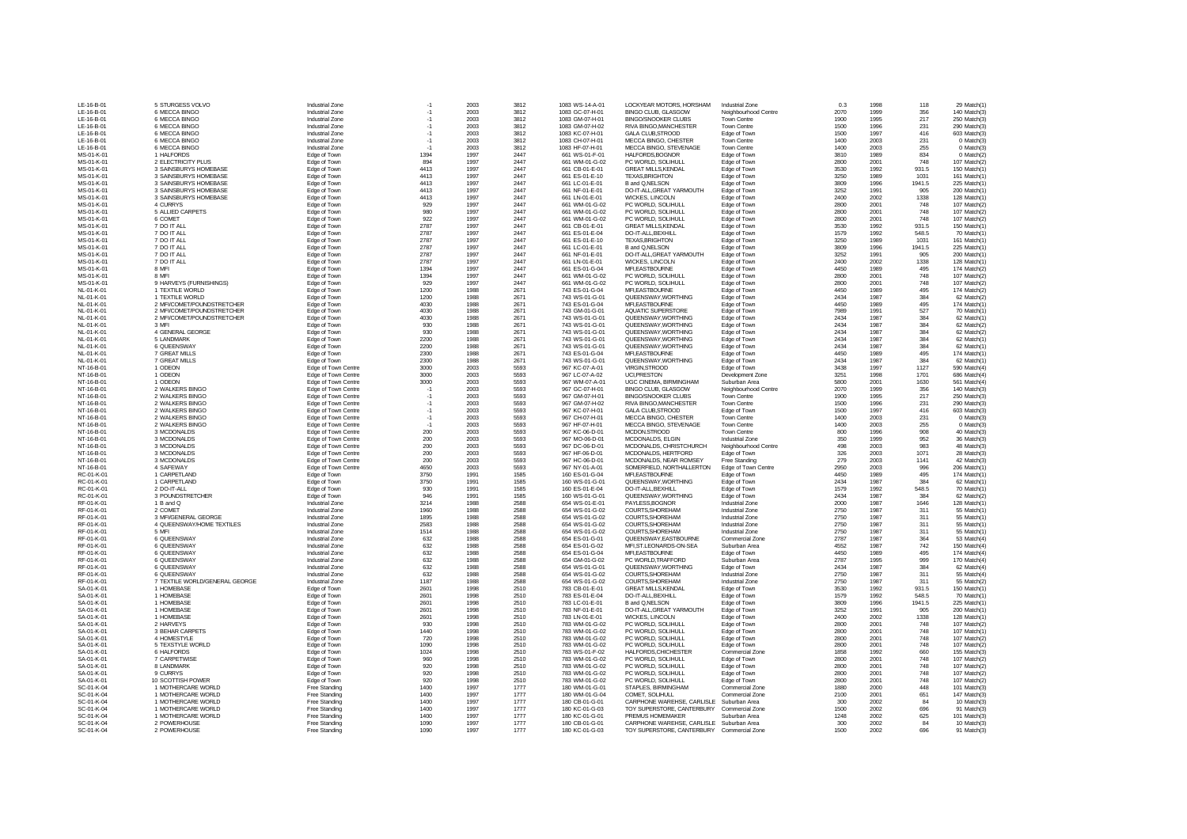| | | | | | | | | | | | | | |
|---|---|---|---|---|---|---|---|---|---|---|---|---|---|
| LE-16-B-01 | 5 STURGESS VOLVO | Industrial Zone | -1 | 2003 | 3812 | 1083 WS-14-A-01 | LOCKYEAR MOTORS, HORSHAM | Industrial Zone | 0.3 | 1998 | 118 | 29 Match(1) |
| LE-16-B-01 | 6 MECCA BINGO | Industrial Zone | -1 | 2003 | 3812 | 1083 GC-07-H-01 | BINGO CLUB, GLASGOW | Neighbourhood Centre | 2070 | 1999 | 356 | 140 Match(3) |
| LE-16-B-01 | 6 MECCA BINGO | Industrial Zone | -1 | 2003 | 3812 | 1083 GM-07-H-01 | BINGO/SNOOKER CLUBS | Town Centre | 1900 | 1995 | 217 | 250 Match(3) |
| LE-16-B-01 | 6 MECCA BINGO | Industrial Zone | -1 | 2003 | 3812 | 1083 GM-07-H-02 | RIVA BINGO,MANCHESTER | Town Centre | 1500 | 1996 | 231 | 290 Match(3) |
| LE-16-B-01 | 6 MECCA BINGO | Industrial Zone | -1 | 2003 | 3812 | 1083 KC-07-H-01 | GALA CLUB,STROOD | Edge of Town | 1500 | 1997 | 416 | 603 Match(3) |
| LE-16-B-01 | 6 MECCA BINGO | Industrial Zone | -1 | 2003 | 3812 | 1083 CH-07-H-01 | MECCA BINGO, CHESTER | Town Centre | 1400 | 2003 | 231 | 0 Match(3) |
| LE-16-B-01 | 6 MECCA BINGO | Industrial Zone | -1 | 2003 | 3812 | 1083 HF-07-H-01 | MECCA BINGO, STEVENAGE | Town Centre | 1400 | 2003 | 255 | 0 Match(3) |
| MS-01-K-01 | 1 HALFORDS | Edge of Town | 1394 | 1997 | 2447 | 661 WS-01-F-01 | HALFORDS,BOGNOR | Edge of Town | 3810 | 1989 | 834 | 0 Match(2) |
| MS-01-K-01 | 2 ELECTRICITY PLUS | Edge of Town | 894 | 1997 | 2447 | 661 WM-01-G-02 | PC WORLD, SOLIHULL | Edge of Town | 2800 | 2001 | 748 | 107 Match(2) |
| MS-01-K-01 | 3 SAINSBURYS HOMEBASE | Edge of Town | 4413 | 1997 | 2447 | 661 CB-01-E-01 | GREAT MILLS,KENDAL | Edge of Town | 3530 | 1992 | 931.5 | 150 Match(1) |
| MS-01-K-01 | 3 SAINSBURYS HOMEBASE | Edge of Town | 4413 | 1997 | 2447 | 661 ES-01-E-10 | TEXAS,BRIGHTON | Edge of Town | 3250 | 1989 | 1031 | 161 Match(1) |
| MS-01-K-01 | 3 SAINSBURYS HOMEBASE | Edge of Town | 4413 | 1997 | 2447 | 661 LC-01-E-01 | B and Q,NELSON | Edge of Town | 3809 | 1996 | 1941.5 | 225 Match(1) |
| MS-01-K-01 | 3 SAINSBURYS HOMEBASE | Edge of Town | 4413 | 1997 | 2447 | 661 NF-01-E-01 | DO-IT-ALL,GREAT YARMOUTH | Edge of Town | 3252 | 1991 | 905 | 200 Match(1) |
| MS-01-K-01 | 3 SAINSBURYS HOMEBASE | Edge of Town | 4413 | 1997 | 2447 | 661 LN-01-E-01 | WICKES, LINCOLN | Edge of Town | 2400 | 2002 | 1338 | 128 Match(1) |
| MS-01-K-01 | 4 CURRYS | Edge of Town | 929 | 1997 | 2447 | 661 WM-01-G-02 | PC WORLD, SOLIHULL | Edge of Town | 2800 | 2001 | 748 | 107 Match(2) |
| MS-01-K-01 | 5 ALLIED CARPETS | Edge of Town | 980 | 1997 | 2447 | 661 WM-01-G-02 | PC WORLD, SOLIHULL | Edge of Town | 2800 | 2001 | 748 | 107 Match(2) |
| MS-01-K-01 | 6 COMET | Edge of Town | 922 | 1997 | 2447 | 661 WM-01-G-02 | PC WORLD, SOLIHULL | Edge of Town | 2800 | 2001 | 748 | 107 Match(2) |
| MS-01-K-01 | 7 DO IT ALL | Edge of Town | 2787 | 1997 | 2447 | 661 CB-01-E-01 | GREAT MILLS,KENDAL | Edge of Town | 3530 | 1992 | 931.5 | 150 Match(1) |
| MS-01-K-01 | 7 DO IT ALL | Edge of Town | 2787 | 1997 | 2447 | 661 ES-01-E-04 | DO-IT-ALL,BEXHILL | Edge of Town | 1579 | 1992 | 548.5 | 70 Match(1) |
| MS-01-K-01 | 7 DO IT ALL | Edge of Town | 2787 | 1997 | 2447 | 661 ES-01-E-10 | TEXAS,BRIGHTON | Edge of Town | 3250 | 1989 | 1031 | 161 Match(1) |
| MS-01-K-01 | 7 DO IT ALL | Edge of Town | 2787 | 1997 | 2447 | 661 LC-01-E-01 | B and Q,NELSON | Edge of Town | 3809 | 1996 | 1941.5 | 225 Match(1) |
| MS-01-K-01 | 7 DO IT ALL | Edge of Town | 2787 | 1997 | 2447 | 661 NF-01-E-01 | DO-IT-ALL,GREAT YARMOUTH | Edge of Town | 3252 | 1991 | 905 | 200 Match(1) |
| MS-01-K-01 | 7 DO IT ALL | Edge of Town | 2787 | 1997 | 2447 | 661 LN-01-E-01 | WICKES, LINCOLN | Edge of Town | 2400 | 2002 | 1338 | 128 Match(1) |
| MS-01-K-01 | 8 MFI | Edge of Town | 1394 | 1997 | 2447 | 661 ES-01-G-04 | MFI,EASTBOURNE | Edge of Town | 4450 | 1989 | 495 | 174 Match(2) |
| MS-01-K-01 | 8 MFI | Edge of Town | 1394 | 1997 | 2447 | 661 WM-01-G-02 | PC WORLD, SOLIHULL | Edge of Town | 2800 | 2001 | 748 | 107 Match(2) |
| MS-01-K-01 | 9 HARVEYS (FURNISHINGS) | Edge of Town | 929 | 1997 | 2447 | 661 WM-01-G-02 | PC WORLD, SOLIHULL | Edge of Town | 2800 | 2001 | 748 | 107 Match(2) |
| NL-01-K-01 | 1 TEXTILE WORLD | Edge of Town | 1200 | 1988 | 2671 | 743 ES-01-G-04 | MFI,EASTBOURNE | Edge of Town | 4450 | 1989 | 495 | 174 Match(2) |
| NL-01-K-01 | 1 TEXTILE WORLD | Edge of Town | 1200 | 1988 | 2671 | 743 WS-01-G-01 | QUEENSWAY,WORTHING | Edge of Town | 2434 | 1987 | 384 | 62 Match(2) |
| NL-01-K-01 | 2 MFI/COMET/POUNDSTRETCHER | Edge of Town | 4030 | 1988 | 2671 | 743 ES-01-G-04 | MFI,EASTBOURNE | Edge of Town | 4450 | 1989 | 495 | 174 Match(1) |
| NL-01-K-01 | 2 MFI/COMET/POUNDSTRETCHER | Edge of Town | 4030 | 1988 | 2671 | 743 GM-01-G-01 | AQUATIC SUPERSTORE | Edge of Town | 7989 | 1991 | 527 | 70 Match(1) |
| NL-01-K-01 | 2 MFI/COMET/POUNDSTRETCHER | Edge of Town | 4030 | 1988 | 2671 | 743 WS-01-G-01 | QUEENSWAY,WORTHING | Edge of Town | 2434 | 1987 | 384 | 62 Match(1) |
| NL-01-K-01 | 3 MFI | Edge of Town | 930 | 1988 | 2671 | 743 WS-01-G-01 | QUEENSWAY,WORTHING | Edge of Town | 2434 | 1987 | 384 | 62 Match(2) |
| NL-01-K-01 | 4 GENERAL GEORGE | Edge of Town | 930 | 1988 | 2671 | 743 WS-01-G-01 | QUEENSWAY,WORTHING | Edge of Town | 2434 | 1987 | 384 | 62 Match(2) |
| NL-01-K-01 | 5 LANDMARK | Edge of Town | 2200 | 1988 | 2671 | 743 WS-01-G-01 | QUEENSWAY,WORTHING | Edge of Town | 2434 | 1987 | 384 | 62 Match(1) |
| NL-01-K-01 | 6 QUEENSWAY | Edge of Town | 2200 | 1988 | 2671 | 743 WS-01-G-01 | QUEENSWAY,WORTHING | Edge of Town | 2434 | 1987 | 384 | 62 Match(1) |
| NL-01-K-01 | 7 GREAT MILLS | Edge of Town | 2300 | 1988 | 2671 | 743 ES-01-G-04 | MFI,EASTBOURNE | Edge of Town | 4450 | 1989 | 495 | 174 Match(1) |
| NL-01-K-01 | 7 GREAT MILLS | Edge of Town | 2300 | 1988 | 2671 | 743 WS-01-G-01 | QUEENSWAY,WORTHING | Edge of Town | 2434 | 1987 | 384 | 62 Match(1) |
| NT-16-B-01 | 1 ODEON | Edge of Town Centre | 3000 | 2003 | 5593 | 967 KC-07-A-01 | VIRGIN,STROOD | Edge of Town | 3438 | 1997 | 1127 | 590 Match(4) |
| NT-16-B-01 | 1 ODEON | Edge of Town Centre | 3000 | 2003 | 5593 | 967 LC-07-A-02 | UCI,PRESTON | Development Zone | 3251 | 1998 | 1701 | 686 Match(4) |
| NT-16-B-01 | 1 ODEON | Edge of Town Centre | 3000 | 2003 | 5593 | 967 WM-07-A-01 | UGC CINEMA, BIRMINGHAM | Suburban Area | 5800 | 2001 | 1630 | 561 Match(4) |
| NT-16-B-01 | 2 WALKERS BINGO | Edge of Town Centre | -1 | 2003 | 5593 | 967 GC-07-H-01 | BINGO CLUB, GLASGOW | Neighbourhood Centre | 2070 | 1999 | 356 | 140 Match(3) |
| NT-16-B-01 | 2 WALKERS BINGO | Edge of Town Centre | -1 | 2003 | 5593 | 967 GM-07-H-01 | BINGO/SNOOKER CLUBS | Town Centre | 1900 | 1995 | 217 | 250 Match(3) |
| NT-16-B-01 | 2 WALKERS BINGO | Edge of Town Centre | -1 | 2003 | 5593 | 967 GM-07-H-02 | RIVA BINGO,MANCHESTER | Town Centre | 1500 | 1996 | 231 | 290 Match(3) |
| NT-16-B-01 | 2 WALKERS BINGO | Edge of Town Centre | -1 | 2003 | 5593 | 967 KC-07-H-01 | GALA CLUB,STROOD | Edge of Town | 1500 | 1997 | 416 | 603 Match(3) |
| NT-16-B-01 | 2 WALKERS BINGO | Edge of Town Centre | -1 | 2003 | 5593 | 967 CH-07-H-01 | MECCA BINGO, CHESTER | Town Centre | 1400 | 2003 | 231 | 0 Match(3) |
| NT-16-B-01 | 2 WALKERS BINGO | Edge of Town Centre | -1 | 2003 | 5593 | 967 HF-07-H-01 | MECCA BINGO, STEVENAGE | Town Centre | 1400 | 2003 | 255 | 0 Match(3) |
| NT-16-B-01 | 3 MCDONALDS | Edge of Town Centre | 200 | 2003 | 5593 | 967 KC-06-D-01 | MCDON,STROOD | Town Centre | 800 | 1996 | 908 | 40 Match(3) |
| NT-16-B-01 | 3 MCDONALDS | Edge of Town Centre | 200 | 2003 | 5593 | 967 MO-06-D-01 | MCDONALDS, ELGIN | Industrial Zone | 350 | 1999 | 952 | 36 Match(3) |
| NT-16-B-01 | 3 MCDONALDS | Edge of Town Centre | 200 | 2003 | 5593 | 967 DC-06-D-01 | MCDONALDS, CHRISTCHURCH | Neighbourhood Centre | 498 | 2003 | 983 | 48 Match(3) |
| NT-16-B-01 | 3 MCDONALDS | Edge of Town Centre | 200 | 2003 | 5593 | 967 HF-06-D-01 | MCDONALDS, HERTFORD | Edge of Town | 326 | 2003 | 1071 | 28 Match(3) |
| NT-16-B-01 | 3 MCDONALDS | Edge of Town Centre | 200 | 2003 | 5593 | 967 HC-06-D-01 | MCDONALDS, NEAR ROMSEY | Free Standing | 279 | 2003 | 1141 | 42 Match(3) |
| NT-16-B-01 | 4 SAFEWAY | Edge of Town Centre | 4650 | 2003 | 5593 | 967 NY-01-A-01 | SOMERFIELD, NORTHALLERTON | Edge of Town Centre | 2950 | 2003 | 996 | 206 Match(1) |
| RC-01-K-01 | 1 CARPETLAND | Edge of Town | 3750 | 1991 | 1585 | 160 ES-01-G-04 | MFI,EASTBOURNE | Edge of Town | 4450 | 1989 | 495 | 174 Match(1) |
| RC-01-K-01 | 1 CARPETLAND | Edge of Town | 3750 | 1991 | 1585 | 160 WS-01-G-01 | QUEENSWAY,WORTHING | Edge of Town | 2434 | 1987 | 384 | 62 Match(1) |
| RC-01-K-01 | 2 DO-IT-ALL | Edge of Town | 930 | 1991 | 1585 | 160 ES-01-E-04 | DO-IT-ALL,BEXHILL | Edge of Town | 1579 | 1992 | 548.5 | 70 Match(1) |
| RC-01-K-01 | 3 POUNDSTRETCHER | Edge of Town | 946 | 1991 | 1585 | 160 WS-01-G-01 | QUEENSWAY,WORTHING | Edge of Town | 2434 | 1987 | 384 | 62 Match(2) |
| RF-01-K-01 | 1 B and Q | Industrial Zone | 3214 | 1988 | 2588 | 654 WS-01-E-01 | PAYLESS,BOGNOR | Industrial Zone | 2000 | 1987 | 1646 | 128 Match(1) |
| RF-01-K-01 | 2 COMET | Industrial Zone | 1960 | 1988 | 2588 | 654 WS-01-G-02 | COURTS,SHOREHAM | Industrial Zone | 2750 | 1987 | 311 | 55 Match(1) |
| RF-01-K-01 | 3 MFI/GENERAL GEORGE | Industrial Zone | 1895 | 1988 | 2588 | 654 WS-01-G-02 | COURTS,SHOREHAM | Industrial Zone | 2750 | 1987 | 311 | 55 Match(1) |
| RF-01-K-01 | 4 QUEENSWAY/HOME TEXTILES | Industrial Zone | 2583 | 1988 | 2588 | 654 WS-01-G-02 | COURTS,SHOREHAM | Industrial Zone | 2750 | 1987 | 311 | 55 Match(1) |
| RF-01-K-01 | 5 MFI | Industrial Zone | 1514 | 1988 | 2588 | 654 WS-01-G-02 | COURTS,SHOREHAM | Industrial Zone | 2750 | 1987 | 311 | 55 Match(1) |
| RF-01-K-01 | 6 QUEENSWAY | Industrial Zone | 632 | 1988 | 2588 | 654 ES-01-G-01 | QUEENSWAY,EASTBOURNE | Commercial Zone | 2787 | 1987 | 364 | 53 Match(4) |
| RF-01-K-01 | 6 QUEENSWAY | Industrial Zone | 632 | 1988 | 2588 | 654 ES-01-G-02 | MFI,ST.LEONARDS-ON-SEA | Suburban Area | 4552 | 1987 | 742 | 150 Match(4) |
| RF-01-K-01 | 6 QUEENSWAY | Industrial Zone | 632 | 1988 | 2588 | 654 ES-01-G-04 | MFI,EASTBOURNE | Edge of Town | 4450 | 1989 | 495 | 174 Match(4) |
| RF-01-K-01 | 6 QUEENSWAY | Industrial Zone | 632 | 1988 | 2588 | 654 GM-01-G-02 | PC WORLD,TRAFFORD | Suburban Area | 2787 | 1995 | 999 | 170 Match(4) |
| RF-01-K-01 | 6 QUEENSWAY | Industrial Zone | 632 | 1988 | 2588 | 654 WS-01-G-01 | QUEENSWAY,WORTHING | Edge of Town | 2434 | 1987 | 384 | 62 Match(4) |
| RF-01-K-01 | 6 QUEENSWAY | Industrial Zone | 632 | 1988 | 2588 | 654 WS-01-G-02 | COURTS,SHOREHAM | Industrial Zone | 2750 | 1987 | 311 | 55 Match(4) |
| RF-01-K-01 | 7 TEXTILE WORLD/GENERAL GEORGE | Industrial Zone | 1187 | 1988 | 2588 | 654 WS-01-G-02 | COURTS,SHOREHAM | Industrial Zone | 2750 | 1987 | 311 | 55 Match(2) |
| SA-01-K-01 | 1 HOMEBASE | Edge of Town | 2601 | 1998 | 2510 | 783 CB-01-E-01 | GREAT MILLS,KENDAL | Edge of Town | 3530 | 1992 | 931.5 | 150 Match(1) |
| SA-01-K-01 | 1 HOMEBASE | Edge of Town | 2601 | 1998 | 2510 | 783 ES-01-E-04 | DO-IT-ALL,BEXHILL | Edge of Town | 1579 | 1992 | 548.5 | 70 Match(1) |
| SA-01-K-01 | 1 HOMEBASE | Edge of Town | 2601 | 1998 | 2510 | 783 LC-01-E-01 | B and Q,NELSON | Edge of Town | 3809 | 1996 | 1941.5 | 225 Match(1) |
| SA-01-K-01 | 1 HOMEBASE | Edge of Town | 2601 | 1998 | 2510 | 783 NF-01-E-01 | DO-IT-ALL,GREAT YARMOUTH | Edge of Town | 3252 | 1991 | 905 | 200 Match(1) |
| SA-01-K-01 | 1 HOMEBASE | Edge of Town | 2601 | 1998 | 2510 | 783 LN-01-E-01 | WICKES, LINCOLN | Edge of Town | 2400 | 2002 | 1338 | 128 Match(1) |
| SA-01-K-01 | 2 HARVEYS | Edge of Town | 930 | 1998 | 2510 | 783 WM-01-G-02 | PC WORLD, SOLIHULL | Edge of Town | 2800 | 2001 | 748 | 107 Match(2) |
| SA-01-K-01 | 3 BEHAR CARPETS | Edge of Town | 1440 | 1998 | 2510 | 783 WM-01-G-02 | PC WORLD, SOLIHULL | Edge of Town | 2800 | 2001 | 748 | 107 Match(1) |
| SA-01-K-01 | 4 HOMESTYLE | Edge of Town | 720 | 1998 | 2510 | 783 WM-01-G-02 | PC WORLD, SOLIHULL | Edge of Town | 2800 | 2001 | 748 | 107 Match(2) |
| SA-01-K-01 | 5 TEXSTYLE WORLD | Edge of Town | 1090 | 1998 | 2510 | 783 WM-01-G-02 | PC WORLD, SOLIHULL | Edge of Town | 2800 | 2001 | 748 | 107 Match(2) |
| SA-01-K-01 | 6 HALFORDS | Edge of Town | 1024 | 1998 | 2510 | 783 WS-01-F-02 | HALFORDS,CHICHESTER | Commercial Zone | 1858 | 1992 | 660 | 155 Match(3) |
| SA-01-K-01 | 7 CARPETWISE | Edge of Town | 960 | 1998 | 2510 | 783 WM-01-G-02 | PC WORLD, SOLIHULL | Edge of Town | 2800 | 2001 | 748 | 107 Match(2) |
| SA-01-K-01 | 8 LANDMARK | Edge of Town | 920 | 1998 | 2510 | 783 WM-01-G-02 | PC WORLD, SOLIHULL | Edge of Town | 2800 | 2001 | 748 | 107 Match(2) |
| SA-01-K-01 | 9 CURRYS | Edge of Town | 920 | 1998 | 2510 | 783 WM-01-G-02 | PC WORLD, SOLIHULL | Edge of Town | 2800 | 2001 | 748 | 107 Match(2) |
| SA-01-K-01 | 10 SCOTTISH POWER | Edge of Town | 920 | 1998 | 2510 | 783 WM-01-G-02 | PC WORLD, SOLIHULL | Edge of Town | 2800 | 2001 | 748 | 107 Match(2) |
| SC-01-K-04 | 1 MOTHERCARE WORLD | Free Standing | 1400 | 1997 | 1777 | 180 WM-01-G-01 | STAPLES, BIRMINGHAM | Commercial Zone | 1880 | 2000 | 448 | 101 Match(3) |
| SC-01-K-04 | 1 MOTHERCARE WORLD | Free Standing | 1400 | 1997 | 1777 | 180 WM-01-G-04 | COMET, SOLIHULL | Commercial Zone | 2100 | 2001 | 651 | 147 Match(3) |
| SC-01-K-04 | 1 MOTHERCARE WORLD | Free Standing | 1400 | 1997 | 1777 | 180 CB-01-G-01 | CARPHONE WAREHSE, CARLISLE | Suburban Area | 300 | 2002 | 84 | 10 Match(3) |
| SC-01-K-04 | 1 MOTHERCARE WORLD | Free Standing | 1400 | 1997 | 1777 | 180 KC-01-G-03 | TOY SUPERSTORE, CANTERBURY | Commercial Zone | 1500 | 2002 | 696 | 91 Match(3) |
| SC-01-K-04 | 1 MOTHERCARE WORLD | Free Standing | 1400 | 1997 | 1777 | 180 KC-01-G-01 | PREMUS HOMEMAKER | Suburban Area | 1248 | 2002 | 625 | 101 Match(3) |
| SC-01-K-04 | 2 POWERHOUSE | Free Standing | 1090 | 1997 | 1777 | 180 CB-01-G-01 | CARPHONE WAREHSE, CARLISLE | Suburban Area | 300 | 2002 | 84 | 10 Match(3) |
| SC-01-K-04 | 2 POWERHOUSE | Free Standing | 1090 | 1997 | 1777 | 180 KC-01-G-03 | TOY SUPERSTORE, CANTERBURY | Commercial Zone | 1500 | 2002 | 696 | 91 Match(3) |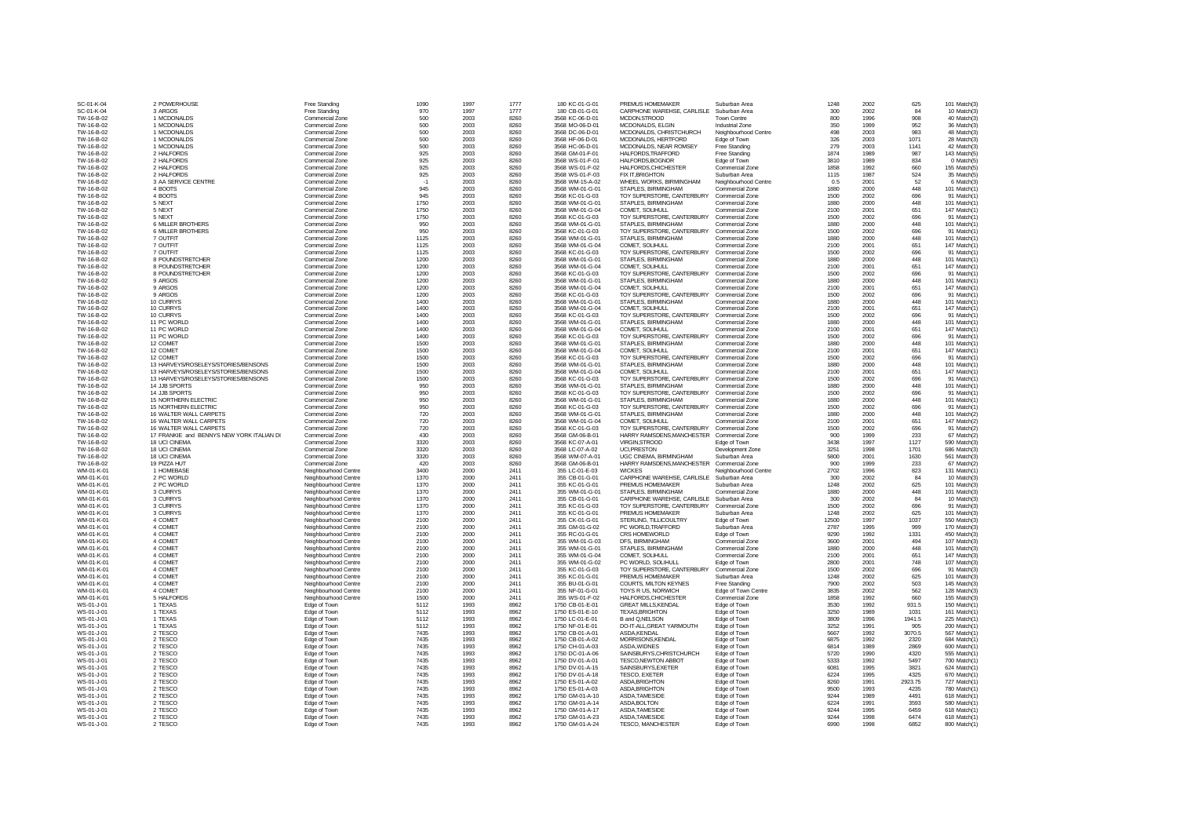| | | | | | | | | | | | | | |
|---|---|---|---|---|---|---|---|---|---|---|---|---|---|
| SC-01-K-04 | 2 POWERHOUSE | Free Standing | 1090 | 1997 | 1777 | 180 KC-01-G-01 | PREMUS HOMEMAKER | Suburban Area | 1248 | 2002 | 625 | 101 Match(3) |
| SC-01-K-04 | 3 ARGOS | Free Standing | 970 | 1997 | 1777 | 180 CB-01-G-01 | CARPHONE WAREHSE, CARLISLE | Suburban Area | 300 | 2002 | 84 | 10 Match(3) |
| TW-16-B-02 | 1 MCDONALDS | Commercial Zone | 500 | 2003 | 8260 | 3568 KC-06-D-01 | MCDON,STROOD | Town Centre | 800 | 1996 | 908 | 40 Match(3) |
| TW-16-B-02 | 1 MCDONALDS | Commercial Zone | 500 | 2003 | 8260 | 3568 MO-06-D-01 | MCDONALDS, ELGIN | Industrial Zone | 350 | 1999 | 952 | 36 Match(3) |
| TW-16-B-02 | 1 MCDONALDS | Commercial Zone | 500 | 2003 | 8260 | 3568 DC-06-D-01 | MCDONALDS, CHRISTCHURCH | Neighbourhood Centre | 498 | 2003 | 983 | 48 Match(3) |
| TW-16-B-02 | 1 MCDONALDS | Commercial Zone | 500 | 2003 | 8260 | 3568 HF-06-D-01 | MCDONALDS, HERTFORD | Edge of Town | 326 | 2003 | 1071 | 28 Match(3) |
| TW-16-B-02 | 1 MCDONALDS | Commercial Zone | 500 | 2003 | 8260 | 3568 HC-06-D-01 | MCDONALDS, NEAR ROMSEY | Free Standing | 279 | 2003 | 1141 | 42 Match(3) |
| TW-16-B-02 | 2 HALFORDS | Commercial Zone | 925 | 2003 | 8260 | 3568 GM-01-F-01 | HALFORDS,TRAFFORD | Free Standing | 1874 | 1989 | 987 | 143 Match(5) |
| TW-16-B-02 | 2 HALFORDS | Commercial Zone | 925 | 2003 | 8260 | 3568 WS-01-F-01 | HALFORDS,BOGNOR | Edge of Town | 3810 | 1989 | 834 | 0 Match(5) |
| TW-16-B-02 | 2 HALFORDS | Commercial Zone | 925 | 2003 | 8260 | 3568 WS-01-F-02 | HALFORDS,CHICHESTER | Commercial Zone | 1858 | 1992 | 660 | 155 Match(5) |
| TW-16-B-02 | 2 HALFORDS | Commercial Zone | 925 | 2003 | 8260 | 3568 WS-01-F-03 | FIX IT,BRIGHTON | Suburban Area | 1115 | 1987 | 524 | 35 Match(5) |
| TW-16-B-02 | 3 AA SERVICE CENTRE | Commercial Zone | -1 | 2003 | 8260 | 3568 WM-15-A-02 | WHEEL WORKS, BIRMINGHAM | Neighbourhood Centre | 0.5 | 2001 | 52 | 6 Match(3) |
| TW-16-B-02 | 4 BOOTS | Commercial Zone | 945 | 2003 | 8260 | 3568 WM-01-G-01 | STAPLES, BIRMINGHAM | Commercial Zone | 1880 | 2000 | 448 | 101 Match(1) |
| TW-16-B-02 | 4 BOOTS | Commercial Zone | 945 | 2003 | 8260 | 3568 KC-01-G-03 | TOY SUPERSTORE, CANTERBURY | Commercial Zone | 1500 | 2002 | 696 | 91 Match(1) |
| TW-16-B-02 | 5 NEXT | Commercial Zone | 1750 | 2003 | 8260 | 3568 WM-01-G-01 | STAPLES, BIRMINGHAM | Commercial Zone | 1880 | 2000 | 448 | 101 Match(1) |
| TW-16-B-02 | 5 NEXT | Commercial Zone | 1750 | 2003 | 8260 | 3568 WM-01-G-04 | COMET, SOLIHULL | Commercial Zone | 2100 | 2001 | 651 | 147 Match(1) |
| TW-16-B-02 | 5 NEXT | Commercial Zone | 1750 | 2003 | 8260 | 3568 KC-01-G-03 | TOY SUPERSTORE, CANTERBURY | Commercial Zone | 1500 | 2002 | 696 | 91 Match(1) |
| TW-16-B-02 | 6 MILLER BROTHERS | Commercial Zone | 950 | 2003 | 8260 | 3568 WM-01-G-01 | STAPLES, BIRMINGHAM | Commercial Zone | 1880 | 2000 | 448 | 101 Match(1) |
| TW-16-B-02 | 6 MILLER BROTHERS | Commercial Zone | 950 | 2003 | 8260 | 3568 KC-01-G-03 | TOY SUPERSTORE, CANTERBURY | Commercial Zone | 1500 | 2002 | 696 | 91 Match(1) |
| TW-16-B-02 | 7 OUTFIT | Commercial Zone | 1125 | 2003 | 8260 | 3568 WM-01-G-01 | STAPLES, BIRMINGHAM | Commercial Zone | 1880 | 2000 | 448 | 101 Match(1) |
| TW-16-B-02 | 7 OUTFIT | Commercial Zone | 1125 | 2003 | 8260 | 3568 WM-01-G-04 | COMET, SOLIHULL | Commercial Zone | 2100 | 2001 | 651 | 147 Match(1) |
| TW-16-B-02 | 7 OUTFIT | Commercial Zone | 1125 | 2003 | 8260 | 3568 KC-01-G-03 | TOY SUPERSTORE, CANTERBURY | Commercial Zone | 1500 | 2002 | 696 | 91 Match(1) |
| TW-16-B-02 | 8 POUNDSTRETCHER | Commercial Zone | 1200 | 2003 | 8260 | 3568 WM-01-G-01 | STAPLES, BIRMINGHAM | Commercial Zone | 1880 | 2000 | 448 | 101 Match(1) |
| TW-16-B-02 | 8 POUNDSTRETCHER | Commercial Zone | 1200 | 2003 | 8260 | 3568 WM-01-G-04 | COMET, SOLIHULL | Commercial Zone | 2100 | 2001 | 651 | 147 Match(1) |
| TW-16-B-02 | 8 POUNDSTRETCHER | Commercial Zone | 1200 | 2003 | 8260 | 3568 KC-01-G-03 | TOY SUPERSTORE, CANTERBURY | Commercial Zone | 1500 | 2002 | 696 | 91 Match(1) |
| TW-16-B-02 | 9 ARGOS | Commercial Zone | 1200 | 2003 | 8260 | 3568 WM-01-G-01 | STAPLES, BIRMINGHAM | Commercial Zone | 1880 | 2000 | 448 | 101 Match(1) |
| TW-16-B-02 | 9 ARGOS | Commercial Zone | 1200 | 2003 | 8260 | 3568 WM-01-G-04 | COMET, SOLIHULL | Commercial Zone | 2100 | 2001 | 651 | 147 Match(1) |
| TW-16-B-02 | 9 ARGOS | Commercial Zone | 1200 | 2003 | 8260 | 3568 KC-01-G-03 | TOY SUPERSTORE, CANTERBURY | Commercial Zone | 1500 | 2002 | 696 | 91 Match(1) |
| TW-16-B-02 | 10 CURRYS | Commercial Zone | 1400 | 2003 | 8260 | 3568 WM-01-G-01 | STAPLES, BIRMINGHAM | Commercial Zone | 1880 | 2000 | 448 | 101 Match(1) |
| TW-16-B-02 | 10 CURRYS | Commercial Zone | 1400 | 2003 | 8260 | 3568 WM-01-G-04 | COMET, SOLIHULL | Commercial Zone | 2100 | 2001 | 651 | 147 Match(1) |
| TW-16-B-02 | 10 CURRYS | Commercial Zone | 1400 | 2003 | 8260 | 3568 KC-01-G-03 | TOY SUPERSTORE, CANTERBURY | Commercial Zone | 1500 | 2002 | 696 | 91 Match(1) |
| TW-16-B-02 | 11 PC WORLD | Commercial Zone | 1400 | 2003 | 8260 | 3568 WM-01-G-01 | STAPLES, BIRMINGHAM | Commercial Zone | 1880 | 2000 | 448 | 101 Match(1) |
| TW-16-B-02 | 11 PC WORLD | Commercial Zone | 1400 | 2003 | 8260 | 3568 WM-01-G-04 | COMET, SOLIHULL | Commercial Zone | 2100 | 2001 | 651 | 147 Match(1) |
| TW-16-B-02 | 11 PC WORLD | Commercial Zone | 1400 | 2003 | 8260 | 3568 KC-01-G-03 | TOY SUPERSTORE, CANTERBURY | Commercial Zone | 1500 | 2002 | 696 | 91 Match(1) |
| TW-16-B-02 | 12 COMET | Commercial Zone | 1500 | 2003 | 8260 | 3568 WM-01-G-01 | STAPLES, BIRMINGHAM | Commercial Zone | 1880 | 2000 | 448 | 101 Match(1) |
| TW-16-B-02 | 12 COMET | Commercial Zone | 1500 | 2003 | 8260 | 3568 WM-01-G-04 | COMET, SOLIHULL | Commercial Zone | 2100 | 2001 | 651 | 147 Match(1) |
| TW-16-B-02 | 12 COMET | Commercial Zone | 1500 | 2003 | 8260 | 3568 KC-01-G-03 | TOY SUPERSTORE, CANTERBURY | Commercial Zone | 1500 | 2002 | 696 | 91 Match(1) |
| TW-16-B-02 | 13 HARVEYS/ROSELEYS/STORIES/BENSONS | Commercial Zone | 1500 | 2003 | 8260 | 3568 WM-01-G-01 | STAPLES, BIRMINGHAM | Commercial Zone | 1880 | 2000 | 448 | 101 Match(1) |
| TW-16-B-02 | 13 HARVEYS/ROSELEYS/STORIES/BENSONS | Commercial Zone | 1500 | 2003 | 8260 | 3568 WM-01-G-04 | COMET, SOLIHULL | Commercial Zone | 2100 | 2001 | 651 | 147 Match(1) |
| TW-16-B-02 | 13 HARVEYS/ROSELEYS/STORIES/BENSONS | Commercial Zone | 1500 | 2003 | 8260 | 3568 KC-01-G-03 | TOY SUPERSTORE, CANTERBURY | Commercial Zone | 1500 | 2002 | 696 | 91 Match(1) |
| TW-16-B-02 | 14 JJB SPORTS | Commercial Zone | 950 | 2003 | 8260 | 3568 WM-01-G-01 | STAPLES, BIRMINGHAM | Commercial Zone | 1880 | 2000 | 448 | 101 Match(1) |
| TW-16-B-02 | 14 JJB SPORTS | Commercial Zone | 950 | 2003 | 8260 | 3568 KC-01-G-03 | TOY SUPERSTORE, CANTERBURY | Commercial Zone | 1500 | 2002 | 696 | 91 Match(1) |
| TW-16-B-02 | 15 NORTHERN ELECTRIC | Commercial Zone | 950 | 2003 | 8260 | 3568 WM-01-G-01 | STAPLES, BIRMINGHAM | Commercial Zone | 1880 | 2000 | 448 | 101 Match(1) |
| TW-16-B-02 | 15 NORTHERN ELECTRIC | Commercial Zone | 950 | 2003 | 8260 | 3568 KC-01-G-03 | TOY SUPERSTORE, CANTERBURY | Commercial Zone | 1500 | 2002 | 696 | 91 Match(1) |
| TW-16-B-02 | 16 WALTER WALL CARPETS | Commercial Zone | 720 | 2003 | 8260 | 3568 WM-01-G-01 | STAPLES, BIRMINGHAM | Commercial Zone | 1880 | 2000 | 448 | 101 Match(2) |
| TW-16-B-02 | 16 WALTER WALL CARPETS | Commercial Zone | 720 | 2003 | 8260 | 3568 WM-01-G-04 | COMET, SOLIHULL | Commercial Zone | 2100 | 2001 | 651 | 147 Match(2) |
| TW-16-B-02 | 16 WALTER WALL CARPETS | Commercial Zone | 720 | 2003 | 8260 | 3568 KC-01-G-03 | TOY SUPERSTORE, CANTERBURY | Commercial Zone | 1500 | 2002 | 696 | 91 Match(2) |
| TW-16-B-02 | 17 FRANKIE and BENNYS NEW YORK ITALIAN DI | Commercial Zone | 430 | 2003 | 8260 | 3568 GM-06-B-01 | HARRY RAMSDENS,MANCHESTER | Commercial Zone | 900 | 1999 | 233 | 67 Match(2) |
| TW-16-B-02 | 18 UCI CINEMA | Commercial Zone | 3320 | 2003 | 8260 | 3568 KC-07-A-01 | VIRGIN,STROOD | Edge of Town | 3438 | 1997 | 1127 | 590 Match(3) |
| TW-16-B-02 | 18 UCI CINEMA | Commercial Zone | 3320 | 2003 | 8260 | 3568 LC-07-A-02 | UCI,PRESTON | Development Zone | 3251 | 1998 | 1701 | 686 Match(3) |
| TW-16-B-02 | 18 UCI CINEMA | Commercial Zone | 3320 | 2003 | 8260 | 3568 WM-07-A-01 | UGC CINEMA, BIRMINGHAM | Suburban Area | 5800 | 2001 | 1630 | 561 Match(3) |
| TW-16-B-02 | 19 PIZZA HUT | Commercial Zone | 420 | 2003 | 8260 | 3568 GM-06-B-01 | HARRY RAMSDENS,MANCHESTER | Commercial Zone | 900 | 1999 | 233 | 67 Match(2) |
| WM-01-K-01 | 1 HOMEBASE | Neighbourhood Centre | 3400 | 2000 | 2411 | 355 LC-01-E-03 | WICKES | Neighbourhood Centre | 2702 | 1996 | 823 | 131 Match(1) |
| WM-01-K-01 | 2 PC WORLD | Neighbourhood Centre | 1370 | 2000 | 2411 | 355 CB-01-G-01 | CARPHONE WAREHSE, CARLISLE | Suburban Area | 300 | 2002 | 84 | 10 Match(3) |
| WM-01-K-01 | 2 PC WORLD | Neighbourhood Centre | 1370 | 2000 | 2411 | 355 KC-01-G-01 | PREMUS HOMEMAKER | Suburban Area | 1248 | 2002 | 625 | 101 Match(3) |
| WM-01-K-01 | 3 CURRYS | Neighbourhood Centre | 1370 | 2000 | 2411 | 355 WM-01-G-01 | STAPLES, BIRMINGHAM | Commercial Zone | 1880 | 2000 | 448 | 101 Match(3) |
| WM-01-K-01 | 3 CURRYS | Neighbourhood Centre | 1370 | 2000 | 2411 | 355 CB-01-G-01 | CARPHONE WAREHSE, CARLISLE | Suburban Area | 300 | 2002 | 84 | 10 Match(3) |
| WM-01-K-01 | 3 CURRYS | Neighbourhood Centre | 1370 | 2000 | 2411 | 355 KC-01-G-03 | TOY SUPERSTORE, CANTERBURY | Commercial Zone | 1500 | 2002 | 696 | 91 Match(3) |
| WM-01-K-01 | 3 CURRYS | Neighbourhood Centre | 1370 | 2000 | 2411 | 355 KC-01-G-01 | PREMUS HOMEMAKER | Suburban Area | 1248 | 2002 | 625 | 101 Match(3) |
| WM-01-K-01 | 4 COMET | Neighbourhood Centre | 2100 | 2000 | 2411 | 355 CK-01-G-01 | STERLING, TILLICOULTRY | Edge of Town | 12500 | 1997 | 1037 | 550 Match(3) |
| WM-01-K-01 | 4 COMET | Neighbourhood Centre | 2100 | 2000 | 2411 | 355 GM-01-G-02 | PC WORLD,TRAFFORD | Suburban Area | 2787 | 1995 | 999 | 170 Match(3) |
| WM-01-K-01 | 4 COMET | Neighbourhood Centre | 2100 | 2000 | 2411 | 355 RC-01-G-01 | CRS HOMEWORLD | Edge of Town | 9290 | 1992 | 1331 | 450 Match(3) |
| WM-01-K-01 | 4 COMET | Neighbourhood Centre | 2100 | 2000 | 2411 | 355 WM-01-G-03 | DFS, BIRMINGHAM | Commercial Zone | 3600 | 2001 | 494 | 107 Match(3) |
| WM-01-K-01 | 4 COMET | Neighbourhood Centre | 2100 | 2000 | 2411 | 355 WM-01-G-01 | STAPLES, BIRMINGHAM | Commercial Zone | 1880 | 2000 | 448 | 101 Match(3) |
| WM-01-K-01 | 4 COMET | Neighbourhood Centre | 2100 | 2000 | 2411 | 355 WM-01-G-04 | COMET, SOLIHULL | Commercial Zone | 2100 | 2001 | 651 | 147 Match(3) |
| WM-01-K-01 | 4 COMET | Neighbourhood Centre | 2100 | 2000 | 2411 | 355 WM-01-G-02 | PC WORLD, SOLIHULL | Edge of Town | 2800 | 2001 | 748 | 107 Match(3) |
| WM-01-K-01 | 4 COMET | Neighbourhood Centre | 2100 | 2000 | 2411 | 355 KC-01-G-03 | TOY SUPERSTORE, CANTERBURY | Commercial Zone | 1500 | 2002 | 696 | 91 Match(3) |
| WM-01-K-01 | 4 COMET | Neighbourhood Centre | 2100 | 2000 | 2411 | 355 KC-01-G-01 | PREMUS HOMEMAKER | Suburban Area | 1248 | 2002 | 625 | 101 Match(3) |
| WM-01-K-01 | 4 COMET | Neighbourhood Centre | 2100 | 2000 | 2411 | 355 BU-01-G-01 | COURTS, MILTON KEYNES | Free Standing | 7900 | 2002 | 503 | 145 Match(3) |
| WM-01-K-01 | 4 COMET | Neighbourhood Centre | 2100 | 2000 | 2411 | 355 NF-01-G-01 | TOYS R US, NORWICH | Edge of Town Centre | 3835 | 2002 | 562 | 128 Match(3) |
| WM-01-K-01 | 5 HALFORDS | Neighbourhood Centre | 1500 | 2000 | 2411 | 355 WS-01-F-02 | HALFORDS,CHICHESTER | Commercial Zone | 1858 | 1992 | 660 | 155 Match(3) |
| WS-01-J-01 | 1 TEXAS | Edge of Town | 5112 | 1993 | 8962 | 1750 CB-01-E-01 | GREAT MILLS,KENDAL | Edge of Town | 3530 | 1992 | 931.5 | 150 Match(1) |
| WS-01-J-01 | 1 TEXAS | Edge of Town | 5112 | 1993 | 8962 | 1750 ES-01-E-10 | TEXAS,BRIGHTON | Edge of Town | 3250 | 1989 | 1031 | 161 Match(1) |
| WS-01-J-01 | 1 TEXAS | Edge of Town | 5112 | 1993 | 8962 | 1750 LC-01-E-01 | B and Q,NELSON | Edge of Town | 3809 | 1996 | 1941.5 | 225 Match(1) |
| WS-01-J-01 | 1 TEXAS | Edge of Town | 5112 | 1993 | 8962 | 1750 NF-01-E-01 | DO-IT-ALL,GREAT YARMOUTH | Edge of Town | 3252 | 1991 | 905 | 200 Match(1) |
| WS-01-J-01 | 2 TESCO | Edge of Town | 7435 | 1993 | 8962 | 1750 CB-01-A-01 | ASDA,KENDAL | Edge of Town | 5667 | 1992 | 3070.5 | 567 Match(1) |
| WS-01-J-01 | 2 TESCO | Edge of Town | 7435 | 1993 | 8962 | 1750 CB-01-A-02 | MORRISONS,KENDAL | Edge of Town | 6875 | 1992 | 2320 | 684 Match(1) |
| WS-01-J-01 | 2 TESCO | Edge of Town | 7435 | 1993 | 8962 | 1750 CH-01-A-03 | ASDA,WIDNES | Edge of Town | 6814 | 1989 | 2869 | 600 Match(1) |
| WS-01-J-01 | 2 TESCO | Edge of Town | 7435 | 1993 | 8962 | 1750 DC-01-A-06 | SAINSBURYS,CHRISTCHURCH | Edge of Town | 5720 | 1990 | 4320 | 555 Match(1) |
| WS-01-J-01 | 2 TESCO | Edge of Town | 7435 | 1993 | 8962 | 1750 DV-01-A-01 | TESCO,NEWTON ABBOT | Edge of Town | 5333 | 1992 | 5497 | 700 Match(1) |
| WS-01-J-01 | 2 TESCO | Edge of Town | 7435 | 1993 | 8962 | 1750 DV-01-A-15 | SAINSBURYS,EXETER | Edge of Town | 6081 | 1995 | 3821 | 624 Match(1) |
| WS-01-J-01 | 2 TESCO | Edge of Town | 7435 | 1993 | 8962 | 1750 DV-01-A-18 | TESCO, EXETER | Edge of Town | 6224 | 1995 | 4325 | 670 Match(1) |
| WS-01-J-01 | 2 TESCO | Edge of Town | 7435 | 1993 | 8962 | 1750 ES-01-A-02 | ASDA,BRIGHTON | Edge of Town | 8260 | 1991 | 2923.75 | 727 Match(1) |
| WS-01-J-01 | 2 TESCO | Edge of Town | 7435 | 1993 | 8962 | 1750 ES-01-A-03 | ASDA,BRIGHTON | Edge of Town | 9500 | 1993 | 4235 | 780 Match(1) |
| WS-01-J-01 | 2 TESCO | Edge of Town | 7435 | 1993 | 8962 | 1750 GM-01-A-10 | ASDA,TAMESIDE | Edge of Town | 9244 | 1989 | 4491 | 618 Match(1) |
| WS-01-J-01 | 2 TESCO | Edge of Town | 7435 | 1993 | 8962 | 1750 GM-01-A-14 | ASDA,BOLTON | Edge of Town | 6224 | 1991 | 3593 | 580 Match(1) |
| WS-01-J-01 | 2 TESCO | Edge of Town | 7435 | 1993 | 8962 | 1750 GM-01-A-17 | ASDA,TAMESIDE | Edge of Town | 9244 | 1995 | 6459 | 618 Match(1) |
| WS-01-J-01 | 2 TESCO | Edge of Town | 7435 | 1993 | 8962 | 1750 GM-01-A-23 | ASDA,TAMESIDE | Edge of Town | 9244 | 1998 | 6474 | 618 Match(1) |
| WS-01-J-01 | 2 TESCO | Edge of Town | 7435 | 1993 | 8962 | 1750 GM-01-A-24 | TESCO, MANCHESTER | Edge of Town | 6990 | 1998 | 6852 | 800 Match(1) |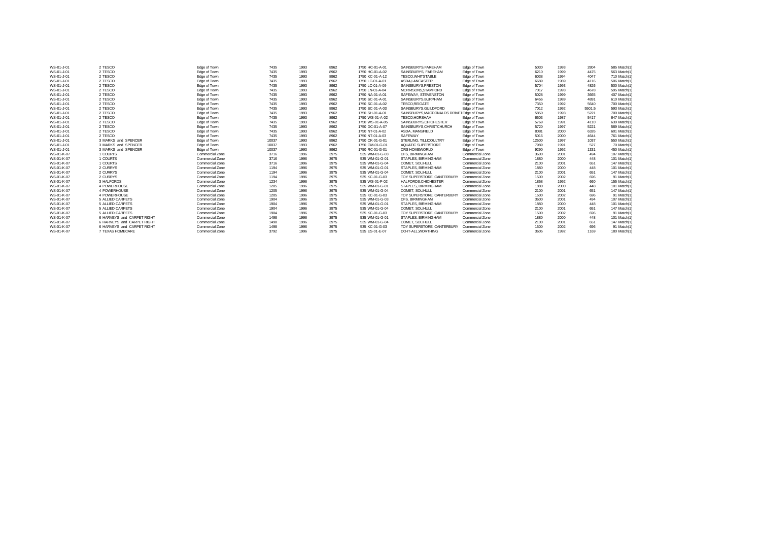| | | | | | | | | | | | | | |
|---|---|---|---|---|---|---|---|---|---|---|---|---|---|
| WS-01-J-01 | 2 | TESCO | Edge of Town | 7435 | 1993 | 8962 | 1750 HC-01-A-01 | SAINSBURYS,FAREHAM | Edge of Town | 5030 | 1993 | 2804 | 585 Match(1) |
| WS-01-J-01 | 2 | TESCO | Edge of Town | 7435 | 1993 | 8962 | 1750 HC-01-A-02 | SAINSBURYS, FAREHAM | Edge of Town | 6210 | 1999 | 4475 | 563 Match(1) |
| WS-01-J-01 | 2 | TESCO | Edge of Town | 7435 | 1993 | 8962 | 1750 KC-01-A-12 | TESCO,WHITSTABLE | Edge of Town | 6038 | 1994 | 4047 | 710 Match(1) |
| WS-01-J-01 | 2 | TESCO | Edge of Town | 7435 | 1993 | 8962 | 1750 LC-01-A-01 | ASDA,LANCASTER | Edge of Town | 6689 | 1989 | 4116 | 506 Match(1) |
| WS-01-J-01 | 2 | TESCO | Edge of Town | 7435 | 1993 | 8962 | 1750 LC-01-A-09 | SAINSBURYS,PRESTON | Edge of Town | 5704 | 1993 | 4826 | 500 Match(1) |
| WS-01-J-01 | 2 | TESCO | Edge of Town | 7435 | 1993 | 8962 | 1750 LN-01-A-04 | MORRISONS,STAMFORD | Edge of Town | 7017 | 1993 | 4678 | 595 Match(1) |
| WS-01-J-01 | 2 | TESCO | Edge of Town | 7435 | 1993 | 8962 | 1750 NA-01-A-01 | SAFEWAY, STEVENSTON | Edge of Town | 5028 | 1999 | 3665 | 407 Match(1) |
| WS-01-J-01 | 2 | TESCO | Edge of Town | 7435 | 1993 | 8962 | 1750 SC-01-A-01 | SAINSBURYS,BURPHAM | Edge of Town | 6456 | 1989 | 4891 | 610 Match(1) |
| WS-01-J-01 | 2 | TESCO | Edge of Town | 7435 | 1993 | 8962 | 1750 SC-01-A-02 | TESCO,REIGATE | Edge of Town | 7350 | 1992 | 5640 | 700 Match(1) |
| WS-01-J-01 | 2 | TESCO | Edge of Town | 7435 | 1993 | 8962 | 1750 SC-01-A-03 | SAINSBURYS,GUILDFORD | Edge of Town | 7012 | 1992 | 5501.5 | 593 Match(1) |
| WS-01-J-01 | 2 | TESCO | Edge of Town | 7435 | 1993 | 8962 | 1750 SH-01-A-01 | SAINSBURYS,MACDONALDS DRIVE | Edge of Town | 5850 | 1993 | 5221 | 700 Match(1) |
| WS-01-J-01 | 2 | TESCO | Edge of Town | 7435 | 1993 | 8962 | 1750 WS-01-A-02 | TESCO,HORSHAM | Edge of Town | 6503 | 1987 | 5417 | 647 Match(1) |
| WS-01-J-01 | 2 | TESCO | Edge of Town | 7435 | 1993 | 8962 | 1750 WS-01-A-05 | SAINSBURYS,CHICHESTER | Edge of Town | 5769 | 1991 | 4110 | 639 Match(1) |
| WS-01-J-01 | 2 | TESCO | Edge of Town | 7435 | 1993 | 8962 | 1750 DC-01-A-07 | SAINSBURYS,CHRISTCHURCH | Edge of Town | 5720 | 1997 | 5221 | 589 Match(1) |
| WS-01-J-01 | 2 | TESCO | Edge of Town | 7435 | 1993 | 8962 | 1750 NT-01-A-02 | ASDA, MANSFIELD | Edge of Town | 8081 | 2000 | 6326 | 601 Match(1) |
| WS-01-J-01 | 2 | TESCO | Edge of Town | 7435 | 1993 | 8962 | 1750 NT-01-A-03 | SAFEWAY | Edge of Town | 5016 | 2000 | 4644 | 761 Match(1) |
| WS-01-J-01 | 3 | MARKS and SPENCER | Edge of Town | 10037 | 1993 | 8962 | 1750 CK-01-G-01 | STERLING, TILLICOULTRY | Edge of Town | 12500 | 1997 | 1037 | 550 Match(1) |
| WS-01-J-01 | 3 | MARKS and SPENCER | Edge of Town | 10037 | 1993 | 8962 | 1750 GM-01-G-01 | AQUATIC SUPERSTORE | Edge of Town | 7989 | 1991 | 527 | 70 Match(1) |
| WS-01-J-01 | 3 | MARKS and SPENCER | Edge of Town | 10037 | 1993 | 8962 | 1750 RC-01-G-01 | CRS HOMEWORLD | Edge of Town | 9290 | 1992 | 1331 | 450 Match(1) |
| WS-01-K-07 | 1 | COURTS | Commercial Zone | 3716 | 1996 | 3975 | 535 WM-01-G-03 | DFS, BIRMINGHAM | Commercial Zone | 3600 | 2001 | 494 | 107 Match(1) |
| WS-01-K-07 | 1 | COURTS | Commercial Zone | 3716 | 1996 | 3975 | 535 WM-01-G-01 | STAPLES, BIRMINGHAM | Commercial Zone | 1880 | 2000 | 448 | 101 Match(1) |
| WS-01-K-07 | 1 | COURTS | Commercial Zone | 3716 | 1996 | 3975 | 535 WM-01-G-04 | COMET, SOLIHULL | Commercial Zone | 2100 | 2001 | 651 | 147 Match(1) |
| WS-01-K-07 | 2 | CURRYS | Commercial Zone | 1194 | 1996 | 3975 | 535 WM-01-G-01 | STAPLES, BIRMINGHAM | Commercial Zone | 1880 | 2000 | 448 | 101 Match(1) |
| WS-01-K-07 | 2 | CURRYS | Commercial Zone | 1194 | 1996 | 3975 | 535 WM-01-G-04 | COMET, SOLIHULL | Commercial Zone | 2100 | 2001 | 651 | 147 Match(1) |
| WS-01-K-07 | 2 | CURRYS | Commercial Zone | 1194 | 1996 | 3975 | 535 KC-01-G-03 | TOY SUPERSTORE, CANTERBURY | Commercial Zone | 1500 | 2002 | 696 | 91 Match(1) |
| WS-01-K-07 | 3 | HALFORDS | Commercial Zone | 1234 | 1996 | 3975 | 535 WS-01-F-02 | HALFORDS,CHICHESTER | Commercial Zone | 1858 | 1992 | 660 | 155 Match(1) |
| WS-01-K-07 | 4 | POWERHOUSE | Commercial Zone | 1205 | 1996 | 3975 | 535 WM-01-G-01 | STAPLES, BIRMINGHAM | Commercial Zone | 1880 | 2000 | 448 | 101 Match(1) |
| WS-01-K-07 | 4 | POWERHOUSE | Commercial Zone | 1205 | 1996 | 3975 | 535 WM-01-G-04 | COMET, SOLIHULL | Commercial Zone | 2100 | 2001 | 651 | 147 Match(1) |
| WS-01-K-07 | 4 | POWERHOUSE | Commercial Zone | 1205 | 1996 | 3975 | 535 KC-01-G-03 | TOY SUPERSTORE, CANTERBURY | Commercial Zone | 1500 | 2002 | 696 | 91 Match(1) |
| WS-01-K-07 | 5 | ALLIED CARPETS | Commercial Zone | 1904 | 1996 | 3975 | 535 WM-01-G-03 | DFS, BIRMINGHAM | Commercial Zone | 3600 | 2001 | 494 | 107 Match(1) |
| WS-01-K-07 | 5 | ALLIED CARPETS | Commercial Zone | 1904 | 1996 | 3975 | 535 WM-01-G-01 | STAPLES, BIRMINGHAM | Commercial Zone | 1880 | 2000 | 448 | 101 Match(1) |
| WS-01-K-07 | 5 | ALLIED CARPETS | Commercial Zone | 1904 | 1996 | 3975 | 535 WM-01-G-04 | COMET, SOLIHULL | Commercial Zone | 2100 | 2001 | 651 | 147 Match(1) |
| WS-01-K-07 | 5 | ALLIED CARPETS | Commercial Zone | 1904 | 1996 | 3975 | 535 KC-01-G-03 | TOY SUPERSTORE, CANTERBURY | Commercial Zone | 1500 | 2002 | 696 | 91 Match(1) |
| WS-01-K-07 | 6 | HARVEYS and CARPET RIGHT | Commercial Zone | 1498 | 1996 | 3975 | 535 WM-01-G-01 | STAPLES, BIRMINGHAM | Commercial Zone | 1880 | 2000 | 448 | 101 Match(1) |
| WS-01-K-07 | 6 | HARVEYS and CARPET RIGHT | Commercial Zone | 1498 | 1996 | 3975 | 535 WM-01-G-04 | COMET, SOLIHULL | Commercial Zone | 2100 | 2001 | 651 | 147 Match(1) |
| WS-01-K-07 | 6 | HARVEYS and CARPET RIGHT | Commercial Zone | 1498 | 1996 | 3975 | 535 KC-01-G-03 | TOY SUPERSTORE, CANTERBURY | Commercial Zone | 1500 | 2002 | 696 | 91 Match(1) |
| WS-01-K-07 | 7 | TEXAS HOMECARE | Commercial Zone | 3792 | 1996 | 3975 | 535 ES-01-E-07 | DO-IT-ALL,WORTHING | Commercial Zone | 3605 | 1992 | 1169 | 180 Match(1) |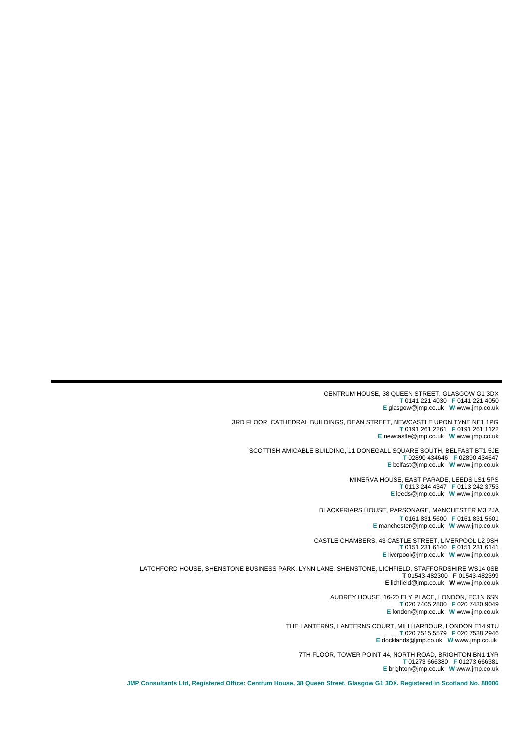---

CENTRUM HOUSE, 38 QUEEN STREET, GLASGOW G1 3DX
**T** 0141 221 4030 **F** 0141 221 4050
**E** glasgow@jmp.co.uk **W** www.jmp.co.uk

3RD FLOOR, CATHEDRAL BUILDINGS, DEAN STREET, NEWCASTLE UPON TYNE NE1 1PG
**T** 0191 261 2261 **F** 0191 261 1122
**E** newcastle@jmp.co.uk **W** www.jmp.co.uk

SCOTTISH AMICABLE BUILDING, 11 DONEGALL SQUARE SOUTH, BELFAST BT1 5JE
**T** 02890 434646 **F** 02890 434647
**E** belfast@jmp.co.uk **W** www.jmp.co.uk

MINERVA HOUSE, EAST PARADE, LEEDS LS1 5PS
**T** 0113 244 4347 **F** 0113 242 3753
**E** leeds@jmp.co.uk **W** www.jmp.co.uk

BLACKFRIARS HOUSE, PARSONAGE, MANCHESTER M3 2JA
**T** 0161 831 5600 **F** 0161 831 5601
**E** manchester@jmp.co.uk **W** www.jmp.co.uk

CASTLE CHAMBERS, 43 CASTLE STREET, LIVERPOOL L2 9SH
**T** 0151 231 6140 **F** 0151 231 6141
**E** liverpool@jmp.co.uk **W** www.jmp.co.uk

LATCHFORD HOUSE, SHENSTONE BUSINESS PARK, LYNN LANE, SHENSTONE, LICHFIELD, STAFFORDSHIRE WS14 0SB
**T** 01543-482300 **F** 01543-482399
**E** lichfield@jmp.co.uk **W** www.jmp.co.uk

AUDREY HOUSE, 16-20 ELY PLACE, LONDON, EC1N 6SN
**T** 020 7405 2800 **F** 020 7430 9049
**E** london@jmp.co.uk **W** www.jmp.co.uk

THE LANTERNS, LANTERNS COURT, MILLHARBOUR, LONDON E14 9TU
**T** 020 7515 5579 **F** 020 7538 2946
**E** docklands@jmp.co.uk **W** www.jmp.co.uk

7TH FLOOR, TOWER POINT 44, NORTH ROAD, BRIGHTON BN1 1YR
**T** 01273 666380 **F** 01273 666381
**E** brighton@jmp.co.uk **W** www.jmp.co.uk

**JMP Consultants Ltd, Registered Office: Centrum House, 38 Queen Street, Glasgow G1 3DX. Registered in Scotland No. 88006**